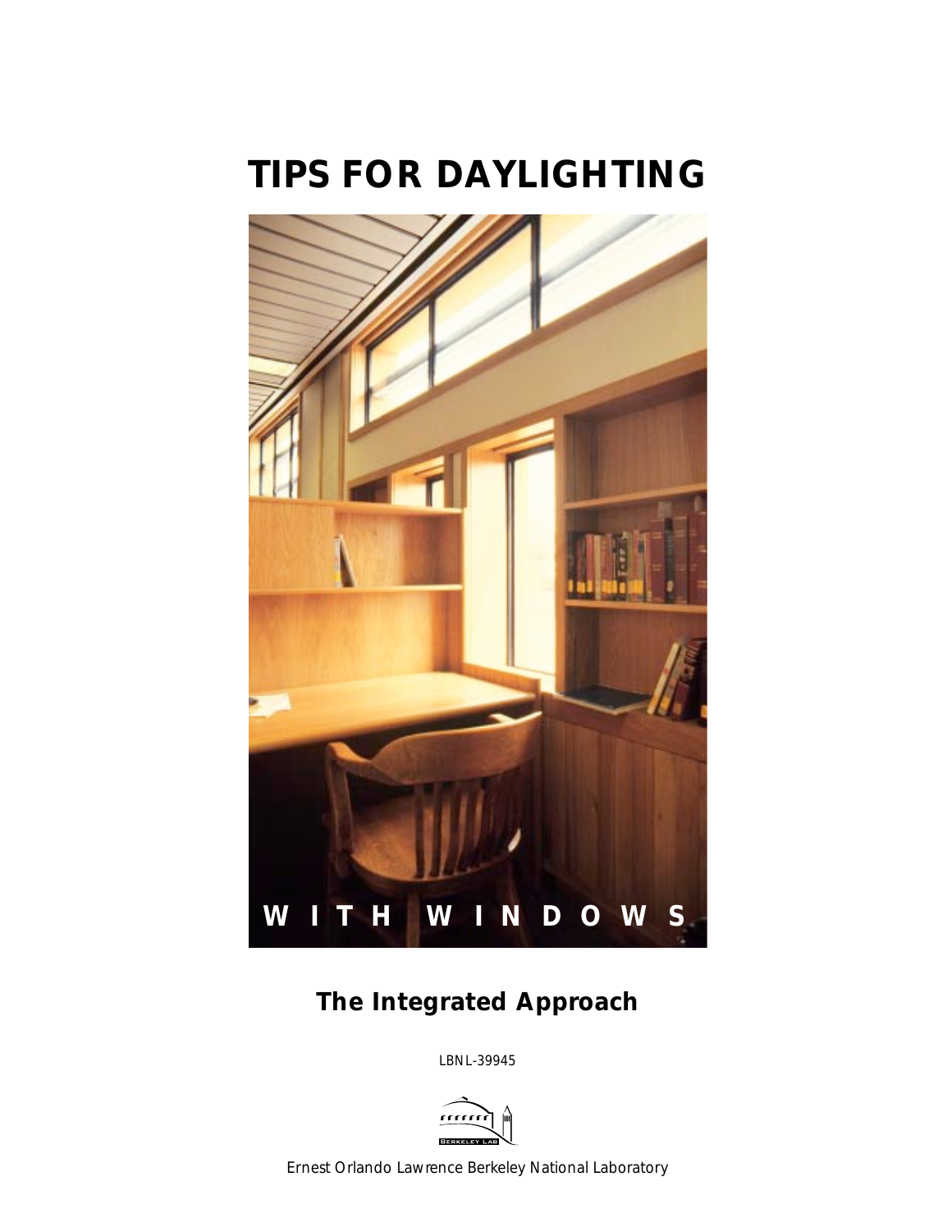# TIPS FOR DAYLIGHTING

WITH WINDOWS

## The Integrated Approach

LBNL-39945

Ernest Orlando Lawrence Berkeley National Laboratory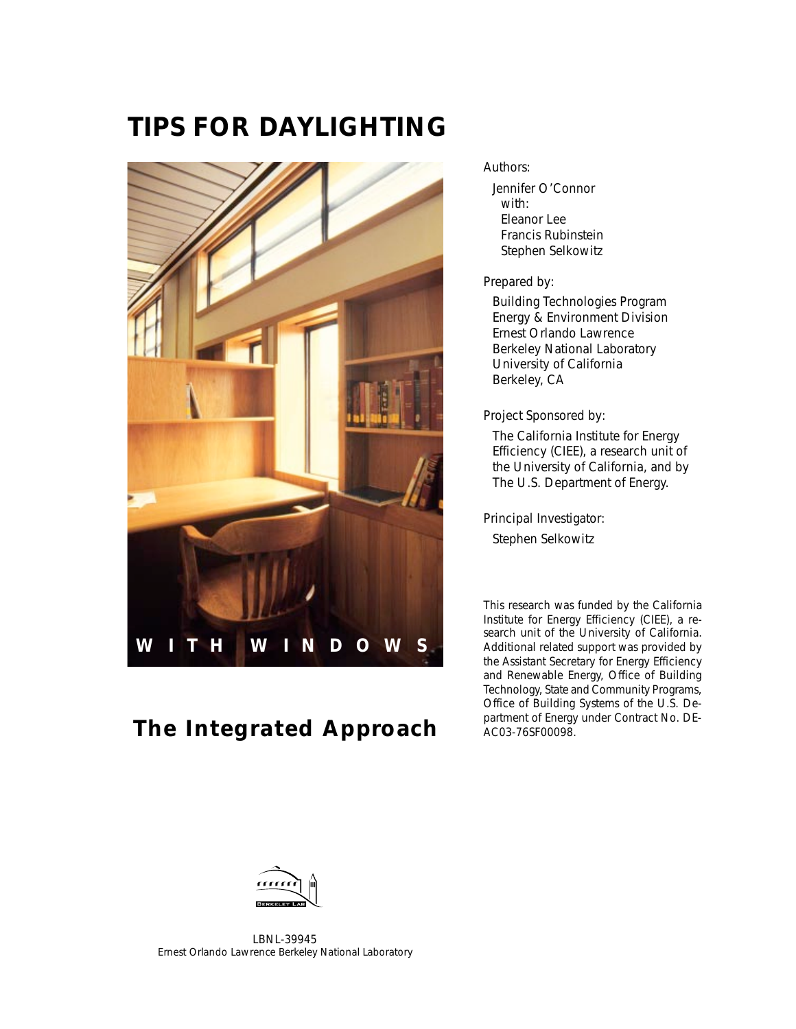# TIPS FOR DAYLIGHTING

WITH WINDOWS

## The Integrated Approach

Authors:

Jennifer O'Connor
with:
Eleanor Lee
Francis Rubinstein
Stephen Selkowitz

Prepared by:

Building Technologies Program
Energy & Environment Division
Ernest Orlando Lawrence
Berkeley National Laboratory
University of California
Berkeley, CA

Project Sponsored by:

The California Institute for Energy Efficiency (CIEE), a research unit of the University of California, and by The U.S. Department of Energy.

Principal Investigator:

Stephen Selkowitz

This research was funded by the California Institute for Energy Efficiency (CIEE), a research unit of the University of California. Additional related support was provided by the Assistant Secretary for Energy Efficiency and Renewable Energy, Office of Building Technology, State and Community Programs, Office of Building Systems of the U.S. Department of Energy under Contract No. DE-AC03-76SF00098.

LBNL-39945
Ernest Orlando Lawrence Berkeley National Laboratory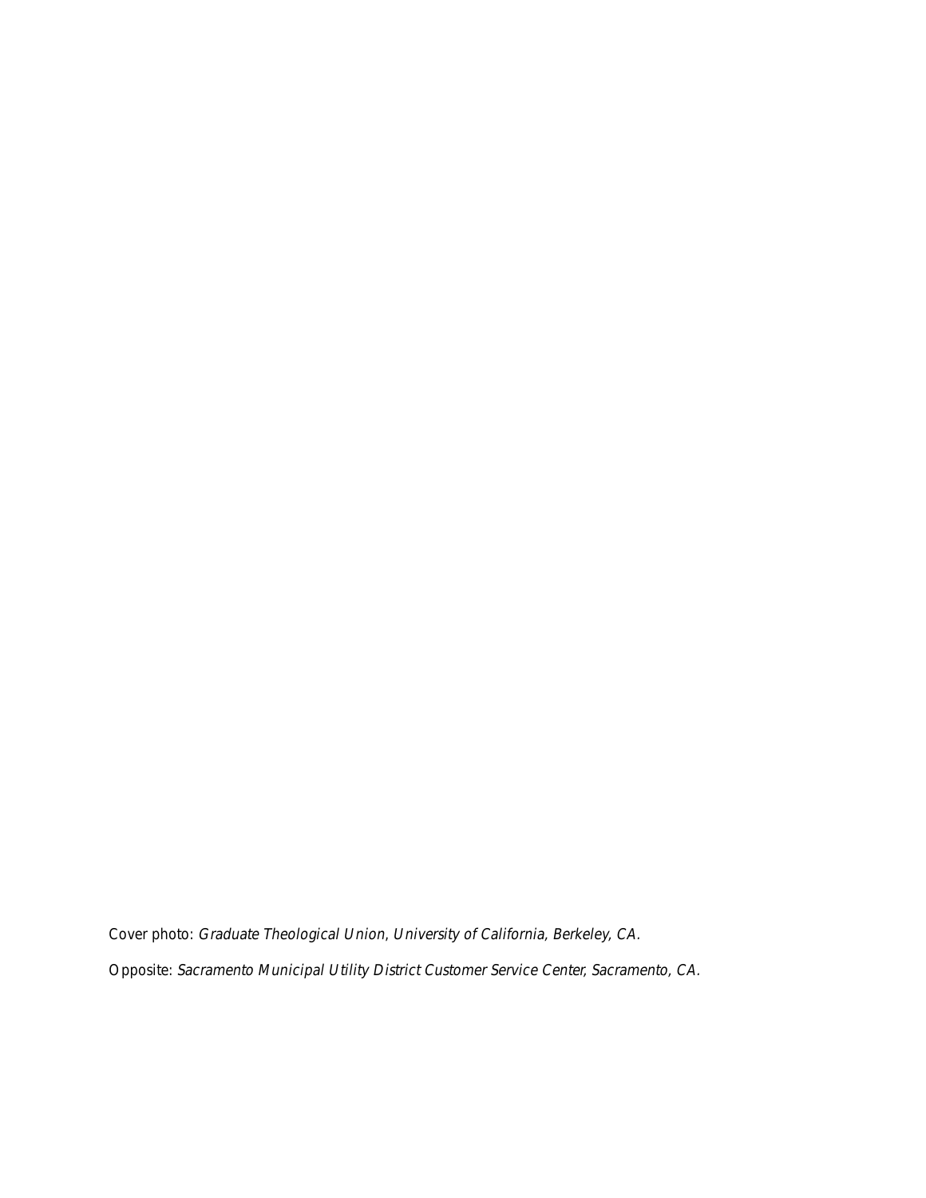Cover photo: *Graduate Theological Union, University of California, Berkeley, CA.*

Opposite: *Sacramento Municipal Utility District Customer Service Center, Sacramento, CA.*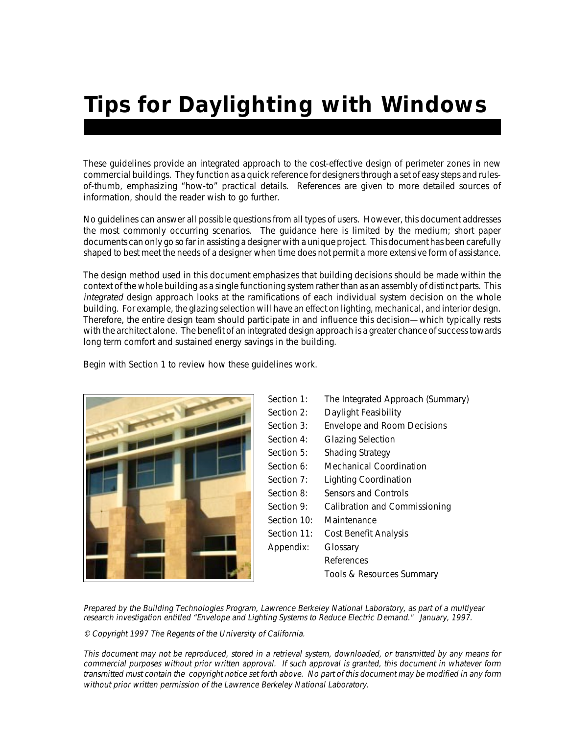# Tips for Daylighting with Windows

These guidelines provide an integrated approach to the cost-effective design of perimeter zones in new commercial buildings. They function as a quick reference for designers through a set of easy steps and rules-of-thumb, emphasizing "how-to" practical details. References are given to more detailed sources of information, should the reader wish to go further.

No guidelines can answer all possible questions from all types of users. However, this document addresses the most commonly occurring scenarios. The guidance here is limited by the medium; short paper documents can only go so far in assisting a designer with a unique project. This document has been carefully shaped to best meet the needs of a designer when time does not permit a more extensive form of assistance.

The design method used in this document emphasizes that building decisions should be made within the context of the whole building as a single functioning system rather than as an assembly of distinct parts. This *integrated* design approach looks at the ramifications of each individual system decision on the whole building. For example, the glazing selection will have an effect on lighting, mechanical, and interior design. Therefore, the entire design team should participate in and influence this decision—which typically rests with the architect alone. The benefit of an integrated design approach is a greater chance of success towards long term comfort and sustained energy savings in the building.

Begin with Section 1 to review how these guidelines work.

| | |
|---|---|
| Section 1: | The Integrated Approach (Summary) |
| Section 2: | Daylight Feasibility |
| Section 3: | Envelope and Room Decisions |
| Section 4: | Glazing Selection |
| Section 5: | Shading Strategy |
| Section 6: | Mechanical Coordination |
| Section 7: | Lighting Coordination |
| Section 8: | Sensors and Controls |
| Section 9: | Calibration and Commissioning |
| Section 10: | Maintenance |
| Section 11: | Cost Benefit Analysis |
| Appendix: | Glossary |
| | References |
| | Tools & Resources Summary |

*Prepared by the Building Technologies Program, Lawrence Berkeley National Laboratory, as part of a multiyear research investigation entitled "Envelope and Lighting Systems to Reduce Electric Demand." January, 1997.*

*© Copyright 1997 The Regents of the University of California.*

*This document may not be reproduced, stored in a retrieval system, downloaded, or transmitted by any means for commercial purposes without prior written approval. If such approval is granted, this document in whatever form transmitted must contain the copyright notice set forth above. No part of this document may be modified in any form without prior written permission of the Lawrence Berkeley National Laboratory.*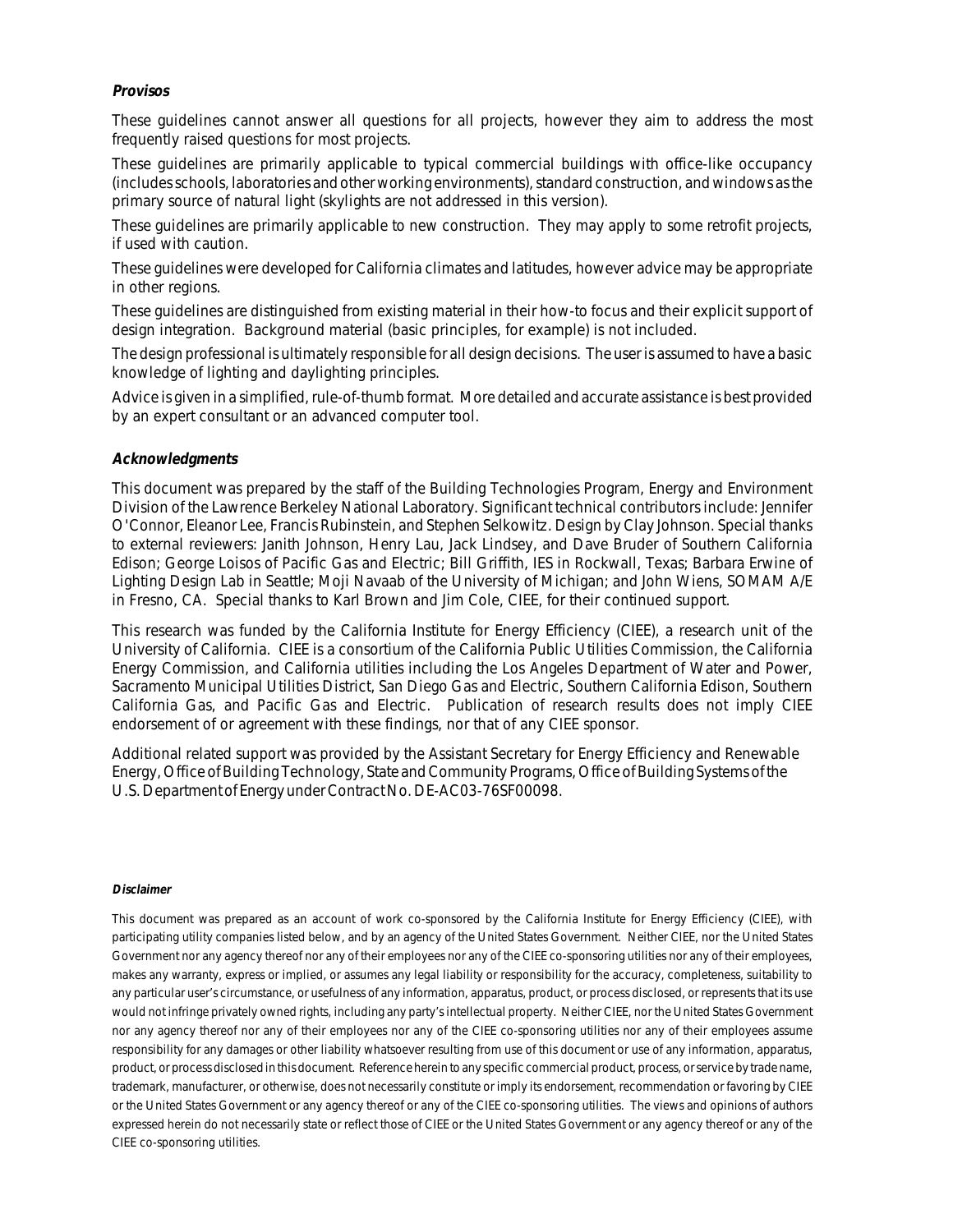### *Provisos*

These guidelines cannot answer all questions for all projects, however they aim to address the most frequently raised questions for most projects.

These guidelines are primarily applicable to typical commercial buildings with office-like occupancy (includes schools, laboratories and other working environments), standard construction, and windows as the primary source of natural light (skylights are not addressed in this version).

These guidelines are primarily applicable to new construction. They may apply to some retrofit projects, if used with caution.

These guidelines were developed for California climates and latitudes, however advice may be appropriate in other regions.

These guidelines are distinguished from existing material in their how-to focus and their explicit support of design integration. Background material (basic principles, for example) is not included.

The design professional is ultimately responsible for all design decisions. The user is assumed to have a basic knowledge of lighting and daylighting principles.

Advice is given in a simplified, rule-of-thumb format. More detailed and accurate assistance is best provided by an expert consultant or an advanced computer tool.

### *Acknowledgments*

This document was prepared by the staff of the Building Technologies Program, Energy and Environment Division of the Lawrence Berkeley National Laboratory. Significant technical contributors include: Jennifer O'Connor, Eleanor Lee, Francis Rubinstein, and Stephen Selkowitz. Design by Clay Johnson. Special thanks to external reviewers: Janith Johnson, Henry Lau, Jack Lindsey, and Dave Bruder of Southern California Edison; George Loisos of Pacific Gas and Electric; Bill Griffith, IES in Rockwall, Texas; Barbara Erwine of Lighting Design Lab in Seattle; Moji Navaab of the University of Michigan; and John Wiens, SOMAM A/E in Fresno, CA. Special thanks to Karl Brown and Jim Cole, CIEE, for their continued support.

This research was funded by the California Institute for Energy Efficiency (CIEE), a research unit of the University of California. CIEE is a consortium of the California Public Utilities Commission, the California Energy Commission, and California utilities including the Los Angeles Department of Water and Power, Sacramento Municipal Utilities District, San Diego Gas and Electric, Southern California Edison, Southern California Gas, and Pacific Gas and Electric. Publication of research results does not imply CIEE endorsement of or agreement with these findings, nor that of any CIEE sponsor.

Additional related support was provided by the Assistant Secretary for Energy Efficiency and Renewable Energy, Office of Building Technology, State and Community Programs, Office of Building Systems of the U.S. Department of Energy under Contract No. DE-AC03-76SF00098.

#### *Disclaimer*

This document was prepared as an account of work co-sponsored by the California Institute for Energy Efficiency (CIEE), with participating utility companies listed below, and by an agency of the United States Government. Neither CIEE, nor the United States Government nor any agency thereof nor any of their employees nor any of the CIEE co-sponsoring utilities nor any of their employees, makes any warranty, express or implied, or assumes any legal liability or responsibility for the accuracy, completeness, suitability to any particular user's circumstance, or usefulness of any information, apparatus, product, or process disclosed, or represents that its use would not infringe privately owned rights, including any party's intellectual property. Neither CIEE, nor the United States Government nor any agency thereof nor any of their employees nor any of the CIEE co-sponsoring utilities nor any of their employees assume responsibility for any damages or other liability whatsoever resulting from use of this document or use of any information, apparatus, product, or process disclosed in this document. Reference herein to any specific commercial product, process, or service by trade name, trademark, manufacturer, or otherwise, does not necessarily constitute or imply its endorsement, recommendation or favoring by CIEE or the United States Government or any agency thereof or any of the CIEE co-sponsoring utilities. The views and opinions of authors expressed herein do not necessarily state or reflect those of CIEE or the United States Government or any agency thereof or any of the CIEE co-sponsoring utilities.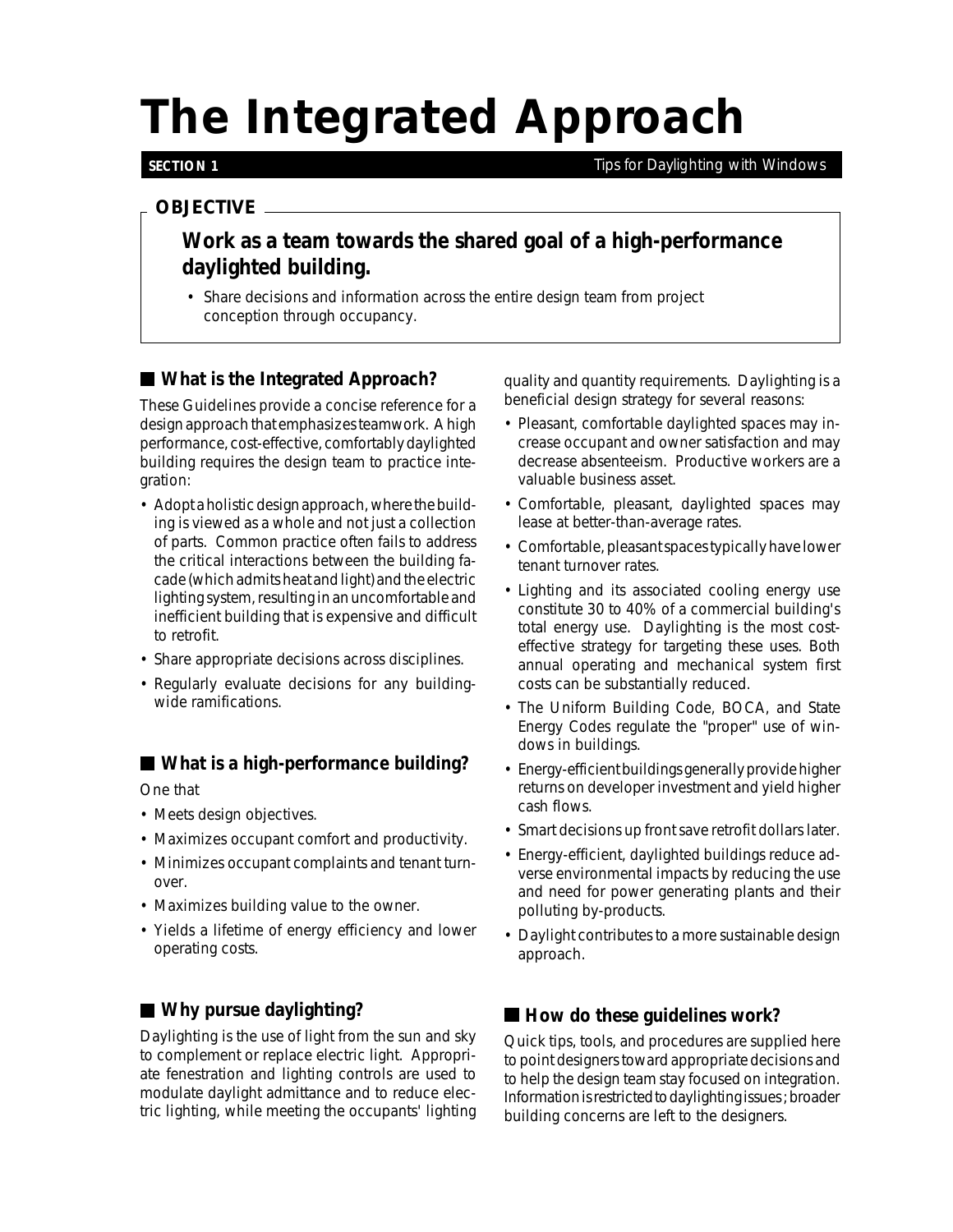# The Integrated Approach

**SECTION 1** *Tips for Daylighting with Windows*

## OBJECTIVE

### Work as a team towards the shared goal of a high-performance daylighted building.

- Share decisions and information across the entire design team from project conception through occupancy.

## What is the Integrated Approach?

These Guidelines provide a concise reference for a design approach that emphasizes teamwork. A high performance, cost-effective, comfortably daylighted building requires the design team to practice integration:

- Adopt a holistic design approach, where the building is viewed as a whole and not just a collection of parts. Common practice often fails to address the critical interactions between the building facade (which admits heat and light) and the electric lighting system, resulting in an uncomfortable and inefficient building that is expensive and difficult to retrofit.
- Share appropriate decisions across disciplines.
- Regularly evaluate decisions for any building-wide ramifications.

## What is a high-performance building?

One that

- Meets design objectives.
- Maximizes occupant comfort and productivity.
- Minimizes occupant complaints and tenant turnover.
- Maximizes building value to the owner.
- Yields a lifetime of energy efficiency and lower operating costs.

## Why pursue daylighting?

Daylighting is the use of light from the sun and sky to complement or replace electric light. Appropriate fenestration and lighting controls are used to modulate daylight admittance and to reduce electric lighting, while meeting the occupants' lighting quality and quantity requirements. Daylighting is a beneficial design strategy for several reasons:

- Pleasant, comfortable daylighted spaces may increase occupant and owner satisfaction and may decrease absenteeism. Productive workers are a valuable business asset.
- Comfortable, pleasant, daylighted spaces may lease at better-than-average rates.
- Comfortable, pleasant spaces typically have lower tenant turnover rates.
- Lighting and its associated cooling energy use constitute 30 to 40% of a commercial building's total energy use. Daylighting is the most cost-effective strategy for targeting these uses. Both annual operating and mechanical system first costs can be substantially reduced.
- The Uniform Building Code, BOCA, and State Energy Codes regulate the "proper" use of windows in buildings.
- Energy-efficient buildings generally provide higher returns on developer investment and yield higher cash flows.
- Smart decisions up front save retrofit dollars later.
- Energy-efficient, daylighted buildings reduce adverse environmental impacts by reducing the use and need for power generating plants and their polluting by-products.
- Daylight contributes to a more sustainable design approach.

## How do these guidelines work?

Quick tips, tools, and procedures are supplied here to point designers toward appropriate decisions and to help the design team stay focused on integration. Information is restricted to daylighting issues; broader building concerns are left to the designers.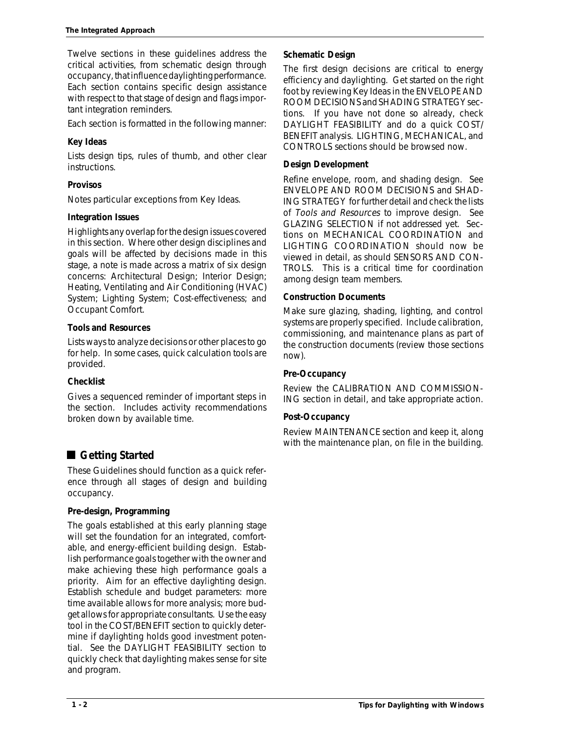Twelve sections in these guidelines address the critical activities, from schematic design through occupancy, that influence daylighting performance. Each section contains specific design assistance with respect to that stage of design and flags important integration reminders.

Each section is formatted in the following manner:

**Key Ideas**

Lists design tips, rules of thumb, and other clear instructions.

**Provisos**

Notes particular exceptions from Key Ideas.

**Integration Issues**

Highlights any overlap for the design issues covered in this section. Where other design disciplines and goals will be affected by decisions made in this stage, a note is made across a matrix of six design concerns: Architectural Design; Interior Design; Heating, Ventilating and Air Conditioning (HVAC) System; Lighting System; Cost-effectiveness; and Occupant Comfort.

**Tools and Resources**

Lists ways to analyze decisions or other places to go for help. In some cases, quick calculation tools are provided.

**Checklist**

Gives a sequenced reminder of important steps in the section. Includes activity recommendations broken down by available time.

## Getting Started

These Guidelines should function as a quick reference through all stages of design and building occupancy.

**Pre-design, Programming**

The goals established at this early planning stage will set the foundation for an integrated, comfortable, and energy-efficient building design. Establish performance goals together with the owner and make achieving these high performance goals a priority. Aim for an effective daylighting design. Establish schedule and budget parameters: more time available allows for more analysis; more budget allows for appropriate consultants. Use the easy tool in the COST/BENEFIT section to quickly determine if daylighting holds good investment potential. See the DAYLIGHT FEASIBILITY section to quickly check that daylighting makes sense for site and program.

**Schematic Design**

The first design decisions are critical to energy efficiency and daylighting. Get started on the right foot by reviewing Key Ideas in the ENVELOPE AND ROOM DECISIONS and SHADING STRATEGY sections. If you have not done so already, check DAYLIGHT FEASIBILITY and do a quick COST/BENEFIT analysis. LIGHTING, MECHANICAL, and CONTROLS sections should be browsed now.

**Design Development**

Refine envelope, room, and shading design. See ENVELOPE AND ROOM DECISIONS and SHADING STRATEGY for further detail and check the lists of *Tools and Resources* to improve design. See GLAZING SELECTION if not addressed yet. Sections on MECHANICAL COORDINATION and LIGHTING COORDINATION should now be viewed in detail, as should SENSORS AND CONTROLS. This is a critical time for coordination among design team members.

**Construction Documents**

Make sure glazing, shading, lighting, and control systems are properly specified. Include calibration, commissioning, and maintenance plans as part of the construction documents (review those sections now).

**Pre-Occupancy**

Review the CALIBRATION AND COMMISSIONING section in detail, and take appropriate action.

**Post-Occupancy**

Review MAINTENANCE section and keep it, along with the maintenance plan, on file in the building.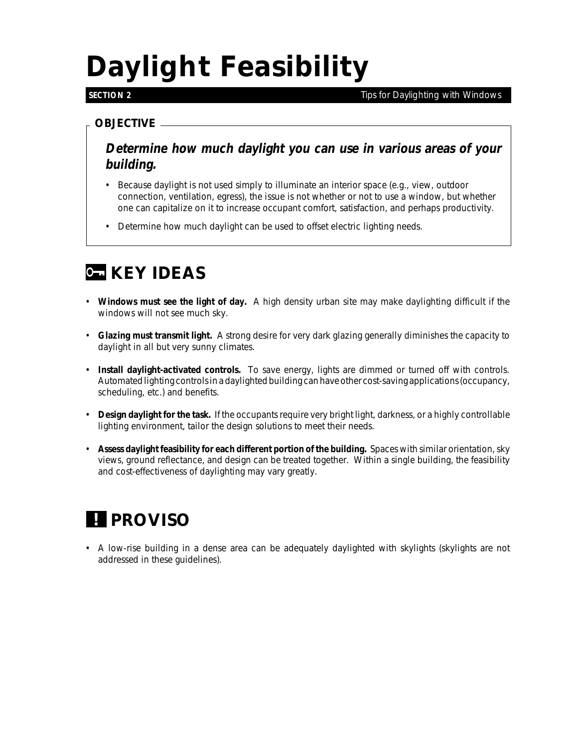# Daylight Feasibility

**SECTION 2** *Tips for Daylighting with Windows*

## OBJECTIVE

***Determine how much daylight you can use in various areas of your building.***

- Because daylight is not used simply to illuminate an interior space (e.g., view, outdoor connection, ventilation, egress), the issue is not whether or not to use a window, but whether one can capitalize on it to increase occupant comfort, satisfaction, and perhaps productivity.
- Determine how much daylight can be used to offset electric lighting needs.

## KEY IDEAS

- **Windows must see the light of day.** A high density urban site may make daylighting difficult if the windows will not see much sky.
- **Glazing must transmit light.** A strong desire for very dark glazing generally diminishes the capacity to daylight in all but very sunny climates.
- **Install daylight-activated controls.** To save energy, lights are dimmed or turned off with controls. Automated lighting controls in a daylighted building can have other cost-saving applications (occupancy, scheduling, etc.) and benefits.
- **Design daylight for the task.** If the occupants require very bright light, darkness, or a highly controllable lighting environment, tailor the design solutions to meet their needs.
- **Assess daylight feasibility for each different portion of the building.** Spaces with similar orientation, sky views, ground reflectance, and design can be treated together. Within a single building, the feasibility and cost-effectiveness of daylighting may vary greatly.

## ! PROVISO

- A low-rise building in a dense area can be adequately daylighted with skylights (skylights are not addressed in these guidelines).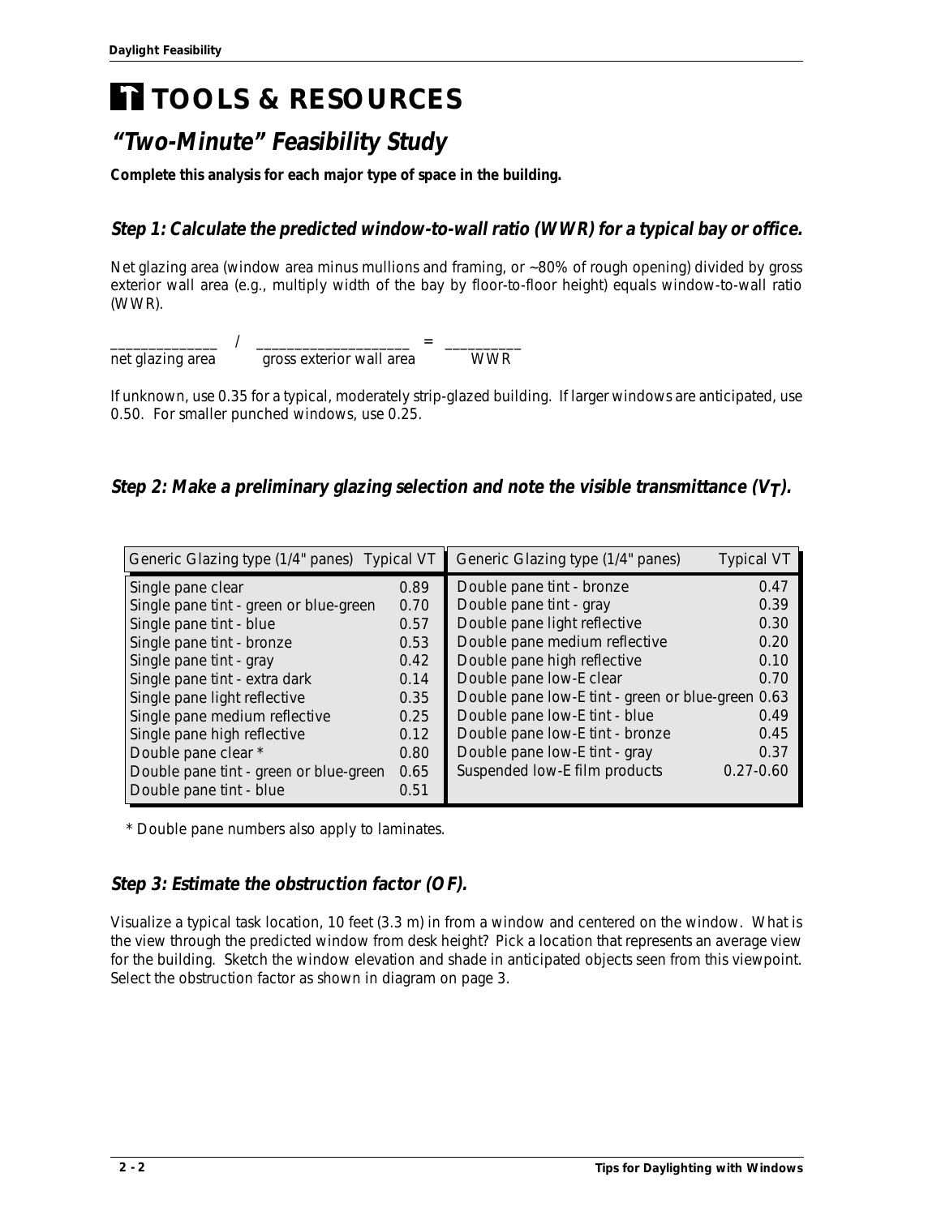# TOOLS & RESOURCES

## "Two-Minute" Feasibility Study

**Complete this analysis for each major type of space in the building.**

### Step 1: Calculate the predicted window-to-wall ratio (WWR) for a typical bay or office.

Net glazing area (window area minus mullions and framing, or ~80% of rough opening) divided by gross exterior wall area (e.g., multiply width of the bay by floor-to-floor height) equals window-to-wall ratio (WWR).

______________ / ____________________ = __________
net glazing area    gross exterior wall area    WWR

If unknown, use 0.35 for a typical, moderately strip-glazed building. If larger windows are anticipated, use 0.50. For smaller punched windows, use 0.25.

### Step 2: Make a preliminary glazing selection and note the visible transmittance ($V_T$).

| Generic Glazing type (1/4" panes) | Typical VT | Generic Glazing type (1/4" panes) | Typical VT |
|---|---|---|---|
| Single pane clear | 0.89 | Double pane tint - bronze | 0.47 |
| Single pane tint - green or blue-green | 0.70 | Double pane tint - gray | 0.39 |
| Single pane tint - blue | 0.57 | Double pane light reflective | 0.30 |
| Single pane tint - bronze | 0.53 | Double pane medium reflective | 0.20 |
| Single pane tint - gray | 0.42 | Double pane high reflective | 0.10 |
| Single pane tint - extra dark | 0.14 | Double pane low-E clear | 0.70 |
| Single pane light reflective | 0.35 | Double pane low-E tint - green or blue-green | 0.63 |
| Single pane medium reflective | 0.25 | Double pane low-E tint - blue | 0.49 |
| Single pane high reflective | 0.12 | Double pane low-E tint - bronze | 0.45 |
| Double pane clear * | 0.80 | Double pane low-E tint - gray | 0.37 |
| Double pane tint - green or blue-green | 0.65 | Suspended low-E film products | 0.27-0.60 |
| Double pane tint - blue | 0.51 | | |

\* Double pane numbers also apply to laminates.

### Step 3: Estimate the obstruction factor (OF).

Visualize a typical task location, 10 feet (3.3 m) in from a window and centered on the window. What is the view through the predicted window from desk height? Pick a location that represents an average view for the building. Sketch the window elevation and shade in anticipated objects seen from this viewpoint. Select the obstruction factor as shown in diagram on page 3.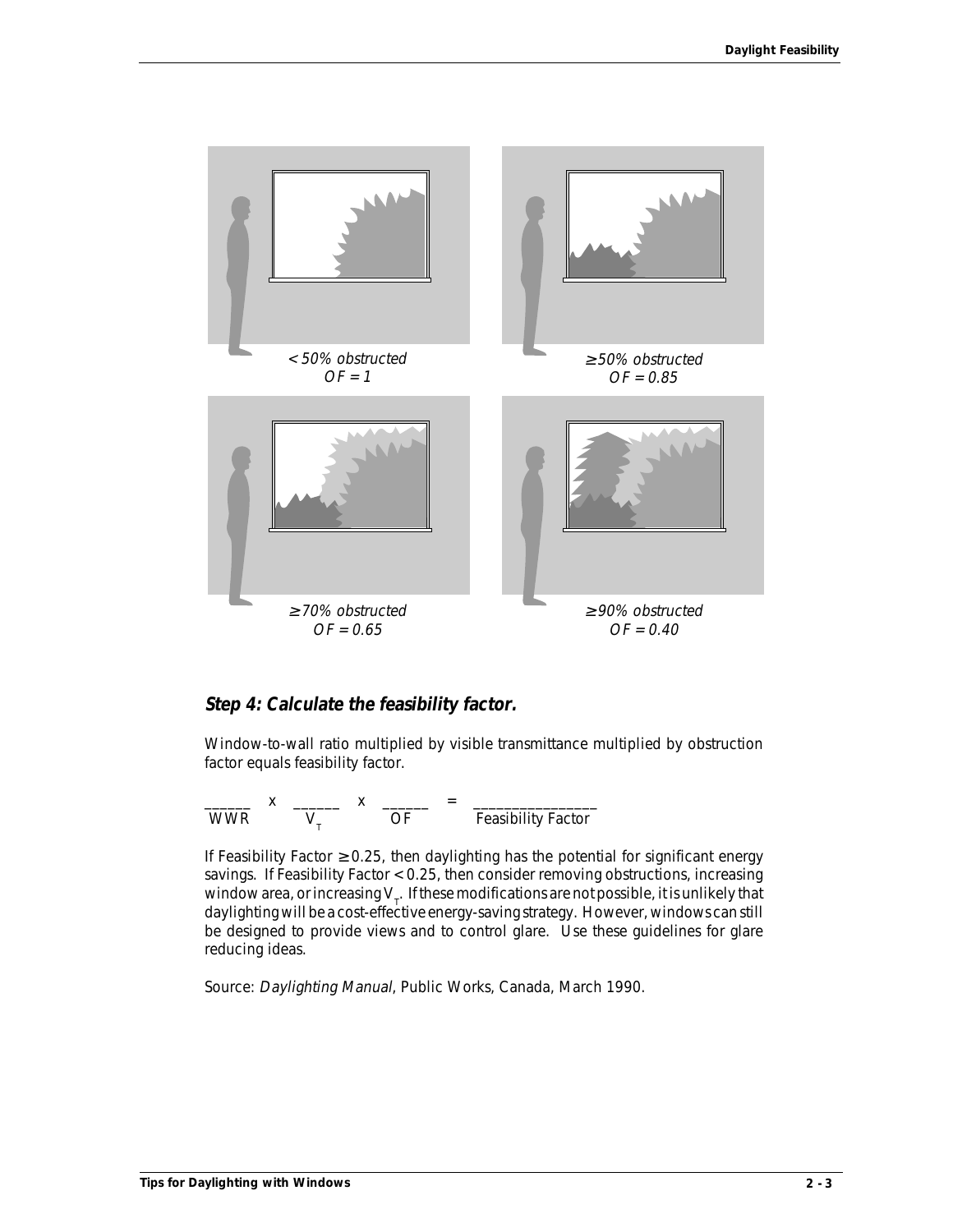< 50% obstructed
OF = 1

≥ 50% obstructed
OF = 0.85

≥ 70% obstructed
OF = 0.65

≥ 90% obstructed
OF = 0.40

### *Step 4: Calculate the feasibility factor.*

Window-to-wall ratio multiplied by visible transmittance multiplied by obstruction factor equals feasibility factor.

$$\underset{\text{WWR}}{\_\_\_\_\_\_} \times \underset{V_T}{\_\_\_\_\_\_} \times \underset{\text{OF}}{\_\_\_\_\_\_} = \underset{\text{Feasibility Factor}}{\_\_\_\_\_\_\_\_\_\_\_\_\_\_\_\_}$$

If Feasibility Factor ≥ 0.25, then daylighting has the potential for significant energy savings. If Feasibility Factor < 0.25, then consider removing obstructions, increasing window area, or increasing $V_T$. If these modifications are not possible, it is unlikely that daylighting will be a cost-effective energy-saving strategy. However, windows can still be designed to provide views and to control glare. Use these guidelines for glare reducing ideas.

Source: *Daylighting Manual*, Public Works, Canada, March 1990.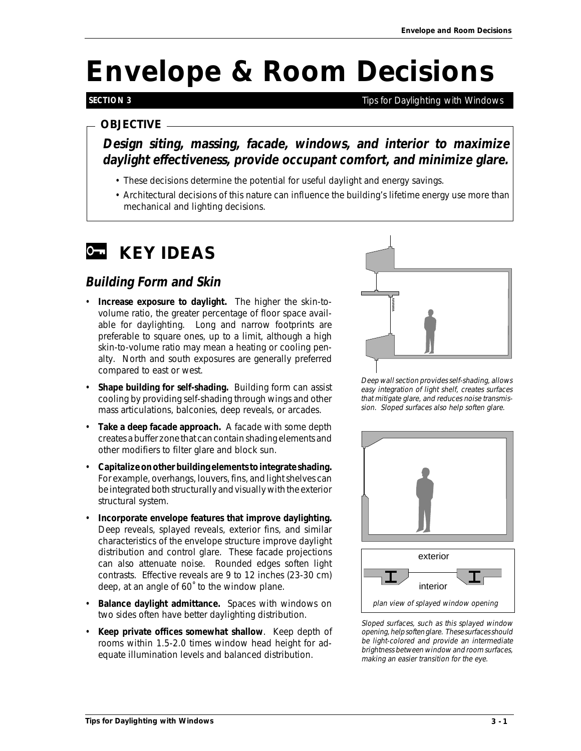# Envelope & Room Decisions

**SECTION 3** Tips for Daylighting with Windows

## OBJECTIVE

***Design siting, massing, facade, windows, and interior to maximize daylight effectiveness, provide occupant comfort, and minimize glare.***

- These decisions determine the potential for useful daylight and energy savings.
- Architectural decisions of this nature can influence the building's lifetime energy use more than mechanical and lighting decisions.

## KEY IDEAS

### *Building Form and Skin*

- **Increase exposure to daylight.** The higher the skin-to-volume ratio, the greater percentage of floor space available for daylighting. Long and narrow footprints are preferable to square ones, up to a limit, although a high skin-to-volume ratio may mean a heating or cooling penalty. North and south exposures are generally preferred compared to east or west.
- **Shape building for self-shading.** Building form can assist cooling by providing self-shading through wings and other mass articulations, balconies, deep reveals, or arcades.
- **Take a deep facade approach.** A facade with some depth creates a buffer zone that can contain shading elements and other modifiers to filter glare and block sun.
- **Capitalize on other building elements to integrate shading.** For example, overhangs, louvers, fins, and light shelves can be integrated both structurally and visually with the exterior structural system.
- **Incorporate envelope features that improve daylighting.** Deep reveals, splayed reveals, exterior fins, and similar characteristics of the envelope structure improve daylight distribution and control glare. These facade projections can also attenuate noise. Rounded edges soften light contrasts. Effective reveals are 9 to 12 inches (23-30 cm) deep, at an angle of 60˚ to the window plane.
- **Balance daylight admittance.** Spaces with windows on two sides often have better daylighting distribution.
- **Keep private offices somewhat shallow**. Keep depth of rooms within 1.5-2.0 times window head height for adequate illumination levels and balanced distribution.

*Deep wall section provides self-shading, allows easy integration of light shelf, creates surfaces that mitigate glare, and reduces noise transmission. Sloped surfaces also help soften glare.*

exterior

interior

*plan view of splayed window opening*

*Sloped surfaces, such as this splayed window opening, help soften glare. These surfaces should be light-colored and provide an intermediate brightness between window and room surfaces, making an easier transition for the eye.*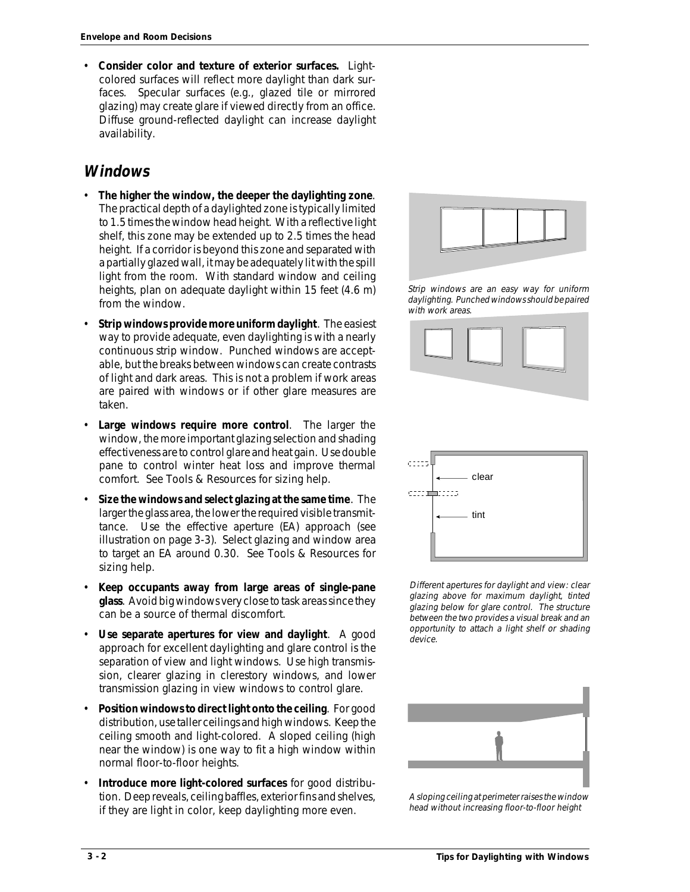- **Consider color and texture of exterior surfaces.** Light-colored surfaces will reflect more daylight than dark surfaces. Specular surfaces (e.g., glazed tile or mirrored glazing) may create glare if viewed directly from an office. Diffuse ground-reflected daylight can increase daylight availability.

## Windows

- **The higher the window, the deeper the daylighting zone**. The practical depth of a daylighted zone is typically limited to 1.5 times the window head height. With a reflective light shelf, this zone may be extended up to 2.5 times the head height. If a corridor is beyond this zone and separated with a partially glazed wall, it may be adequately lit with the spill light from the room. With standard window and ceiling heights, plan on adequate daylight within 15 feet (4.6 m) from the window.
- **Strip windows provide more uniform daylight**. The easiest way to provide adequate, even daylighting is with a nearly continuous strip window. Punched windows are acceptable, but the breaks between windows can create contrasts of light and dark areas. This is not a problem if work areas are paired with windows or if other glare measures are taken.
- **Large windows require more control**. The larger the window, the more important glazing selection and shading effectiveness are to control glare and heat gain. Use double pane to control winter heat loss and improve thermal comfort. See Tools & Resources for sizing help.
- **Size the windows and select glazing at the same time**. The larger the glass area, the lower the required visible transmittance. Use the effective aperture (EA) approach (see illustration on page 3-3). Select glazing and window area to target an EA around 0.30. See Tools & Resources for sizing help.
- **Keep occupants away from large areas of single-pane glass**. Avoid big windows very close to task areas since they can be a source of thermal discomfort.
- **Use separate apertures for view and daylight**. A good approach for excellent daylighting and glare control is the separation of view and light windows. Use high transmission, clearer glazing in clerestory windows, and lower transmission glazing in view windows to control glare.
- **Position windows to direct light onto the ceiling**. For good distribution, use taller ceilings and high windows. Keep the ceiling smooth and light-colored. A sloped ceiling (high near the window) is one way to fit a high window within normal floor-to-floor heights.
- **Introduce more light-colored surfaces** for good distribution. Deep reveals, ceiling baffles, exterior fins and shelves, if they are light in color, keep daylighting more even.

*Strip windows are an easy way for uniform daylighting. Punched windows should be paired with work areas.*

clear

tint

*Different apertures for daylight and view: clear glazing above for maximum daylight, tinted glazing below for glare control. The structure between the two provides a visual break and an opportunity to attach a light shelf or shading device.*

*A sloping ceiling at perimeter raises the window head without increasing floor-to-floor height*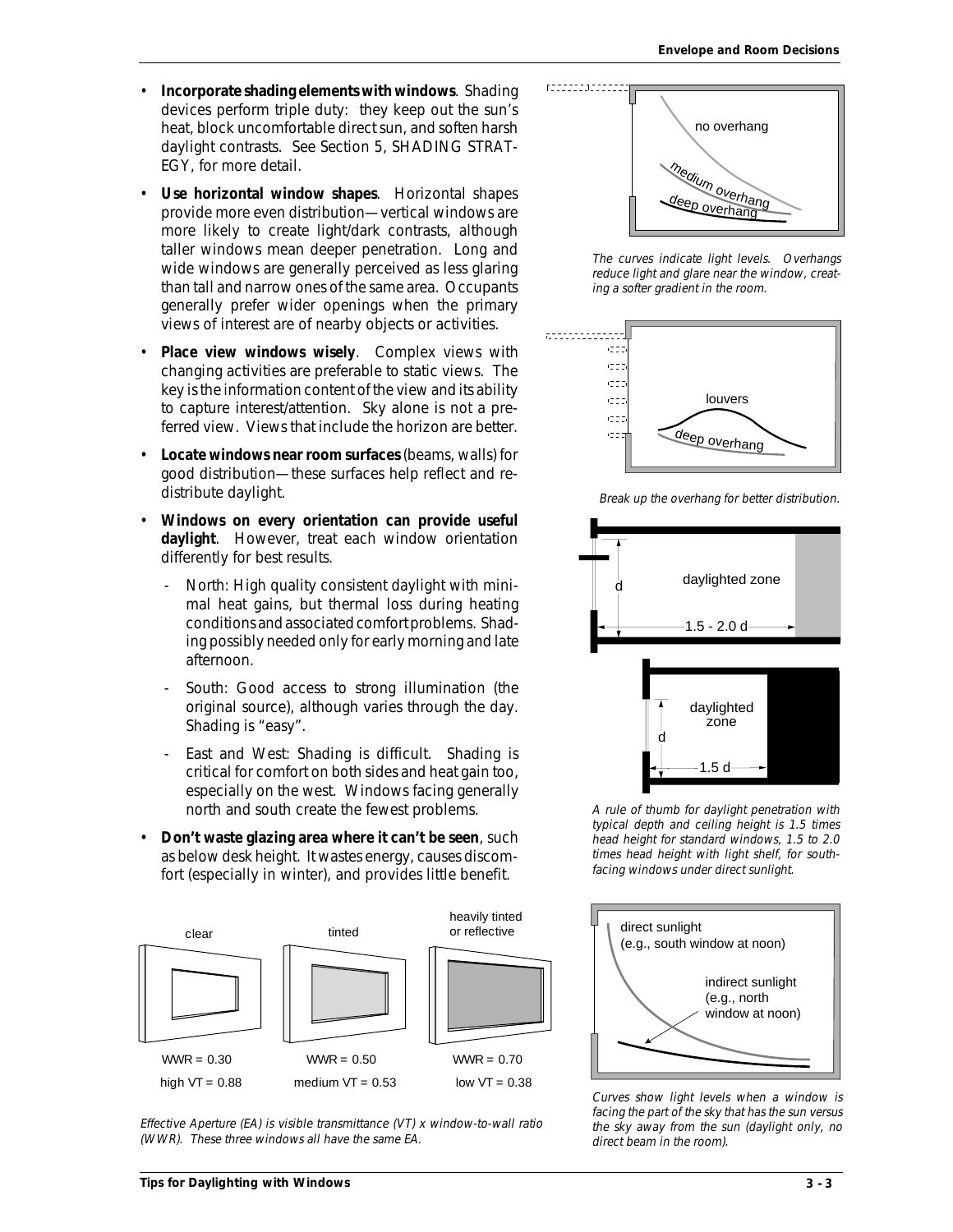- **Incorporate shading elements with windows**. Shading devices perform triple duty: they keep out the sun's heat, block uncomfortable direct sun, and soften harsh daylight contrasts. See Section 5, SHADING STRATEGY, for more detail.
- **Use horizontal window shapes**. Horizontal shapes provide more even distribution—vertical windows are more likely to create light/dark contrasts, although taller windows mean deeper penetration. Long and wide windows are generally perceived as less glaring than tall and narrow ones of the same area. Occupants generally prefer wider openings when the primary views of interest are of nearby objects or activities.
- **Place view windows wisely**. Complex views with changing activities are preferable to static views. The key is the information content of the view and its ability to capture interest/attention. Sky alone is not a preferred view. Views that include the horizon are better.
- **Locate windows near room surfaces** (beams, walls) for good distribution—these surfaces help reflect and redistribute daylight.
- **Windows on every orientation can provide useful daylight**. However, treat each window orientation differently for best results.
  - North: High quality consistent daylight with minimal heat gains, but thermal loss during heating conditions and associated comfort problems. Shading possibly needed only for early morning and late afternoon.
  - South: Good access to strong illumination (the original source), although varies through the day. Shading is "easy".
  - East and West: Shading is difficult. Shading is critical for comfort on both sides and heat gain too, especially on the west. Windows facing generally north and south create the fewest problems.
- **Don't waste glazing area where it can't be seen**, such as below desk height. It wastes energy, causes discomfort (especially in winter), and provides little benefit.

| clear | tinted | heavily tinted or reflective |
| --- | --- | --- |
| WWR = 0.30 | WWR = 0.50 | WWR = 0.70 |
| high VT = 0.88 | medium VT = 0.53 | low VT = 0.38 |

*Effective Aperture (EA) is visible transmittance (VT) x window-to-wall ratio (WWR). These three windows all have the same EA.*

*The curves indicate light levels. Overhangs reduce light and glare near the window, creating a softer gradient in the room.*

*Break up the overhang for better distribution.*

*A rule of thumb for daylight penetration with typical depth and ceiling height is 1.5 times head height for standard windows, 1.5 to 2.0 times head height with light shelf, for south-facing windows under direct sunlight.*

*Curves show light levels when a window is facing the part of the sky that has the sun versus the sky away from the sun (daylight only, no direct beam in the room).*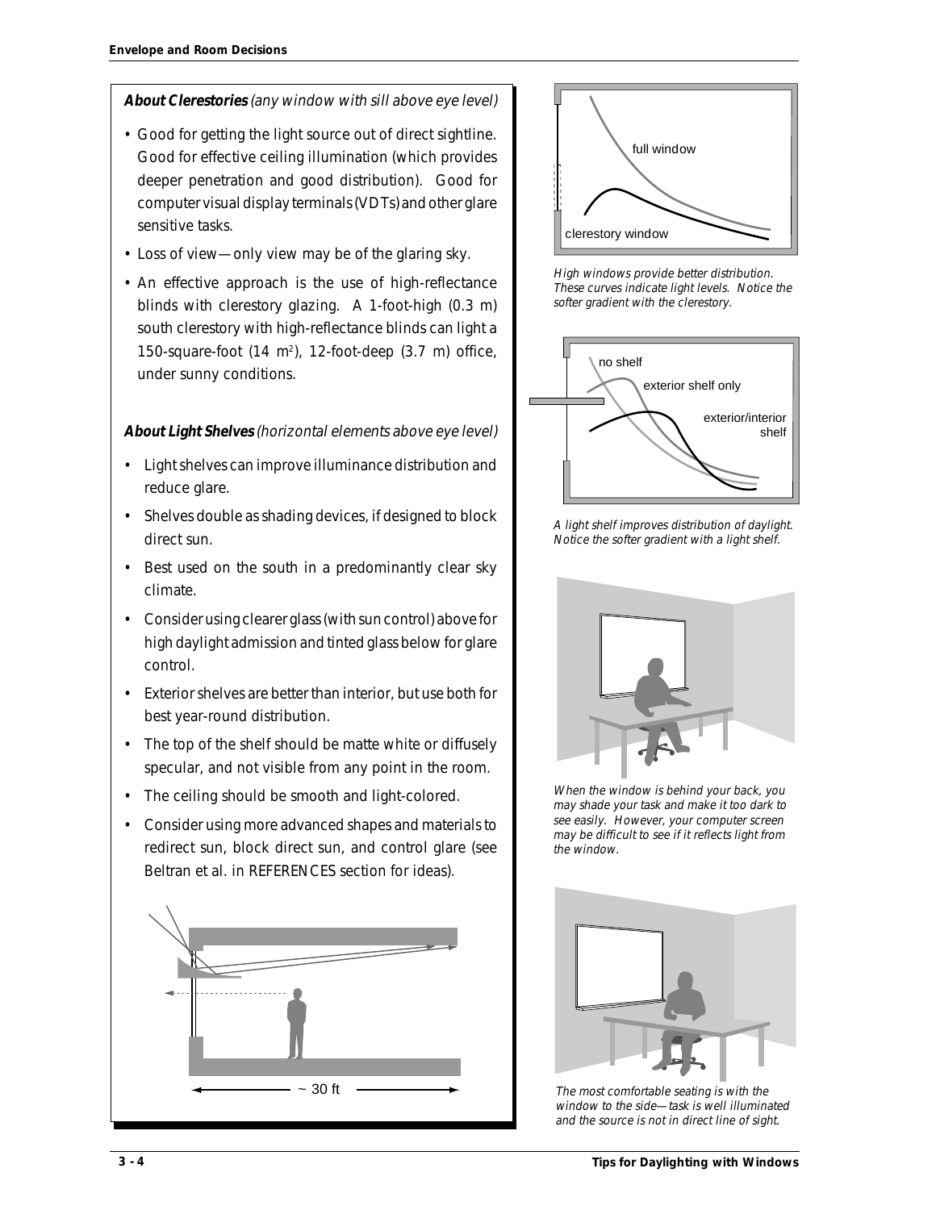**About Clerestories** *(any window with sill above eye level)*

- Good for getting the light source out of direct sightline. Good for effective ceiling illumination (which provides deeper penetration and good distribution). Good for computer visual display terminals (VDTs) and other glare sensitive tasks.
- Loss of view—only view may be of the glaring sky.
- An effective approach is the use of high-reflectance blinds with clerestory glazing. A 1-foot-high (0.3 m) south clerestory with high-reflectance blinds can light a 150-square-foot (14 m²), 12-foot-deep (3.7 m) office, under sunny conditions.

**About Light Shelves** *(horizontal elements above eye level)*

- Light shelves can improve illuminance distribution and reduce glare.
- Shelves double as shading devices, if designed to block direct sun.
- Best used on the south in a predominantly clear sky climate.
- Consider using clearer glass (with sun control) above for high daylight admission and tinted glass below for glare control.
- Exterior shelves are better than interior, but use both for best year-round distribution.
- The top of the shelf should be matte white or diffusely specular, and not visible from any point in the room.
- The ceiling should be smooth and light-colored.
- Consider using more advanced shapes and materials to redirect sun, block direct sun, and control glare (see Beltran et al. in REFERENCES section for ideas).

~ 30 ft

full window

clerestory window

*High windows provide better distribution. These curves indicate light levels. Notice the softer gradient with the clerestory.*

no shelf

exterior shelf only

exterior/interior shelf

*A light shelf improves distribution of daylight. Notice the softer gradient with a light shelf.*

*When the window is behind your back, you may shade your task and make it too dark to see easily. However, your computer screen may be difficult to see if it reflects light from the window.*

*The most comfortable seating is with the window to the side—task is well illuminated and the source is not in direct line of sight.*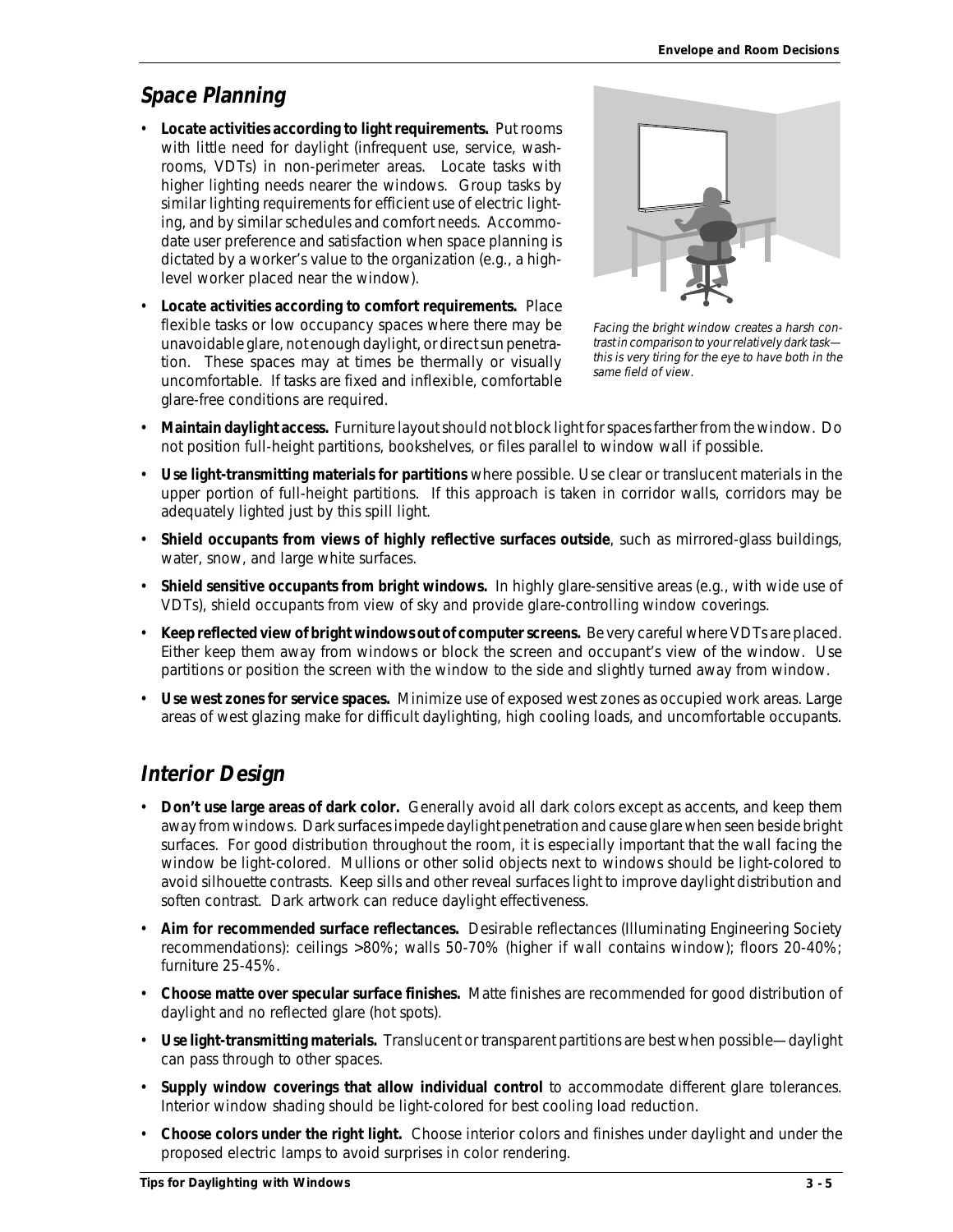## *Space Planning*

- **Locate activities according to light requirements.** Put rooms with little need for daylight (infrequent use, service, washrooms, VDTs) in non-perimeter areas. Locate tasks with higher lighting needs nearer the windows. Group tasks by similar lighting requirements for efficient use of electric lighting, and by similar schedules and comfort needs. Accommodate user preference and satisfaction when space planning is dictated by a worker's value to the organization (e.g., a high-level worker placed near the window).
- **Locate activities according to comfort requirements.** Place flexible tasks or low occupancy spaces where there may be unavoidable glare, not enough daylight, or direct sun penetration. These spaces may at times be thermally or visually uncomfortable. If tasks are fixed and inflexible, comfortable glare-free conditions are required.

*Facing the bright window creates a harsh contrast in comparison to your relatively dark task—this is very tiring for the eye to have both in the same field of view.*

- **Maintain daylight access.** Furniture layout should not block light for spaces farther from the window. Do not position full-height partitions, bookshelves, or files parallel to window wall if possible.
- **Use light-transmitting materials for partitions** where possible. Use clear or translucent materials in the upper portion of full-height partitions. If this approach is taken in corridor walls, corridors may be adequately lighted just by this spill light.
- **Shield occupants from views of highly reflective surfaces outside**, such as mirrored-glass buildings, water, snow, and large white surfaces.
- **Shield sensitive occupants from bright windows.** In highly glare-sensitive areas (e.g., with wide use of VDTs), shield occupants from view of sky and provide glare-controlling window coverings.
- **Keep reflected view of bright windows out of computer screens.** Be very careful where VDTs are placed. Either keep them away from windows or block the screen and occupant's view of the window. Use partitions or position the screen with the window to the side and slightly turned away from window.
- **Use west zones for service spaces.** Minimize use of exposed west zones as occupied work areas. Large areas of west glazing make for difficult daylighting, high cooling loads, and uncomfortable occupants.

## *Interior Design*

- **Don't use large areas of dark color.** Generally avoid all dark colors except as accents, and keep them away from windows. Dark surfaces impede daylight penetration and cause glare when seen beside bright surfaces. For good distribution throughout the room, it is especially important that the wall facing the window be light-colored. Mullions or other solid objects next to windows should be light-colored to avoid silhouette contrasts. Keep sills and other reveal surfaces light to improve daylight distribution and soften contrast. Dark artwork can reduce daylight effectiveness.
- **Aim for recommended surface reflectances.** Desirable reflectances (Illuminating Engineering Society recommendations): ceilings >80%; walls 50-70% (higher if wall contains window); floors 20-40%; furniture 25-45%.
- **Choose matte over specular surface finishes.** Matte finishes are recommended for good distribution of daylight and no reflected glare (hot spots).
- **Use light-transmitting materials.** Translucent or transparent partitions are best when possible—daylight can pass through to other spaces.
- **Supply window coverings that allow individual control** to accommodate different glare tolerances. Interior window shading should be light-colored for best cooling load reduction.
- **Choose colors under the right light.** Choose interior colors and finishes under daylight and under the proposed electric lamps to avoid surprises in color rendering.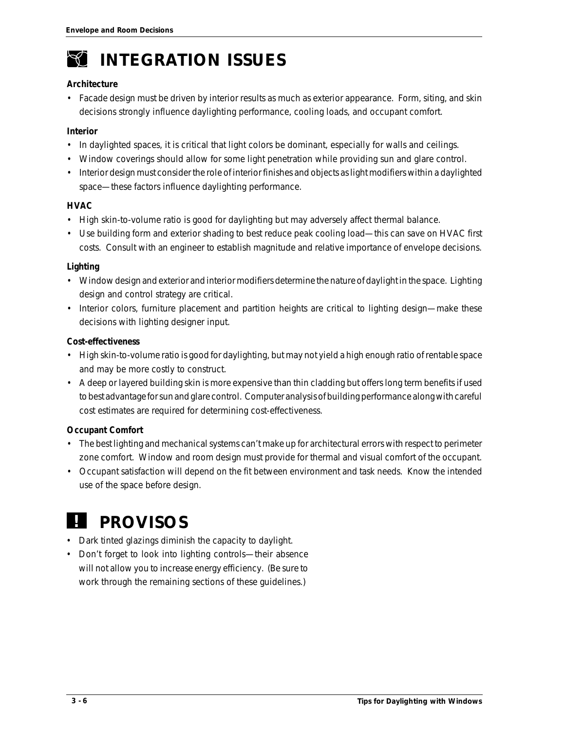# INTEGRATION ISSUES

**Architecture**

- Facade design must be driven by interior results as much as exterior appearance. Form, siting, and skin decisions strongly influence daylighting performance, cooling loads, and occupant comfort.

**Interior**

- In daylighted spaces, it is critical that light colors be dominant, especially for walls and ceilings.
- Window coverings should allow for some light penetration while providing sun and glare control.
- Interior design must consider the role of interior finishes and objects as light modifiers within a daylighted space—these factors influence daylighting performance.

**HVAC**

- High skin-to-volume ratio is good for daylighting but may adversely affect thermal balance.
- Use building form and exterior shading to best reduce peak cooling load—this can save on HVAC first costs. Consult with an engineer to establish magnitude and relative importance of envelope decisions.

**Lighting**

- Window design and exterior and interior modifiers determine the nature of daylight in the space. Lighting design and control strategy are critical.
- Interior colors, furniture placement and partition heights are critical to lighting design—make these decisions with lighting designer input.

**Cost-effectiveness**

- High skin-to-volume ratio is good for daylighting, but may not yield a high enough ratio of rentable space and may be more costly to construct.
- A deep or layered building skin is more expensive than thin cladding but offers long term benefits if used to best advantage for sun and glare control. Computer analysis of building performance along with careful cost estimates are required for determining cost-effectiveness.

**Occupant Comfort**

- The best lighting and mechanical systems can't make up for architectural errors with respect to perimeter zone comfort. Window and room design must provide for thermal and visual comfort of the occupant.
- Occupant satisfaction will depend on the fit between environment and task needs. Know the intended use of the space before design.

# PROVISOS

- Dark tinted glazings diminish the capacity to daylight.
- Don't forget to look into lighting controls—their absence will not allow you to increase energy efficiency. (Be sure to work through the remaining sections of these guidelines.)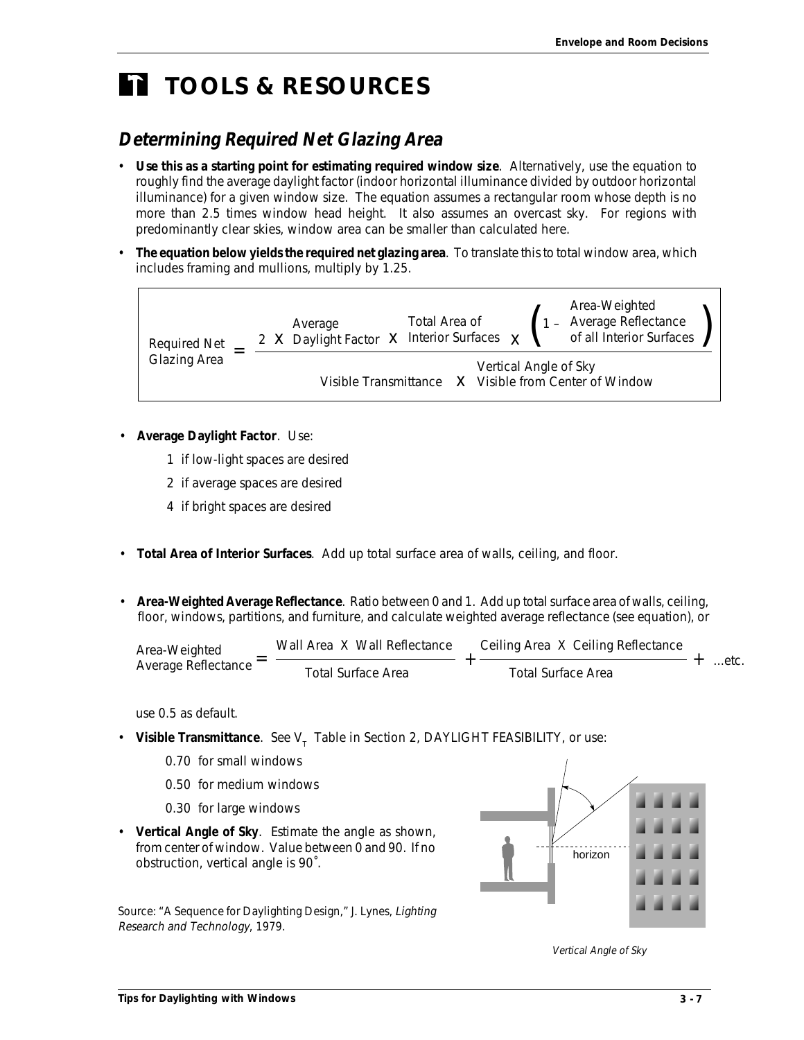# TOOLS & RESOURCES

## Determining Required Net Glazing Area

- **Use this as a starting point for estimating required window size**. Alternatively, use the equation to roughly find the average daylight factor (indoor horizontal illuminance divided by outdoor horizontal illuminance) for a given window size. The equation assumes a rectangular room whose depth is no more than 2.5 times window head height. It also assumes an overcast sky. For regions with predominantly clear skies, window area can be smaller than calculated here.
- **The equation below yields the required net glazing area**. To translate this to total window area, which includes framing and mullions, multiply by 1.25.

$$\text{Required Net Glazing Area} = \frac{2 \times \text{Average Daylight Factor} \times \text{Total Area of Interior Surfaces} \times \left(1 - \text{Area-Weighted Average Reflectance of all Interior Surfaces}\right)}{\text{Visible Transmittance} \times \text{Vertical Angle of Sky Visible from Center of Window}}$$

- **Average Daylight Factor**. Use:
  - 1 if low-light spaces are desired
  - 2 if average spaces are desired
  - 4 if bright spaces are desired
- **Total Area of Interior Surfaces**. Add up total surface area of walls, ceiling, and floor.
- **Area-Weighted Average Reflectance**. Ratio between 0 and 1. Add up total surface area of walls, ceiling, floor, windows, partitions, and furniture, and calculate weighted average reflectance (see equation), or

$$\text{Area-Weighted Average Reflectance} = \frac{\text{Wall Area} \times \text{Wall Reflectance}}{\text{Total Surface Area}} + \frac{\text{Ceiling Area} \times \text{Ceiling Reflectance}}{\text{Total Surface Area}} + \text{...etc.}$$

  use 0.5 as default.
- **Visible Transmittance**. See $V_T$ Table in Section 2, DAYLIGHT FEASIBILITY, or use:
  - 0.70 for small windows
  - 0.50 for medium windows
  - 0.30 for large windows
- **Vertical Angle of Sky**. Estimate the angle as shown, from center of window. Value between 0 and 90. If no obstruction, vertical angle is 90˚.

Source: "A Sequence for Daylighting Design," J. Lynes, *Lighting Research and Technology*, 1979.

*Vertical Angle of Sky*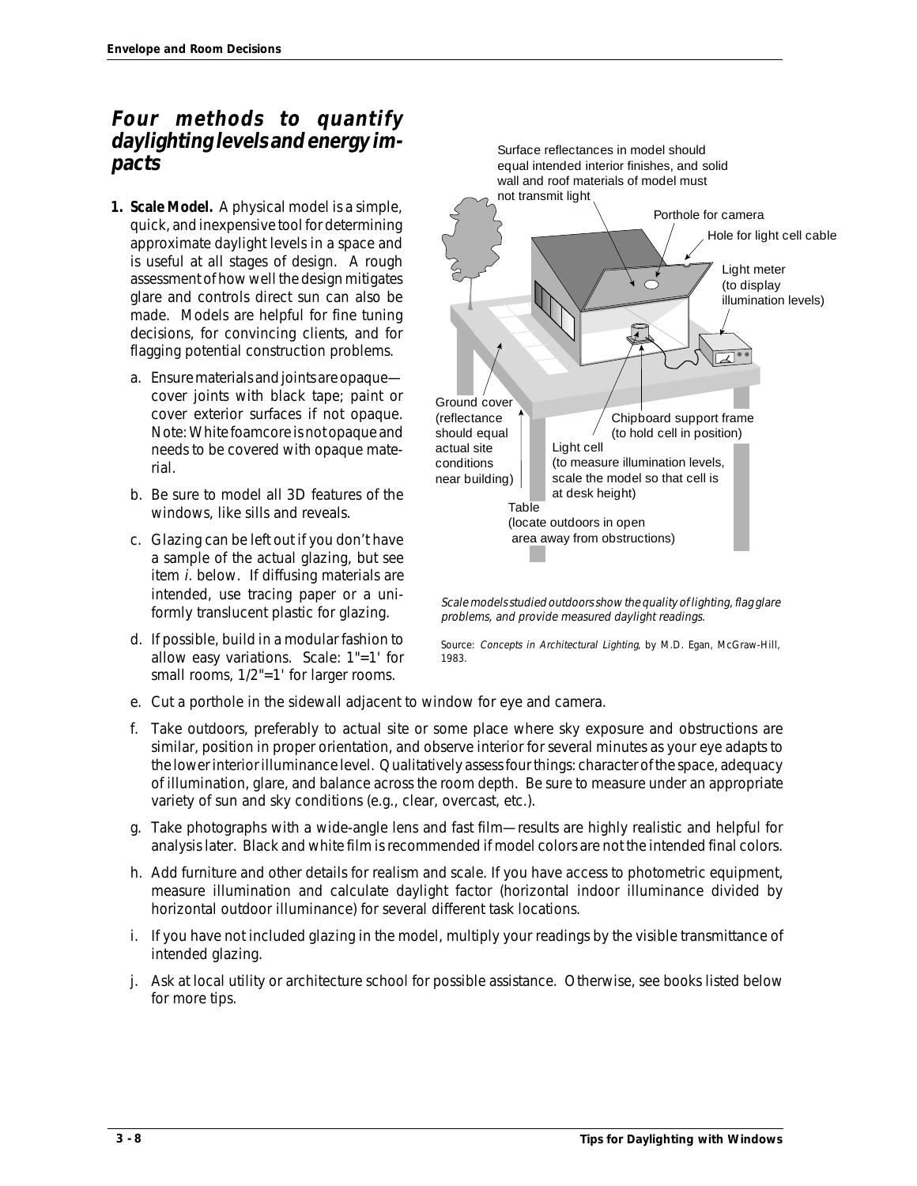## Four methods to quantify daylighting levels and energy impacts

1. **Scale Model.** A physical model is a simple, quick, and inexpensive tool for determining approximate daylight levels in a space and is useful at all stages of design. A rough assessment of how well the design mitigates glare and controls direct sun can also be made. Models are helpful for fine tuning decisions, for convincing clients, and for flagging potential construction problems.

   a. Ensure materials and joints are opaque—cover joints with black tape; paint or cover exterior surfaces if not opaque. Note: White foamcore is not opaque and needs to be covered with opaque material.

   b. Be sure to model all 3D features of the windows, like sills and reveals.

   c. Glazing can be left out if you don't have a sample of the actual glazing, but see item *i.* below. If diffusing materials are intended, use tracing paper or a uniformly translucent plastic for glazing.

   d. If possible, build in a modular fashion to allow easy variations. Scale: 1"=1' for small rooms, 1/2"=1' for larger rooms.

   e. Cut a porthole in the sidewall adjacent to window for eye and camera.

   f. Take outdoors, preferably to actual site or some place where sky exposure and obstructions are similar, position in proper orientation, and observe interior for several minutes as your eye adapts to the lower interior illuminance level. Qualitatively assess four things: character of the space, adequacy of illumination, glare, and balance across the room depth. Be sure to measure under an appropriate variety of sun and sky conditions (e.g., clear, overcast, etc.).

   g. Take photographs with a wide-angle lens and fast film—results are highly realistic and helpful for analysis later. Black and white film is recommended if model colors are not the intended final colors.

   h. Add furniture and other details for realism and scale. If you have access to photometric equipment, measure illumination and calculate daylight factor (horizontal indoor illuminance divided by horizontal outdoor illuminance) for several different task locations.

   i. If you have not included glazing in the model, multiply your readings by the visible transmittance of intended glazing.

   j. Ask at local utility or architecture school for possible assistance. Otherwise, see books listed below for more tips.

Surface reflectances in model should equal intended interior finishes, and solid wall and roof materials of model must not transmit light

Porthole for camera

Hole for light cell cable

Light meter (to display illumination levels)

Ground cover (reflectance should equal actual site conditions near building)

Chipboard support frame (to hold cell in position)

Light cell (to measure illumination levels, scale the model so that cell is at desk height)

Table (locate outdoors in open area away from obstructions)

*Scale models studied outdoors show the quality of lighting, flag glare problems, and provide measured daylight readings.*

Source: *Concepts in Architectural Lighting*, by M.D. Egan, McGraw-Hill, 1983.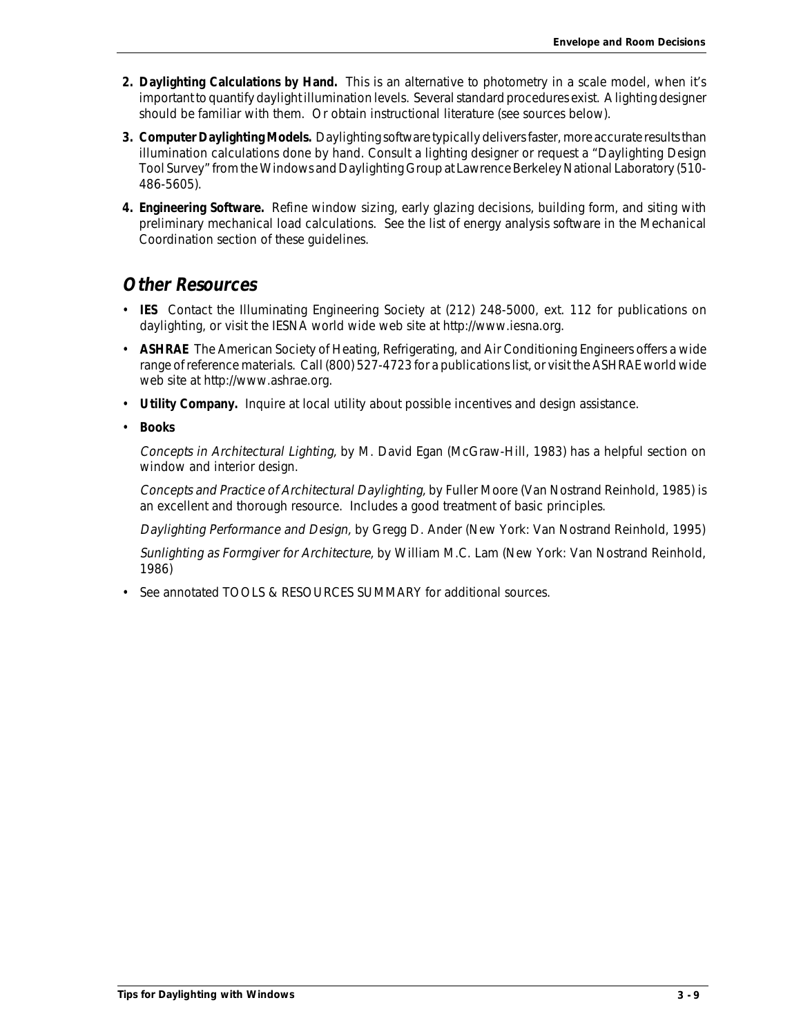2. **Daylighting Calculations by Hand.** This is an alternative to photometry in a scale model, when it's important to quantify daylight illumination levels. Several standard procedures exist. A lighting designer should be familiar with them. Or obtain instructional literature (see sources below).

3. **Computer Daylighting Models.** Daylighting software typically delivers faster, more accurate results than illumination calculations done by hand. Consult a lighting designer or request a "Daylighting Design Tool Survey" from the Windows and Daylighting Group at Lawrence Berkeley National Laboratory (510-486-5605).

4. **Engineering Software.** Refine window sizing, early glazing decisions, building form, and siting with preliminary mechanical load calculations. See the list of energy analysis software in the Mechanical Coordination section of these guidelines.

## Other Resources

- **IES** Contact the Illuminating Engineering Society at (212) 248-5000, ext. 112 for publications on daylighting, or visit the IESNA world wide web site at http://www.iesna.org.
- **ASHRAE** The American Society of Heating, Refrigerating, and Air Conditioning Engineers offers a wide range of reference materials. Call (800) 527-4723 for a publications list, or visit the ASHRAE world wide web site at http://www.ashrae.org.
- **Utility Company.** Inquire at local utility about possible incentives and design assistance.
- **Books**

  *Concepts in Architectural Lighting,* by M. David Egan (McGraw-Hill, 1983) has a helpful section on window and interior design.

  *Concepts and Practice of Architectural Daylighting,* by Fuller Moore (Van Nostrand Reinhold, 1985) is an excellent and thorough resource. Includes a good treatment of basic principles.

  *Daylighting Performance and Design,* by Gregg D. Ander (New York: Van Nostrand Reinhold, 1995)

  *Sunlighting as Formgiver for Architecture,* by William M.C. Lam (New York: Van Nostrand Reinhold, 1986)

- See annotated TOOLS & RESOURCES SUMMARY for additional sources.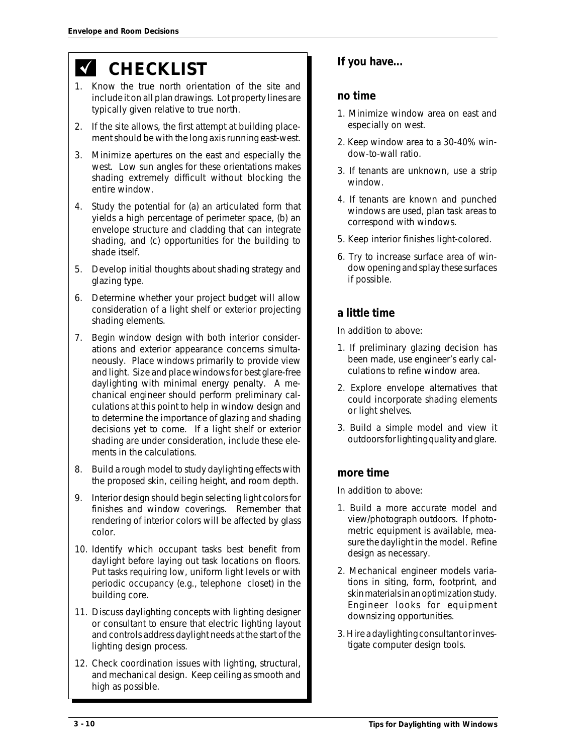## ✓ CHECKLIST

1. Know the true north orientation of the site and include it on all plan drawings. Lot property lines are typically given relative to true north.
2. If the site allows, the first attempt at building placement should be with the long axis running east-west.
3. Minimize apertures on the east and especially the west. Low sun angles for these orientations makes shading extremely difficult without blocking the entire window.
4. Study the potential for (a) an articulated form that yields a high percentage of perimeter space, (b) an envelope structure and cladding that can integrate shading, and (c) opportunities for the building to shade itself.
5. Develop initial thoughts about shading strategy and glazing type.
6. Determine whether your project budget will allow consideration of a light shelf or exterior projecting shading elements.
7. Begin window design with both interior considerations and exterior appearance concerns simultaneously. Place windows primarily to provide view and light. Size and place windows for best glare-free daylighting with minimal energy penalty. A mechanical engineer should perform preliminary calculations at this point to help in window design and to determine the importance of glazing and shading decisions yet to come. If a light shelf or exterior shading are under consideration, include these elements in the calculations.
8. Build a rough model to study daylighting effects with the proposed skin, ceiling height, and room depth.
9. Interior design should begin selecting light colors for finishes and window coverings. Remember that rendering of interior colors will be affected by glass color.
10. Identify which occupant tasks best benefit from daylight before laying out task locations on floors. Put tasks requiring low, uniform light levels or with periodic occupancy (e.g., telephone closet) in the building core.
11. Discuss daylighting concepts with lighting designer or consultant to ensure that electric lighting layout and controls address daylight needs at the start of the lighting design process.
12. Check coordination issues with lighting, structural, and mechanical design. Keep ceiling as smooth and high as possible.

## If you have...

### no time

1. Minimize window area on east and especially on west.
2. Keep window area to a 30-40% window-to-wall ratio.
3. If tenants are unknown, use a strip window.
4. If tenants are known and punched windows are used, plan task areas to correspond with windows.
5. Keep interior finishes light-colored.
6. Try to increase surface area of window opening and splay these surfaces if possible.

### a little time

In addition to above:

1. If preliminary glazing decision has been made, use engineer's early calculations to refine window area.
2. Explore envelope alternatives that could incorporate shading elements or light shelves.
3. Build a simple model and view it outdoors for lighting quality and glare.

### more time

In addition to above:

1. Build a more accurate model and view/photograph outdoors. If photometric equipment is available, measure the daylight in the model. Refine design as necessary.
2. Mechanical engineer models variations in siting, form, footprint, and skin materials in an optimization study. Engineer looks for equipment downsizing opportunities.
3. Hire a daylighting consultant or investigate computer design tools.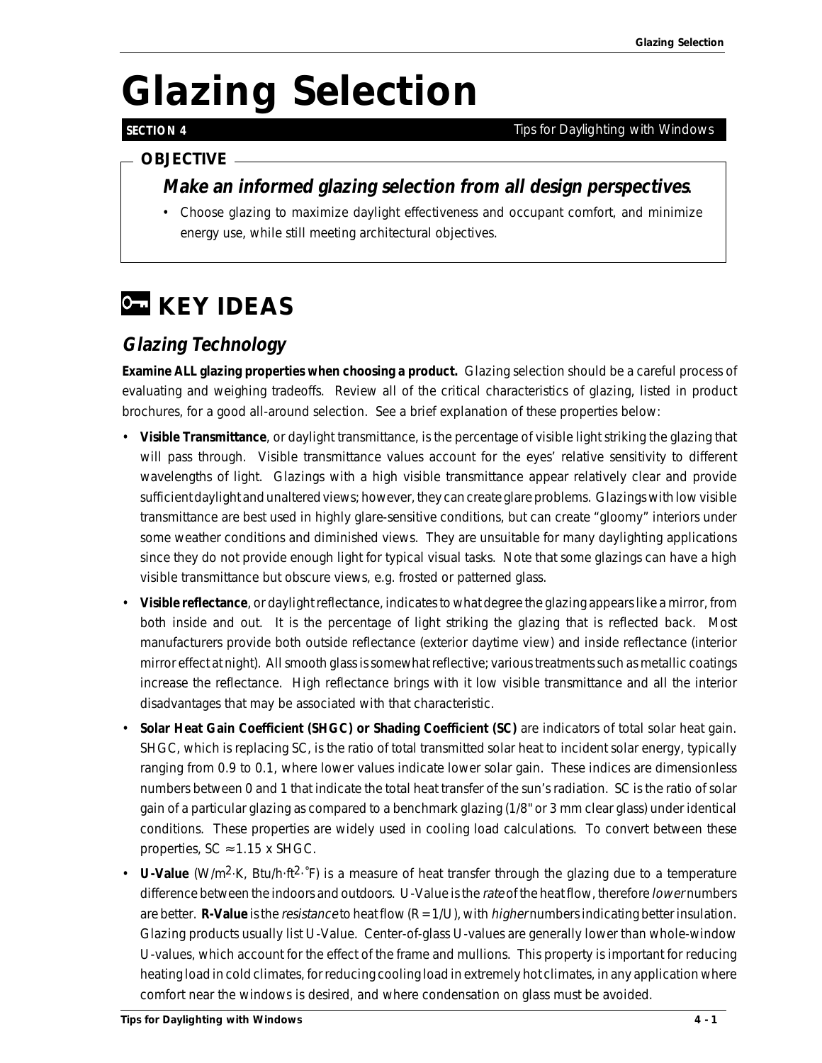# Glazing Selection

**SECTION 4** Tips for Daylighting with Windows

**OBJECTIVE**

***Make an informed glazing selection from all design perspectives*.**

- Choose glazing to maximize daylight effectiveness and occupant comfort, and minimize energy use, while still meeting architectural objectives.

## KEY IDEAS

### *Glazing Technology*

**Examine ALL glazing properties when choosing a product.** Glazing selection should be a careful process of evaluating and weighing tradeoffs. Review all of the critical characteristics of glazing, listed in product brochures, for a good all-around selection. See a brief explanation of these properties below:

- **Visible Transmittance**, or daylight transmittance, is the percentage of visible light striking the glazing that will pass through. Visible transmittance values account for the eyes' relative sensitivity to different wavelengths of light. Glazings with a high visible transmittance appear relatively clear and provide sufficient daylight and unaltered views; however, they can create glare problems. Glazings with low visible transmittance are best used in highly glare-sensitive conditions, but can create "gloomy" interiors under some weather conditions and diminished views. They are unsuitable for many daylighting applications since they do not provide enough light for typical visual tasks. Note that some glazings can have a high visible transmittance but obscure views, e.g. frosted or patterned glass.
- **Visible reflectance**, or daylight reflectance, indicates to what degree the glazing appears like a mirror, from both inside and out. It is the percentage of light striking the glazing that is reflected back. Most manufacturers provide both outside reflectance (exterior daytime view) and inside reflectance (interior mirror effect at night). All smooth glass is somewhat reflective; various treatments such as metallic coatings increase the reflectance. High reflectance brings with it low visible transmittance and all the interior disadvantages that may be associated with that characteristic.
- **Solar Heat Gain Coefficient (SHGC) or Shading Coefficient (SC)** are indicators of total solar heat gain. SHGC, which is replacing SC, is the ratio of total transmitted solar heat to incident solar energy, typically ranging from 0.9 to 0.1, where lower values indicate lower solar gain. These indices are dimensionless numbers between 0 and 1 that indicate the total heat transfer of the sun's radiation. SC is the ratio of solar gain of a particular glazing as compared to a benchmark glazing (1/8" or 3 mm clear glass) under identical conditions. These properties are widely used in cooling load calculations. To convert between these properties, $SC \approx 1.15 \times SHGC$.
- **U-Value** ($W/m^2 \cdot K$, $Btu/h \cdot ft^2 \cdot {}^\circ F$) is a measure of heat transfer through the glazing due to a temperature difference between the indoors and outdoors. U-Value is the *rate* of the heat flow, therefore *lower* numbers are better. **R-Value** is the *resistance* to heat flow ($R = 1/U$), with *higher* numbers indicating better insulation. Glazing products usually list U-Value. Center-of-glass U-values are generally lower than whole-window U-values, which account for the effect of the frame and mullions. This property is important for reducing heating load in cold climates, for reducing cooling load in extremely hot climates, in any application where comfort near the windows is desired, and where condensation on glass must be avoided.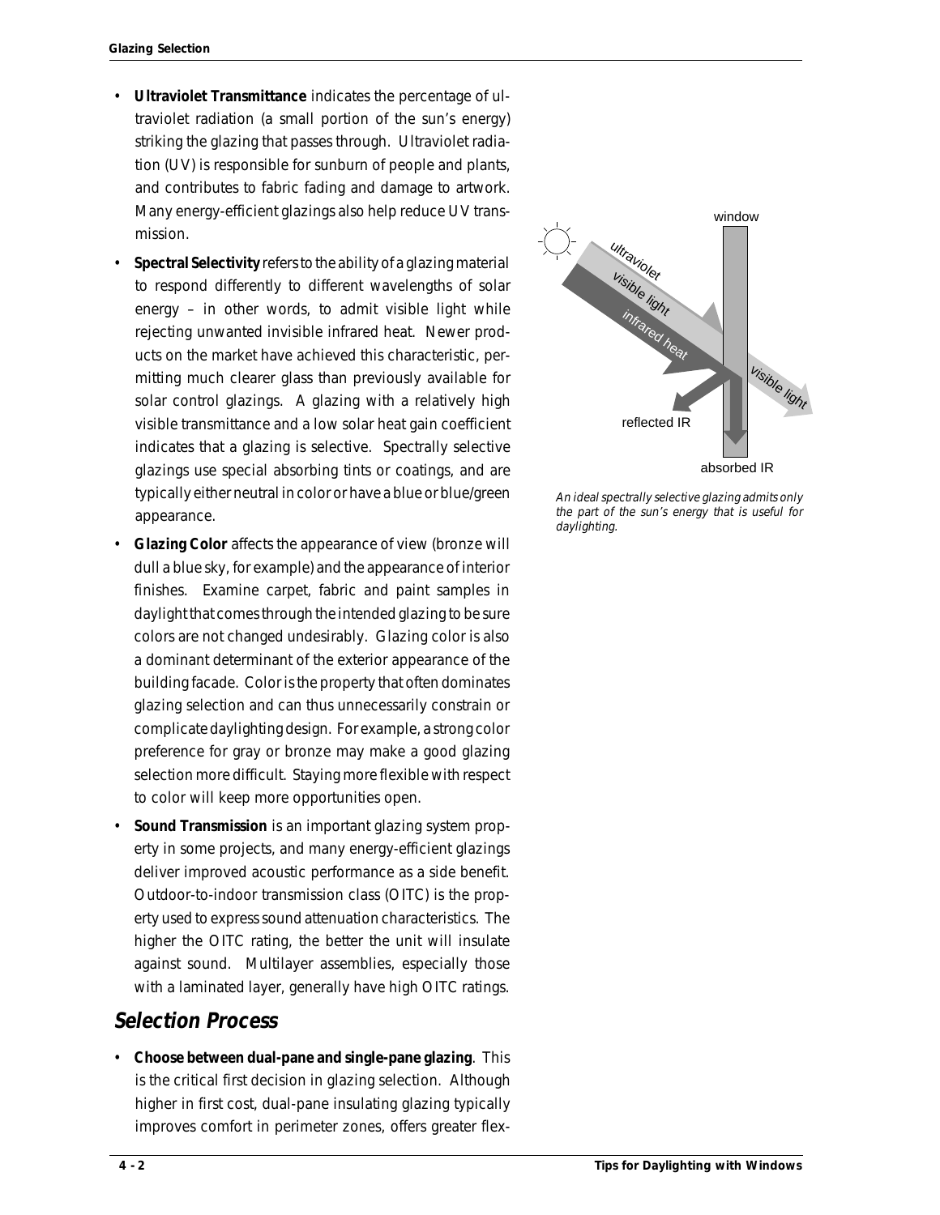- **Ultraviolet Transmittance** indicates the percentage of ultraviolet radiation (a small portion of the sun's energy) striking the glazing that passes through. Ultraviolet radiation (UV) is responsible for sunburn of people and plants, and contributes to fabric fading and damage to artwork. Many energy-efficient glazings also help reduce UV transmission.

- **Spectral Selectivity** refers to the ability of a glazing material to respond differently to different wavelengths of solar energy – in other words, to admit visible light while rejecting unwanted invisible infrared heat. Newer products on the market have achieved this characteristic, permitting much clearer glass than previously available for solar control glazings. A glazing with a relatively high visible transmittance and a low solar heat gain coefficient indicates that a glazing is selective. Spectrally selective glazings use special absorbing tints or coatings, and are typically either neutral in color or have a blue or blue/green appearance.

- **Glazing Color** affects the appearance of view (bronze will dull a blue sky, for example) and the appearance of interior finishes. Examine carpet, fabric and paint samples in daylight that comes through the intended glazing to be sure colors are not changed undesirably. Glazing color is also a dominant determinant of the exterior appearance of the building facade. Color is the property that often dominates glazing selection and can thus unnecessarily constrain or complicate daylighting design. For example, a strong color preference for gray or bronze may make a good glazing selection more difficult. Staying more flexible with respect to color will keep more opportunities open.

- **Sound Transmission** is an important glazing system property in some projects, and many energy-efficient glazings deliver improved acoustic performance as a side benefit. Outdoor-to-indoor transmission class (OITC) is the property used to express sound attenuation characteristics. The higher the OITC rating, the better the unit will insulate against sound. Multilayer assemblies, especially those with a laminated layer, generally have high OITC ratings.

window

ultraviolet

visible light

infrared heat

visible light

reflected IR

absorbed IR

*An ideal spectrally selective glazing admits only the part of the sun's energy that is useful for daylighting.*

## Selection Process

- **Choose between dual-pane and single-pane glazing**. This is the critical first decision in glazing selection. Although higher in first cost, dual-pane insulating glazing typically improves comfort in perimeter zones, offers greater flex-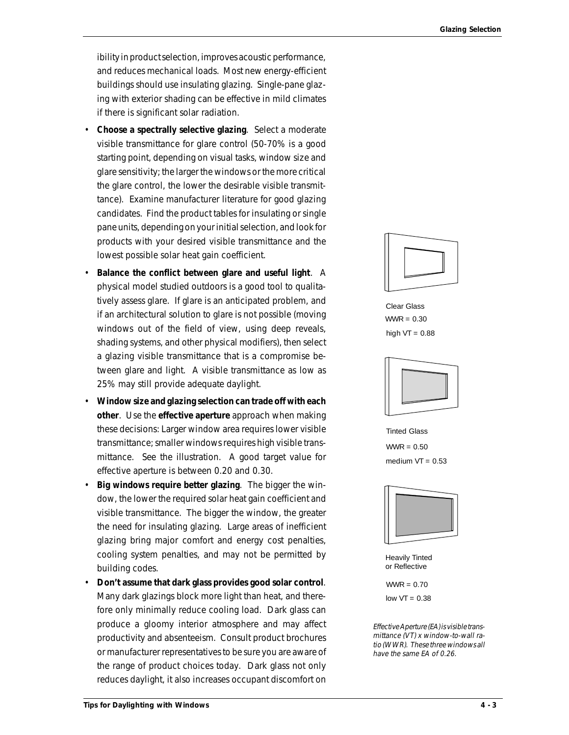ibility in product selection, improves acoustic performance, and reduces mechanical loads. Most new energy-efficient buildings should use insulating glazing. Single-pane glazing with exterior shading can be effective in mild climates if there is significant solar radiation.

- **Choose a spectrally selective glazing**. Select a moderate visible transmittance for glare control (50-70% is a good starting point, depending on visual tasks, window size and glare sensitivity; the larger the windows or the more critical the glare control, the lower the desirable visible transmittance). Examine manufacturer literature for good glazing candidates. Find the product tables for insulating or single pane units, depending on your initial selection, and look for products with your desired visible transmittance and the lowest possible solar heat gain coefficient.
- **Balance the conflict between glare and useful light**. A physical model studied outdoors is a good tool to qualitatively assess glare. If glare is an anticipated problem, and if an architectural solution to glare is not possible (moving windows out of the field of view, using deep reveals, shading systems, and other physical modifiers), then select a glazing visible transmittance that is a compromise between glare and light. A visible transmittance as low as 25% may still provide adequate daylight.
- **Window size and glazing selection can trade off with each other**. Use the **effective aperture** approach when making these decisions: Larger window area requires lower visible transmittance; smaller windows requires high visible transmittance. See the illustration. A good target value for effective aperture is between 0.20 and 0.30.
- **Big windows require better glazing**. The bigger the window, the lower the required solar heat gain coefficient and visible transmittance. The bigger the window, the greater the need for insulating glazing. Large areas of inefficient glazing bring major comfort and energy cost penalties, cooling system penalties, and may not be permitted by building codes.
- **Don't assume that dark glass provides good solar control**. Many dark glazings block more light than heat, and therefore only minimally reduce cooling load. Dark glass can produce a gloomy interior atmosphere and may affect productivity and absenteeism. Consult product brochures or manufacturer representatives to be sure you are aware of the range of product choices today. Dark glass not only reduces daylight, it also increases occupant discomfort on

Clear Glass
WWR = 0.30
high VT = 0.88

Tinted Glass
WWR = 0.50
medium VT = 0.53

Heavily Tinted or Reflective
WWR = 0.70
low VT = 0.38

*Effective Aperture (EA) is visible transmittance (VT) x window-to-wall ratio (WWR). These three windows all have the same EA of 0.26.*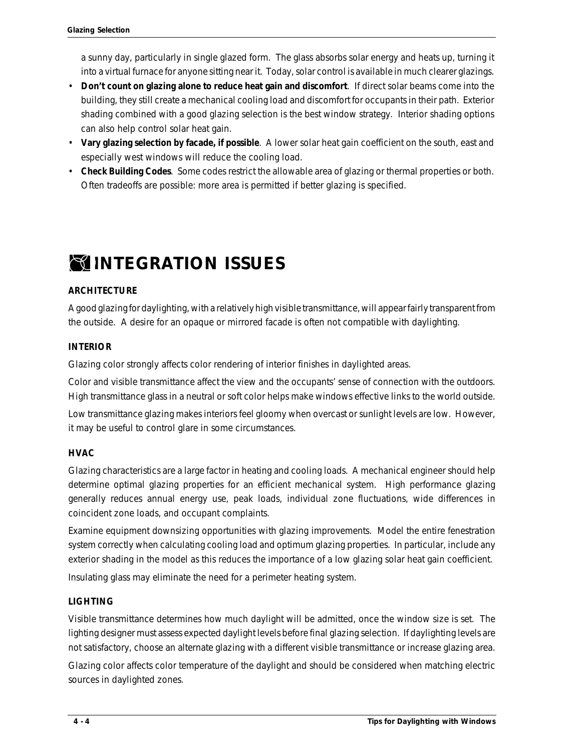a sunny day, particularly in single glazed form. The glass absorbs solar energy and heats up, turning it into a virtual furnace for anyone sitting near it. Today, solar control is available in much clearer glazings.

- **Don't count on glazing alone to reduce heat gain and discomfort**. If direct solar beams come into the building, they still create a mechanical cooling load and discomfort for occupants in their path. Exterior shading combined with a good glazing selection is the best window strategy. Interior shading options can also help control solar heat gain.
- **Vary glazing selection by facade, if possible**. A lower solar heat gain coefficient on the south, east and especially west windows will reduce the cooling load.
- **Check Building Codes**. Some codes restrict the allowable area of glazing or thermal properties or both. Often tradeoffs are possible: more area is permitted if better glazing is specified.

# INTEGRATION ISSUES

### ARCHITECTURE

A good glazing for daylighting, with a relatively high visible transmittance, will appear fairly transparent from the outside. A desire for an opaque or mirrored facade is often not compatible with daylighting.

### INTERIOR

Glazing color strongly affects color rendering of interior finishes in daylighted areas.

Color and visible transmittance affect the view and the occupants' sense of connection with the outdoors. High transmittance glass in a neutral or soft color helps make windows effective links to the world outside.

Low transmittance glazing makes interiors feel gloomy when overcast or sunlight levels are low. However, it may be useful to control glare in some circumstances.

### HVAC

Glazing characteristics are a large factor in heating and cooling loads. A mechanical engineer should help determine optimal glazing properties for an efficient mechanical system. High performance glazing generally reduces annual energy use, peak loads, individual zone fluctuations, wide differences in coincident zone loads, and occupant complaints.

Examine equipment downsizing opportunities with glazing improvements. Model the entire fenestration system correctly when calculating cooling load and optimum glazing properties. In particular, include any exterior shading in the model as this reduces the importance of a low glazing solar heat gain coefficient.

Insulating glass may eliminate the need for a perimeter heating system.

### LIGHTING

Visible transmittance determines how much daylight will be admitted, once the window size is set. The lighting designer must assess expected daylight levels before final glazing selection. If daylighting levels are not satisfactory, choose an alternate glazing with a different visible transmittance or increase glazing area.

Glazing color affects color temperature of the daylight and should be considered when matching electric sources in daylighted zones.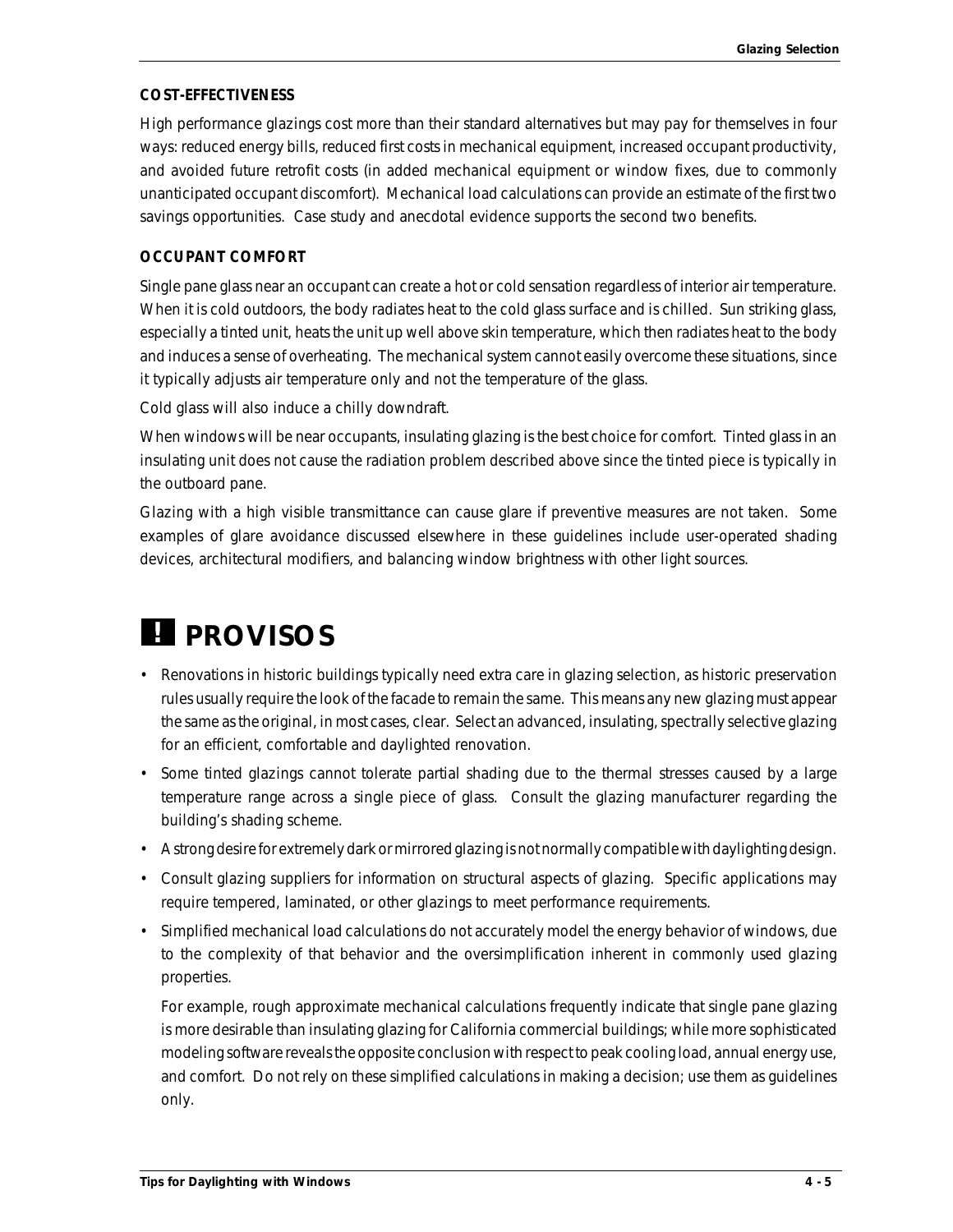### COST-EFFECTIVENESS

High performance glazings cost more than their standard alternatives but may pay for themselves in four ways: reduced energy bills, reduced first costs in mechanical equipment, increased occupant productivity, and avoided future retrofit costs (in added mechanical equipment or window fixes, due to commonly unanticipated occupant discomfort). Mechanical load calculations can provide an estimate of the first two savings opportunities. Case study and anecdotal evidence supports the second two benefits.

### OCCUPANT COMFORT

Single pane glass near an occupant can create a hot or cold sensation regardless of interior air temperature. When it is cold outdoors, the body radiates heat to the cold glass surface and is chilled. Sun striking glass, especially a tinted unit, heats the unit up well above skin temperature, which then radiates heat to the body and induces a sense of overheating. The mechanical system cannot easily overcome these situations, since it typically adjusts air temperature only and not the temperature of the glass.

Cold glass will also induce a chilly downdraft.

When windows will be near occupants, insulating glazing is the best choice for comfort. Tinted glass in an insulating unit does not cause the radiation problem described above since the tinted piece is typically in the outboard pane.

Glazing with a high visible transmittance can cause glare if preventive measures are not taken. Some examples of glare avoidance discussed elsewhere in these guidelines include user-operated shading devices, architectural modifiers, and balancing window brightness with other light sources.

# ! PROVISOS

- Renovations in historic buildings typically need extra care in glazing selection, as historic preservation rules usually require the look of the facade to remain the same. This means any new glazing must appear the same as the original, in most cases, clear. Select an advanced, insulating, spectrally selective glazing for an efficient, comfortable and daylighted renovation.
- Some tinted glazings cannot tolerate partial shading due to the thermal stresses caused by a large temperature range across a single piece of glass. Consult the glazing manufacturer regarding the building's shading scheme.
- A strong desire for extremely dark or mirrored glazing is not normally compatible with daylighting design.
- Consult glazing suppliers for information on structural aspects of glazing. Specific applications may require tempered, laminated, or other glazings to meet performance requirements.
- Simplified mechanical load calculations do not accurately model the energy behavior of windows, due to the complexity of that behavior and the oversimplification inherent in commonly used glazing properties.

  For example, rough approximate mechanical calculations frequently indicate that single pane glazing is more desirable than insulating glazing for California commercial buildings; while more sophisticated modeling software reveals the opposite conclusion with respect to peak cooling load, annual energy use, and comfort. Do not rely on these simplified calculations in making a decision; use them as guidelines only.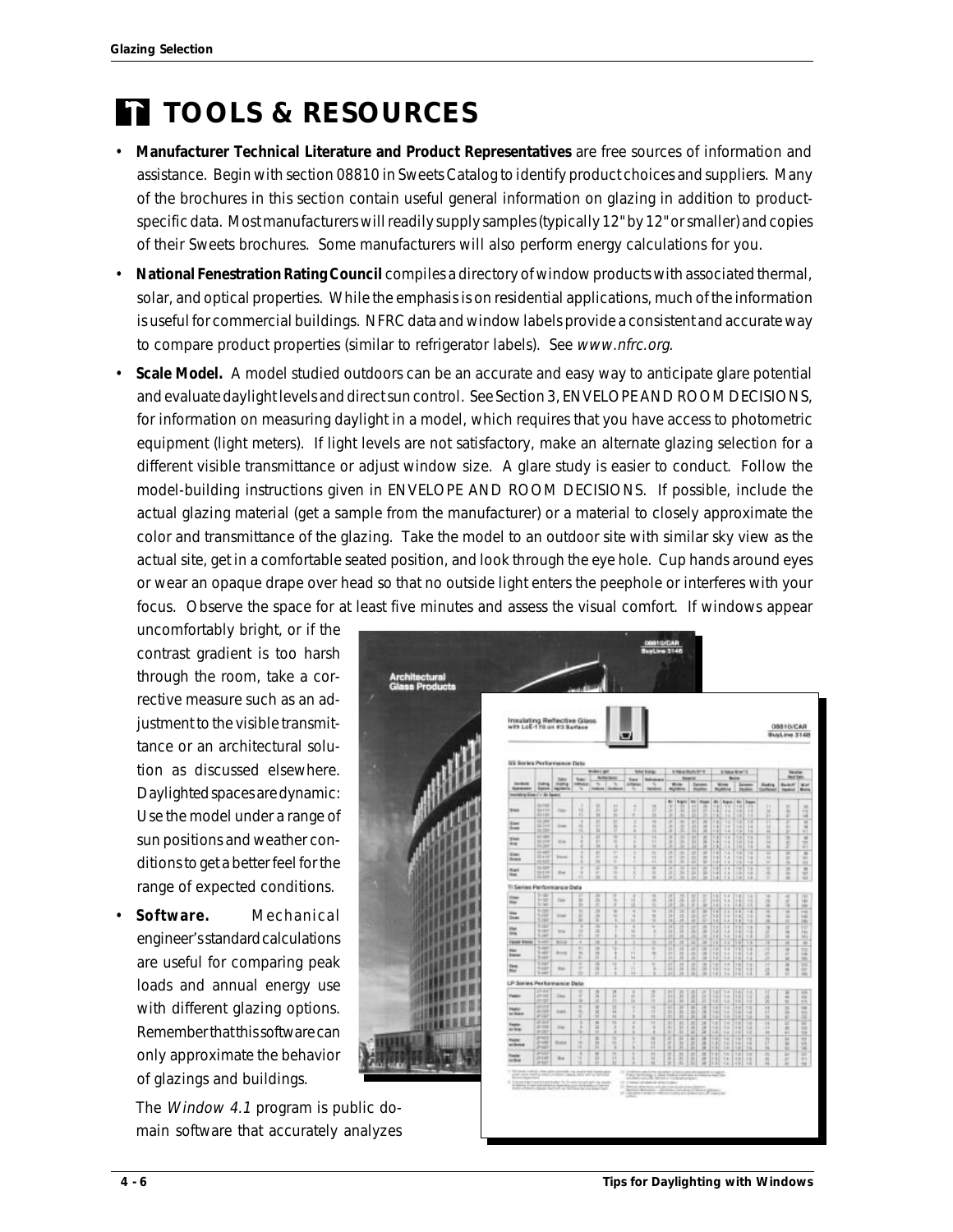# TOOLS & RESOURCES

- **Manufacturer Technical Literature and Product Representatives** are free sources of information and assistance. Begin with section 08810 in Sweets Catalog to identify product choices and suppliers. Many of the brochures in this section contain useful general information on glazing in addition to product-specific data. Most manufacturers will readily supply samples (typically 12" by 12" or smaller) and copies of their Sweets brochures. Some manufacturers will also perform energy calculations for you.

- **National Fenestration Rating Council** compiles a directory of window products with associated thermal, solar, and optical properties. While the emphasis is on residential applications, much of the information is useful for commercial buildings. NFRC data and window labels provide a consistent and accurate way to compare product properties (similar to refrigerator labels). See *www.nfrc.org*.

- **Scale Model.** A model studied outdoors can be an accurate and easy way to anticipate glare potential and evaluate daylight levels and direct sun control. See Section 3, ENVELOPE AND ROOM DECISIONS, for information on measuring daylight in a model, which requires that you have access to photometric equipment (light meters). If light levels are not satisfactory, make an alternate glazing selection for a different visible transmittance or adjust window size. A glare study is easier to conduct. Follow the model-building instructions given in ENVELOPE AND ROOM DECISIONS. If possible, include the actual glazing material (get a sample from the manufacturer) or a material to closely approximate the color and transmittance of the glazing. Take the model to an outdoor site with similar sky view as the actual site, get in a comfortable seated position, and look through the eye hole. Cup hands around eyes or wear an opaque drape over head so that no outside light enters the peephole or interferes with your focus. Observe the space for at least five minutes and assess the visual comfort. If windows appear uncomfortably bright, or if the contrast gradient is too harsh through the room, take a corrective measure such as an adjustment to the visible transmittance or an architectural solution as discussed elsewhere. Daylighted spaces are dynamic: Use the model under a range of sun positions and weather conditions to get a better feel for the range of expected conditions.

- **Software.** Mechanical engineer's standard calculations are useful for comparing peak loads and annual energy use with different glazing options. Remember that this software can only approximate the behavior of glazings and buildings.

The *Window 4.1* program is public domain software that accurately analyzes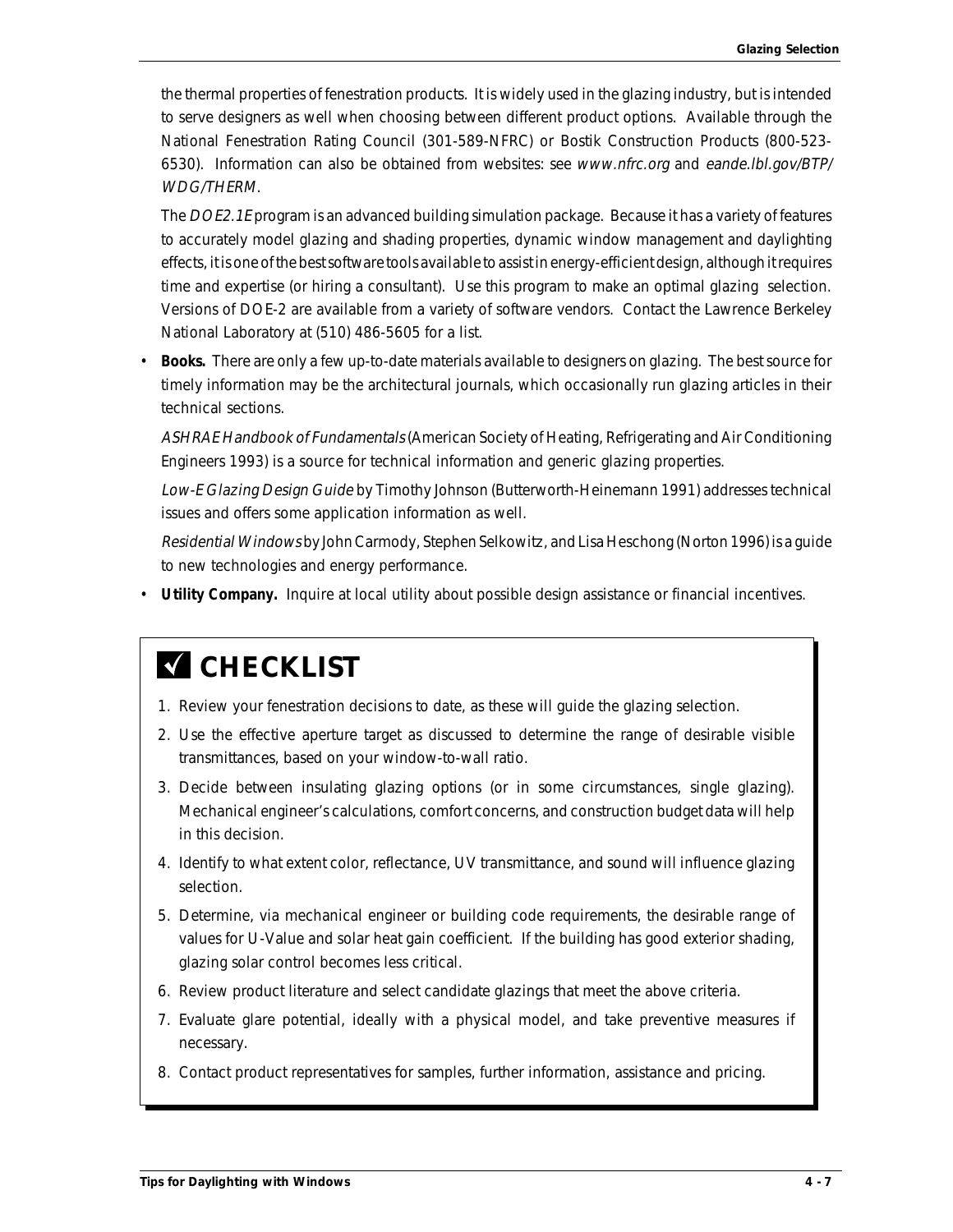the thermal properties of fenestration products. It is widely used in the glazing industry, but is intended to serve designers as well when choosing between different product options. Available through the National Fenestration Rating Council (301-589-NFRC) or Bostik Construction Products (800-523-6530). Information can also be obtained from websites: see *www.nfrc.org* and *eande.lbl.gov/BTP/WDG/THERM*.

The *DOE2.1E* program is an advanced building simulation package. Because it has a variety of features to accurately model glazing and shading properties, dynamic window management and daylighting effects, it is one of the best software tools available to assist in energy-efficient design, although it requires time and expertise (or hiring a consultant). Use this program to make an optimal glazing selection. Versions of DOE-2 are available from a variety of software vendors. Contact the Lawrence Berkeley National Laboratory at (510) 486-5605 for a list.

- **Books.** There are only a few up-to-date materials available to designers on glazing. The best source for timely information may be the architectural journals, which occasionally run glazing articles in their technical sections.

  *ASHRAE Handbook of Fundamentals* (American Society of Heating, Refrigerating and Air Conditioning Engineers 1993) is a source for technical information and generic glazing properties.

  *Low-E Glazing Design Guide* by Timothy Johnson (Butterworth-Heinemann 1991) addresses technical issues and offers some application information as well.

  *Residential Windows* by John Carmody, Stephen Selkowitz, and Lisa Heschong (Norton 1996) is a guide to new technologies and energy performance.

- **Utility Company.** Inquire at local utility about possible design assistance or financial incentives.

## ✓ CHECKLIST

1. Review your fenestration decisions to date, as these will guide the glazing selection.
2. Use the effective aperture target as discussed to determine the range of desirable visible transmittances, based on your window-to-wall ratio.
3. Decide between insulating glazing options (or in some circumstances, single glazing). Mechanical engineer's calculations, comfort concerns, and construction budget data will help in this decision.
4. Identify to what extent color, reflectance, UV transmittance, and sound will influence glazing selection.
5. Determine, via mechanical engineer or building code requirements, the desirable range of values for U-Value and solar heat gain coefficient. If the building has good exterior shading, glazing solar control becomes less critical.
6. Review product literature and select candidate glazings that meet the above criteria.
7. Evaluate glare potential, ideally with a physical model, and take preventive measures if necessary.
8. Contact product representatives for samples, further information, assistance and pricing.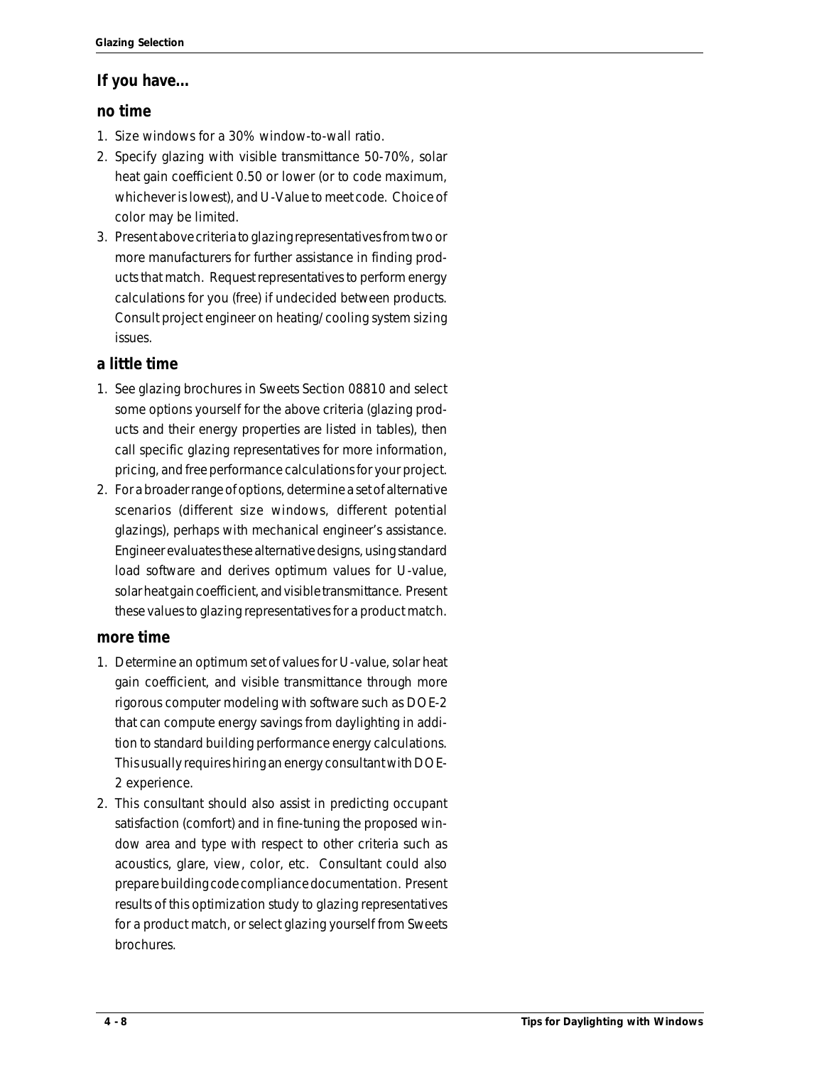## If you have...

### no time

1. Size windows for a 30% window-to-wall ratio.
2. Specify glazing with visible transmittance 50-70%, solar heat gain coefficient 0.50 or lower (or to code maximum, whichever is lowest), and U-Value to meet code. Choice of color may be limited.
3. Present above criteria to glazing representatives from two or more manufacturers for further assistance in finding products that match. Request representatives to perform energy calculations for you (free) if undecided between products. Consult project engineer on heating/cooling system sizing issues.

### a little time

1. See glazing brochures in Sweets Section 08810 and select some options yourself for the above criteria (glazing products and their energy properties are listed in tables), then call specific glazing representatives for more information, pricing, and free performance calculations for your project.
2. For a broader range of options, determine a set of alternative scenarios (different size windows, different potential glazings), perhaps with mechanical engineer's assistance. Engineer evaluates these alternative designs, using standard load software and derives optimum values for U-value, solar heat gain coefficient, and visible transmittance. Present these values to glazing representatives for a product match.

### more time

1. Determine an optimum set of values for U-value, solar heat gain coefficient, and visible transmittance through more rigorous computer modeling with software such as DOE-2 that can compute energy savings from daylighting in addition to standard building performance energy calculations. This usually requires hiring an energy consultant with DOE-2 experience.
2. This consultant should also assist in predicting occupant satisfaction (comfort) and in fine-tuning the proposed window area and type with respect to other criteria such as acoustics, glare, view, color, etc. Consultant could also prepare building code compliance documentation. Present results of this optimization study to glazing representatives for a product match, or select glazing yourself from Sweets brochures.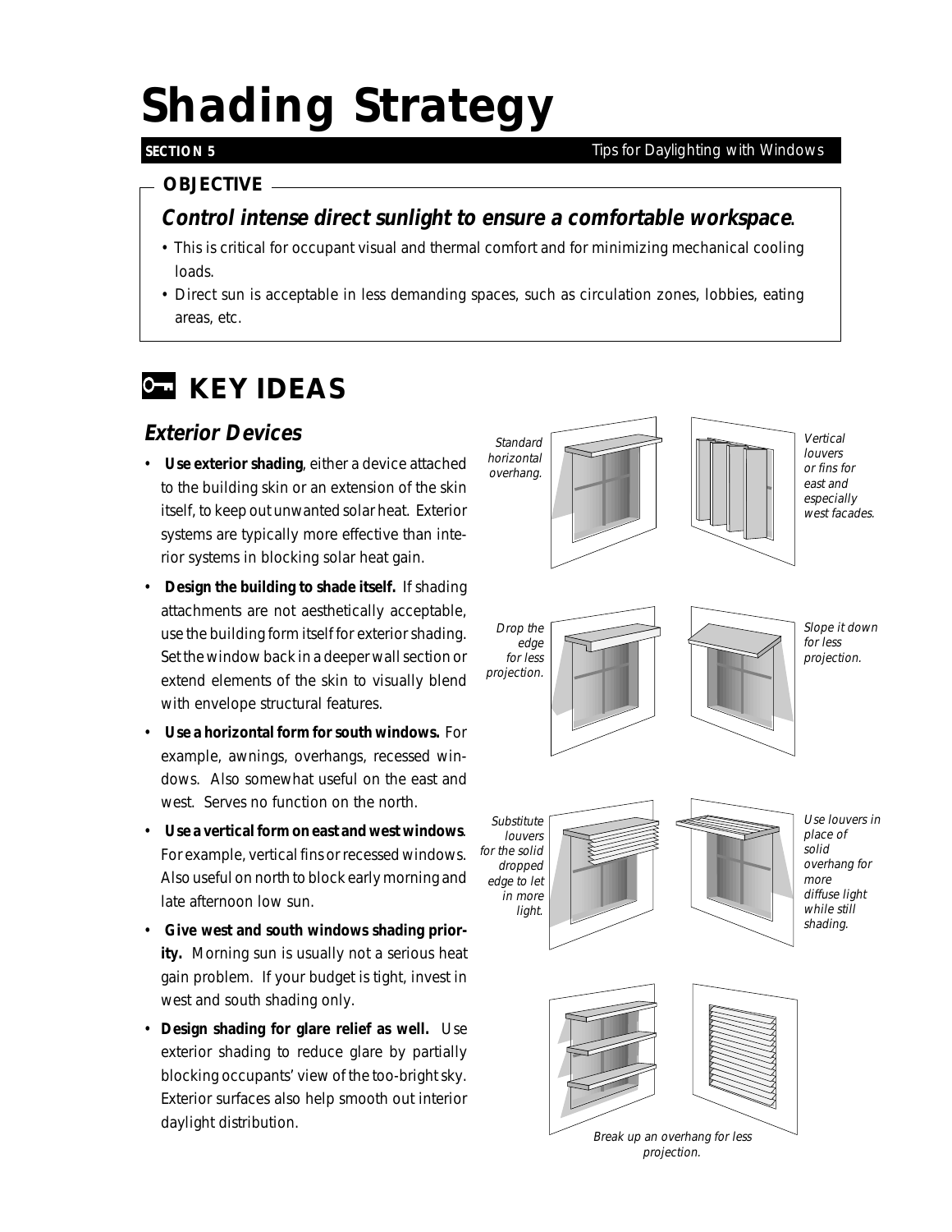# Shading Strategy

**SECTION 5** Tips for Daylighting with Windows

## OBJECTIVE

***Control intense direct sunlight to ensure a comfortable workspace*.**

- This is critical for occupant visual and thermal comfort and for minimizing mechanical cooling loads.
- Direct sun is acceptable in less demanding spaces, such as circulation zones, lobbies, eating areas, etc.

## KEY IDEAS

### Exterior Devices

- **Use exterior shading**, either a device attached to the building skin or an extension of the skin itself, to keep out unwanted solar heat. Exterior systems are typically more effective than interior systems in blocking solar heat gain.
- **Design the building to shade itself.** If shading attachments are not aesthetically acceptable, use the building form itself for exterior shading. Set the window back in a deeper wall section or extend elements of the skin to visually blend with envelope structural features.
- **Use a horizontal form for south windows.** For example, awnings, overhangs, recessed windows. Also somewhat useful on the east and west. Serves no function on the north.
- **Use a vertical form on east and west windows**. For example, vertical fins or recessed windows. Also useful on north to block early morning and late afternoon low sun.
- **Give west and south windows shading priority.** Morning sun is usually not a serious heat gain problem. If your budget is tight, invest in west and south shading only.
- **Design shading for glare relief as well.** Use exterior shading to reduce glare by partially blocking occupants' view of the too-bright sky. Exterior surfaces also help smooth out interior daylight distribution.

*Standard horizontal overhang.*

*Vertical louvers or fins for east and especially west facades.*

*Drop the edge for less projection.*

*Slope it down for less projection.*

*Substitute louvers for the solid dropped edge to let in more light.*

*Use louvers in place of solid overhang for more diffuse light while still shading.*

*Break up an overhang for less projection.*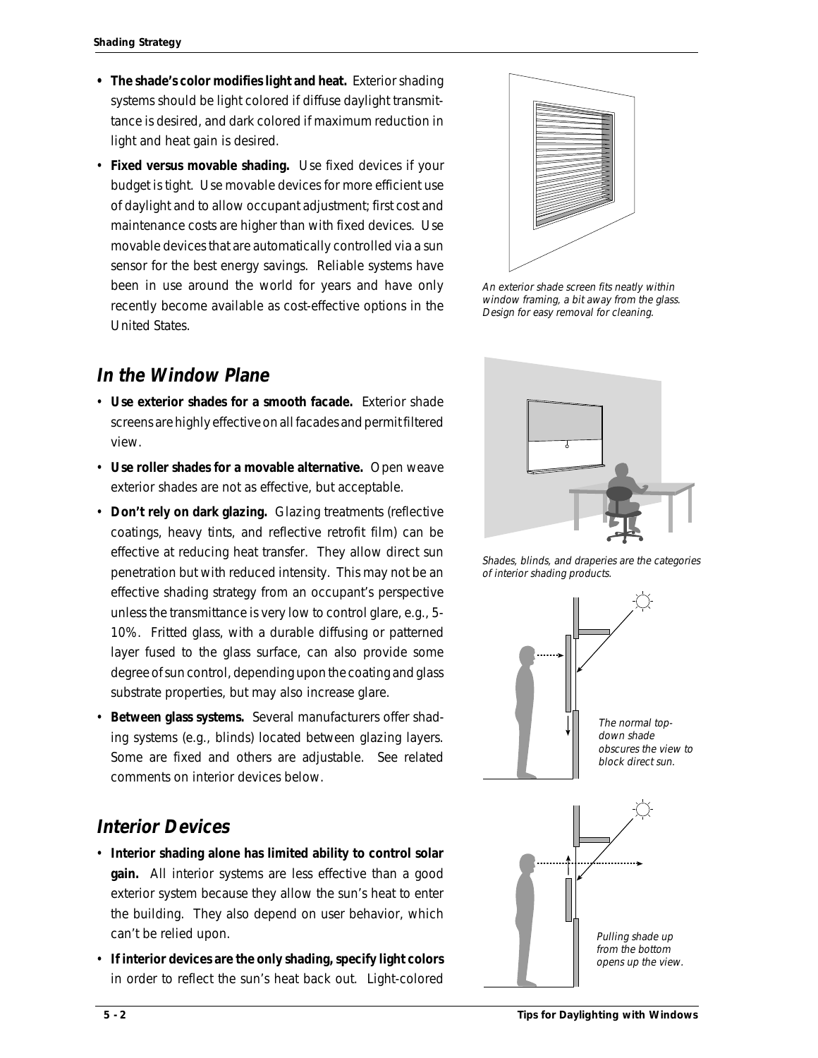- **The shade's color modifies light and heat.** Exterior shading systems should be light colored if diffuse daylight transmittance is desired, and dark colored if maximum reduction in light and heat gain is desired.
- **Fixed versus movable shading.** Use fixed devices if your budget is tight. Use movable devices for more efficient use of daylight and to allow occupant adjustment; first cost and maintenance costs are higher than with fixed devices. Use movable devices that are automatically controlled via a sun sensor for the best energy savings. Reliable systems have been in use around the world for years and have only recently become available as cost-effective options in the United States.

*An exterior shade screen fits neatly within window framing, a bit away from the glass. Design for easy removal for cleaning.*

## In the Window Plane

- **Use exterior shades for a smooth facade.** Exterior shade screens are highly effective on all facades and permit filtered view.
- **Use roller shades for a movable alternative.** Open weave exterior shades are not as effective, but acceptable.
- **Don't rely on dark glazing.** Glazing treatments (reflective coatings, heavy tints, and reflective retrofit film) can be effective at reducing heat transfer. They allow direct sun penetration but with reduced intensity. This may not be an effective shading strategy from an occupant's perspective unless the transmittance is very low to control glare, e.g., 5-10%. Fritted glass, with a durable diffusing or patterned layer fused to the glass surface, can also provide some degree of sun control, depending upon the coating and glass substrate properties, but may also increase glare.
- **Between glass systems.** Several manufacturers offer shading systems (e.g., blinds) located between glazing layers. Some are fixed and others are adjustable. See related comments on interior devices below.

*Shades, blinds, and draperies are the categories of interior shading products.*

## Interior Devices

- **Interior shading alone has limited ability to control solar gain.** All interior systems are less effective than a good exterior system because they allow the sun's heat to enter the building. They also depend on user behavior, which can't be relied upon.
- **If interior devices are the only shading, specify light colors** in order to reflect the sun's heat back out. Light-colored

*The normal top-down shade obscures the view to block direct sun.*

*Pulling shade up from the bottom opens up the view.*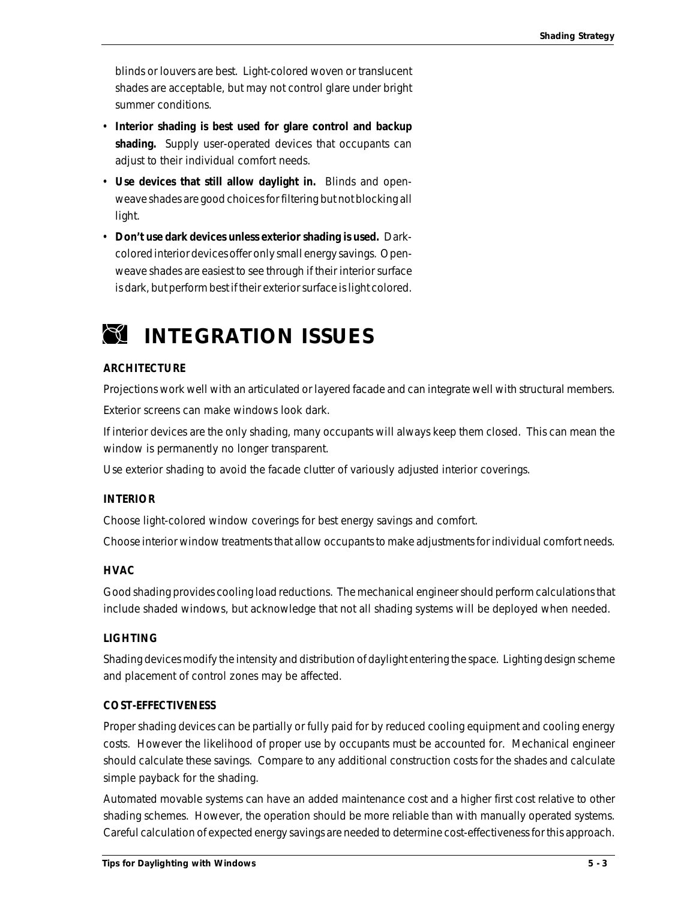blinds or louvers are best. Light-colored woven or translucent shades are acceptable, but may not control glare under bright summer conditions.

- **Interior shading is best used for glare control and backup shading.** Supply user-operated devices that occupants can adjust to their individual comfort needs.
- **Use devices that still allow daylight in.** Blinds and open-weave shades are good choices for filtering but not blocking all light.
- **Don't use dark devices unless exterior shading is used.** Dark-colored interior devices offer only small energy savings. Open-weave shades are easiest to see through if their interior surface is dark, but perform best if their exterior surface is light colored.

# INTEGRATION ISSUES

### ARCHITECTURE

Projections work well with an articulated or layered facade and can integrate well with structural members.

Exterior screens can make windows look dark.

If interior devices are the only shading, many occupants will always keep them closed. This can mean the window is permanently no longer transparent.

Use exterior shading to avoid the facade clutter of variously adjusted interior coverings.

### INTERIOR

Choose light-colored window coverings for best energy savings and comfort.

Choose interior window treatments that allow occupants to make adjustments for individual comfort needs.

### HVAC

Good shading provides cooling load reductions. The mechanical engineer should perform calculations that include shaded windows, but acknowledge that not all shading systems will be deployed when needed.

### LIGHTING

Shading devices modify the intensity and distribution of daylight entering the space. Lighting design scheme and placement of control zones may be affected.

### COST-EFFECTIVENESS

Proper shading devices can be partially or fully paid for by reduced cooling equipment and cooling energy costs. However the likelihood of proper use by occupants must be accounted for. Mechanical engineer should calculate these savings. Compare to any additional construction costs for the shades and calculate simple payback for the shading.

Automated movable systems can have an added maintenance cost and a higher first cost relative to other shading schemes. However, the operation should be more reliable than with manually operated systems. Careful calculation of expected energy savings are needed to determine cost-effectiveness for this approach.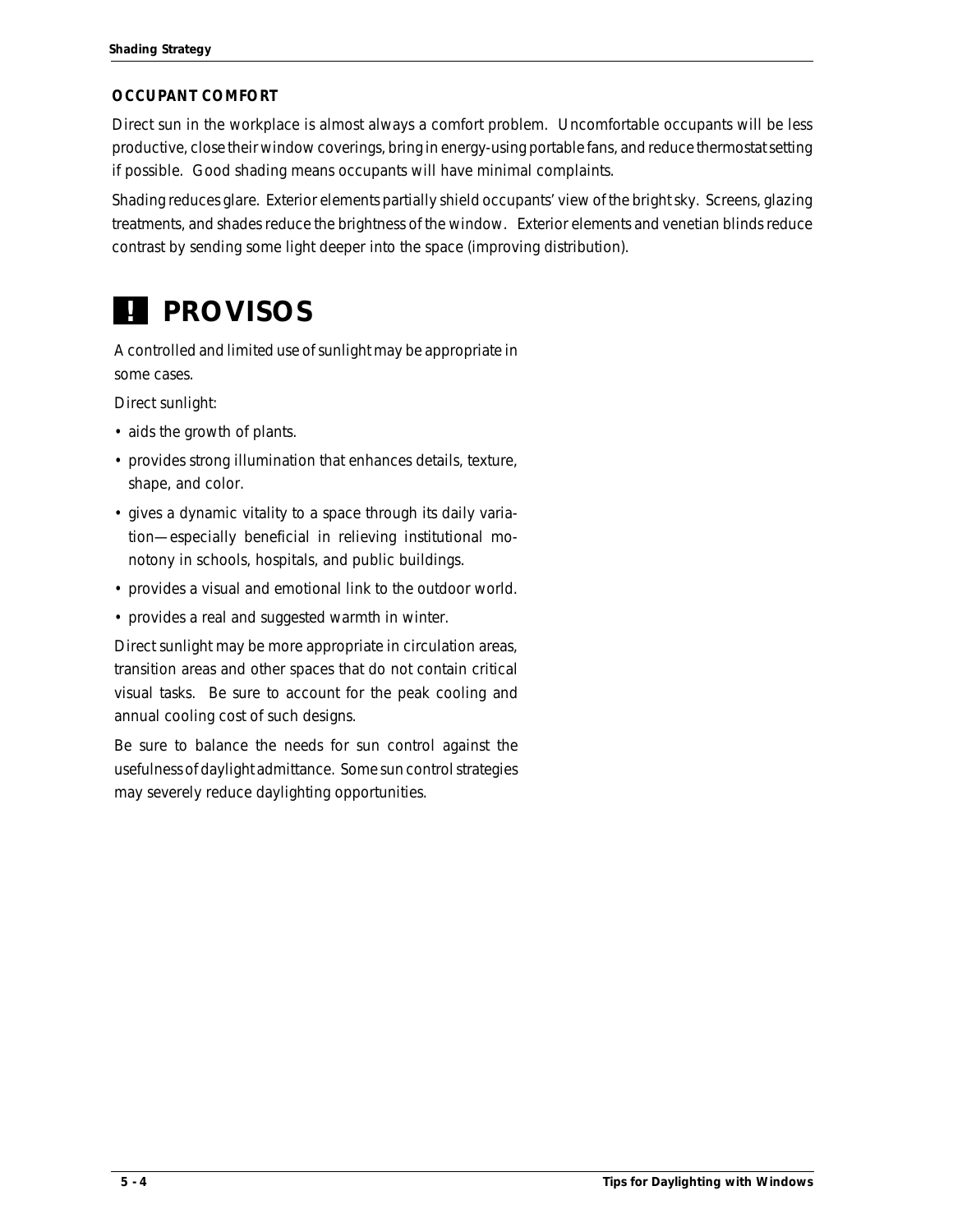### OCCUPANT COMFORT

Direct sun in the workplace is almost always a comfort problem. Uncomfortable occupants will be less productive, close their window coverings, bring in energy-using portable fans, and reduce thermostat setting if possible. Good shading means occupants will have minimal complaints.

Shading reduces glare. Exterior elements partially shield occupants' view of the bright sky. Screens, glazing treatments, and shades reduce the brightness of the window. Exterior elements and venetian blinds reduce contrast by sending some light deeper into the space (improving distribution).

## ! PROVISOS

A controlled and limited use of sunlight may be appropriate in some cases.

Direct sunlight:

- aids the growth of plants.
- provides strong illumination that enhances details, texture, shape, and color.
- gives a dynamic vitality to a space through its daily variation—especially beneficial in relieving institutional monotony in schools, hospitals, and public buildings.
- provides a visual and emotional link to the outdoor world.
- provides a real and suggested warmth in winter.

Direct sunlight may be more appropriate in circulation areas, transition areas and other spaces that do not contain critical visual tasks. Be sure to account for the peak cooling and annual cooling cost of such designs.

Be sure to balance the needs for sun control against the usefulness of daylight admittance. Some sun control strategies may severely reduce daylighting opportunities.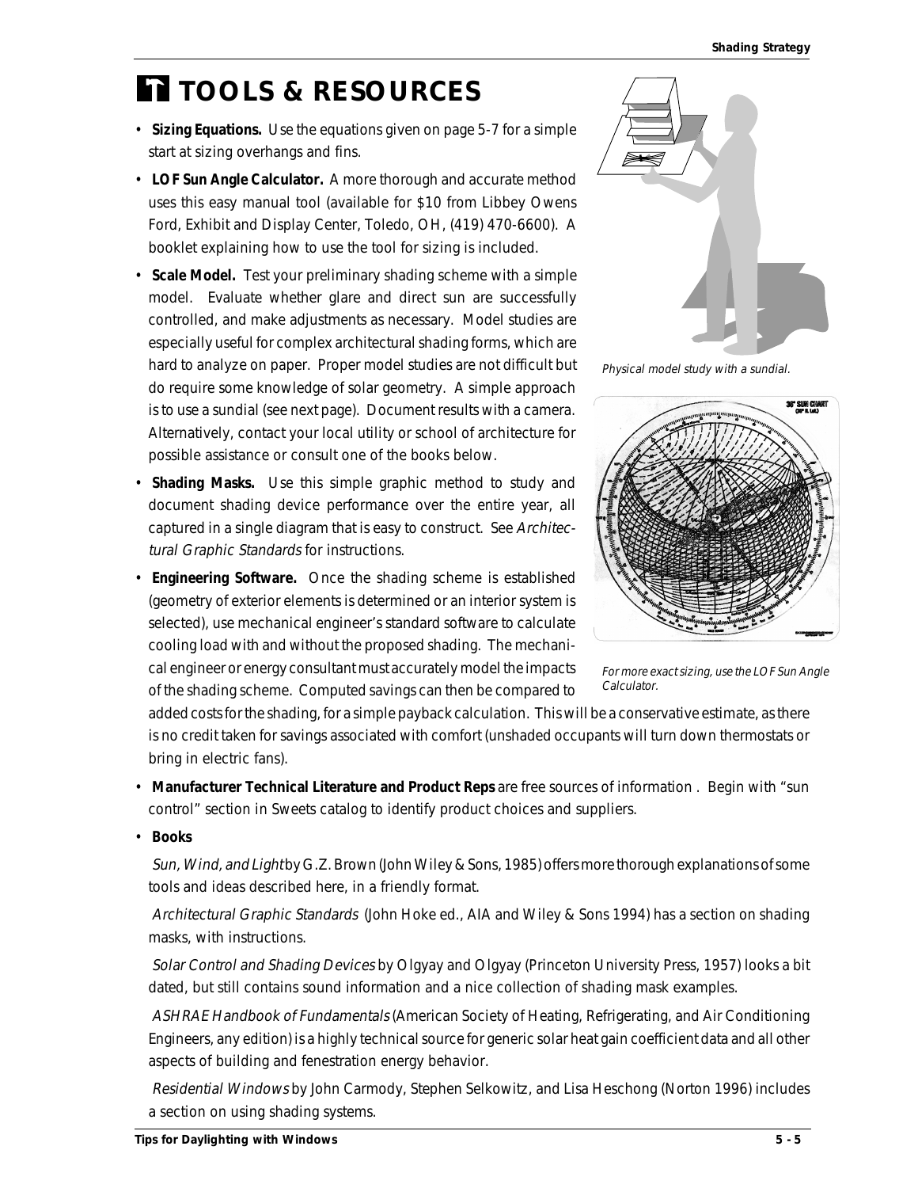# TOOLS & RESOURCES

- **Sizing Equations.** Use the equations given on page 5-7 for a simple start at sizing overhangs and fins.
- **LOF Sun Angle Calculator.** A more thorough and accurate method uses this easy manual tool (available for $10 from Libbey Owens Ford, Exhibit and Display Center, Toledo, OH, (419) 470-6600). A booklet explaining how to use the tool for sizing is included.
- **Scale Model.** Test your preliminary shading scheme with a simple model. Evaluate whether glare and direct sun are successfully controlled, and make adjustments as necessary. Model studies are especially useful for complex architectural shading forms, which are hard to analyze on paper. Proper model studies are not difficult but do require some knowledge of solar geometry. A simple approach is to use a sundial (see next page). Document results with a camera. Alternatively, contact your local utility or school of architecture for possible assistance or consult one of the books below.
- **Shading Masks.** Use this simple graphic method to study and document shading device performance over the entire year, all captured in a single diagram that is easy to construct. See *Architectural Graphic Standards* for instructions.
- **Engineering Software.** Once the shading scheme is established (geometry of exterior elements is determined or an interior system is selected), use mechanical engineer's standard software to calculate cooling load with and without the proposed shading. The mechanical engineer or energy consultant must accurately model the impacts of the shading scheme. Computed savings can then be compared to added costs for the shading, for a simple payback calculation. This will be a conservative estimate, as there is no credit taken for savings associated with comfort (unshaded occupants will turn down thermostats or bring in electric fans).
- **Manufacturer Technical Literature and Product Reps** are free sources of information . Begin with "sun control" section in Sweets catalog to identify product choices and suppliers.
- **Books**

  *Sun, Wind, and Light* by G.Z. Brown (John Wiley & Sons, 1985) offers more thorough explanations of some tools and ideas described here, in a friendly format.

  *Architectural Graphic Standards* (John Hoke ed., AIA and Wiley & Sons 1994) has a section on shading masks, with instructions.

  *Solar Control and Shading Devices* by Olgyay and Olgyay (Princeton University Press, 1957) looks a bit dated, but still contains sound information and a nice collection of shading mask examples.

  *ASHRAE Handbook of Fundamentals* (American Society of Heating, Refrigerating, and Air Conditioning Engineers, any edition) is a highly technical source for generic solar heat gain coefficient data and all other aspects of building and fenestration energy behavior.

  *Residential Windows* by John Carmody, Stephen Selkowitz, and Lisa Heschong (Norton 1996) includes a section on using shading systems.

*Physical model study with a sundial.*

*For more exact sizing, use the LOF Sun Angle Calculator.*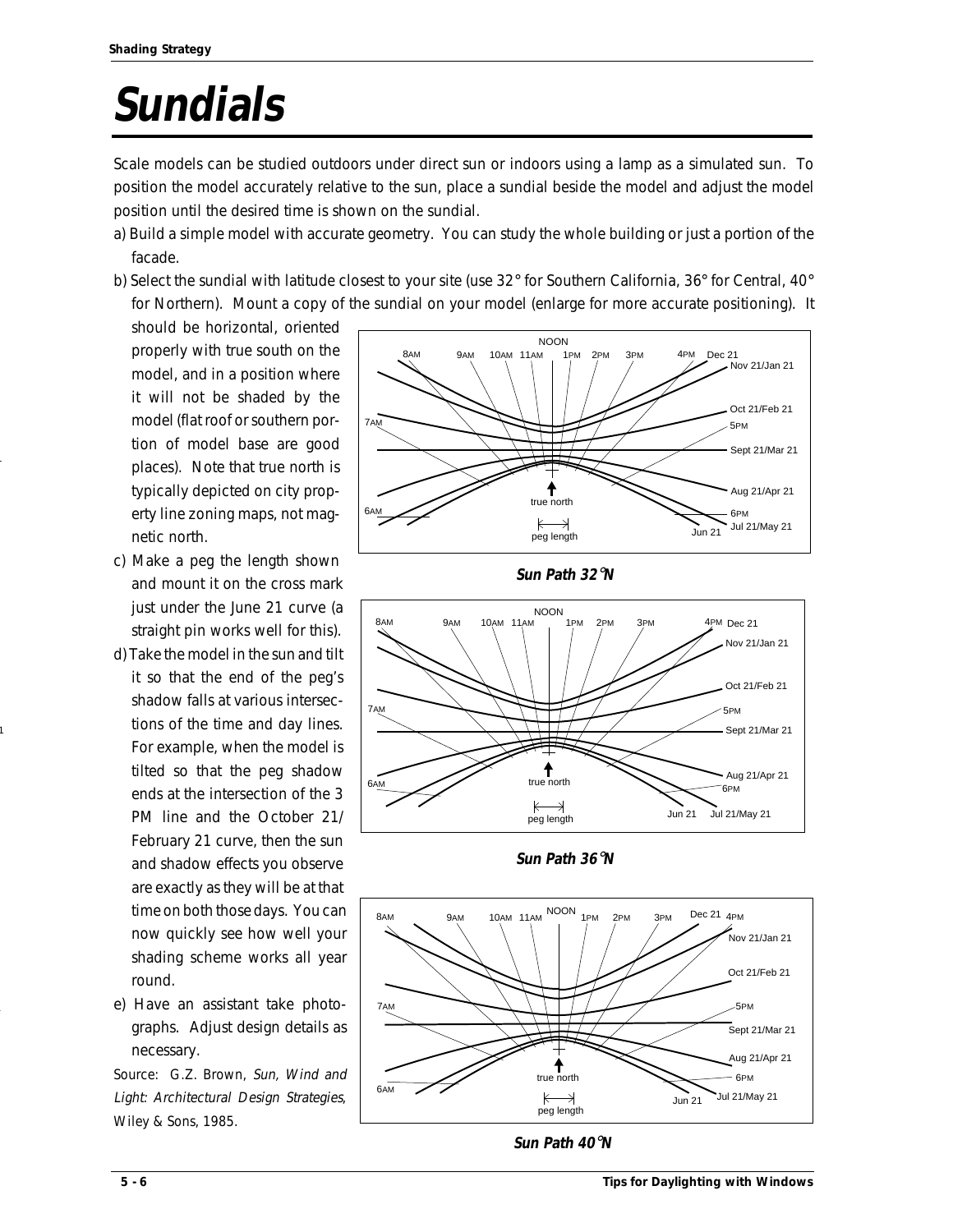# Sundials

Scale models can be studied outdoors under direct sun or indoors using a lamp as a simulated sun. To position the model accurately relative to the sun, place a sundial beside the model and adjust the model position until the desired time is shown on the sundial.

a) Build a simple model with accurate geometry. You can study the whole building or just a portion of the facade.

b) Select the sundial with latitude closest to your site (use 32° for Southern California, 36° for Central, 40° for Northern). Mount a copy of the sundial on your model (enlarge for more accurate positioning). It should be horizontal, oriented properly with true south on the model, and in a position where it will not be shaded by the model (flat roof or southern portion of model base are good places). Note that true north is typically depicted on city property line zoning maps, not magnetic north.

c) Make a peg the length shown and mount it on the cross mark just under the June 21 curve (a straight pin works well for this).

d) Take the model in the sun and tilt it so that the end of the peg's shadow falls at various intersections of the time and day lines. For example, when the model is tilted so that the peg shadow ends at the intersection of the 3 PM line and the October 21/ February 21 curve, then the sun and shadow effects you observe are exactly as they will be at that time on both those days. You can now quickly see how well your shading scheme works all year round.

e) Have an assistant take photographs. Adjust design details as necessary.

Source: G.Z. Brown, *Sun, Wind and Light: Architectural Design Strategies*, Wiley & Sons, 1985.

**Sun Path 32°N**

**Sun Path 36°N**

**Sun Path 40°N**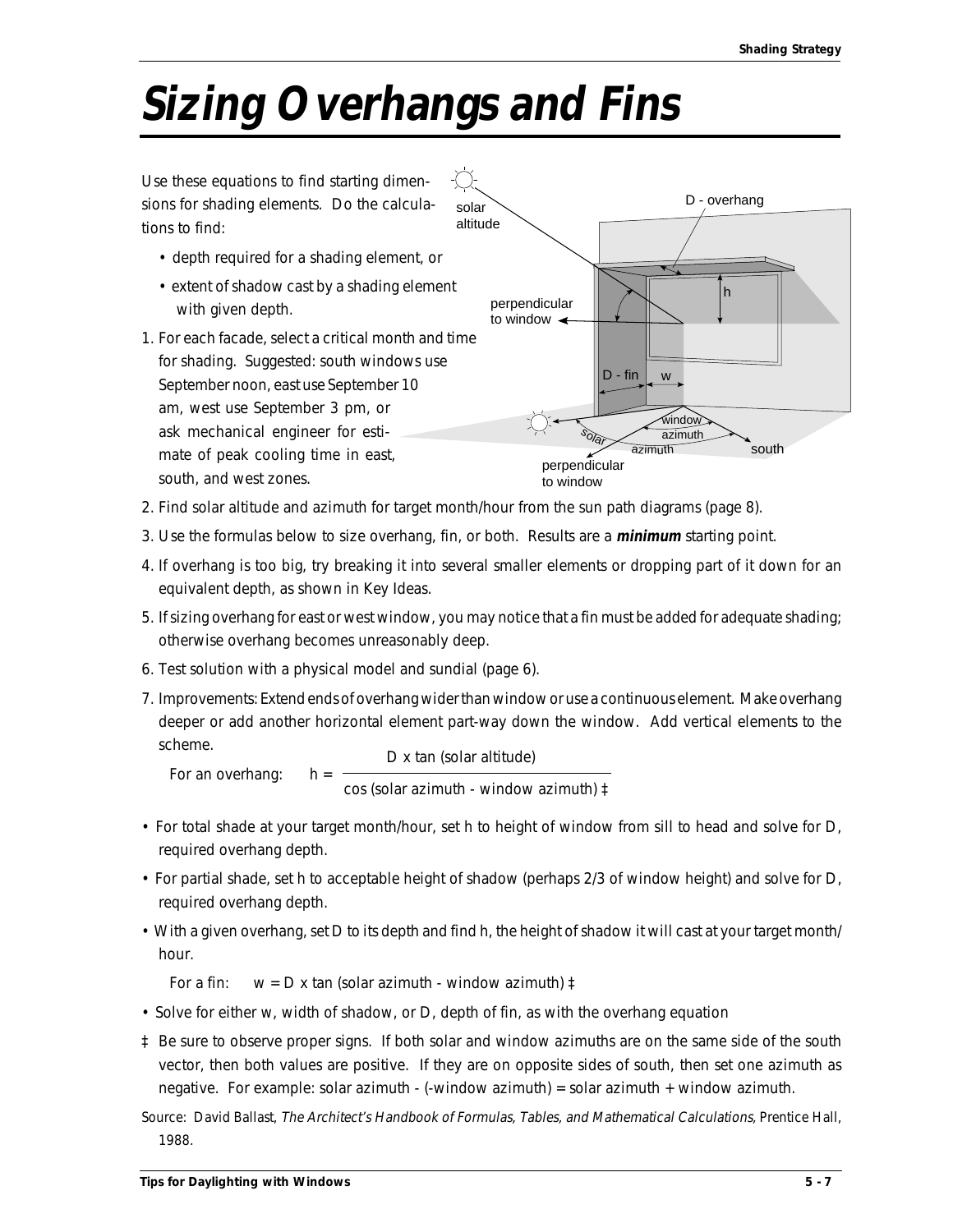# Sizing Overhangs and Fins

Use these equations to find starting dimensions for shading elements. Do the calculations to find:

- depth required for a shading element, or
- extent of shadow cast by a shading element with given depth.

1. For each facade, select a critical month and time for shading. Suggested: south windows use September noon, east use September 10 am, west use September 3 pm, or ask mechanical engineer for estimate of peak cooling time in east, south, and west zones.
2. Find solar altitude and azimuth for target month/hour from the sun path diagrams (page 8).
3. Use the formulas below to size overhang, fin, or both. Results are a ***minimum*** starting point.
4. If overhang is too big, try breaking it into several smaller elements or dropping part of it down for an equivalent depth, as shown in Key Ideas.
5. If sizing overhang for east or west window, you may notice that a fin must be added for adequate shading; otherwise overhang becomes unreasonably deep.
6. Test solution with a physical model and sundial (page 6).
7. Improvements: Extend ends of overhang wider than window or use a continuous element. Make overhang deeper or add another horizontal element part-way down the window. Add vertical elements to the scheme.

For an overhang:

$$h = \frac{D \times \tan(\text{solar altitude})}{\cos(\text{solar azimuth} - \text{window azimuth})\ ‡}$$

- For total shade at your target month/hour, set h to height of window from sill to head and solve for D, required overhang depth.
- For partial shade, set h to acceptable height of shadow (perhaps 2/3 of window height) and solve for D, required overhang depth.
- With a given overhang, set D to its depth and find h, the height of shadow it will cast at your target month/hour.

For a fin: $w = D \times \tan(\text{solar azimuth} - \text{window azimuth})$ ‡

- Solve for either w, width of shadow, or D, depth of fin, as with the overhang equation

‡ Be sure to observe proper signs. If both solar and window azimuths are on the same side of the south vector, then both values are positive. If they are on opposite sides of south, then set one azimuth as negative. For example: solar azimuth - (-window azimuth) = solar azimuth + window azimuth.

Source: David Ballast, *The Architect's Handbook of Formulas, Tables, and Mathematical Calculations,* Prentice Hall, 1988.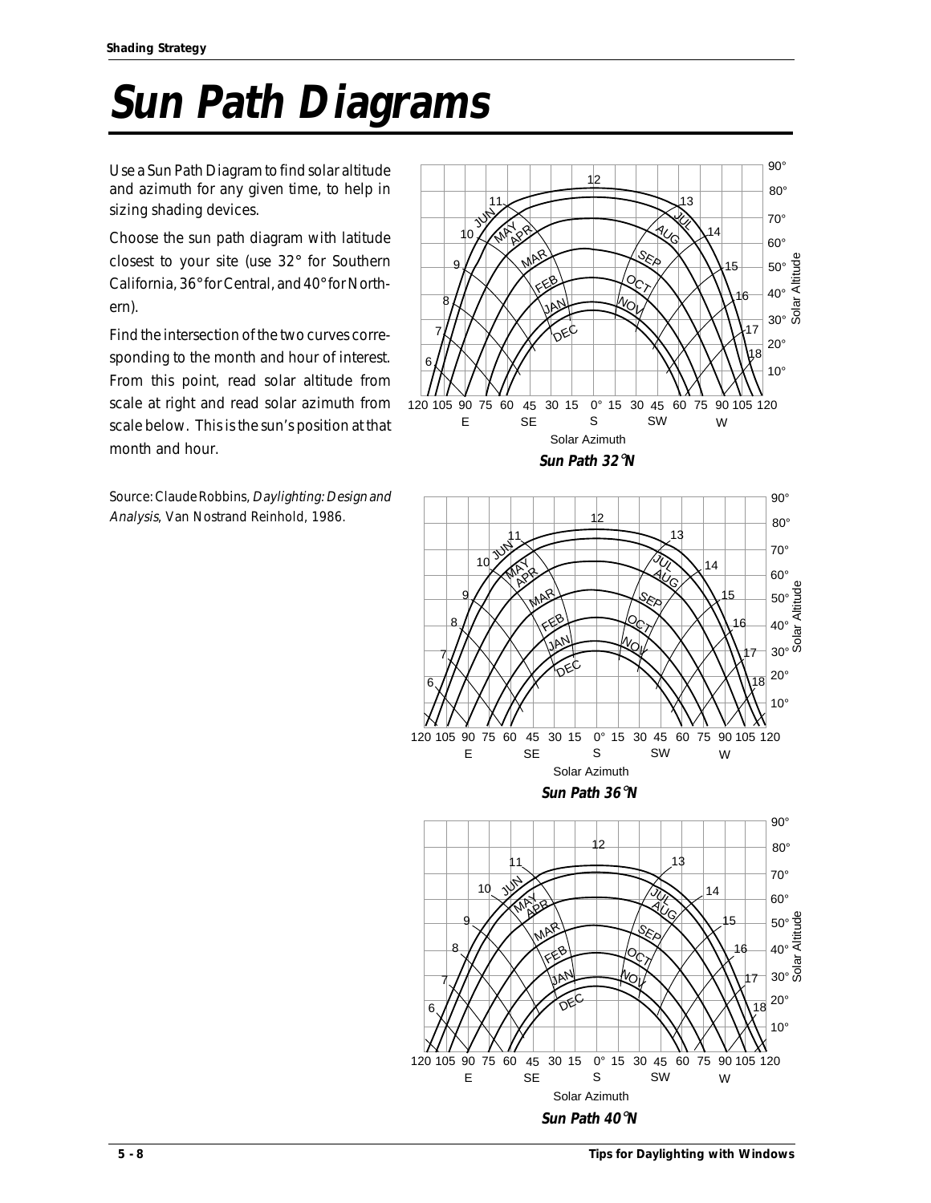# Sun Path Diagrams

Use a Sun Path Diagram to find solar altitude and azimuth for any given time, to help in sizing shading devices.

Choose the sun path diagram with latitude closest to your site (use 32° for Southern California, 36° for Central, and 40° for Northern).

Find the intersection of the two curves corresponding to the month and hour of interest. From this point, read solar altitude from scale at right and read solar azimuth from scale below. This is the sun's position at that month and hour.

Source: Claude Robbins, *Daylighting: Design and Analysis*, Van Nostrand Reinhold, 1986.

**Sun Path 32°N**

**Sun Path 36°N**

**Sun Path 40°N**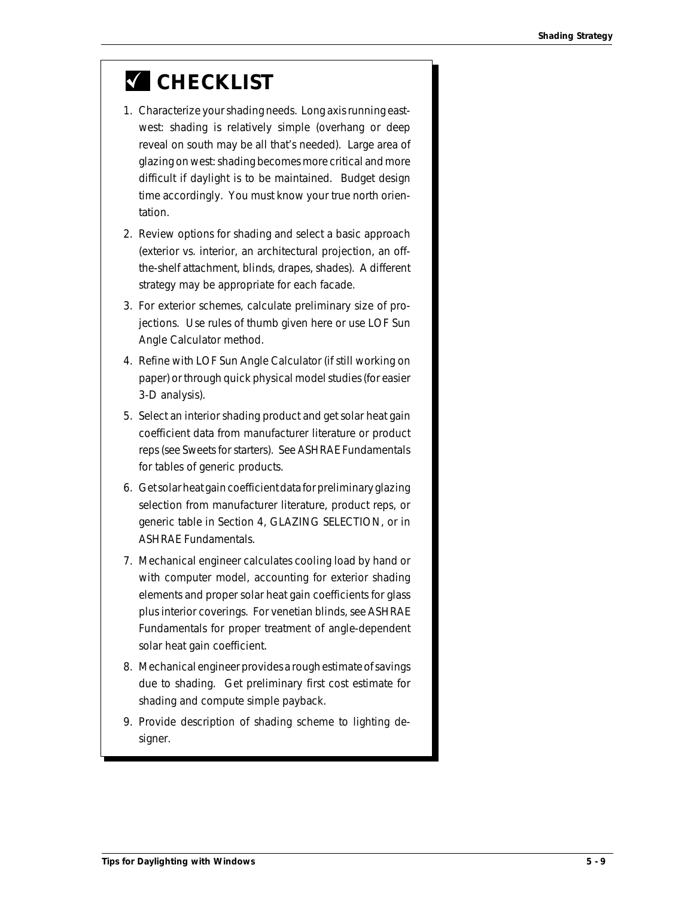# ✓ CHECKLIST

1. Characterize your shading needs. Long axis running east-west: shading is relatively simple (overhang or deep reveal on south may be all that's needed). Large area of glazing on west: shading becomes more critical and more difficult if daylight is to be maintained. Budget design time accordingly. You must know your true north orientation.
2. Review options for shading and select a basic approach (exterior vs. interior, an architectural projection, an off-the-shelf attachment, blinds, drapes, shades). A different strategy may be appropriate for each facade.
3. For exterior schemes, calculate preliminary size of projections. Use rules of thumb given here or use LOF Sun Angle Calculator method.
4. Refine with LOF Sun Angle Calculator (if still working on paper) or through quick physical model studies (for easier 3-D analysis).
5. Select an interior shading product and get solar heat gain coefficient data from manufacturer literature or product reps (see Sweets for starters). See ASHRAE Fundamentals for tables of generic products.
6. Get solar heat gain coefficient data for preliminary glazing selection from manufacturer literature, product reps, or generic table in Section 4, GLAZING SELECTION, or in ASHRAE Fundamentals.
7. Mechanical engineer calculates cooling load by hand or with computer model, accounting for exterior shading elements and proper solar heat gain coefficients for glass plus interior coverings. For venetian blinds, see ASHRAE Fundamentals for proper treatment of angle-dependent solar heat gain coefficient.
8. Mechanical engineer provides a rough estimate of savings due to shading. Get preliminary first cost estimate for shading and compute simple payback.
9. Provide description of shading scheme to lighting designer.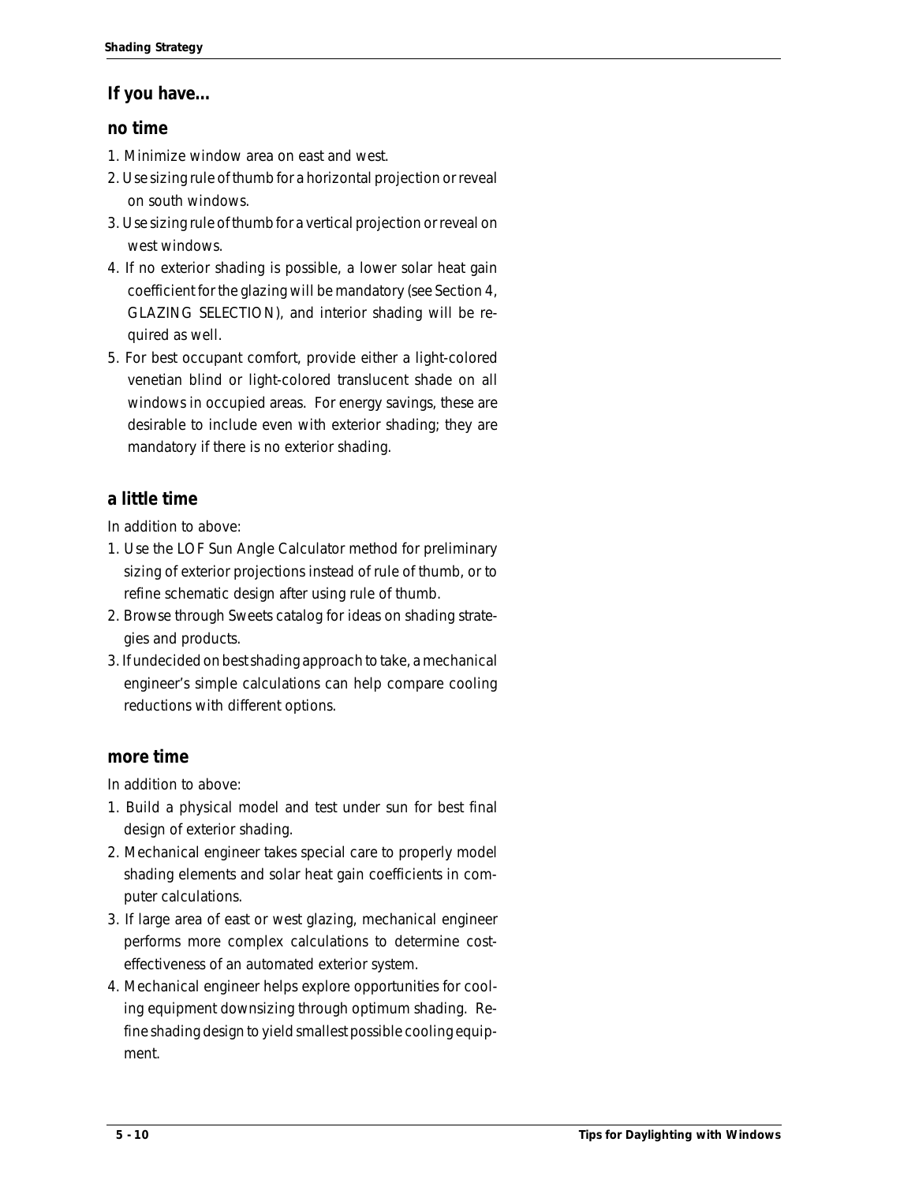## If you have...

### no time

1. Minimize window area on east and west.
2. Use sizing rule of thumb for a horizontal projection or reveal on south windows.
3. Use sizing rule of thumb for a vertical projection or reveal on west windows.
4. If no exterior shading is possible, a lower solar heat gain coefficient for the glazing will be mandatory (see Section 4, GLAZING SELECTION), and interior shading will be required as well.
5. For best occupant comfort, provide either a light-colored venetian blind or light-colored translucent shade on all windows in occupied areas. For energy savings, these are desirable to include even with exterior shading; they are mandatory if there is no exterior shading.

### a little time

In addition to above:

1. Use the LOF Sun Angle Calculator method for preliminary sizing of exterior projections instead of rule of thumb, or to refine schematic design after using rule of thumb.
2. Browse through Sweets catalog for ideas on shading strategies and products.
3. If undecided on best shading approach to take, a mechanical engineer's simple calculations can help compare cooling reductions with different options.

### more time

In addition to above:

1. Build a physical model and test under sun for best final design of exterior shading.
2. Mechanical engineer takes special care to properly model shading elements and solar heat gain coefficients in computer calculations.
3. If large area of east or west glazing, mechanical engineer performs more complex calculations to determine cost-effectiveness of an automated exterior system.
4. Mechanical engineer helps explore opportunities for cooling equipment downsizing through optimum shading. Refine shading design to yield smallest possible cooling equipment.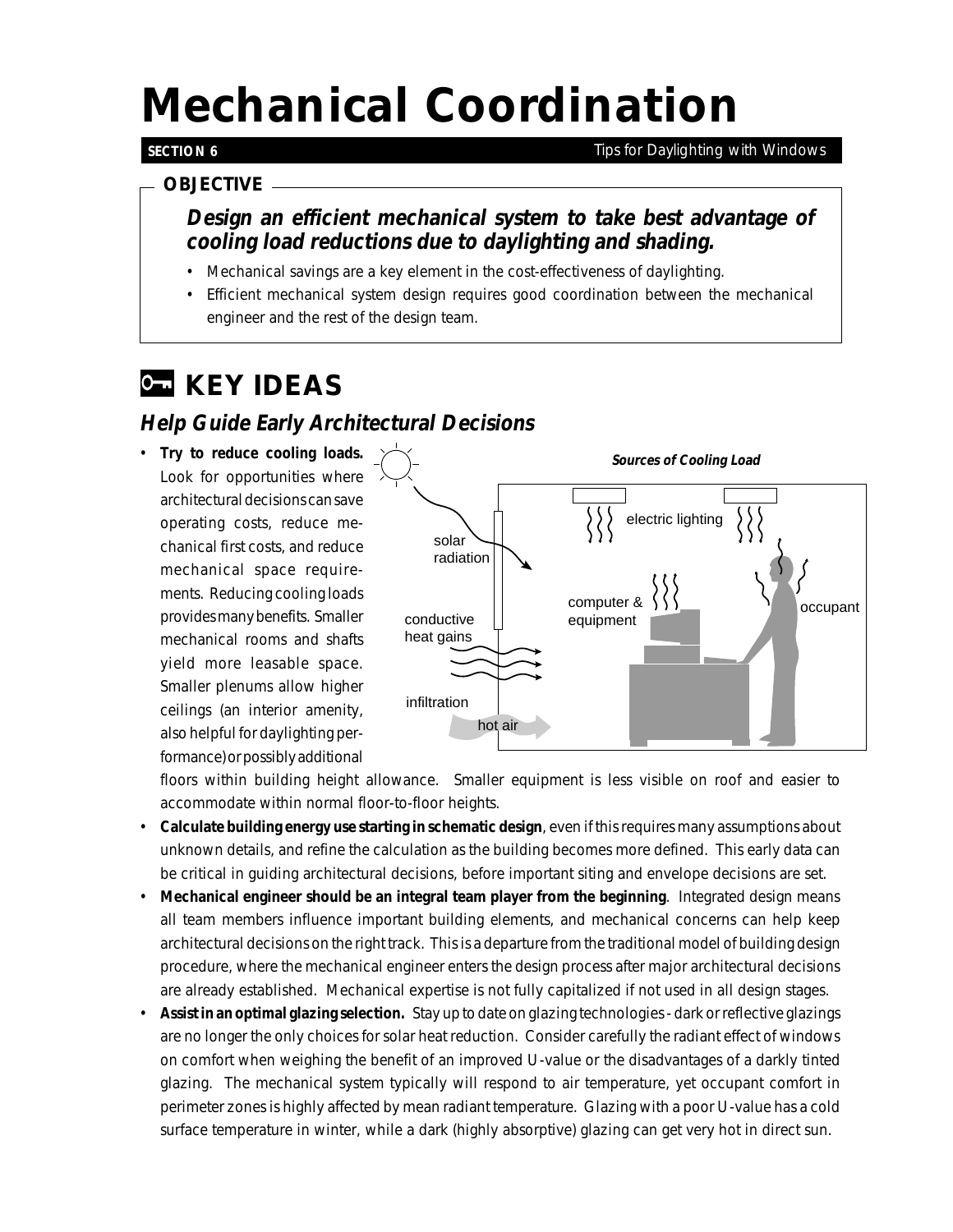# Mechanical Coordination

**SECTION 6**

## OBJECTIVE

***Design an efficient mechanical system to take best advantage of cooling load reductions due to daylighting and shading.***

- Mechanical savings are a key element in the cost-effectiveness of daylighting.
- Efficient mechanical system design requires good coordination between the mechanical engineer and the rest of the design team.

## KEY IDEAS

### *Help Guide Early Architectural Decisions*

- **Try to reduce cooling loads.** Look for opportunities where architectural decisions can save operating costs, reduce mechanical first costs, and reduce mechanical space requirements. Reducing cooling loads provides many benefits. Smaller mechanical rooms and shafts yield more leasable space. Smaller plenums allow higher ceilings (an interior amenity, also helpful for daylighting performance) or possibly additional floors within building height allowance. Smaller equipment is less visible on roof and easier to accommodate within normal floor-to-floor heights.

***Sources of Cooling Load***

solar radiation · electric lighting · computer & equipment · occupant · conductive heat gains · infiltration · hot air

- **Calculate building energy use starting in schematic design**, even if this requires many assumptions about unknown details, and refine the calculation as the building becomes more defined. This early data can be critical in guiding architectural decisions, before important siting and envelope decisions are set.
- **Mechanical engineer should be an integral team player from the beginning**. Integrated design means all team members influence important building elements, and mechanical concerns can help keep architectural decisions on the right track. This is a departure from the traditional model of building design procedure, where the mechanical engineer enters the design process after major architectural decisions are already established. Mechanical expertise is not fully capitalized if not used in all design stages.
- **Assist in an optimal glazing selection.** Stay up to date on glazing technologies - dark or reflective glazings are no longer the only choices for solar heat reduction. Consider carefully the radiant effect of windows on comfort when weighing the benefit of an improved U-value or the disadvantages of a darkly tinted glazing. The mechanical system typically will respond to air temperature, yet occupant comfort in perimeter zones is highly affected by mean radiant temperature. Glazing with a poor U-value has a cold surface temperature in winter, while a dark (highly absorptive) glazing can get very hot in direct sun.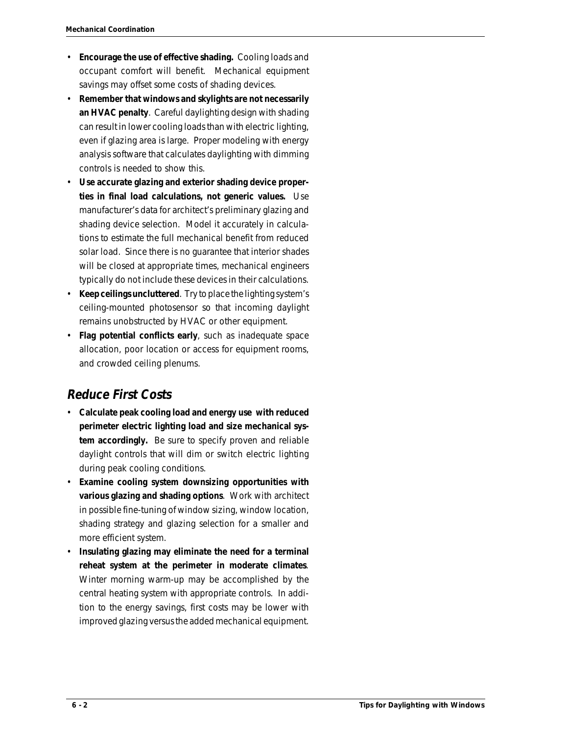- **Encourage the use of effective shading.** Cooling loads and occupant comfort will benefit. Mechanical equipment savings may offset some costs of shading devices.
- **Remember that windows and skylights are not necessarily an HVAC penalty**. Careful daylighting design with shading can result in lower cooling loads than with electric lighting, even if glazing area is large. Proper modeling with energy analysis software that calculates daylighting with dimming controls is needed to show this.
- **Use accurate glazing and exterior shading device properties in final load calculations, not generic values.** Use manufacturer's data for architect's preliminary glazing and shading device selection. Model it accurately in calculations to estimate the full mechanical benefit from reduced solar load. Since there is no guarantee that interior shades will be closed at appropriate times, mechanical engineers typically do not include these devices in their calculations.
- **Keep ceilings uncluttered**. Try to place the lighting system's ceiling-mounted photosensor so that incoming daylight remains unobstructed by HVAC or other equipment.
- **Flag potential conflicts early**, such as inadequate space allocation, poor location or access for equipment rooms, and crowded ceiling plenums.

## Reduce First Costs

- **Calculate peak cooling load and energy use with reduced perimeter electric lighting load and size mechanical system accordingly.** Be sure to specify proven and reliable daylight controls that will dim or switch electric lighting during peak cooling conditions.
- **Examine cooling system downsizing opportunities with various glazing and shading options**. Work with architect in possible fine-tuning of window sizing, window location, shading strategy and glazing selection for a smaller and more efficient system.
- **Insulating glazing may eliminate the need for a terminal reheat system at the perimeter in moderate climates**. Winter morning warm-up may be accomplished by the central heating system with appropriate controls. In addition to the energy savings, first costs may be lower with improved glazing versus the added mechanical equipment.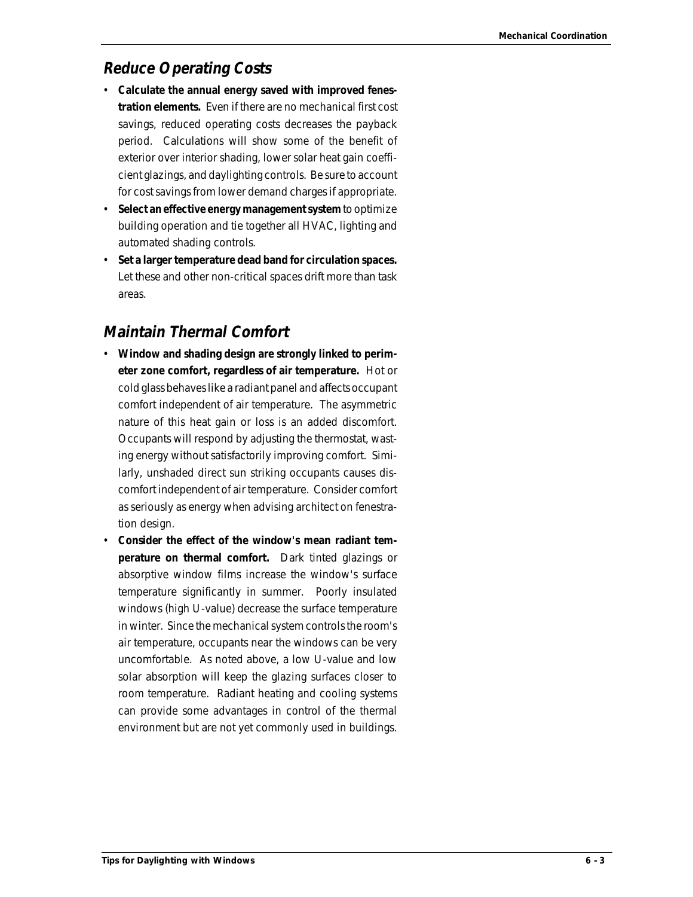## *Reduce Operating Costs*

- **Calculate the annual energy saved with improved fenestration elements.** Even if there are no mechanical first cost savings, reduced operating costs decreases the payback period. Calculations will show some of the benefit of exterior over interior shading, lower solar heat gain coefficient glazings, and daylighting controls. Be sure to account for cost savings from lower demand charges if appropriate.
- **Select an effective energy management system** to optimize building operation and tie together all HVAC, lighting and automated shading controls.
- **Set a larger temperature dead band for circulation spaces.** Let these and other non-critical spaces drift more than task areas.

## *Maintain Thermal Comfort*

- **Window and shading design are strongly linked to perimeter zone comfort, regardless of air temperature.** Hot or cold glass behaves like a radiant panel and affects occupant comfort independent of air temperature. The asymmetric nature of this heat gain or loss is an added discomfort. Occupants will respond by adjusting the thermostat, wasting energy without satisfactorily improving comfort. Similarly, unshaded direct sun striking occupants causes discomfort independent of air temperature. Consider comfort as seriously as energy when advising architect on fenestration design.
- **Consider the effect of the window's mean radiant temperature on thermal comfort.** Dark tinted glazings or absorptive window films increase the window's surface temperature significantly in summer. Poorly insulated windows (high U-value) decrease the surface temperature in winter. Since the mechanical system controls the room's air temperature, occupants near the windows can be very uncomfortable. As noted above, a low U-value and low solar absorption will keep the glazing surfaces closer to room temperature. Radiant heating and cooling systems can provide some advantages in control of the thermal environment but are not yet commonly used in buildings.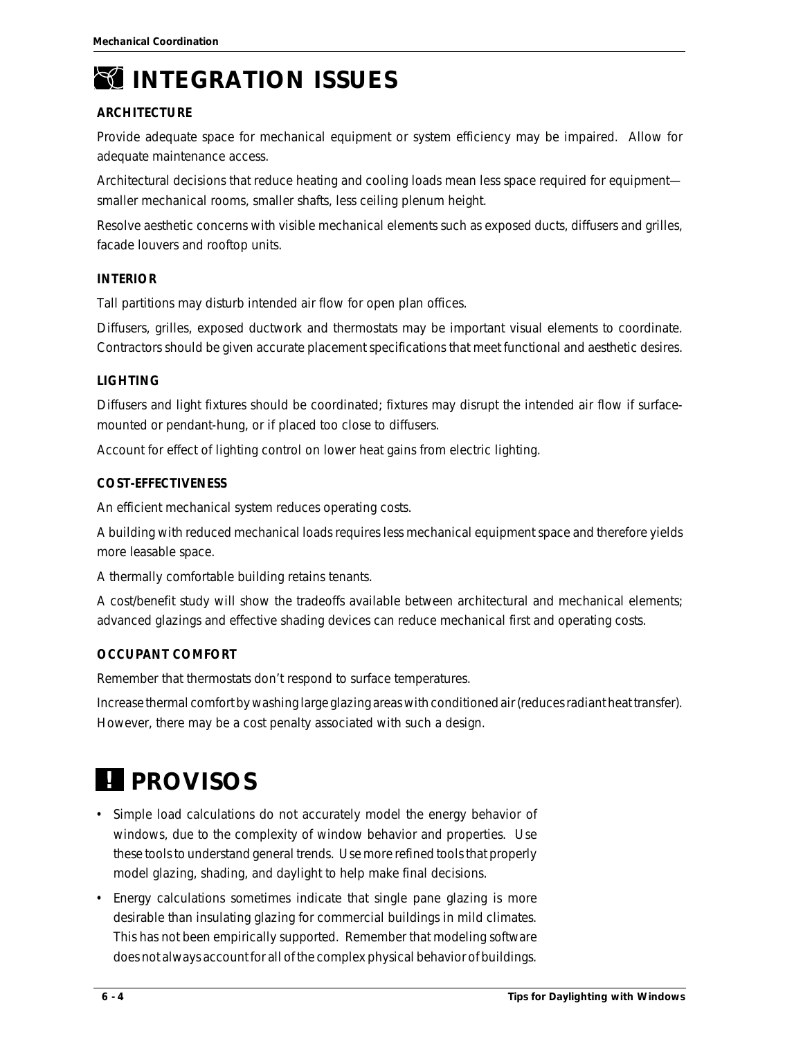# INTEGRATION ISSUES

### ARCHITECTURE

Provide adequate space for mechanical equipment or system efficiency may be impaired. Allow for adequate maintenance access.

Architectural decisions that reduce heating and cooling loads mean less space required for equipment—smaller mechanical rooms, smaller shafts, less ceiling plenum height.

Resolve aesthetic concerns with visible mechanical elements such as exposed ducts, diffusers and grilles, facade louvers and rooftop units.

### INTERIOR

Tall partitions may disturb intended air flow for open plan offices.

Diffusers, grilles, exposed ductwork and thermostats may be important visual elements to coordinate. Contractors should be given accurate placement specifications that meet functional and aesthetic desires.

### LIGHTING

Diffusers and light fixtures should be coordinated; fixtures may disrupt the intended air flow if surface-mounted or pendant-hung, or if placed too close to diffusers.

Account for effect of lighting control on lower heat gains from electric lighting.

### COST-EFFECTIVENESS

An efficient mechanical system reduces operating costs.

A building with reduced mechanical loads requires less mechanical equipment space and therefore yields more leasable space.

A thermally comfortable building retains tenants.

A cost/benefit study will show the tradeoffs available between architectural and mechanical elements; advanced glazings and effective shading devices can reduce mechanical first and operating costs.

### OCCUPANT COMFORT

Remember that thermostats don't respond to surface temperatures.

Increase thermal comfort by washing large glazing areas with conditioned air (reduces radiant heat transfer). However, there may be a cost penalty associated with such a design.

# PROVISOS

- Simple load calculations do not accurately model the energy behavior of windows, due to the complexity of window behavior and properties. Use these tools to understand general trends. Use more refined tools that properly model glazing, shading, and daylight to help make final decisions.
- Energy calculations sometimes indicate that single pane glazing is more desirable than insulating glazing for commercial buildings in mild climates. This has not been empirically supported. Remember that modeling software does not always account for all of the complex physical behavior of buildings.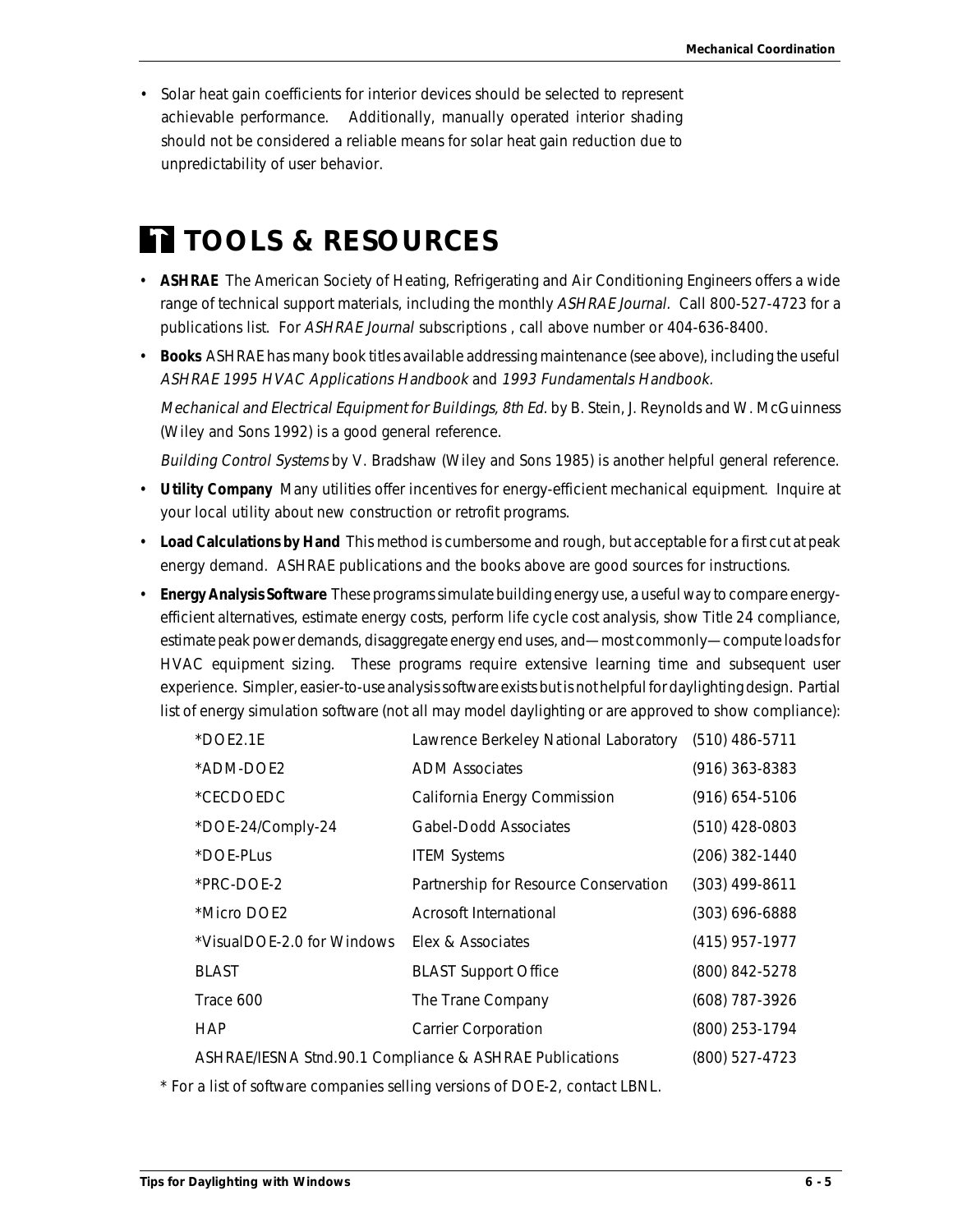- Solar heat gain coefficients for interior devices should be selected to represent achievable performance. Additionally, manually operated interior shading should not be considered a reliable means for solar heat gain reduction due to unpredictability of user behavior.

# TOOLS & RESOURCES

- **ASHRAE** The American Society of Heating, Refrigerating and Air Conditioning Engineers offers a wide range of technical support materials, including the monthly *ASHRAE Journal.* Call 800-527-4723 for a publications list. For *ASHRAE Journal* subscriptions , call above number or 404-636-8400.
- **Books** ASHRAE has many book titles available addressing maintenance (see above), including the useful *ASHRAE 1995 HVAC Applications Handbook* and *1993 Fundamentals Handbook.*

  *Mechanical and Electrical Equipment for Buildings, 8th Ed.* by B. Stein, J. Reynolds and W. McGuinness (Wiley and Sons 1992) is a good general reference.

  *Building Control Systems* by V. Bradshaw (Wiley and Sons 1985) is another helpful general reference.
- **Utility Company** Many utilities offer incentives for energy-efficient mechanical equipment. Inquire at your local utility about new construction or retrofit programs.
- **Load Calculations by Hand** This method is cumbersome and rough, but acceptable for a first cut at peak energy demand. ASHRAE publications and the books above are good sources for instructions.
- **Energy Analysis Software** These programs simulate building energy use, a useful way to compare energy-efficient alternatives, estimate energy costs, perform life cycle cost analysis, show Title 24 compliance, estimate peak power demands, disaggregate energy end uses, and—most commonly—compute loads for HVAC equipment sizing. These programs require extensive learning time and subsequent user experience. Simpler, easier-to-use analysis software exists but is not helpful for daylighting design. Partial list of energy simulation software (not all may model daylighting or are approved to show compliance):

| | | |
|---|---|---|
| *DOE2.1E | Lawrence Berkeley National Laboratory | (510) 486-5711 |
| *ADM-DOE2 | ADM Associates | (916) 363-8383 |
| *CECDOEDC | California Energy Commission | (916) 654-5106 |
| *DOE-24/Comply-24 | Gabel-Dodd Associates | (510) 428-0803 |
| *DOE-PLus | ITEM Systems | (206) 382-1440 |
| *PRC-DOE-2 | Partnership for Resource Conservation | (303) 499-8611 |
| *Micro DOE2 | Acrosoft International | (303) 696-6888 |
| *VisualDOE-2.0 for Windows | Elex & Associates | (415) 957-1977 |
| BLAST | BLAST Support Office | (800) 842-5278 |
| Trace 600 | The Trane Company | (608) 787-3926 |
| HAP | Carrier Corporation | (800) 253-1794 |
| ASHRAE/IESNA Stnd.90.1 Compliance & ASHRAE Publications | | (800) 527-4723 |

\* For a list of software companies selling versions of DOE-2, contact LBNL.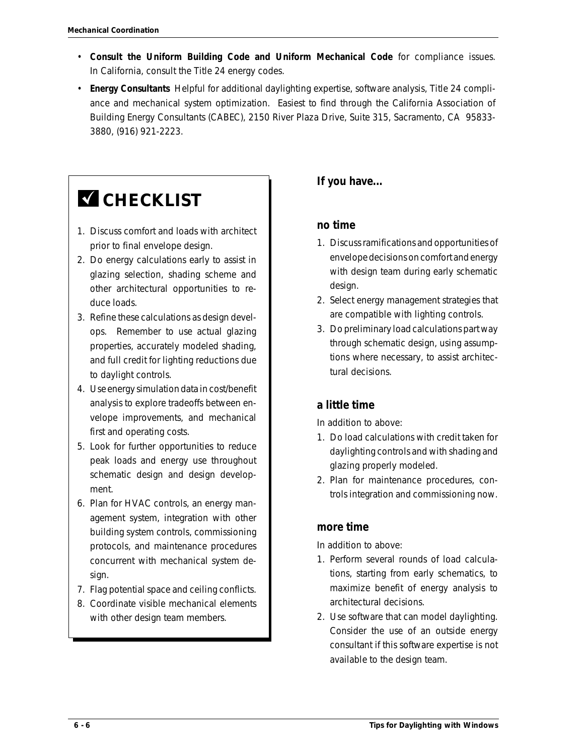- **Consult the Uniform Building Code and Uniform Mechanical Code** for compliance issues. In California, consult the Title 24 energy codes.
- **Energy Consultants** Helpful for additional daylighting expertise, software analysis, Title 24 compliance and mechanical system optimization. Easiest to find through the California Association of Building Energy Consultants (CABEC), 2150 River Plaza Drive, Suite 315, Sacramento, CA 95833-3880, (916) 921-2223.

## ☑ CHECKLIST

1. Discuss comfort and loads with architect prior to final envelope design.
2. Do energy calculations early to assist in glazing selection, shading scheme and other architectural opportunities to reduce loads.
3. Refine these calculations as design develops. Remember to use actual glazing properties, accurately modeled shading, and full credit for lighting reductions due to daylight controls.
4. Use energy simulation data in cost/benefit analysis to explore tradeoffs between envelope improvements, and mechanical first and operating costs.
5. Look for further opportunities to reduce peak loads and energy use throughout schematic design and design development.
6. Plan for HVAC controls, an energy management system, integration with other building system controls, commissioning protocols, and maintenance procedures concurrent with mechanical system design.
7. Flag potential space and ceiling conflicts.
8. Coordinate visible mechanical elements with other design team members.

## If you have…

### no time

1. Discuss ramifications and opportunities of envelope decisions on comfort and energy with design team during early schematic design.
2. Select energy management strategies that are compatible with lighting controls.
3. Do preliminary load calculations part way through schematic design, using assumptions where necessary, to assist architectural decisions.

### a little time

In addition to above:

1. Do load calculations with credit taken for daylighting controls and with shading and glazing properly modeled.
2. Plan for maintenance procedures, controls integration and commissioning now.

### more time

In addition to above:

1. Perform several rounds of load calculations, starting from early schematics, to maximize benefit of energy analysis to architectural decisions.
2. Use software that can model daylighting. Consider the use of an outside energy consultant if this software expertise is not available to the design team.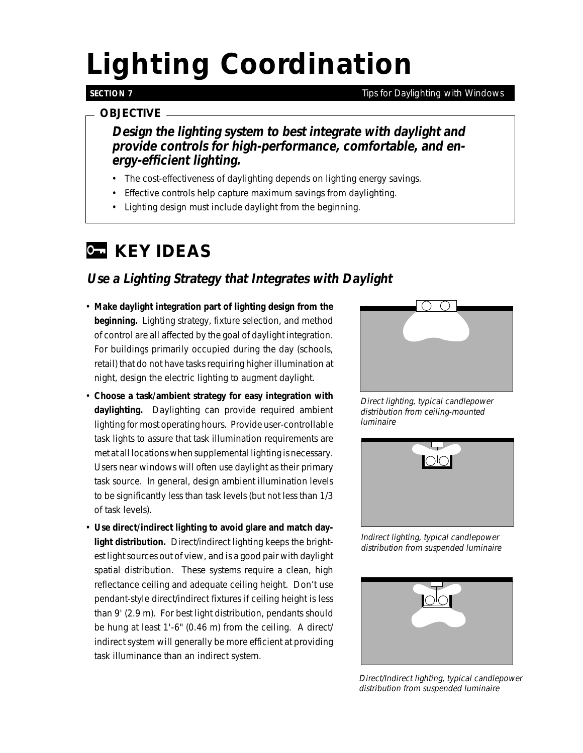# Lighting Coordination

**SECTION 7** Tips for Daylighting with Windows

**OBJECTIVE**

***Design the lighting system to best integrate with daylight and provide controls for high-performance, comfortable, and energy-efficient lighting.***

- The cost-effectiveness of daylighting depends on lighting energy savings.
- Effective controls help capture maximum savings from daylighting.
- Lighting design must include daylight from the beginning.

## KEY IDEAS

### *Use a Lighting Strategy that Integrates with Daylight*

- **Make daylight integration part of lighting design from the beginning.** Lighting strategy, fixture selection, and method of control are all affected by the goal of daylight integration. For buildings primarily occupied during the day (schools, retail) that do not have tasks requiring higher illumination at night, design the electric lighting to augment daylight.
- **Choose a task/ambient strategy for easy integration with daylighting.** Daylighting can provide required ambient lighting for most operating hours. Provide user-controllable task lights to assure that task illumination requirements are met at all locations when supplemental lighting is necessary. Users near windows will often use daylight as their primary task source. In general, design ambient illumination levels to be significantly less than task levels (but not less than 1/3 of task levels).
- **Use direct/indirect lighting to avoid glare and match daylight distribution.** Direct/indirect lighting keeps the brightest light sources out of view, and is a good pair with daylight spatial distribution. These systems require a clean, high reflectance ceiling and adequate ceiling height. Don't use pendant-style direct/indirect fixtures if ceiling height is less than 9' (2.9 m). For best light distribution, pendants should be hung at least 1'-6" (0.46 m) from the ceiling. A direct/indirect system will generally be more efficient at providing task illuminance than an indirect system.

*Direct lighting, typical candlepower distribution from ceiling-mounted luminaire*

*Indirect lighting, typical candlepower distribution from suspended luminaire*

*Direct/Indirect lighting, typical candlepower distribution from suspended luminaire*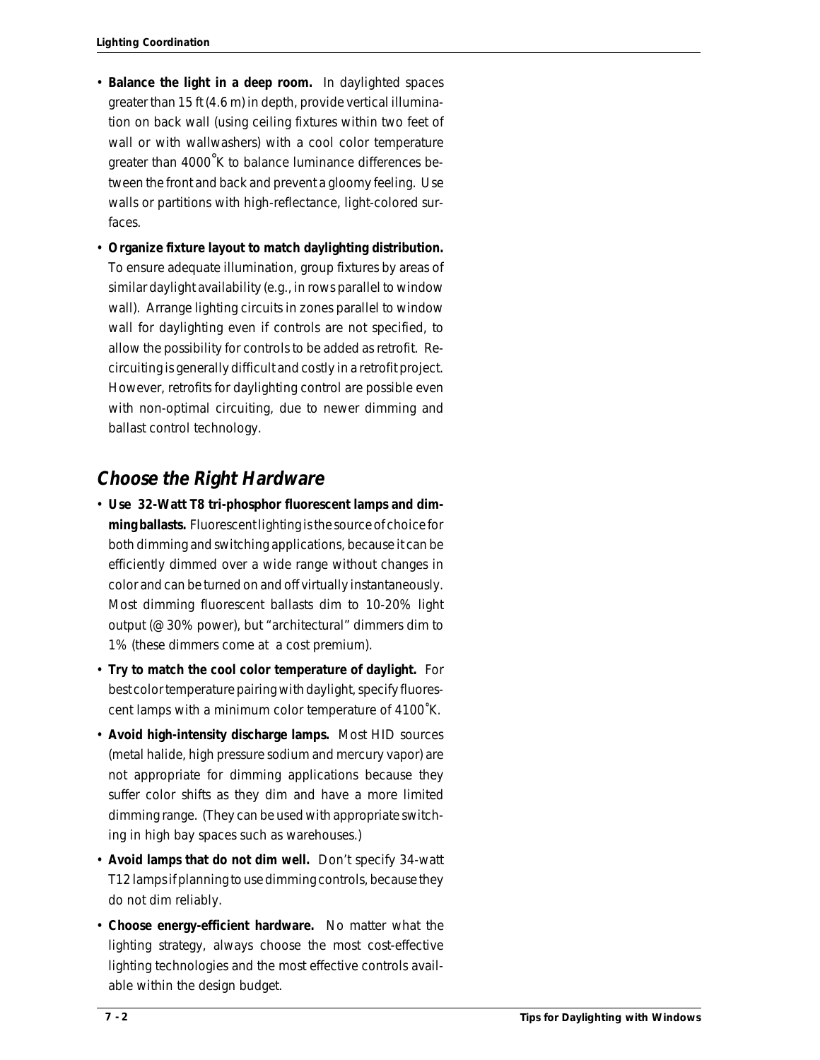- **Balance the light in a deep room.** In daylighted spaces greater than 15 ft (4.6 m) in depth, provide vertical illumination on back wall (using ceiling fixtures within two feet of wall or with wallwashers) with a cool color temperature greater than 4000˚K to balance luminance differences between the front and back and prevent a gloomy feeling. Use walls or partitions with high-reflectance, light-colored surfaces.
- **Organize fixture layout to match daylighting distribution.** To ensure adequate illumination, group fixtures by areas of similar daylight availability (e.g., in rows parallel to window wall). Arrange lighting circuits in zones parallel to window wall for daylighting even if controls are not specified, to allow the possibility for controls to be added as retrofit. Recircuiting is generally difficult and costly in a retrofit project. However, retrofits for daylighting control are possible even with non-optimal circuiting, due to newer dimming and ballast control technology.

## Choose the Right Hardware

- **Use 32-Watt T8 tri-phosphor fluorescent lamps and dimming ballasts.** Fluorescent lighting is the source of choice for both dimming and switching applications, because it can be efficiently dimmed over a wide range without changes in color and can be turned on and off virtually instantaneously. Most dimming fluorescent ballasts dim to 10-20% light output (@ 30% power), but "architectural" dimmers dim to 1% (these dimmers come at a cost premium).
- **Try to match the cool color temperature of daylight.** For best color temperature pairing with daylight, specify fluorescent lamps with a minimum color temperature of 4100˚K.
- **Avoid high-intensity discharge lamps.** Most HID sources (metal halide, high pressure sodium and mercury vapor) are not appropriate for dimming applications because they suffer color shifts as they dim and have a more limited dimming range. (They can be used with appropriate switching in high bay spaces such as warehouses.)
- **Avoid lamps that do not dim well.** Don't specify 34-watt T12 lamps if planning to use dimming controls, because they do not dim reliably.
- **Choose energy-efficient hardware.** No matter what the lighting strategy, always choose the most cost-effective lighting technologies and the most effective controls available within the design budget.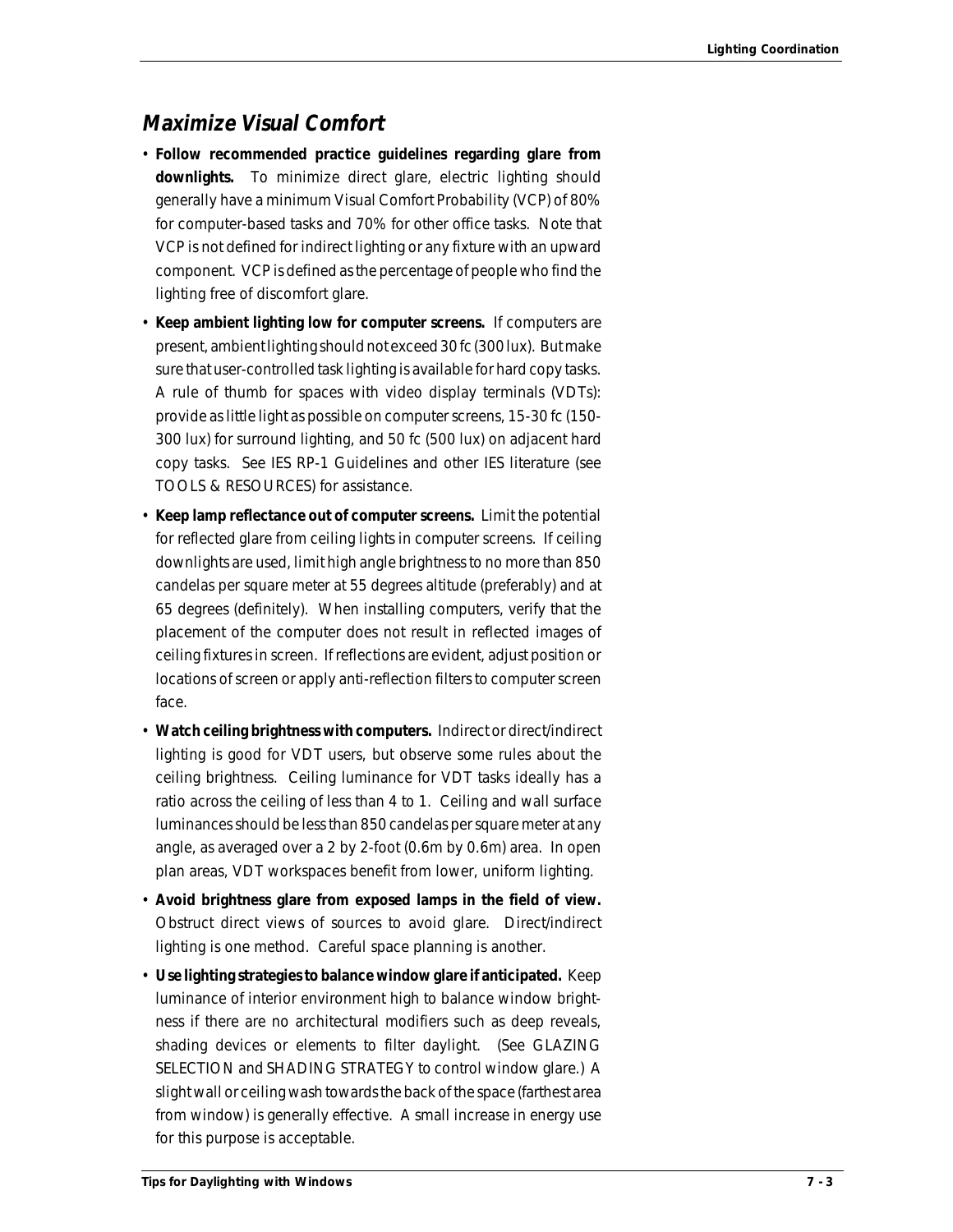## *Maximize Visual Comfort*

- **Follow recommended practice guidelines regarding glare from downlights.** To minimize direct glare, electric lighting should generally have a minimum Visual Comfort Probability (VCP) of 80% for computer-based tasks and 70% for other office tasks. Note that VCP is not defined for indirect lighting or any fixture with an upward component. VCP is defined as the percentage of people who find the lighting free of discomfort glare.
- **Keep ambient lighting low for computer screens.** If computers are present, ambient lighting should not exceed 30 fc (300 lux). But make sure that user-controlled task lighting is available for hard copy tasks. A rule of thumb for spaces with video display terminals (VDTs): provide as little light as possible on computer screens, 15-30 fc (150-300 lux) for surround lighting, and 50 fc (500 lux) on adjacent hard copy tasks. See IES RP-1 Guidelines and other IES literature (see TOOLS & RESOURCES) for assistance.
- **Keep lamp reflectance out of computer screens.** Limit the potential for reflected glare from ceiling lights in computer screens. If ceiling downlights are used, limit high angle brightness to no more than 850 candelas per square meter at 55 degrees altitude (preferably) and at 65 degrees (definitely). When installing computers, verify that the placement of the computer does not result in reflected images of ceiling fixtures in screen. If reflections are evident, adjust position or locations of screen or apply anti-reflection filters to computer screen face.
- **Watch ceiling brightness with computers.** Indirect or direct/indirect lighting is good for VDT users, but observe some rules about the ceiling brightness. Ceiling luminance for VDT tasks ideally has a ratio across the ceiling of less than 4 to 1. Ceiling and wall surface luminances should be less than 850 candelas per square meter at any angle, as averaged over a 2 by 2-foot (0.6m by 0.6m) area. In open plan areas, VDT workspaces benefit from lower, uniform lighting.
- **Avoid brightness glare from exposed lamps in the field of view.** Obstruct direct views of sources to avoid glare. Direct/indirect lighting is one method. Careful space planning is another.
- **Use lighting strategies to balance window glare if anticipated.** Keep luminance of interior environment high to balance window brightness if there are no architectural modifiers such as deep reveals, shading devices or elements to filter daylight. (See GLAZING SELECTION and SHADING STRATEGY to control window glare.) A slight wall or ceiling wash towards the back of the space (farthest area from window) is generally effective. A small increase in energy use for this purpose is acceptable.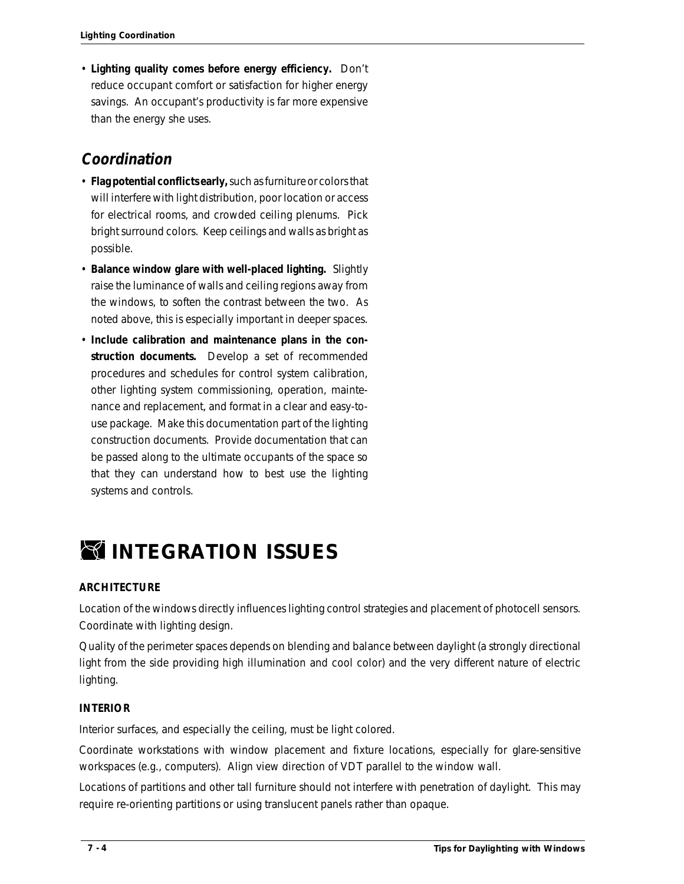- **Lighting quality comes before energy efficiency.** Don't reduce occupant comfort or satisfaction for higher energy savings. An occupant's productivity is far more expensive than the energy she uses.

## *Coordination*

- **Flag potential conflicts early,** such as furniture or colors that will interfere with light distribution, poor location or access for electrical rooms, and crowded ceiling plenums. Pick bright surround colors. Keep ceilings and walls as bright as possible.
- **Balance window glare with well-placed lighting.** Slightly raise the luminance of walls and ceiling regions away from the windows, to soften the contrast between the two. As noted above, this is especially important in deeper spaces.
- **Include calibration and maintenance plans in the construction documents.** Develop a set of recommended procedures and schedules for control system calibration, other lighting system commissioning, operation, maintenance and replacement, and format in a clear and easy-to-use package. Make this documentation part of the lighting construction documents. Provide documentation that can be passed along to the ultimate occupants of the space so that they can understand how to best use the lighting systems and controls.

# INTEGRATION ISSUES

### ARCHITECTURE

Location of the windows directly influences lighting control strategies and placement of photocell sensors. Coordinate with lighting design.

Quality of the perimeter spaces depends on blending and balance between daylight (a strongly directional light from the side providing high illumination and cool color) and the very different nature of electric lighting.

### INTERIOR

Interior surfaces, and especially the ceiling, must be light colored.

Coordinate workstations with window placement and fixture locations, especially for glare-sensitive workspaces (e.g., computers). Align view direction of VDT parallel to the window wall.

Locations of partitions and other tall furniture should not interfere with penetration of daylight. This may require re-orienting partitions or using translucent panels rather than opaque.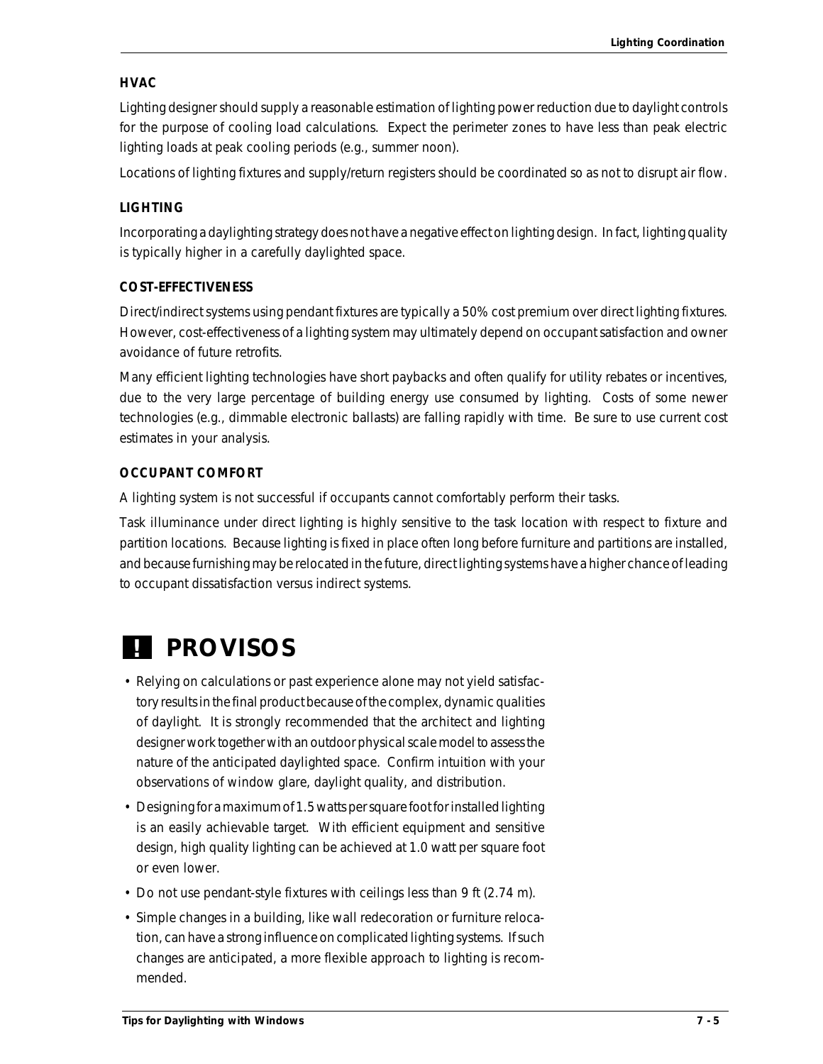### HVAC

Lighting designer should supply a reasonable estimation of lighting power reduction due to daylight controls for the purpose of cooling load calculations. Expect the perimeter zones to have less than peak electric lighting loads at peak cooling periods (e.g., summer noon).

Locations of lighting fixtures and supply/return registers should be coordinated so as not to disrupt air flow.

### LIGHTING

Incorporating a daylighting strategy does not have a negative effect on lighting design. In fact, lighting quality is typically higher in a carefully daylighted space.

### COST-EFFECTIVENESS

Direct/indirect systems using pendant fixtures are typically a 50% cost premium over direct lighting fixtures. However, cost-effectiveness of a lighting system may ultimately depend on occupant satisfaction and owner avoidance of future retrofits.

Many efficient lighting technologies have short paybacks and often qualify for utility rebates or incentives, due to the very large percentage of building energy use consumed by lighting. Costs of some newer technologies (e.g., dimmable electronic ballasts) are falling rapidly with time. Be sure to use current cost estimates in your analysis.

### OCCUPANT COMFORT

A lighting system is not successful if occupants cannot comfortably perform their tasks.

Task illuminance under direct lighting is highly sensitive to the task location with respect to fixture and partition locations. Because lighting is fixed in place often long before furniture and partitions are installed, and because furnishing may be relocated in the future, direct lighting systems have a higher chance of leading to occupant dissatisfaction versus indirect systems.

## ! PROVISOS

- Relying on calculations or past experience alone may not yield satisfactory results in the final product because of the complex, dynamic qualities of daylight. It is strongly recommended that the architect and lighting designer work together with an outdoor physical scale model to assess the nature of the anticipated daylighted space. Confirm intuition with your observations of window glare, daylight quality, and distribution.
- Designing for a maximum of 1.5 watts per square foot for installed lighting is an easily achievable target. With efficient equipment and sensitive design, high quality lighting can be achieved at 1.0 watt per square foot or even lower.
- Do not use pendant-style fixtures with ceilings less than 9 ft (2.74 m).
- Simple changes in a building, like wall redecoration or furniture relocation, can have a strong influence on complicated lighting systems. If such changes are anticipated, a more flexible approach to lighting is recommended.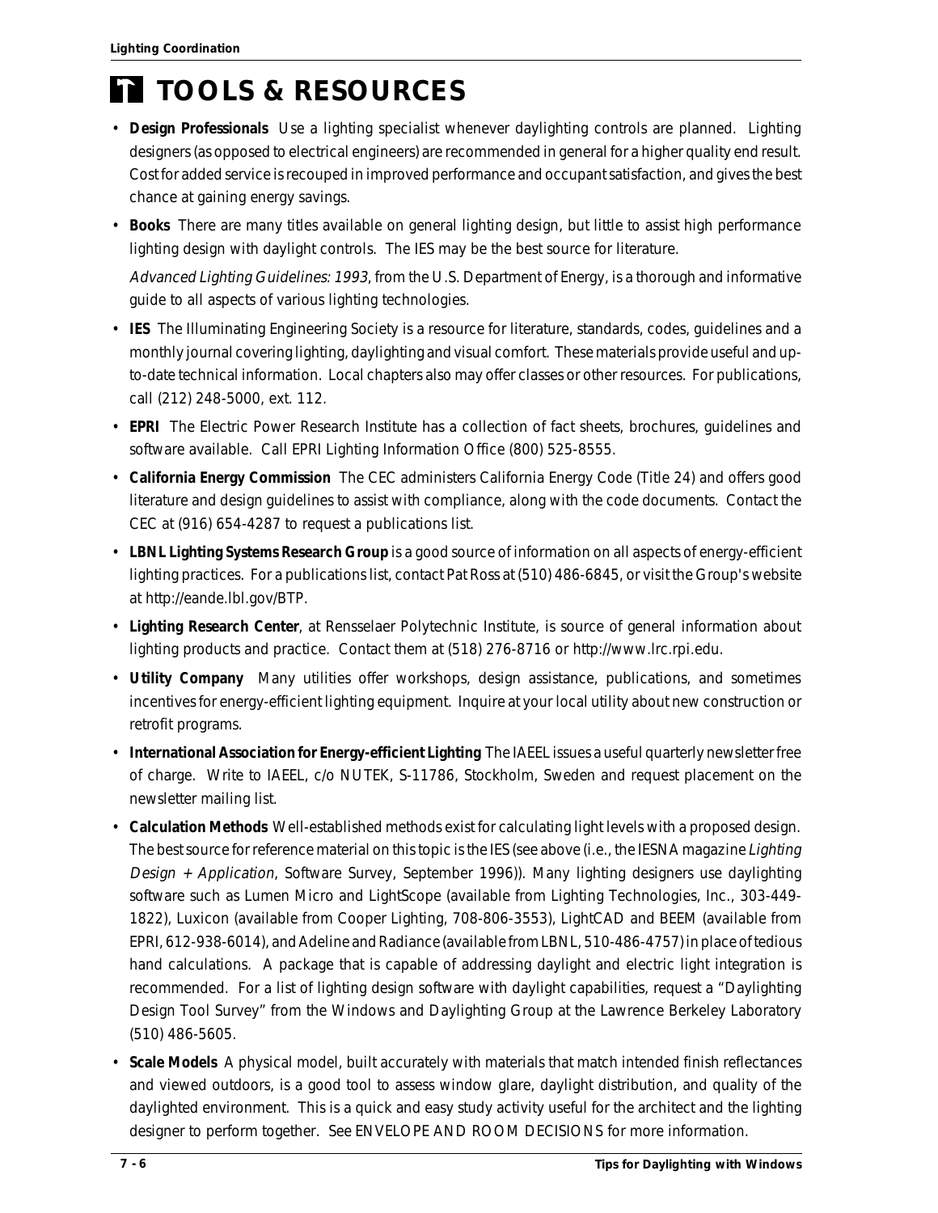# TOOLS & RESOURCES

- **Design Professionals** Use a lighting specialist whenever daylighting controls are planned. Lighting designers (as opposed to electrical engineers) are recommended in general for a higher quality end result. Cost for added service is recouped in improved performance and occupant satisfaction, and gives the best chance at gaining energy savings.
- **Books** There are many titles available on general lighting design, but little to assist high performance lighting design with daylight controls. The IES may be the best source for literature.

  *Advanced Lighting Guidelines: 1993*, from the U.S. Department of Energy, is a thorough and informative guide to all aspects of various lighting technologies.
- **IES** The Illuminating Engineering Society is a resource for literature, standards, codes, guidelines and a monthly journal covering lighting, daylighting and visual comfort. These materials provide useful and up-to-date technical information. Local chapters also may offer classes or other resources. For publications, call (212) 248-5000, ext. 112.
- **EPRI** The Electric Power Research Institute has a collection of fact sheets, brochures, guidelines and software available. Call EPRI Lighting Information Office (800) 525-8555.
- **California Energy Commission** The CEC administers California Energy Code (Title 24) and offers good literature and design guidelines to assist with compliance, along with the code documents. Contact the CEC at (916) 654-4287 to request a publications list.
- **LBNL Lighting Systems Research Group** is a good source of information on all aspects of energy-efficient lighting practices. For a publications list, contact Pat Ross at (510) 486-6845, or visit the Group's website at http://eande.lbl.gov/BTP.
- **Lighting Research Center**, at Rensselaer Polytechnic Institute, is source of general information about lighting products and practice. Contact them at (518) 276-8716 or http://www.lrc.rpi.edu.
- **Utility Company** Many utilities offer workshops, design assistance, publications, and sometimes incentives for energy-efficient lighting equipment. Inquire at your local utility about new construction or retrofit programs.
- **International Association for Energy-efficient Lighting** The IAEEL issues a useful quarterly newsletter free of charge. Write to IAEEL, c/o NUTEK, S-11786, Stockholm, Sweden and request placement on the newsletter mailing list.
- **Calculation Methods** Well-established methods exist for calculating light levels with a proposed design. The best source for reference material on this topic is the IES (see above (i.e., the IESNA magazine *Lighting Design + Application*, Software Survey, September 1996)). Many lighting designers use daylighting software such as Lumen Micro and LightScope (available from Lighting Technologies, Inc., 303-449-1822), Luxicon (available from Cooper Lighting, 708-806-3553), LightCAD and BEEM (available from EPRI, 612-938-6014), and Adeline and Radiance (available from LBNL, 510-486-4757) in place of tedious hand calculations. A package that is capable of addressing daylight and electric light integration is recommended. For a list of lighting design software with daylight capabilities, request a "Daylighting Design Tool Survey" from the Windows and Daylighting Group at the Lawrence Berkeley Laboratory (510) 486-5605.
- **Scale Models** A physical model, built accurately with materials that match intended finish reflectances and viewed outdoors, is a good tool to assess window glare, daylight distribution, and quality of the daylighted environment. This is a quick and easy study activity useful for the architect and the lighting designer to perform together. See ENVELOPE AND ROOM DECISIONS for more information.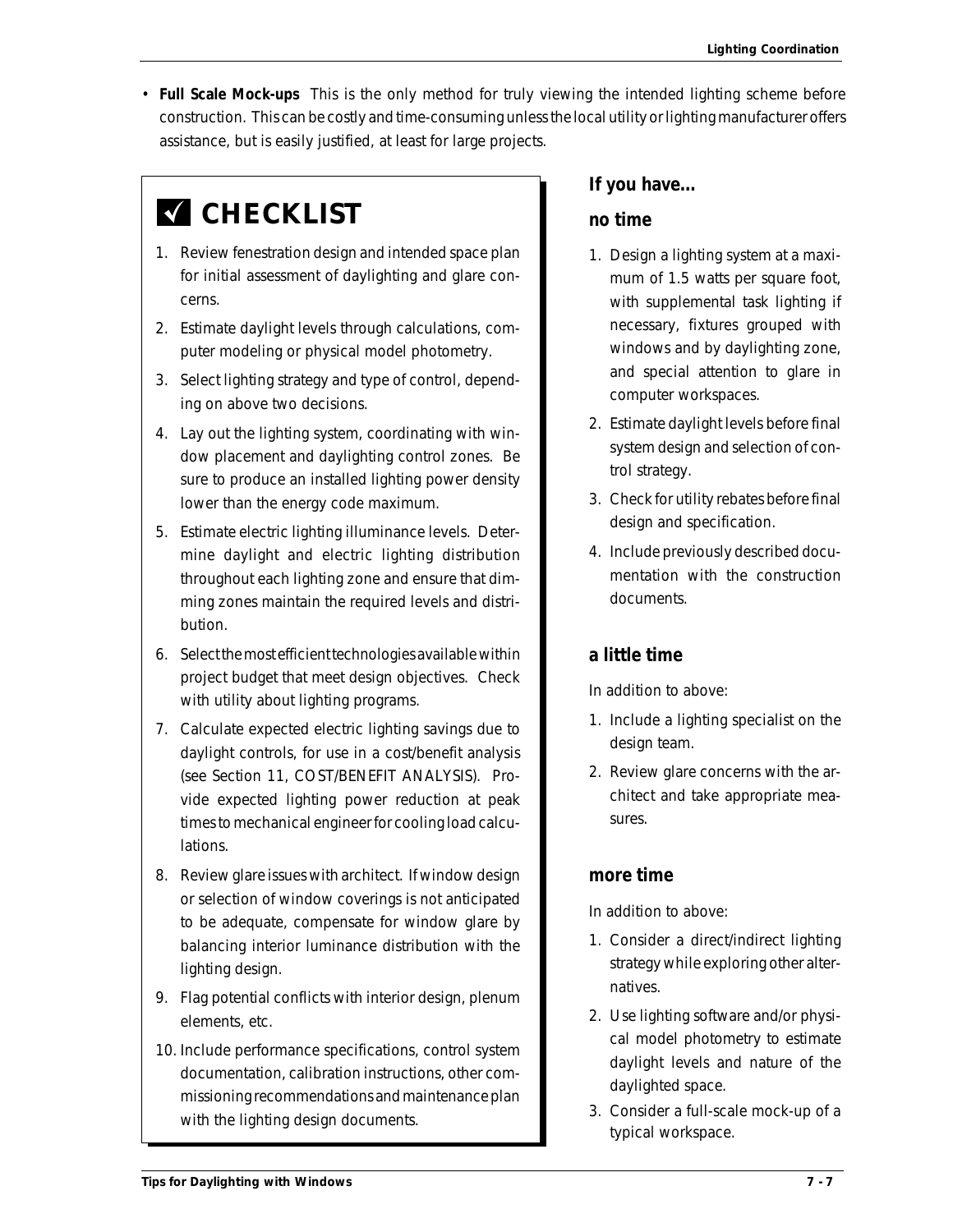- **Full Scale Mock-ups** This is the only method for truly viewing the intended lighting scheme before construction. This can be costly and time-consuming unless the local utility or lighting manufacturer offers assistance, but is easily justified, at least for large projects.

## ✓ CHECKLIST

1. Review fenestration design and intended space plan for initial assessment of daylighting and glare concerns.
2. Estimate daylight levels through calculations, computer modeling or physical model photometry.
3. Select lighting strategy and type of control, depending on above two decisions.
4. Lay out the lighting system, coordinating with window placement and daylighting control zones. Be sure to produce an installed lighting power density lower than the energy code maximum.
5. Estimate electric lighting illuminance levels. Determine daylight and electric lighting distribution throughout each lighting zone and ensure that dimming zones maintain the required levels and distribution.
6. Select the most efficient technologies available within project budget that meet design objectives. Check with utility about lighting programs.
7. Calculate expected electric lighting savings due to daylight controls, for use in a cost/benefit analysis (see Section 11, COST/BENEFIT ANALYSIS). Provide expected lighting power reduction at peak times to mechanical engineer for cooling load calculations.
8. Review glare issues with architect. If window design or selection of window coverings is not anticipated to be adequate, compensate for window glare by balancing interior luminance distribution with the lighting design.
9. Flag potential conflicts with interior design, plenum elements, etc.
10. Include performance specifications, control system documentation, calibration instructions, other commissioning recommendations and maintenance plan with the lighting design documents.

### If you have...

### no time

1. Design a lighting system at a maximum of 1.5 watts per square foot, with supplemental task lighting if necessary, fixtures grouped with windows and by daylighting zone, and special attention to glare in computer workspaces.
2. Estimate daylight levels before final system design and selection of control strategy.
3. Check for utility rebates before final design and specification.
4. Include previously described documentation with the construction documents.

### a little time

In addition to above:

1. Include a lighting specialist on the design team.
2. Review glare concerns with the architect and take appropriate measures.

### more time

In addition to above:

1. Consider a direct/indirect lighting strategy while exploring other alternatives.
2. Use lighting software and/or physical model photometry to estimate daylight levels and nature of the daylighted space.
3. Consider a full-scale mock-up of a typical workspace.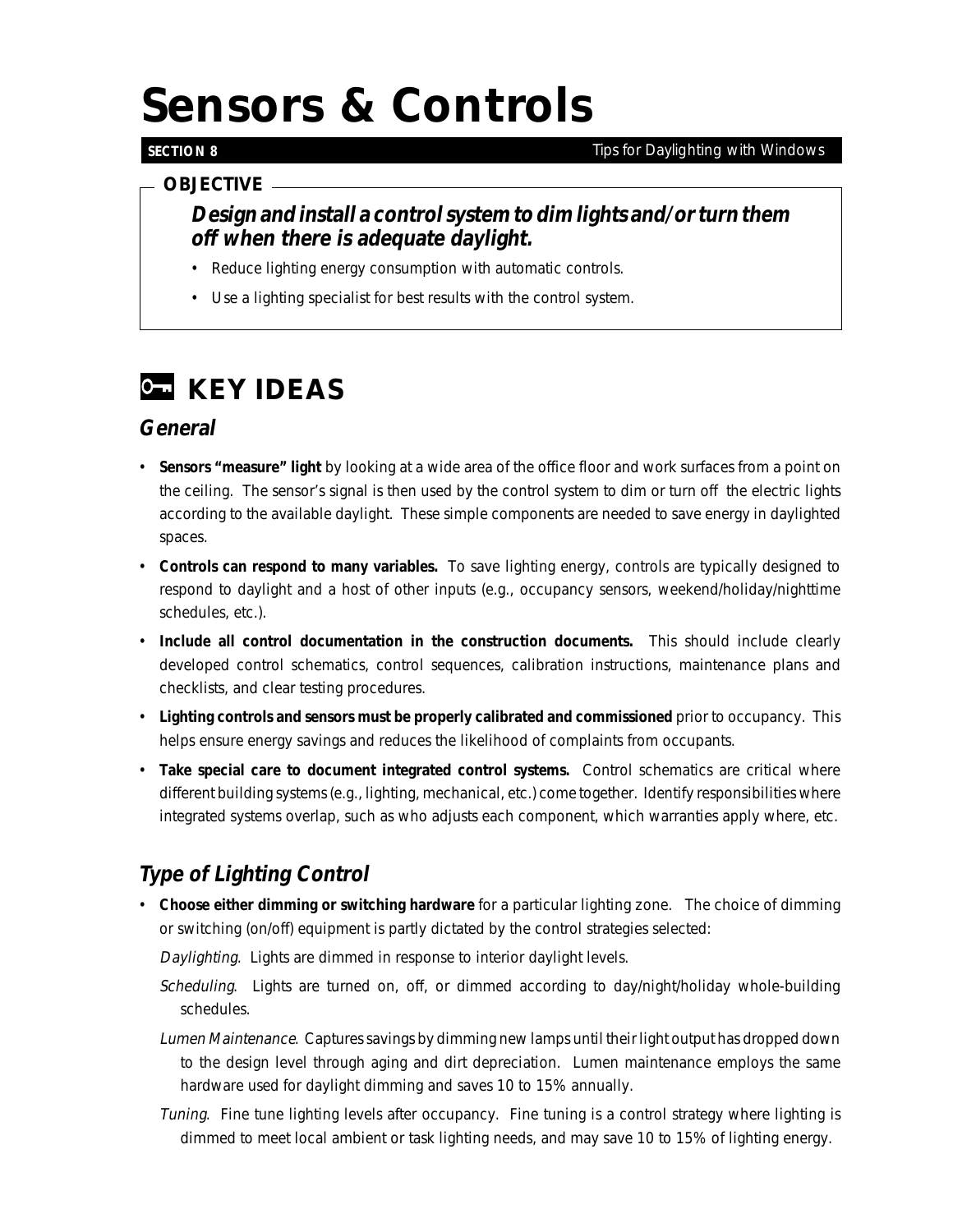# Sensors & Controls

**SECTION 8** Tips for Daylighting with Windows

**OBJECTIVE**

***Design and install a control system to dim lights and/or turn them off when there is adequate daylight.***

- Reduce lighting energy consumption with automatic controls.
- Use a lighting specialist for best results with the control system.

## KEY IDEAS

### *General*

- **Sensors "measure" light** by looking at a wide area of the office floor and work surfaces from a point on the ceiling. The sensor's signal is then used by the control system to dim or turn off the electric lights according to the available daylight. These simple components are needed to save energy in daylighted spaces.
- **Controls can respond to many variables.** To save lighting energy, controls are typically designed to respond to daylight and a host of other inputs (e.g., occupancy sensors, weekend/holiday/nighttime schedules, etc.).
- **Include all control documentation in the construction documents.** This should include clearly developed control schematics, control sequences, calibration instructions, maintenance plans and checklists, and clear testing procedures.
- **Lighting controls and sensors must be properly calibrated and commissioned** prior to occupancy. This helps ensure energy savings and reduces the likelihood of complaints from occupants.
- **Take special care to document integrated control systems.** Control schematics are critical where different building systems (e.g., lighting, mechanical, etc.) come together. Identify responsibilities where integrated systems overlap, such as who adjusts each component, which warranties apply where, etc.

### *Type of Lighting Control*

- **Choose either dimming or switching hardware** for a particular lighting zone. The choice of dimming or switching (on/off) equipment is partly dictated by the control strategies selected:

  *Daylighting*. Lights are dimmed in response to interior daylight levels.

  *Scheduling*. Lights are turned on, off, or dimmed according to day/night/holiday whole-building schedules.

  *Lumen Maintenance*. Captures savings by dimming new lamps until their light output has dropped down to the design level through aging and dirt depreciation. Lumen maintenance employs the same hardware used for daylight dimming and saves 10 to 15% annually.

  *Tuning*. Fine tune lighting levels after occupancy. Fine tuning is a control strategy where lighting is dimmed to meet local ambient or task lighting needs, and may save 10 to 15% of lighting energy.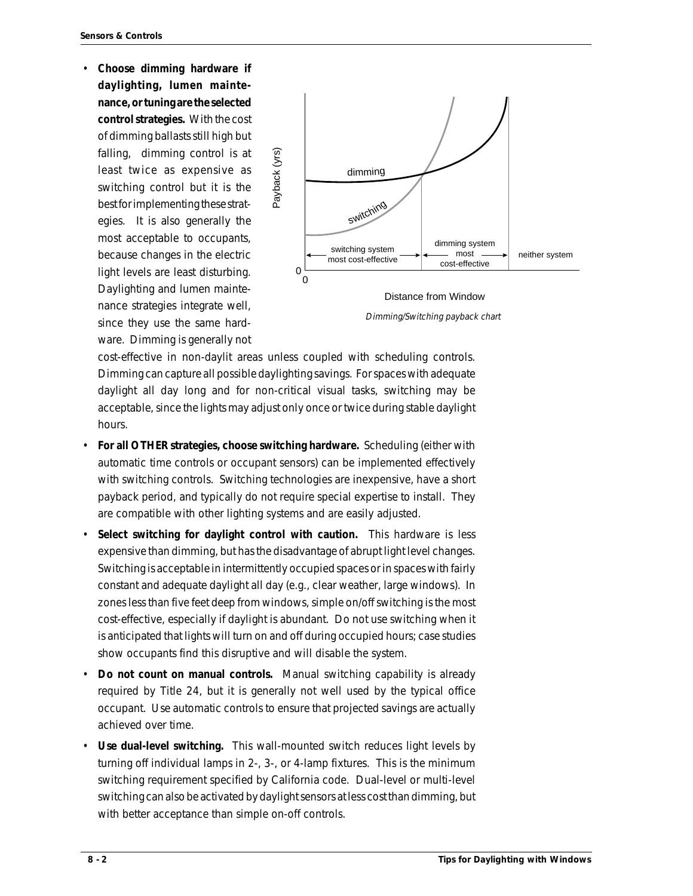- **Choose dimming hardware if daylighting, lumen maintenance, or tuning are the selected control strategies.** With the cost of dimming ballasts still high but falling, dimming control is at least twice as expensive as switching control but it is the best for implementing these strategies. It is also generally the most acceptable to occupants, because changes in the electric light levels are least disturbing. Daylighting and lumen maintenance strategies integrate well, since they use the same hardware. Dimming is generally not cost-effective in non-daylit areas unless coupled with scheduling controls. Dimming can capture all possible daylighting savings. For spaces with adequate daylight all day long and for non-critical visual tasks, switching may be acceptable, since the lights may adjust only once or twice during stable daylight hours.

*Dimming/Switching payback chart*

- **For all OTHER strategies, choose switching hardware.** Scheduling (either with automatic time controls or occupant sensors) can be implemented effectively with switching controls. Switching technologies are inexpensive, have a short payback period, and typically do not require special expertise to install. They are compatible with other lighting systems and are easily adjusted.
- **Select switching for daylight control with caution.** This hardware is less expensive than dimming, but has the disadvantage of abrupt light level changes. Switching is acceptable in intermittently occupied spaces or in spaces with fairly constant and adequate daylight all day (e.g., clear weather, large windows). In zones less than five feet deep from windows, simple on/off switching is the most cost-effective, especially if daylight is abundant. Do not use switching when it is anticipated that lights will turn on and off during occupied hours; case studies show occupants find this disruptive and will disable the system.
- **Do not count on manual controls.** Manual switching capability is already required by Title 24, but it is generally not well used by the typical office occupant. Use automatic controls to ensure that projected savings are actually achieved over time.
- **Use dual-level switching.** This wall-mounted switch reduces light levels by turning off individual lamps in 2-, 3-, or 4-lamp fixtures. This is the minimum switching requirement specified by California code. Dual-level or multi-level switching can also be activated by daylight sensors at less cost than dimming, but with better acceptance than simple on-off controls.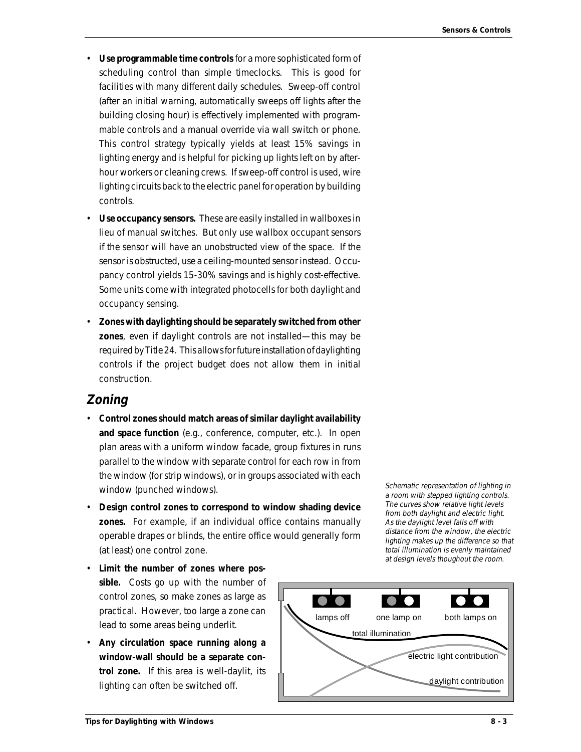- **Use programmable time controls** for a more sophisticated form of scheduling control than simple timeclocks. This is good for facilities with many different daily schedules. Sweep-off control (after an initial warning, automatically sweeps off lights after the building closing hour) is effectively implemented with programmable controls and a manual override via wall switch or phone. This control strategy typically yields at least 15% savings in lighting energy and is helpful for picking up lights left on by after-hour workers or cleaning crews. If sweep-off control is used, wire lighting circuits back to the electric panel for operation by building controls.
- **Use occupancy sensors.** These are easily installed in wallboxes in lieu of manual switches. But only use wallbox occupant sensors if the sensor will have an unobstructed view of the space. If the sensor is obstructed, use a ceiling-mounted sensor instead. Occupancy control yields 15-30% savings and is highly cost-effective. Some units come with integrated photocells for both daylight and occupancy sensing.
- **Zones with daylighting should be separately switched from other zones**, even if daylight controls are not installed—this may be required by Title 24. This allows for future installation of daylighting controls if the project budget does not allow them in initial construction.

## Zoning

- **Control zones should match areas of similar daylight availability and space function** (e.g., conference, computer, etc.). In open plan areas with a uniform window facade, group fixtures in runs parallel to the window with separate control for each row in from the window (for strip windows), or in groups associated with each window (punched windows).
- **Design control zones to correspond to window shading device zones.** For example, if an individual office contains manually operable drapes or blinds, the entire office would generally form (at least) one control zone.
- **Limit the number of zones where possible.** Costs go up with the number of control zones, so make zones as large as practical. However, too large a zone can lead to some areas being underlit.
- **Any circulation space running along a window-wall should be a separate control zone.** If this area is well-daylit, its lighting can often be switched off.

*Schematic representation of lighting in a room with stepped lighting controls. The curves show relative light levels from both daylight and electric light. As the daylight level falls off with distance from the window, the electric lighting makes up the difference so that total illumination is evenly maintained at design levels thoughout the room.*

lamps off · one lamp on · both lamps on · total illumination · electric light contribution · daylight contribution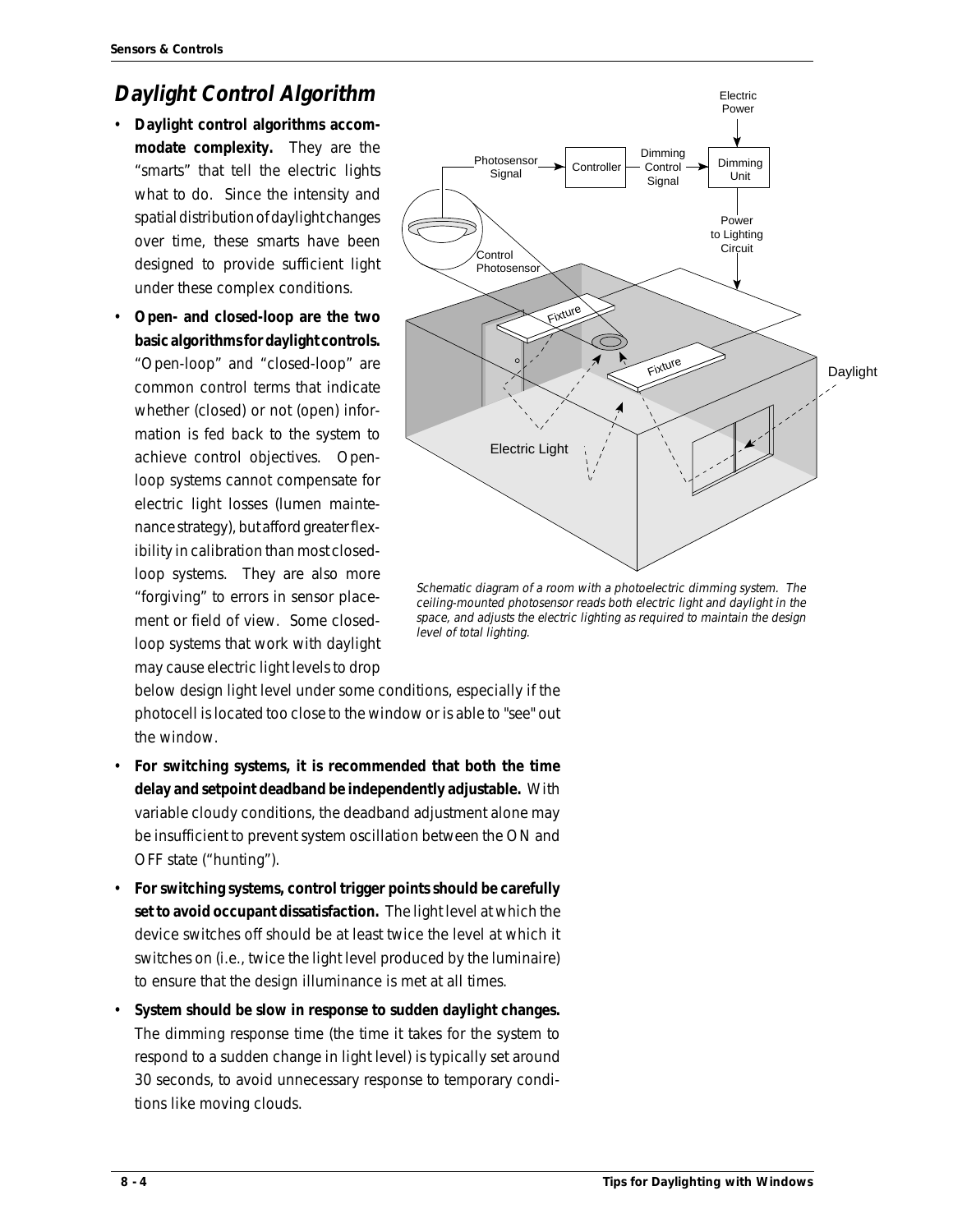## Daylight Control Algorithm

- **Daylight control algorithms accommodate complexity.** They are the "smarts" that tell the electric lights what to do. Since the intensity and spatial distribution of daylight changes over time, these smarts have been designed to provide sufficient light under these complex conditions.
- **Open- and closed-loop are the two basic algorithms for daylight controls.** "Open-loop" and "closed-loop" are common control terms that indicate whether (closed) or not (open) information is fed back to the system to achieve control objectives. Open-loop systems cannot compensate for electric light losses (lumen maintenance strategy), but afford greater flexibility in calibration than most closed-loop systems. They are also more "forgiving" to errors in sensor placement or field of view. Some closed-loop systems that work with daylight may cause electric light levels to drop below design light level under some conditions, especially if the photocell is located too close to the window or is able to "see" out the window.
- **For switching systems, it is recommended that both the time delay and setpoint deadband be independently adjustable.** With variable cloudy conditions, the deadband adjustment alone may be insufficient to prevent system oscillation between the ON and OFF state ("hunting").
- **For switching systems, control trigger points should be carefully set to avoid occupant dissatisfaction.** The light level at which the device switches off should be at least twice the level at which it switches on (i.e., twice the light level produced by the luminaire) to ensure that the design illuminance is met at all times.
- **System should be slow in response to sudden daylight changes.** The dimming response time (the time it takes for the system to respond to a sudden change in light level) is typically set around 30 seconds, to avoid unnecessary response to temporary conditions like moving clouds.

Electric Power, Photosensor Signal, Controller, Dimming Control Signal, Dimming Unit, Power to Lighting Circuit, Control Photosensor, Fixture, Fixture, Daylight, Electric Light

*Schematic diagram of a room with a photoelectric dimming system. The ceiling-mounted photosensor reads both electric light and daylight in the space, and adjusts the electric lighting as required to maintain the design level of total lighting.*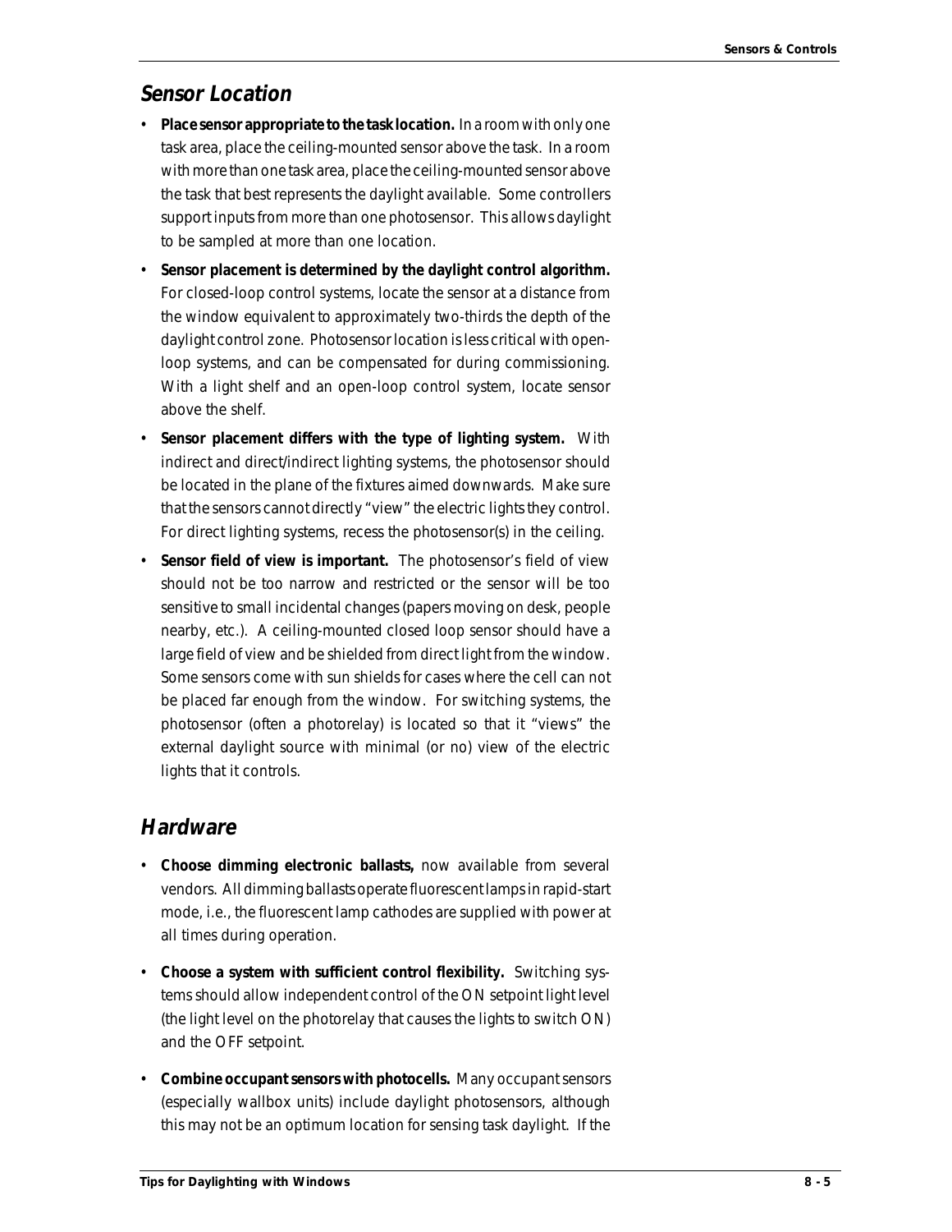## Sensor Location

- **Place sensor appropriate to the task location.** In a room with only one task area, place the ceiling-mounted sensor above the task. In a room with more than one task area, place the ceiling-mounted sensor above the task that best represents the daylight available. Some controllers support inputs from more than one photosensor. This allows daylight to be sampled at more than one location.
- **Sensor placement is determined by the daylight control algorithm.** For closed-loop control systems, locate the sensor at a distance from the window equivalent to approximately two-thirds the depth of the daylight control zone. Photosensor location is less critical with open-loop systems, and can be compensated for during commissioning. With a light shelf and an open-loop control system, locate sensor above the shelf.
- **Sensor placement differs with the type of lighting system.** With indirect and direct/indirect lighting systems, the photosensor should be located in the plane of the fixtures aimed downwards. Make sure that the sensors cannot directly "view" the electric lights they control. For direct lighting systems, recess the photosensor(s) in the ceiling.
- **Sensor field of view is important.** The photosensor's field of view should not be too narrow and restricted or the sensor will be too sensitive to small incidental changes (papers moving on desk, people nearby, etc.). A ceiling-mounted closed loop sensor should have a large field of view and be shielded from direct light from the window. Some sensors come with sun shields for cases where the cell can not be placed far enough from the window. For switching systems, the photosensor (often a photorelay) is located so that it "views" the external daylight source with minimal (or no) view of the electric lights that it controls.

## Hardware

- **Choose dimming electronic ballasts,** now available from several vendors. All dimming ballasts operate fluorescent lamps in rapid-start mode, i.e., the fluorescent lamp cathodes are supplied with power at all times during operation.
- **Choose a system with sufficient control flexibility.** Switching systems should allow independent control of the ON setpoint light level (the light level on the photorelay that causes the lights to switch ON) and the OFF setpoint.
- **Combine occupant sensors with photocells.** Many occupant sensors (especially wallbox units) include daylight photosensors, although this may not be an optimum location for sensing task daylight. If the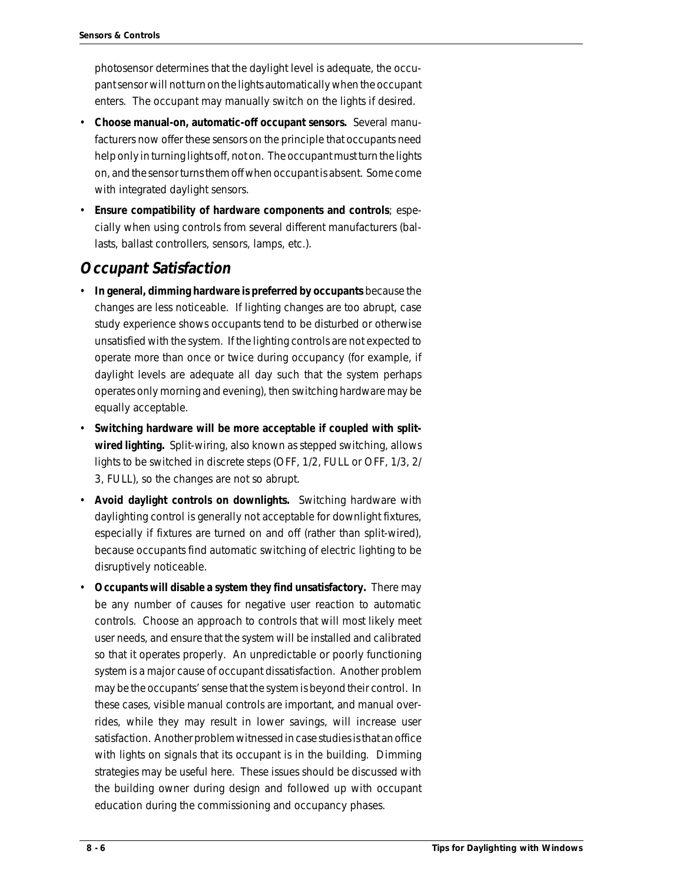photosensor determines that the daylight level is adequate, the occupant sensor will not turn on the lights automatically when the occupant enters. The occupant may manually switch on the lights if desired.

- **Choose manual-on, automatic-off occupant sensors.** Several manufacturers now offer these sensors on the principle that occupants need help only in turning lights off, not on. The occupant must turn the lights on, and the sensor turns them off when occupant is absent. Some come with integrated daylight sensors.
- **Ensure compatibility of hardware components and controls**; especially when using controls from several different manufacturers (ballasts, ballast controllers, sensors, lamps, etc.).

## Occupant Satisfaction

- **In general, dimming hardware is preferred by occupants** because the changes are less noticeable. If lighting changes are too abrupt, case study experience shows occupants tend to be disturbed or otherwise unsatisfied with the system. If the lighting controls are not expected to operate more than once or twice during occupancy (for example, if daylight levels are adequate all day such that the system perhaps operates only morning and evening), then switching hardware may be equally acceptable.
- **Switching hardware will be more acceptable if coupled with split-wired lighting.** Split-wiring, also known as stepped switching, allows lights to be switched in discrete steps (OFF, 1/2, FULL or OFF, 1/3, 2/3, FULL), so the changes are not so abrupt.
- **Avoid daylight controls on downlights.** Switching hardware with daylighting control is generally not acceptable for downlight fixtures, especially if fixtures are turned on and off (rather than split-wired), because occupants find automatic switching of electric lighting to be disruptively noticeable.
- **Occupants will disable a system they find unsatisfactory.** There may be any number of causes for negative user reaction to automatic controls. Choose an approach to controls that will most likely meet user needs, and ensure that the system will be installed and calibrated so that it operates properly. An unpredictable or poorly functioning system is a major cause of occupant dissatisfaction. Another problem may be the occupants' sense that the system is beyond their control. In these cases, visible manual controls are important, and manual overrides, while they may result in lower savings, will increase user satisfaction. Another problem witnessed in case studies is that an office with lights on signals that its occupant is in the building. Dimming strategies may be useful here. These issues should be discussed with the building owner during design and followed up with occupant education during the commissioning and occupancy phases.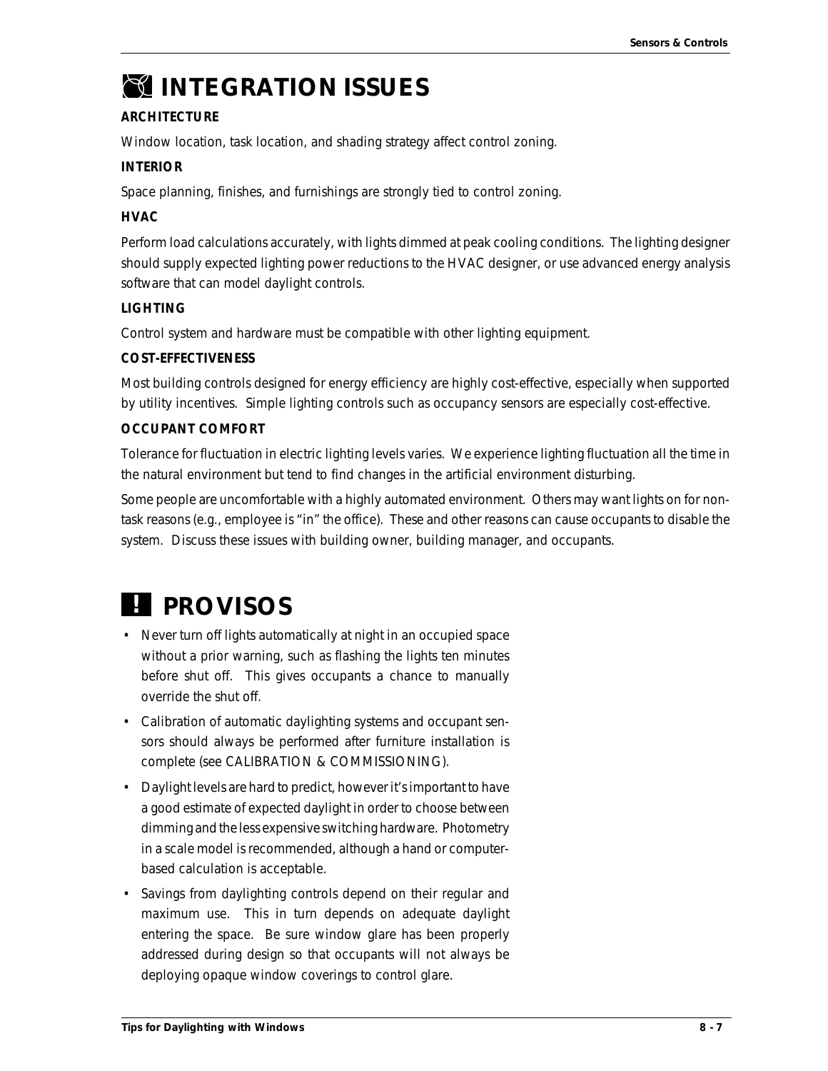# INTEGRATION ISSUES

**ARCHITECTURE**

Window location, task location, and shading strategy affect control zoning.

**INTERIOR**

Space planning, finishes, and furnishings are strongly tied to control zoning.

**HVAC**

Perform load calculations accurately, with lights dimmed at peak cooling conditions. The lighting designer should supply expected lighting power reductions to the HVAC designer, or use advanced energy analysis software that can model daylight controls.

**LIGHTING**

Control system and hardware must be compatible with other lighting equipment.

**COST-EFFECTIVENESS**

Most building controls designed for energy efficiency are highly cost-effective, especially when supported by utility incentives. Simple lighting controls such as occupancy sensors are especially cost-effective.

**OCCUPANT COMFORT**

Tolerance for fluctuation in electric lighting levels varies. We experience lighting fluctuation all the time in the natural environment but tend to find changes in the artificial environment disturbing.

Some people are uncomfortable with a highly automated environment. Others may want lights on for non-task reasons (e.g., employee is "in" the office). These and other reasons can cause occupants to disable the system. Discuss these issues with building owner, building manager, and occupants.

# PROVISOS

- Never turn off lights automatically at night in an occupied space without a prior warning, such as flashing the lights ten minutes before shut off. This gives occupants a chance to manually override the shut off.
- Calibration of automatic daylighting systems and occupant sensors should always be performed after furniture installation is complete (see CALIBRATION & COMMISSIONING).
- Daylight levels are hard to predict, however it's important to have a good estimate of expected daylight in order to choose between dimming and the less expensive switching hardware. Photometry in a scale model is recommended, although a hand or computer-based calculation is acceptable.
- Savings from daylighting controls depend on their regular and maximum use. This in turn depends on adequate daylight entering the space. Be sure window glare has been properly addressed during design so that occupants will not always be deploying opaque window coverings to control glare.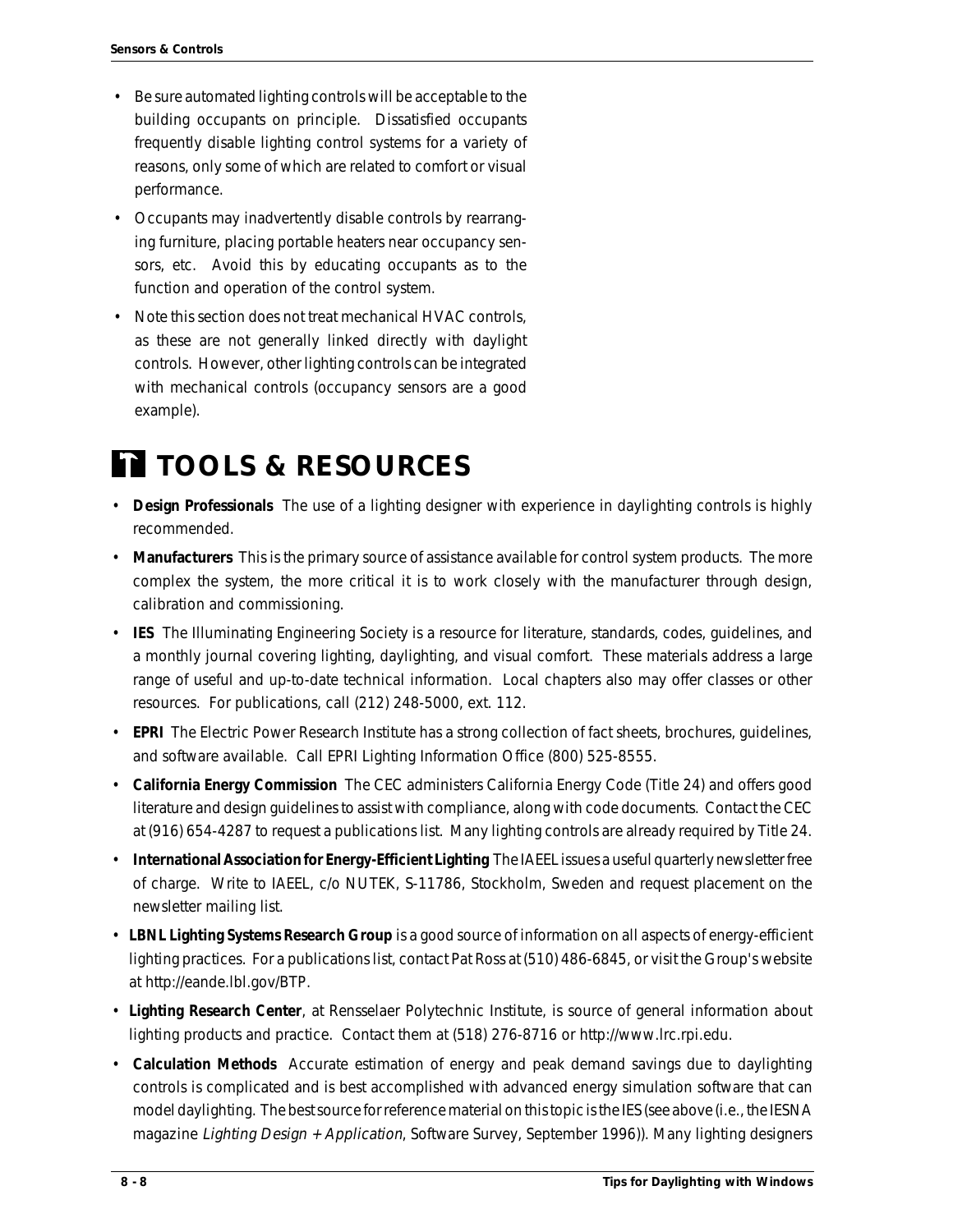- Be sure automated lighting controls will be acceptable to the building occupants on principle. Dissatisfied occupants frequently disable lighting control systems for a variety of reasons, only some of which are related to comfort or visual performance.
- Occupants may inadvertently disable controls by rearranging furniture, placing portable heaters near occupancy sensors, etc. Avoid this by educating occupants as to the function and operation of the control system.
- Note this section does not treat mechanical HVAC controls, as these are not generally linked directly with daylight controls. However, other lighting controls can be integrated with mechanical controls (occupancy sensors are a good example).

# TOOLS & RESOURCES

- **Design Professionals** The use of a lighting designer with experience in daylighting controls is highly recommended.
- **Manufacturers** This is the primary source of assistance available for control system products. The more complex the system, the more critical it is to work closely with the manufacturer through design, calibration and commissioning.
- **IES** The Illuminating Engineering Society is a resource for literature, standards, codes, guidelines, and a monthly journal covering lighting, daylighting, and visual comfort. These materials address a large range of useful and up-to-date technical information. Local chapters also may offer classes or other resources. For publications, call (212) 248-5000, ext. 112.
- **EPRI** The Electric Power Research Institute has a strong collection of fact sheets, brochures, guidelines, and software available. Call EPRI Lighting Information Office (800) 525-8555.
- **California Energy Commission** The CEC administers California Energy Code (Title 24) and offers good literature and design guidelines to assist with compliance, along with code documents. Contact the CEC at (916) 654-4287 to request a publications list. Many lighting controls are already required by Title 24.
- **International Association for Energy-Efficient Lighting** The IAEEL issues a useful quarterly newsletter free of charge. Write to IAEEL, c/o NUTEK, S-11786, Stockholm, Sweden and request placement on the newsletter mailing list.
- **LBNL Lighting Systems Research Group** is a good source of information on all aspects of energy-efficient lighting practices. For a publications list, contact Pat Ross at (510) 486-6845, or visit the Group's website at http://eande.lbl.gov/BTP.
- **Lighting Research Center**, at Rensselaer Polytechnic Institute, is source of general information about lighting products and practice. Contact them at (518) 276-8716 or http://www.lrc.rpi.edu.
- **Calculation Methods** Accurate estimation of energy and peak demand savings due to daylighting controls is complicated and is best accomplished with advanced energy simulation software that can model daylighting. The best source for reference material on this topic is the IES (see above (i.e., the IESNA magazine *Lighting Design + Application*, Software Survey, September 1996)). Many lighting designers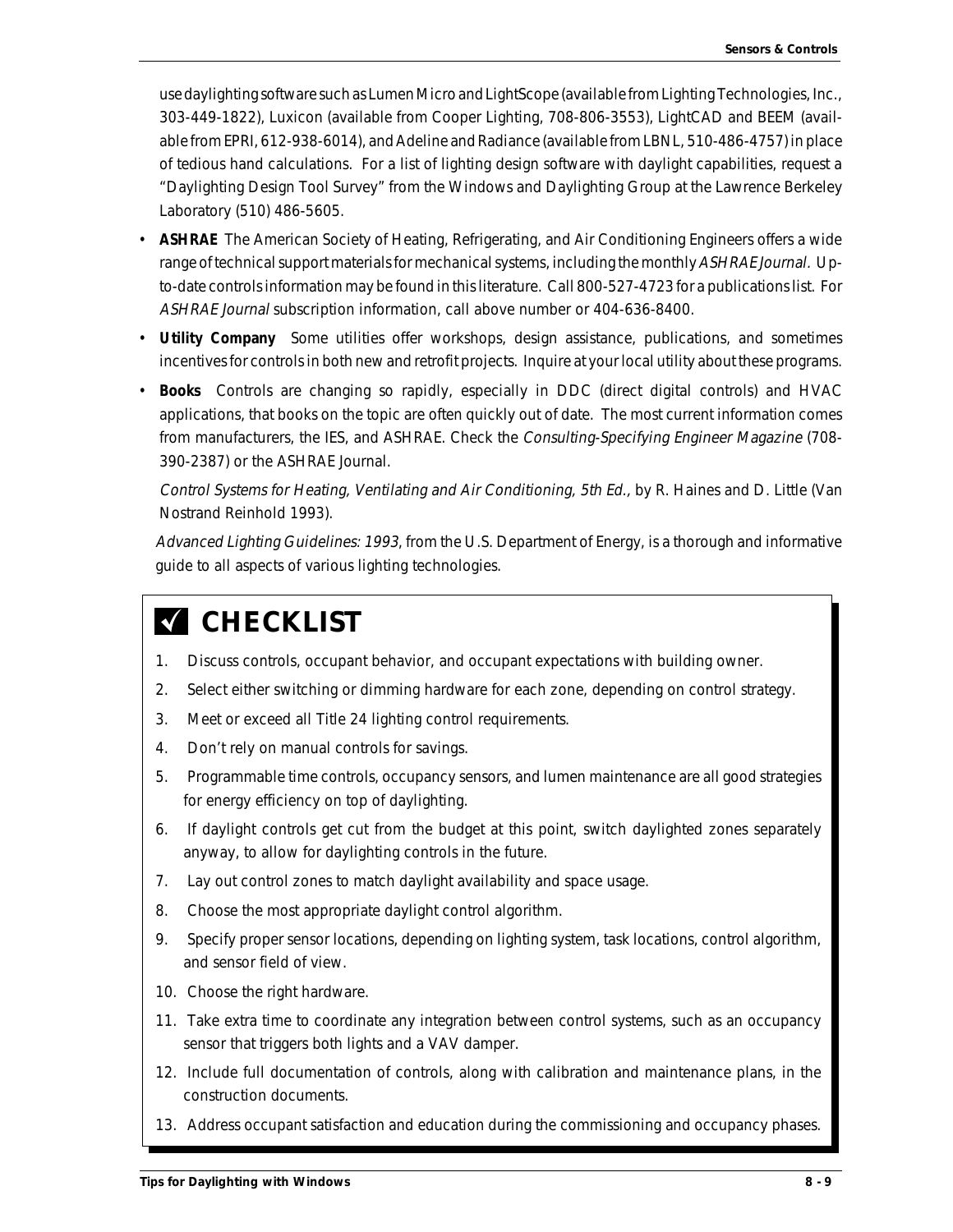use daylighting software such as Lumen Micro and LightScope (available from Lighting Technologies, Inc., 303-449-1822), Luxicon (available from Cooper Lighting, 708-806-3553), LightCAD and BEEM (available from EPRI, 612-938-6014), and Adeline and Radiance (available from LBNL, 510-486-4757) in place of tedious hand calculations. For a list of lighting design software with daylight capabilities, request a "Daylighting Design Tool Survey" from the Windows and Daylighting Group at the Lawrence Berkeley Laboratory (510) 486-5605.

- **ASHRAE** The American Society of Heating, Refrigerating, and Air Conditioning Engineers offers a wide range of technical support materials for mechanical systems, including the monthly *ASHRAE Journal*. Up-to-date controls information may be found in this literature. Call 800-527-4723 for a publications list. For *ASHRAE Journal* subscription information, call above number or 404-636-8400.
- **Utility Company** Some utilities offer workshops, design assistance, publications, and sometimes incentives for controls in both new and retrofit projects. Inquire at your local utility about these programs.
- **Books** Controls are changing so rapidly, especially in DDC (direct digital controls) and HVAC applications, that books on the topic are often quickly out of date. The most current information comes from manufacturers, the IES, and ASHRAE. Check the *Consulting-Specifying Engineer Magazine* (708-390-2387) or the ASHRAE Journal.

  *Control Systems for Heating, Ventilating and Air Conditioning, 5th Ed.,* by R. Haines and D. Little (Van Nostrand Reinhold 1993).

  *Advanced Lighting Guidelines: 1993*, from the U.S. Department of Energy, is a thorough and informative guide to all aspects of various lighting technologies.

## ✓ CHECKLIST

1. Discuss controls, occupant behavior, and occupant expectations with building owner.
2. Select either switching or dimming hardware for each zone, depending on control strategy.
3. Meet or exceed all Title 24 lighting control requirements.
4. Don't rely on manual controls for savings.
5. Programmable time controls, occupancy sensors, and lumen maintenance are all good strategies for energy efficiency on top of daylighting.
6. If daylight controls get cut from the budget at this point, switch daylighted zones separately anyway, to allow for daylighting controls in the future.
7. Lay out control zones to match daylight availability and space usage.
8. Choose the most appropriate daylight control algorithm.
9. Specify proper sensor locations, depending on lighting system, task locations, control algorithm, and sensor field of view.
10. Choose the right hardware.
11. Take extra time to coordinate any integration between control systems, such as an occupancy sensor that triggers both lights and a VAV damper.
12. Include full documentation of controls, along with calibration and maintenance plans, in the construction documents.
13. Address occupant satisfaction and education during the commissioning and occupancy phases.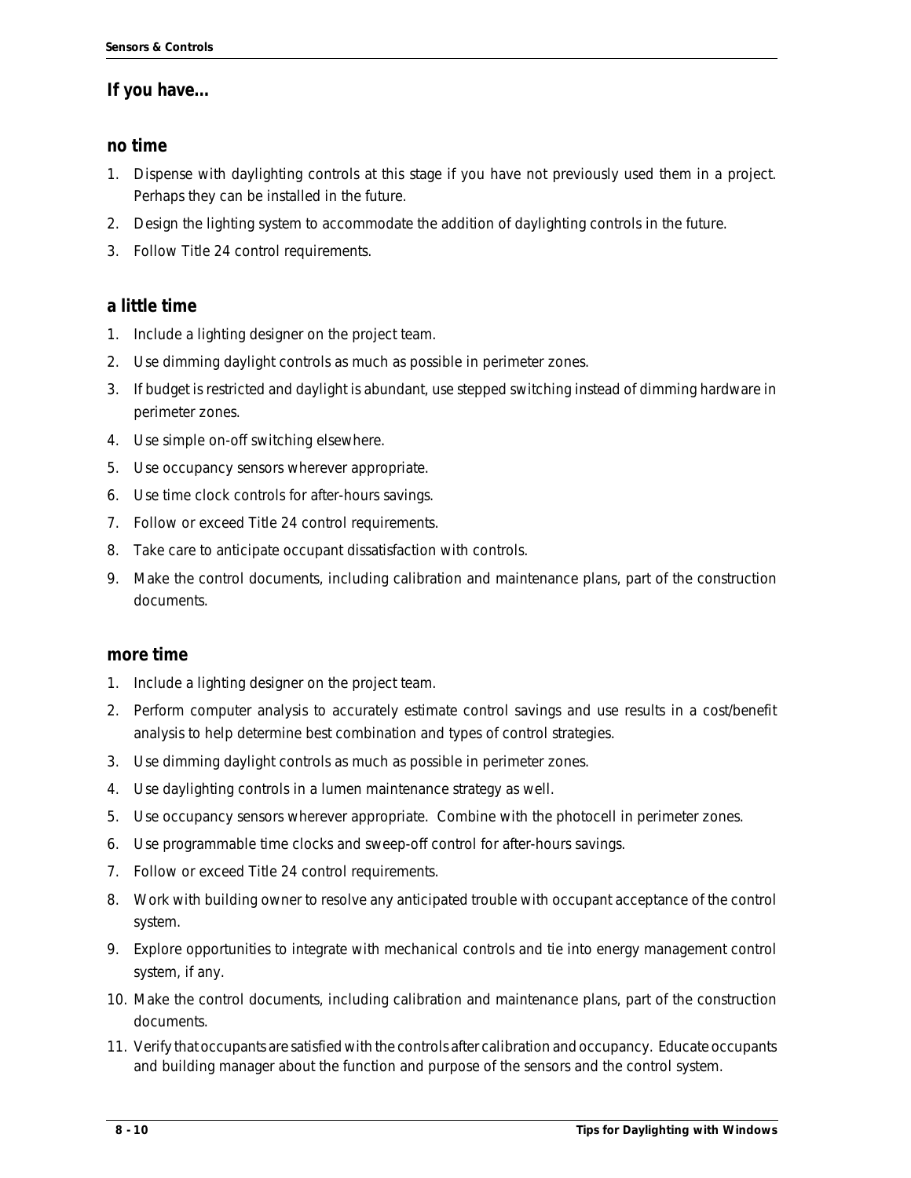## If you have...

### no time

1. Dispense with daylighting controls at this stage if you have not previously used them in a project. Perhaps they can be installed in the future.
2. Design the lighting system to accommodate the addition of daylighting controls in the future.
3. Follow Title 24 control requirements.

### a little time

1. Include a lighting designer on the project team.
2. Use dimming daylight controls as much as possible in perimeter zones.
3. If budget is restricted and daylight is abundant, use stepped switching instead of dimming hardware in perimeter zones.
4. Use simple on-off switching elsewhere.
5. Use occupancy sensors wherever appropriate.
6. Use time clock controls for after-hours savings.
7. Follow or exceed Title 24 control requirements.
8. Take care to anticipate occupant dissatisfaction with controls.
9. Make the control documents, including calibration and maintenance plans, part of the construction documents.

### more time

1. Include a lighting designer on the project team.
2. Perform computer analysis to accurately estimate control savings and use results in a cost/benefit analysis to help determine best combination and types of control strategies.
3. Use dimming daylight controls as much as possible in perimeter zones.
4. Use daylighting controls in a lumen maintenance strategy as well.
5. Use occupancy sensors wherever appropriate. Combine with the photocell in perimeter zones.
6. Use programmable time clocks and sweep-off control for after-hours savings.
7. Follow or exceed Title 24 control requirements.
8. Work with building owner to resolve any anticipated trouble with occupant acceptance of the control system.
9. Explore opportunities to integrate with mechanical controls and tie into energy management control system, if any.
10. Make the control documents, including calibration and maintenance plans, part of the construction documents.
11. Verify that occupants are satisfied with the controls after calibration and occupancy. Educate occupants and building manager about the function and purpose of the sensors and the control system.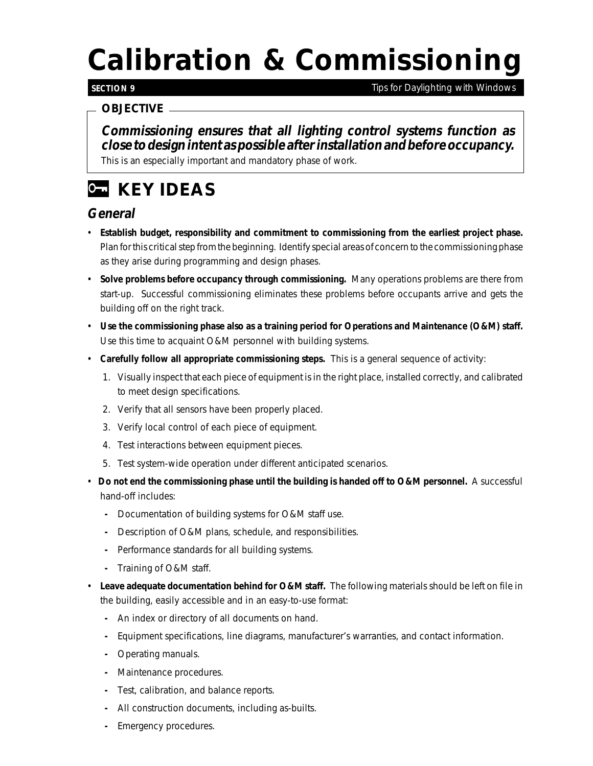# Calibration & Commissioning

**SECTION 9** Tips for Daylighting with Windows

**OBJECTIVE**

***Commissioning ensures that all lighting control systems function as close to design intent as possible after installation and before occupancy.***

This is an especially important and mandatory phase of work.

## KEY IDEAS

### *General*

- **Establish budget, responsibility and commitment to commissioning from the earliest project phase.** Plan for this critical step from the beginning. Identify special areas of concern to the commissioning phase as they arise during programming and design phases.
- **Solve problems before occupancy through commissioning.** Many operations problems are there from start-up. Successful commissioning eliminates these problems before occupants arrive and gets the building off on the right track.
- **Use the commissioning phase also as a training period for Operations and Maintenance (O&M) staff.** Use this time to acquaint O&M personnel with building systems.
- **Carefully follow all appropriate commissioning steps.** This is a general sequence of activity:
  1. Visually inspect that each piece of equipment is in the right place, installed correctly, and calibrated to meet design specifications.
  2. Verify that all sensors have been properly placed.
  3. Verify local control of each piece of equipment.
  4. Test interactions between equipment pieces.
  5. Test system-wide operation under different anticipated scenarios.
- **Do not end the commissioning phase until the building is handed off to O&M personnel.** A successful hand-off includes:
  - Documentation of building systems for O&M staff use.
  - Description of O&M plans, schedule, and responsibilities.
  - Performance standards for all building systems.
  - Training of O&M staff.
- **Leave adequate documentation behind for O&M staff.** The following materials should be left on file in the building, easily accessible and in an easy-to-use format:
  - An index or directory of all documents on hand.
  - Equipment specifications, line diagrams, manufacturer's warranties, and contact information.
  - Operating manuals.
  - Maintenance procedures.
  - Test, calibration, and balance reports.
  - All construction documents, including as-builts.
  - Emergency procedures.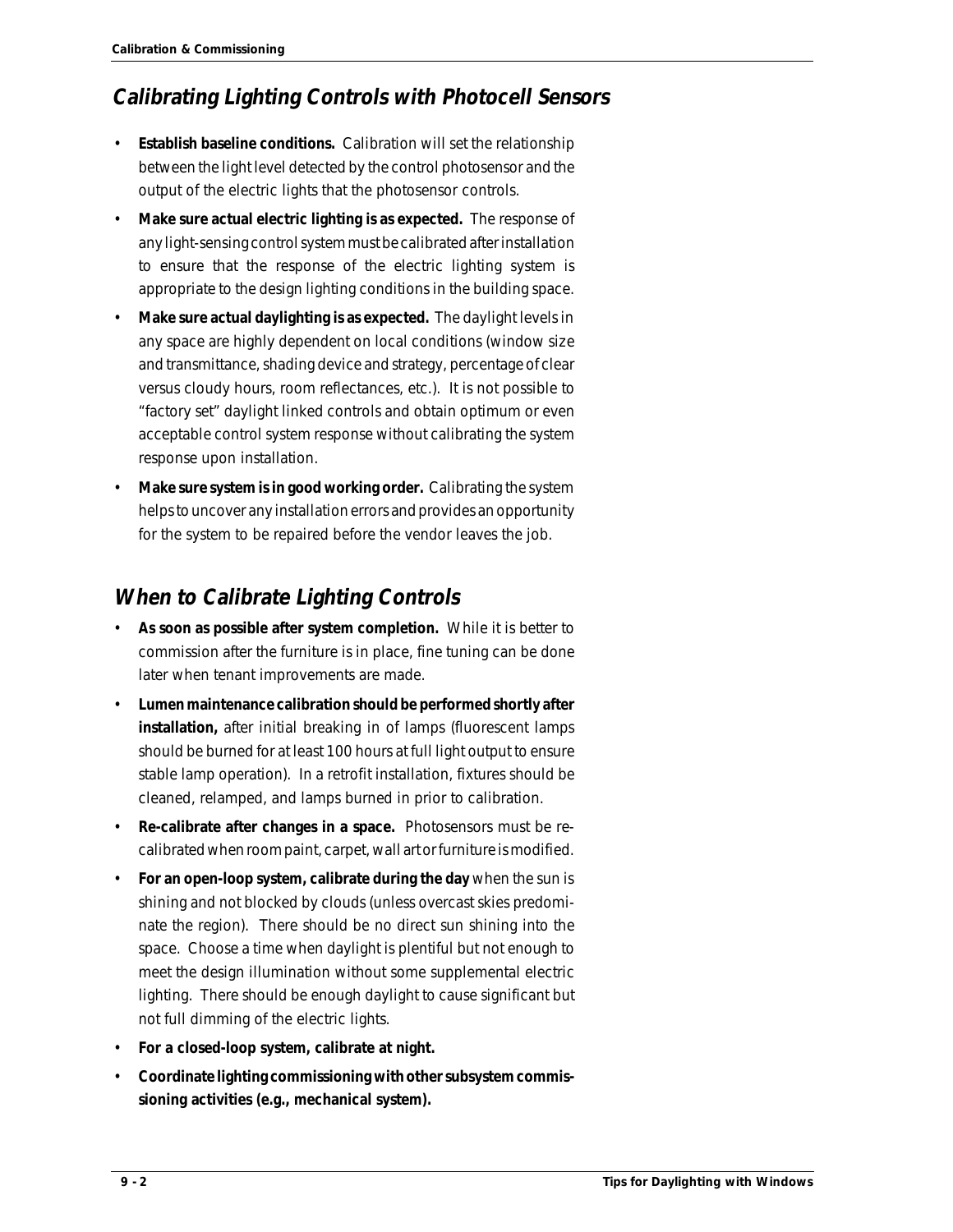## Calibrating Lighting Controls with Photocell Sensors

- **Establish baseline conditions.** Calibration will set the relationship between the light level detected by the control photosensor and the output of the electric lights that the photosensor controls.
- **Make sure actual electric lighting is as expected.** The response of any light-sensing control system must be calibrated after installation to ensure that the response of the electric lighting system is appropriate to the design lighting conditions in the building space.
- **Make sure actual daylighting is as expected.** The daylight levels in any space are highly dependent on local conditions (window size and transmittance, shading device and strategy, percentage of clear versus cloudy hours, room reflectances, etc.). It is not possible to "factory set" daylight linked controls and obtain optimum or even acceptable control system response without calibrating the system response upon installation.
- **Make sure system is in good working order.** Calibrating the system helps to uncover any installation errors and provides an opportunity for the system to be repaired before the vendor leaves the job.

## When to Calibrate Lighting Controls

- **As soon as possible after system completion.** While it is better to commission after the furniture is in place, fine tuning can be done later when tenant improvements are made.
- **Lumen maintenance calibration should be performed shortly after installation,** after initial breaking in of lamps (fluorescent lamps should be burned for at least 100 hours at full light output to ensure stable lamp operation). In a retrofit installation, fixtures should be cleaned, relamped, and lamps burned in prior to calibration.
- **Re-calibrate after changes in a space.** Photosensors must be re-calibrated when room paint, carpet, wall art or furniture is modified.
- **For an open-loop system, calibrate during the day** when the sun is shining and not blocked by clouds (unless overcast skies predominate the region). There should be no direct sun shining into the space. Choose a time when daylight is plentiful but not enough to meet the design illumination without some supplemental electric lighting. There should be enough daylight to cause significant but not full dimming of the electric lights.
- **For a closed-loop system, calibrate at night.**
- **Coordinate lighting commissioning with other subsystem commissioning activities (e.g., mechanical system).**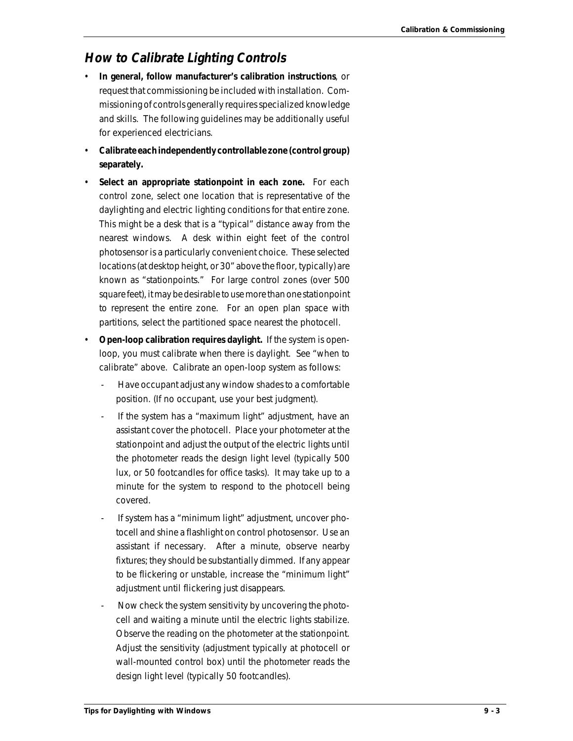## *How to Calibrate Lighting Controls*

- **In general, follow manufacturer's calibration instructions**, or request that commissioning be included with installation. Commissioning of controls generally requires specialized knowledge and skills. The following guidelines may be additionally useful for experienced electricians.
- **Calibrate each independently controllable zone (control group) separately.**
- **Select an appropriate stationpoint in each zone.** For each control zone, select one location that is representative of the daylighting and electric lighting conditions for that entire zone. This might be a desk that is a "typical" distance away from the nearest windows. A desk within eight feet of the control photosensor is a particularly convenient choice. These selected locations (at desktop height, or 30" above the floor, typically) are known as "stationpoints." For large control zones (over 500 square feet), it may be desirable to use more than one stationpoint to represent the entire zone. For an open plan space with partitions, select the partitioned space nearest the photocell.
- **Open-loop calibration requires daylight.** If the system is open-loop, you must calibrate when there is daylight. See "when to calibrate" above. Calibrate an open-loop system as follows:
  - Have occupant adjust any window shades to a comfortable position. (If no occupant, use your best judgment).
  - If the system has a "maximum light" adjustment, have an assistant cover the photocell. Place your photometer at the stationpoint and adjust the output of the electric lights until the photometer reads the design light level (typically 500 lux, or 50 footcandles for office tasks). It may take up to a minute for the system to respond to the photocell being covered.
  - If system has a "minimum light" adjustment, uncover photocell and shine a flashlight on control photosensor. Use an assistant if necessary. After a minute, observe nearby fixtures; they should be substantially dimmed. If any appear to be flickering or unstable, increase the "minimum light" adjustment until flickering just disappears.
  - Now check the system sensitivity by uncovering the photocell and waiting a minute until the electric lights stabilize. Observe the reading on the photometer at the stationpoint. Adjust the sensitivity (adjustment typically at photocell or wall-mounted control box) until the photometer reads the design light level (typically 50 footcandles).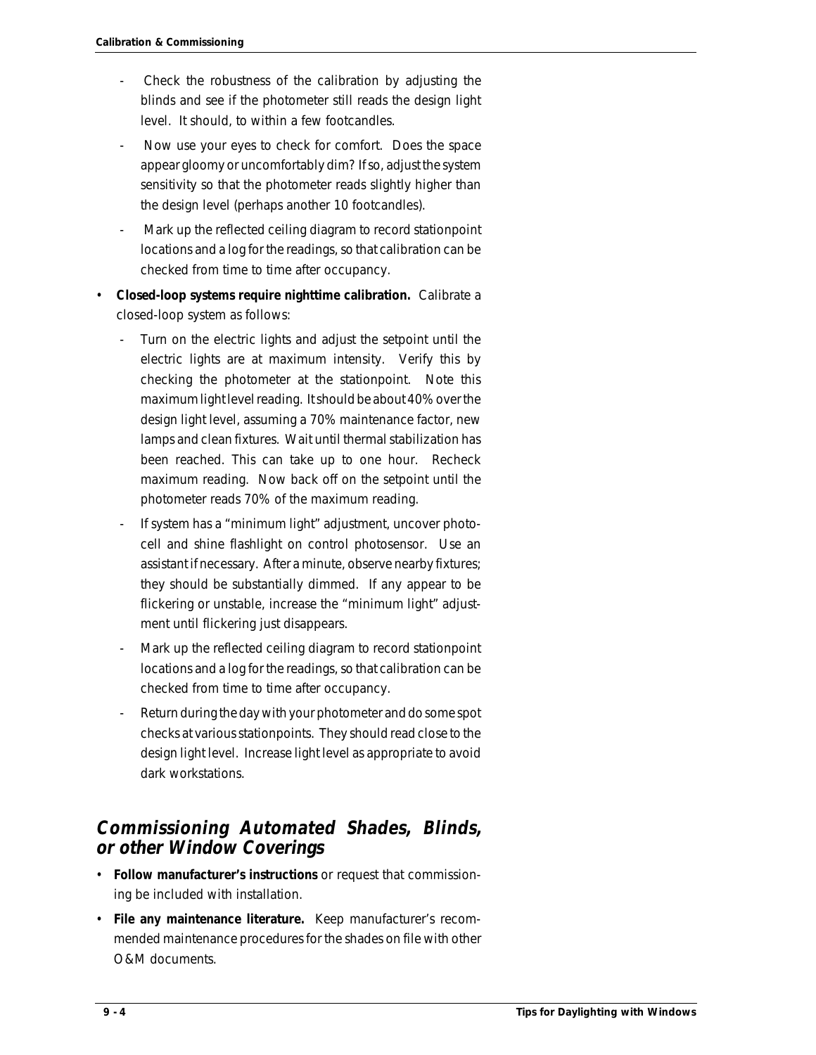- Check the robustness of the calibration by adjusting the blinds and see if the photometer still reads the design light level. It should, to within a few footcandles.
  - Now use your eyes to check for comfort. Does the space appear gloomy or uncomfortably dim? If so, adjust the system sensitivity so that the photometer reads slightly higher than the design level (perhaps another 10 footcandles).
  - Mark up the reflected ceiling diagram to record stationpoint locations and a log for the readings, so that calibration can be checked from time to time after occupancy.

- **Closed-loop systems require nighttime calibration.** Calibrate a closed-loop system as follows:
  - Turn on the electric lights and adjust the setpoint until the electric lights are at maximum intensity. Verify this by checking the photometer at the stationpoint. Note this maximum light level reading. It should be about 40% over the design light level, assuming a 70% maintenance factor, new lamps and clean fixtures. Wait until thermal stabilization has been reached. This can take up to one hour. Recheck maximum reading. Now back off on the setpoint until the photometer reads 70% of the maximum reading.
  - If system has a "minimum light" adjustment, uncover photocell and shine flashlight on control photosensor. Use an assistant if necessary. After a minute, observe nearby fixtures; they should be substantially dimmed. If any appear to be flickering or unstable, increase the "minimum light" adjustment until flickering just disappears.
  - Mark up the reflected ceiling diagram to record stationpoint locations and a log for the readings, so that calibration can be checked from time to time after occupancy.
  - Return during the day with your photometer and do some spot checks at various stationpoints. They should read close to the design light level. Increase light level as appropriate to avoid dark workstations.

## Commissioning Automated Shades, Blinds, or other Window Coverings

- **Follow manufacturer's instructions** or request that commissioning be included with installation.
- **File any maintenance literature.** Keep manufacturer's recommended maintenance procedures for the shades on file with other O&M documents.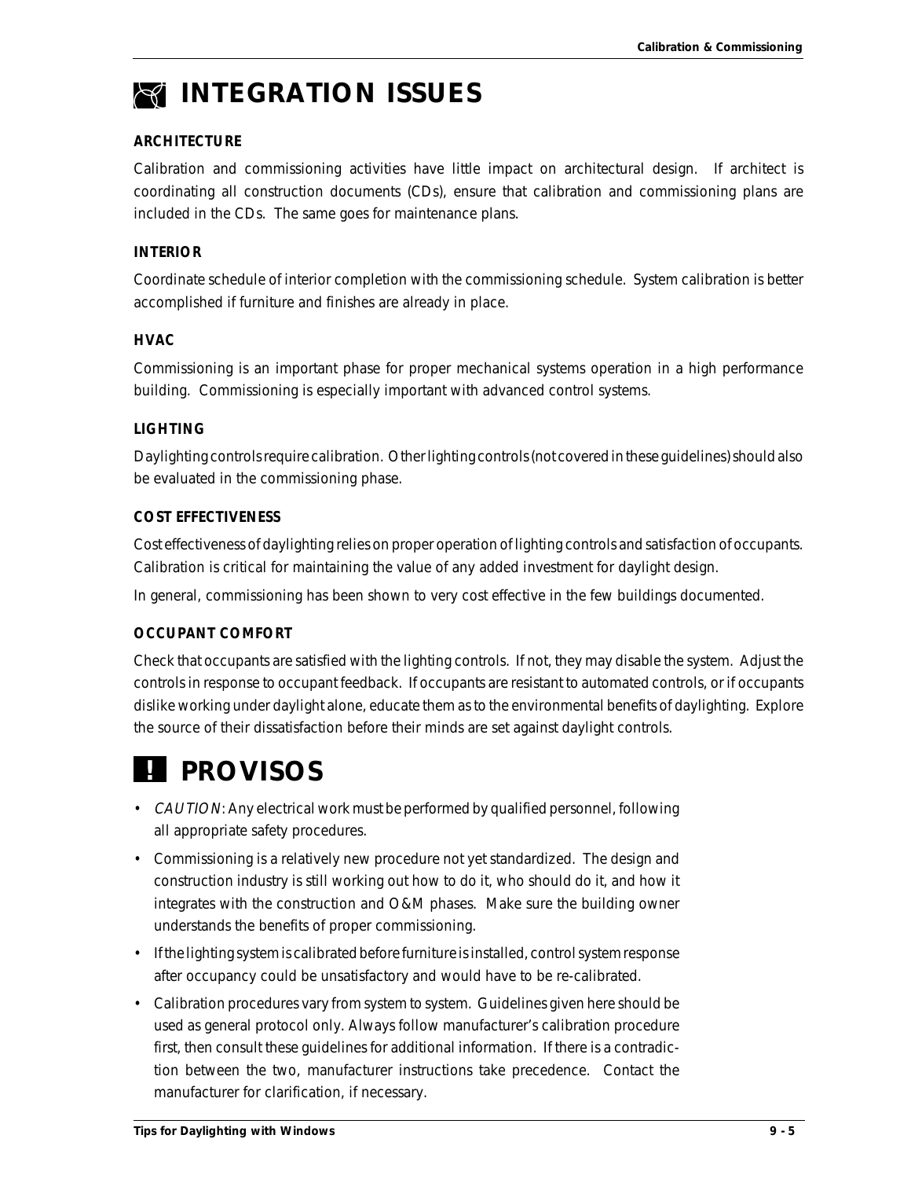# INTEGRATION ISSUES

**ARCHITECTURE**

Calibration and commissioning activities have little impact on architectural design. If architect is coordinating all construction documents (CDs), ensure that calibration and commissioning plans are included in the CDs. The same goes for maintenance plans.

**INTERIOR**

Coordinate schedule of interior completion with the commissioning schedule. System calibration is better accomplished if furniture and finishes are already in place.

**HVAC**

Commissioning is an important phase for proper mechanical systems operation in a high performance building. Commissioning is especially important with advanced control systems.

**LIGHTING**

Daylighting controls require calibration. Other lighting controls (not covered in these guidelines) should also be evaluated in the commissioning phase.

**COST EFFECTIVENESS**

Cost effectiveness of daylighting relies on proper operation of lighting controls and satisfaction of occupants. Calibration is critical for maintaining the value of any added investment for daylight design.

In general, commissioning has been shown to very cost effective in the few buildings documented.

**OCCUPANT COMFORT**

Check that occupants are satisfied with the lighting controls. If not, they may disable the system. Adjust the controls in response to occupant feedback. If occupants are resistant to automated controls, or if occupants dislike working under daylight alone, educate them as to the environmental benefits of daylighting. Explore the source of their dissatisfaction before their minds are set against daylight controls.

# PROVISOS

- *CAUTION*: Any electrical work must be performed by qualified personnel, following all appropriate safety procedures.
- Commissioning is a relatively new procedure not yet standardized. The design and construction industry is still working out how to do it, who should do it, and how it integrates with the construction and O&M phases. Make sure the building owner understands the benefits of proper commissioning.
- If the lighting system is calibrated before furniture is installed, control system response after occupancy could be unsatisfactory and would have to be re-calibrated.
- Calibration procedures vary from system to system. Guidelines given here should be used as general protocol only. Always follow manufacturer's calibration procedure first, then consult these guidelines for additional information. If there is a contradiction between the two, manufacturer instructions take precedence. Contact the manufacturer for clarification, if necessary.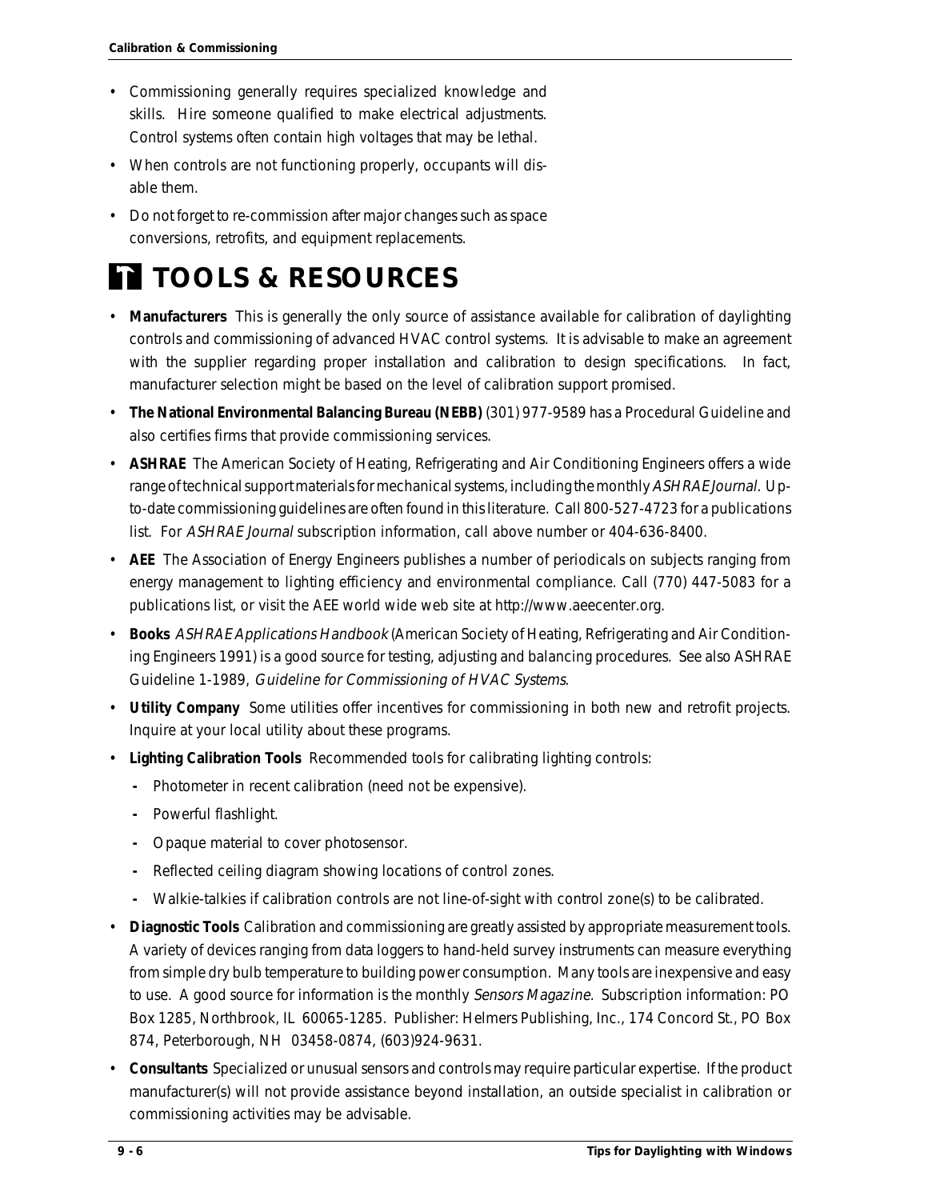- Commissioning generally requires specialized knowledge and skills. Hire someone qualified to make electrical adjustments. Control systems often contain high voltages that may be lethal.
- When controls are not functioning properly, occupants will disable them.
- Do not forget to re-commission after major changes such as space conversions, retrofits, and equipment replacements.

# TOOLS & RESOURCES

- **Manufacturers** This is generally the only source of assistance available for calibration of daylighting controls and commissioning of advanced HVAC control systems. It is advisable to make an agreement with the supplier regarding proper installation and calibration to design specifications. In fact, manufacturer selection might be based on the level of calibration support promised.
- **The National Environmental Balancing Bureau (NEBB)** (301) 977-9589 has a Procedural Guideline and also certifies firms that provide commissioning services.
- **ASHRAE** The American Society of Heating, Refrigerating and Air Conditioning Engineers offers a wide range of technical support materials for mechanical systems, including the monthly *ASHRAE Journal*. Up-to-date commissioning guidelines are often found in this literature. Call 800-527-4723 for a publications list. For *ASHRAE Journal* subscription information, call above number or 404-636-8400.
- **AEE** The Association of Energy Engineers publishes a number of periodicals on subjects ranging from energy management to lighting efficiency and environmental compliance. Call (770) 447-5083 for a publications list, or visit the AEE world wide web site at http://www.aeecenter.org.
- **Books** *ASHRAE Applications Handbook* (American Society of Heating, Refrigerating and Air Conditioning Engineers 1991) is a good source for testing, adjusting and balancing procedures. See also ASHRAE Guideline 1-1989, *Guideline for Commissioning of HVAC Systems*.
- **Utility Company** Some utilities offer incentives for commissioning in both new and retrofit projects. Inquire at your local utility about these programs.
- **Lighting Calibration Tools** Recommended tools for calibrating lighting controls:
  - Photometer in recent calibration (need not be expensive).
  - Powerful flashlight.
  - Opaque material to cover photosensor.
  - Reflected ceiling diagram showing locations of control zones.
  - Walkie-talkies if calibration controls are not line-of-sight with control zone(s) to be calibrated.
- **Diagnostic Tools** Calibration and commissioning are greatly assisted by appropriate measurement tools. A variety of devices ranging from data loggers to hand-held survey instruments can measure everything from simple dry bulb temperature to building power consumption. Many tools are inexpensive and easy to use. A good source for information is the monthly *Sensors Magazine*. Subscription information: PO Box 1285, Northbrook, IL 60065-1285. Publisher: Helmers Publishing, Inc., 174 Concord St., PO Box 874, Peterborough, NH 03458-0874, (603)924-9631.
- **Consultants** Specialized or unusual sensors and controls may require particular expertise. If the product manufacturer(s) will not provide assistance beyond installation, an outside specialist in calibration or commissioning activities may be advisable.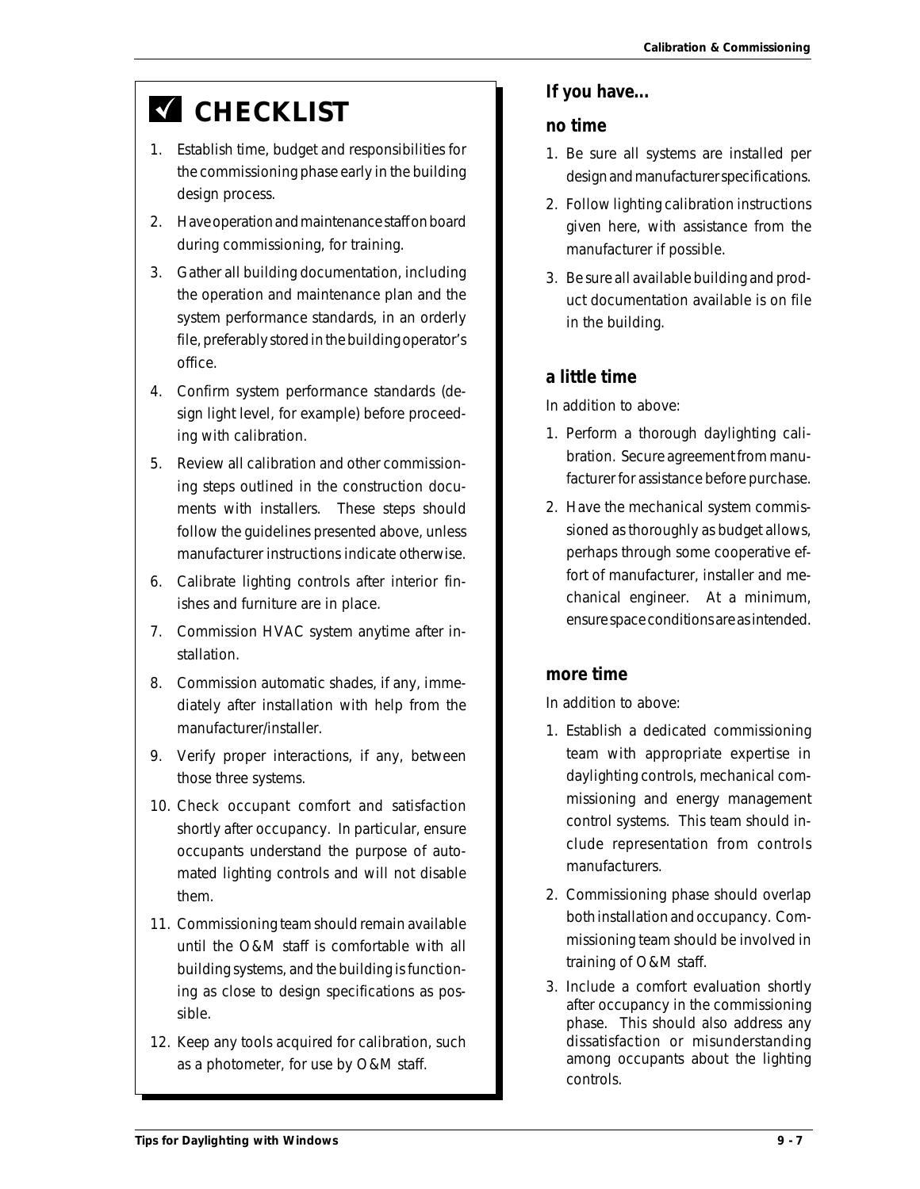## ☑ CHECKLIST

1. Establish time, budget and responsibilities for the commissioning phase early in the building design process.
2. Have operation and maintenance staff on board during commissioning, for training.
3. Gather all building documentation, including the operation and maintenance plan and the system performance standards, in an orderly file, preferably stored in the building operator's office.
4. Confirm system performance standards (design light level, for example) before proceeding with calibration.
5. Review all calibration and other commissioning steps outlined in the construction documents with installers. These steps should follow the guidelines presented above, unless manufacturer instructions indicate otherwise.
6. Calibrate lighting controls after interior finishes and furniture are in place.
7. Commission HVAC system anytime after installation.
8. Commission automatic shades, if any, immediately after installation with help from the manufacturer/installer.
9. Verify proper interactions, if any, between those three systems.
10. Check occupant comfort and satisfaction shortly after occupancy. In particular, ensure occupants understand the purpose of automated lighting controls and will not disable them.
11. Commissioning team should remain available until the O&M staff is comfortable with all building systems, and the building is functioning as close to design specifications as possible.
12. Keep any tools acquired for calibration, such as a photometer, for use by O&M staff.

### If you have...

#### no time

1. Be sure all systems are installed per design and manufacturer specifications.
2. Follow lighting calibration instructions given here, with assistance from the manufacturer if possible.
3. Be sure all available building and product documentation available is on file in the building.

#### a little time

In addition to above:

1. Perform a thorough daylighting calibration. Secure agreement from manufacturer for assistance before purchase.
2. Have the mechanical system commissioned as thoroughly as budget allows, perhaps through some cooperative effort of manufacturer, installer and mechanical engineer. At a minimum, ensure space conditions are as intended.

#### more time

In addition to above:

1. Establish a dedicated commissioning team with appropriate expertise in daylighting controls, mechanical commissioning and energy management control systems. This team should include representation from controls manufacturers.
2. Commissioning phase should overlap both installation and occupancy. Commissioning team should be involved in training of O&M staff.
3. Include a comfort evaluation shortly after occupancy in the commissioning phase. This should also address any dissatisfaction or misunderstanding among occupants about the lighting controls.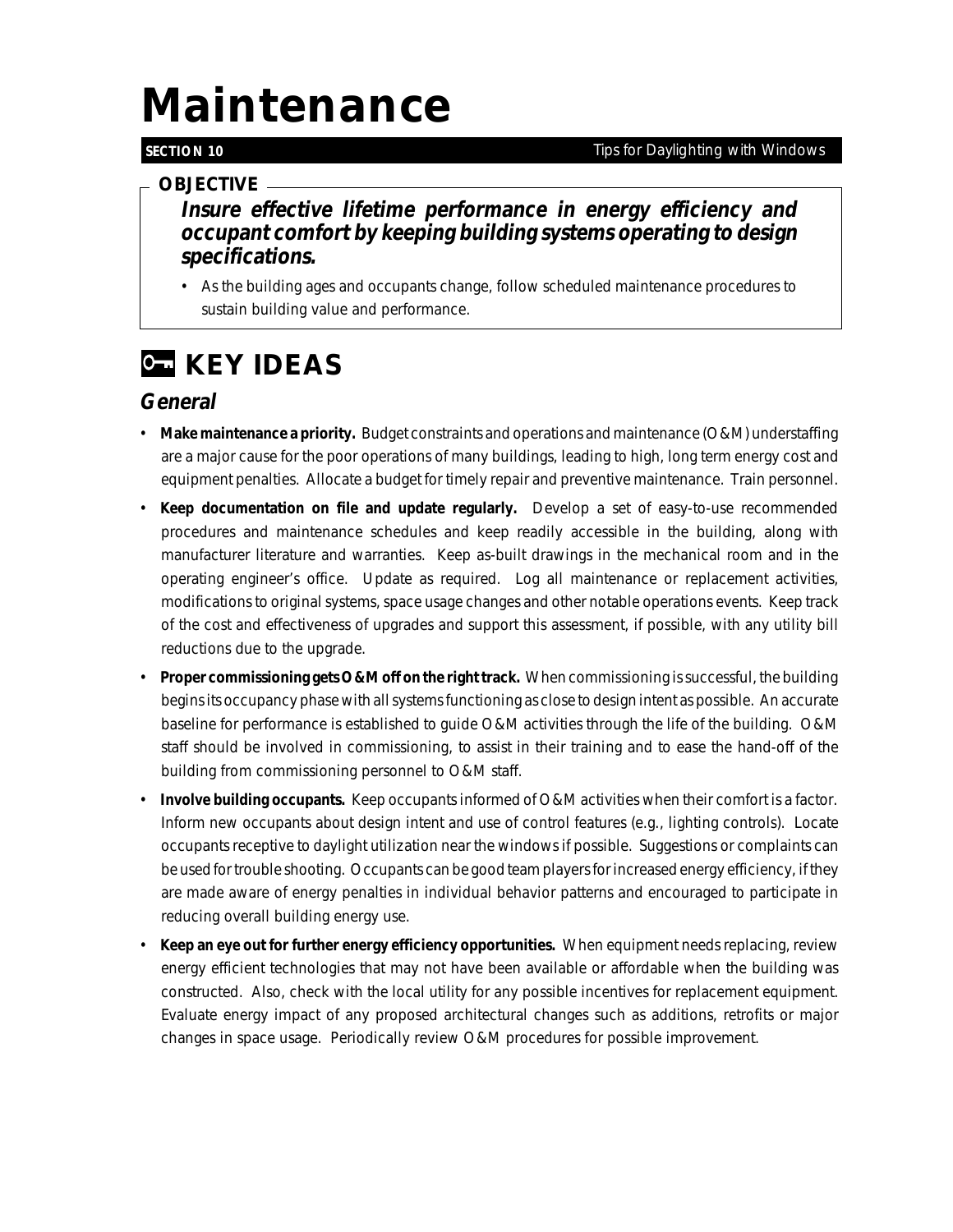# Maintenance

**SECTION 10**

## OBJECTIVE

***Insure effective lifetime performance in energy efficiency and occupant comfort by keeping building systems operating to design specifications.***

- As the building ages and occupants change, follow scheduled maintenance procedures to sustain building value and performance.

## KEY IDEAS

### *General*

- **Make maintenance a priority.** Budget constraints and operations and maintenance (O&M) understaffing are a major cause for the poor operations of many buildings, leading to high, long term energy cost and equipment penalties. Allocate a budget for timely repair and preventive maintenance. Train personnel.
- **Keep documentation on file and update regularly.** Develop a set of easy-to-use recommended procedures and maintenance schedules and keep readily accessible in the building, along with manufacturer literature and warranties. Keep as-built drawings in the mechanical room and in the operating engineer's office. Update as required. Log all maintenance or replacement activities, modifications to original systems, space usage changes and other notable operations events. Keep track of the cost and effectiveness of upgrades and support this assessment, if possible, with any utility bill reductions due to the upgrade.
- **Proper commissioning gets O&M off on the right track.** When commissioning is successful, the building begins its occupancy phase with all systems functioning as close to design intent as possible. An accurate baseline for performance is established to guide O&M activities through the life of the building. O&M staff should be involved in commissioning, to assist in their training and to ease the hand-off of the building from commissioning personnel to O&M staff.
- **Involve building occupants.** Keep occupants informed of O&M activities when their comfort is a factor. Inform new occupants about design intent and use of control features (e.g., lighting controls). Locate occupants receptive to daylight utilization near the windows if possible. Suggestions or complaints can be used for trouble shooting. Occupants can be good team players for increased energy efficiency, if they are made aware of energy penalties in individual behavior patterns and encouraged to participate in reducing overall building energy use.
- **Keep an eye out for further energy efficiency opportunities.** When equipment needs replacing, review energy efficient technologies that may not have been available or affordable when the building was constructed. Also, check with the local utility for any possible incentives for replacement equipment. Evaluate energy impact of any proposed architectural changes such as additions, retrofits or major changes in space usage. Periodically review O&M procedures for possible improvement.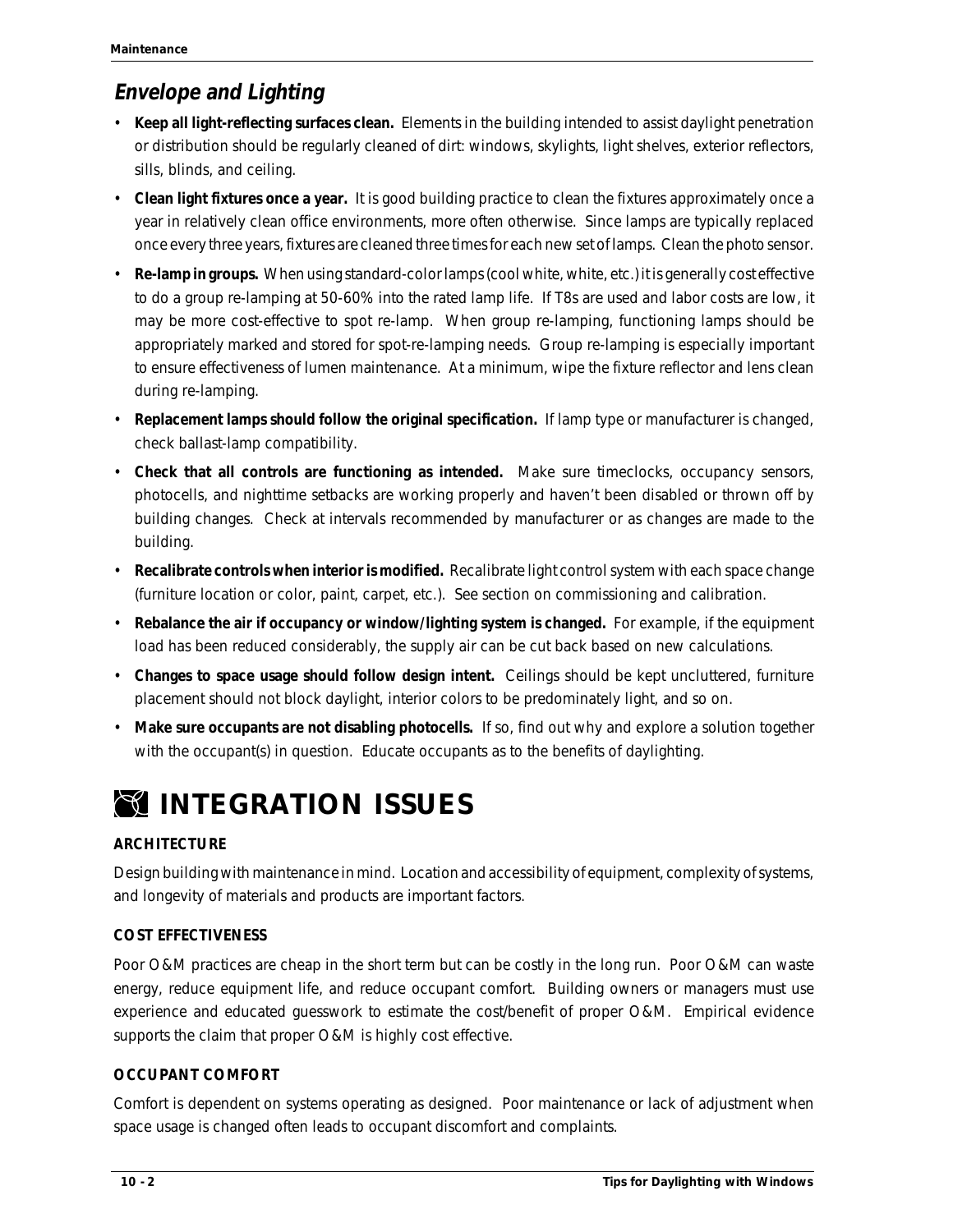## *Envelope and Lighting*

- **Keep all light-reflecting surfaces clean.** Elements in the building intended to assist daylight penetration or distribution should be regularly cleaned of dirt: windows, skylights, light shelves, exterior reflectors, sills, blinds, and ceiling.
- **Clean light fixtures once a year.** It is good building practice to clean the fixtures approximately once a year in relatively clean office environments, more often otherwise. Since lamps are typically replaced once every three years, fixtures are cleaned three times for each new set of lamps. Clean the photo sensor.
- **Re-lamp in groups.** When using standard-color lamps (cool white, white, etc.) it is generally cost effective to do a group re-lamping at 50-60% into the rated lamp life. If T8s are used and labor costs are low, it may be more cost-effective to spot re-lamp. When group re-lamping, functioning lamps should be appropriately marked and stored for spot-re-lamping needs. Group re-lamping is especially important to ensure effectiveness of lumen maintenance. At a minimum, wipe the fixture reflector and lens clean during re-lamping.
- **Replacement lamps should follow the original specification.** If lamp type or manufacturer is changed, check ballast-lamp compatibility.
- **Check that all controls are functioning as intended.** Make sure timeclocks, occupancy sensors, photocells, and nighttime setbacks are working properly and haven't been disabled or thrown off by building changes. Check at intervals recommended by manufacturer or as changes are made to the building.
- **Recalibrate controls when interior is modified.** Recalibrate light control system with each space change (furniture location or color, paint, carpet, etc.). See section on commissioning and calibration.
- **Rebalance the air if occupancy or window/lighting system is changed.** For example, if the equipment load has been reduced considerably, the supply air can be cut back based on new calculations.
- **Changes to space usage should follow design intent.** Ceilings should be kept uncluttered, furniture placement should not block daylight, interior colors to be predominately light, and so on.
- **Make sure occupants are not disabling photocells.** If so, find out why and explore a solution together with the occupant(s) in question. Educate occupants as to the benefits of daylighting.

# INTEGRATION ISSUES

**ARCHITECTURE**

Design building with maintenance in mind. Location and accessibility of equipment, complexity of systems, and longevity of materials and products are important factors.

**COST EFFECTIVENESS**

Poor O&M practices are cheap in the short term but can be costly in the long run. Poor O&M can waste energy, reduce equipment life, and reduce occupant comfort. Building owners or managers must use experience and educated guesswork to estimate the cost/benefit of proper O&M. Empirical evidence supports the claim that proper O&M is highly cost effective.

**OCCUPANT COMFORT**

Comfort is dependent on systems operating as designed. Poor maintenance or lack of adjustment when space usage is changed often leads to occupant discomfort and complaints.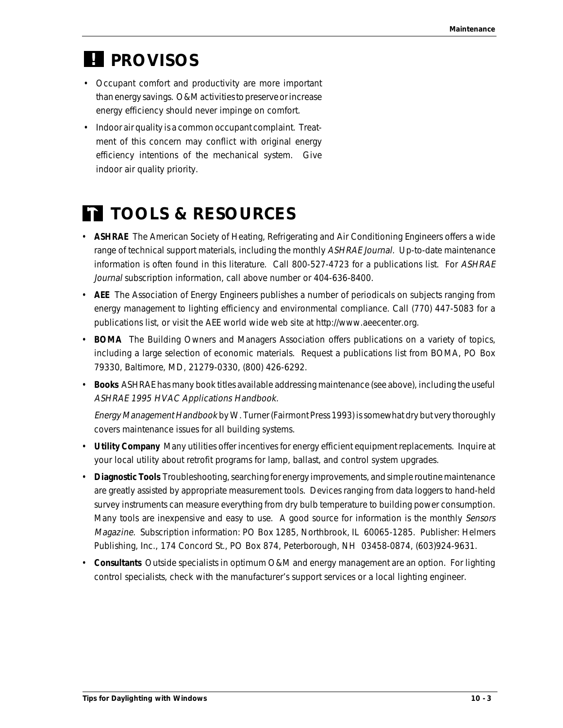# ! PROVISOS

- Occupant comfort and productivity are more important than energy savings. O&M activities to preserve or increase energy efficiency should never impinge on comfort.
- Indoor air quality is a common occupant complaint. Treatment of this concern may conflict with original energy efficiency intentions of the mechanical system. Give indoor air quality priority.

# TOOLS & RESOURCES

- **ASHRAE** The American Society of Heating, Refrigerating and Air Conditioning Engineers offers a wide range of technical support materials, including the monthly *ASHRAE Journal.* Up-to-date maintenance information is often found in this literature. Call 800-527-4723 for a publications list. For *ASHRAE Journal* subscription information, call above number or 404-636-8400.
- **AEE** The Association of Energy Engineers publishes a number of periodicals on subjects ranging from energy management to lighting efficiency and environmental compliance. Call (770) 447-5083 for a publications list, or visit the AEE world wide web site at http://www.aeecenter.org.
- **BOMA** The Building Owners and Managers Association offers publications on a variety of topics, including a large selection of economic materials. Request a publications list from BOMA, PO Box 79330, Baltimore, MD, 21279-0330, (800) 426-6292.
- **Books** ASHRAE has many book titles available addressing maintenance (see above), including the useful *ASHRAE 1995 HVAC Applications Handbook.*

  *Energy Management Handbook* by W. Turner (Fairmont Press 1993) is somewhat dry but very thoroughly covers maintenance issues for all building systems.
- **Utility Company** Many utilities offer incentives for energy efficient equipment replacements. Inquire at your local utility about retrofit programs for lamp, ballast, and control system upgrades.
- **Diagnostic Tools** Troubleshooting, searching for energy improvements, and simple routine maintenance are greatly assisted by appropriate measurement tools. Devices ranging from data loggers to hand-held survey instruments can measure everything from dry bulb temperature to building power consumption. Many tools are inexpensive and easy to use. A good source for information is the monthly *Sensors Magazine.* Subscription information: PO Box 1285, Northbrook, IL 60065-1285. Publisher: Helmers Publishing, Inc., 174 Concord St., PO Box 874, Peterborough, NH 03458-0874, (603)924-9631.
- **Consultants** Outside specialists in optimum O&M and energy management are an option. For lighting control specialists, check with the manufacturer's support services or a local lighting engineer.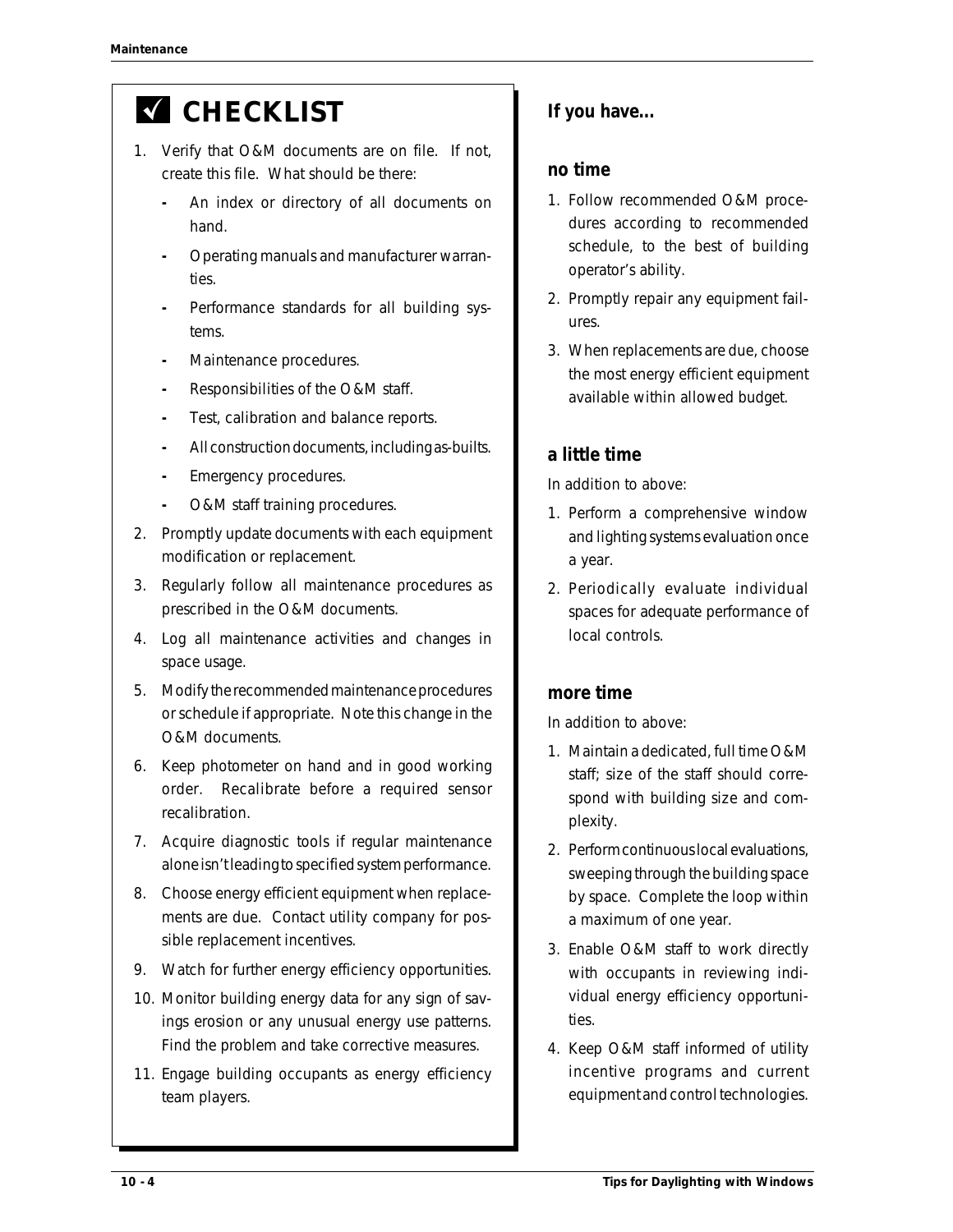## ✓ CHECKLIST

1. Verify that O&M documents are on file. If not, create this file. What should be there:
   - An index or directory of all documents on hand.
   - Operating manuals and manufacturer warranties.
   - Performance standards for all building systems.
   - Maintenance procedures.
   - Responsibilities of the O&M staff.
   - Test, calibration and balance reports.
   - All construction documents, including as-builts.
   - Emergency procedures.
   - O&M staff training procedures.
2. Promptly update documents with each equipment modification or replacement.
3. Regularly follow all maintenance procedures as prescribed in the O&M documents.
4. Log all maintenance activities and changes in space usage.
5. Modify the recommended maintenance procedures or schedule if appropriate. Note this change in the O&M documents.
6. Keep photometer on hand and in good working order. Recalibrate before a required sensor recalibration.
7. Acquire diagnostic tools if regular maintenance alone isn't leading to specified system performance.
8. Choose energy efficient equipment when replacements are due. Contact utility company for possible replacement incentives.
9. Watch for further energy efficiency opportunities.
10. Monitor building energy data for any sign of savings erosion or any unusual energy use patterns. Find the problem and take corrective measures.
11. Engage building occupants as energy efficiency team players.

## If you have...

### no time

1. Follow recommended O&M procedures according to recommended schedule, to the best of building operator's ability.
2. Promptly repair any equipment failures.
3. When replacements are due, choose the most energy efficient equipment available within allowed budget.

### a little time

In addition to above:

1. Perform a comprehensive window and lighting systems evaluation once a year.
2. Periodically evaluate individual spaces for adequate performance of local controls.

### more time

In addition to above:

1. Maintain a dedicated, full time O&M staff; size of the staff should correspond with building size and complexity.
2. Perform continuous local evaluations, sweeping through the building space by space. Complete the loop within a maximum of one year.
3. Enable O&M staff to work directly with occupants in reviewing individual energy efficiency opportunities.
4. Keep O&M staff informed of utility incentive programs and current equipment and control technologies.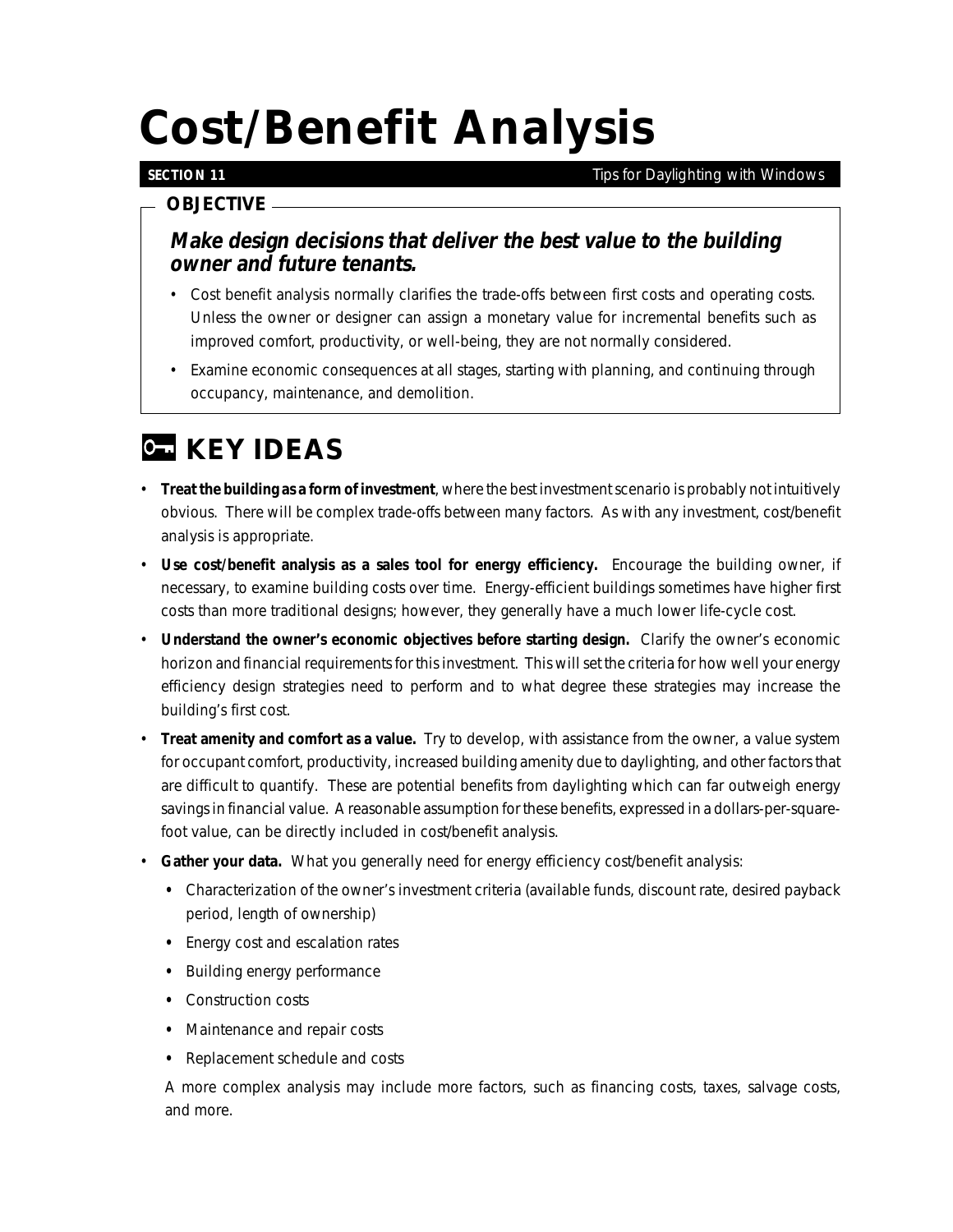# Cost/Benefit Analysis

**SECTION 11**

## OBJECTIVE

***Make design decisions that deliver the best value to the building owner and future tenants.***

- Cost benefit analysis normally clarifies the trade-offs between first costs and operating costs. Unless the owner or designer can assign a monetary value for incremental benefits such as improved comfort, productivity, or well-being, they are not normally considered.
- Examine economic consequences at all stages, starting with planning, and continuing through occupancy, maintenance, and demolition.

## KEY IDEAS

- **Treat the building as a form of investment**, where the best investment scenario is probably not intuitively obvious. There will be complex trade-offs between many factors. As with any investment, cost/benefit analysis is appropriate.
- **Use cost/benefit analysis as a sales tool for energy efficiency.** Encourage the building owner, if necessary, to examine building costs over time. Energy-efficient buildings sometimes have higher first costs than more traditional designs; however, they generally have a much lower life-cycle cost.
- **Understand the owner's economic objectives before starting design.** Clarify the owner's economic horizon and financial requirements for this investment. This will set the criteria for how well your energy efficiency design strategies need to perform and to what degree these strategies may increase the building's first cost.
- **Treat amenity and comfort as a value.** Try to develop, with assistance from the owner, a value system for occupant comfort, productivity, increased building amenity due to daylighting, and other factors that are difficult to quantify. These are potential benefits from daylighting which can far outweigh energy savings in financial value. A reasonable assumption for these benefits, expressed in a dollars-per-square-foot value, can be directly included in cost/benefit analysis.
- **Gather your data.** What you generally need for energy efficiency cost/benefit analysis:
  - Characterization of the owner's investment criteria (available funds, discount rate, desired payback period, length of ownership)
  - Energy cost and escalation rates
  - Building energy performance
  - Construction costs
  - Maintenance and repair costs
  - Replacement schedule and costs

  A more complex analysis may include more factors, such as financing costs, taxes, salvage costs, and more.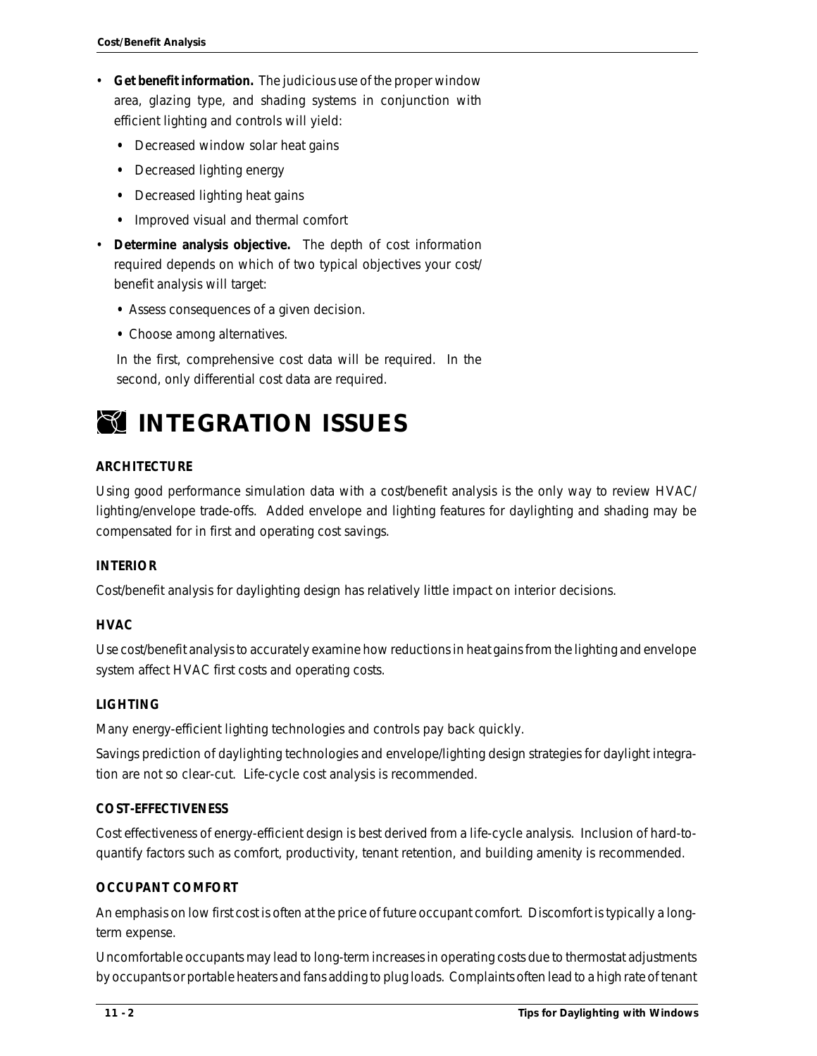- **Get benefit information.** The judicious use of the proper window area, glazing type, and shading systems in conjunction with efficient lighting and controls will yield:
  - Decreased window solar heat gains
  - Decreased lighting energy
  - Decreased lighting heat gains
  - Improved visual and thermal comfort
- **Determine analysis objective.** The depth of cost information required depends on which of two typical objectives your cost/benefit analysis will target:
  - Assess consequences of a given decision.
  - Choose among alternatives.

  In the first, comprehensive cost data will be required. In the second, only differential cost data are required.

# INTEGRATION ISSUES

### ARCHITECTURE

Using good performance simulation data with a cost/benefit analysis is the only way to review HVAC/lighting/envelope trade-offs. Added envelope and lighting features for daylighting and shading may be compensated for in first and operating cost savings.

### INTERIOR

Cost/benefit analysis for daylighting design has relatively little impact on interior decisions.

### HVAC

Use cost/benefit analysis to accurately examine how reductions in heat gains from the lighting and envelope system affect HVAC first costs and operating costs.

### LIGHTING

Many energy-efficient lighting technologies and controls pay back quickly.

Savings prediction of daylighting technologies and envelope/lighting design strategies for daylight integration are not so clear-cut. Life-cycle cost analysis is recommended.

### COST-EFFECTIVENESS

Cost effectiveness of energy-efficient design is best derived from a life-cycle analysis. Inclusion of hard-to-quantify factors such as comfort, productivity, tenant retention, and building amenity is recommended.

### OCCUPANT COMFORT

An emphasis on low first cost is often at the price of future occupant comfort. Discomfort is typically a long-term expense.

Uncomfortable occupants may lead to long-term increases in operating costs due to thermostat adjustments by occupants or portable heaters and fans adding to plug loads. Complaints often lead to a high rate of tenant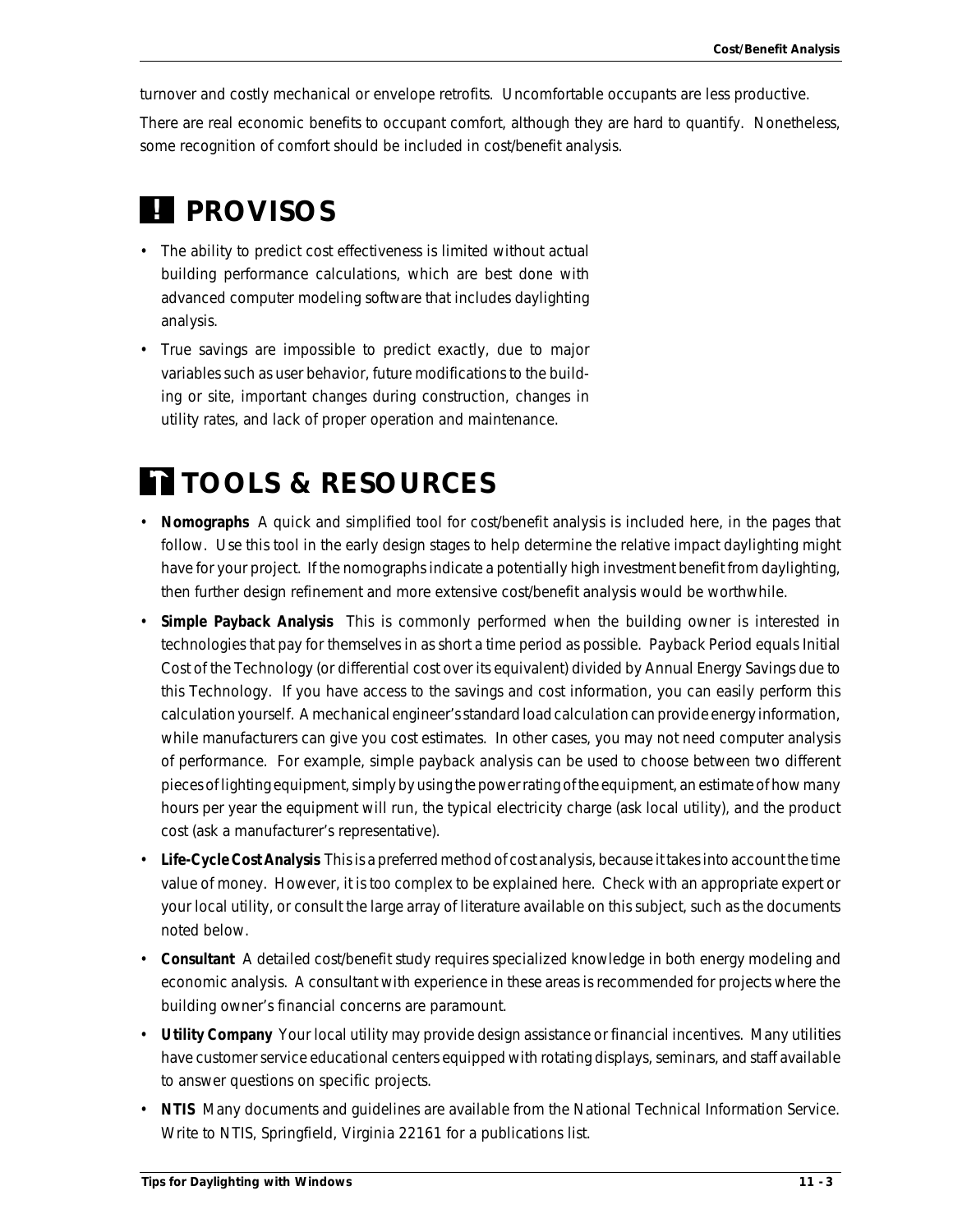turnover and costly mechanical or envelope retrofits. Uncomfortable occupants are less productive.

There are real economic benefits to occupant comfort, although they are hard to quantify. Nonetheless, some recognition of comfort should be included in cost/benefit analysis.

## ! PROVISOS

- The ability to predict cost effectiveness is limited without actual building performance calculations, which are best done with advanced computer modeling software that includes daylighting analysis.
- True savings are impossible to predict exactly, due to major variables such as user behavior, future modifications to the building or site, important changes during construction, changes in utility rates, and lack of proper operation and maintenance.

## TOOLS & RESOURCES

- **Nomographs** A quick and simplified tool for cost/benefit analysis is included here, in the pages that follow. Use this tool in the early design stages to help determine the relative impact daylighting might have for your project. If the nomographs indicate a potentially high investment benefit from daylighting, then further design refinement and more extensive cost/benefit analysis would be worthwhile.
- **Simple Payback Analysis** This is commonly performed when the building owner is interested in technologies that pay for themselves in as short a time period as possible. Payback Period equals Initial Cost of the Technology (or differential cost over its equivalent) divided by Annual Energy Savings due to this Technology. If you have access to the savings and cost information, you can easily perform this calculation yourself. A mechanical engineer's standard load calculation can provide energy information, while manufacturers can give you cost estimates. In other cases, you may not need computer analysis of performance. For example, simple payback analysis can be used to choose between two different pieces of lighting equipment, simply by using the power rating of the equipment, an estimate of how many hours per year the equipment will run, the typical electricity charge (ask local utility), and the product cost (ask a manufacturer's representative).
- **Life-Cycle Cost Analysis** This is a preferred method of cost analysis, because it takes into account the time value of money. However, it is too complex to be explained here. Check with an appropriate expert or your local utility, or consult the large array of literature available on this subject, such as the documents noted below.
- **Consultant** A detailed cost/benefit study requires specialized knowledge in both energy modeling and economic analysis. A consultant with experience in these areas is recommended for projects where the building owner's financial concerns are paramount.
- **Utility Company** Your local utility may provide design assistance or financial incentives. Many utilities have customer service educational centers equipped with rotating displays, seminars, and staff available to answer questions on specific projects.
- **NTIS** Many documents and guidelines are available from the National Technical Information Service. Write to NTIS, Springfield, Virginia 22161 for a publications list.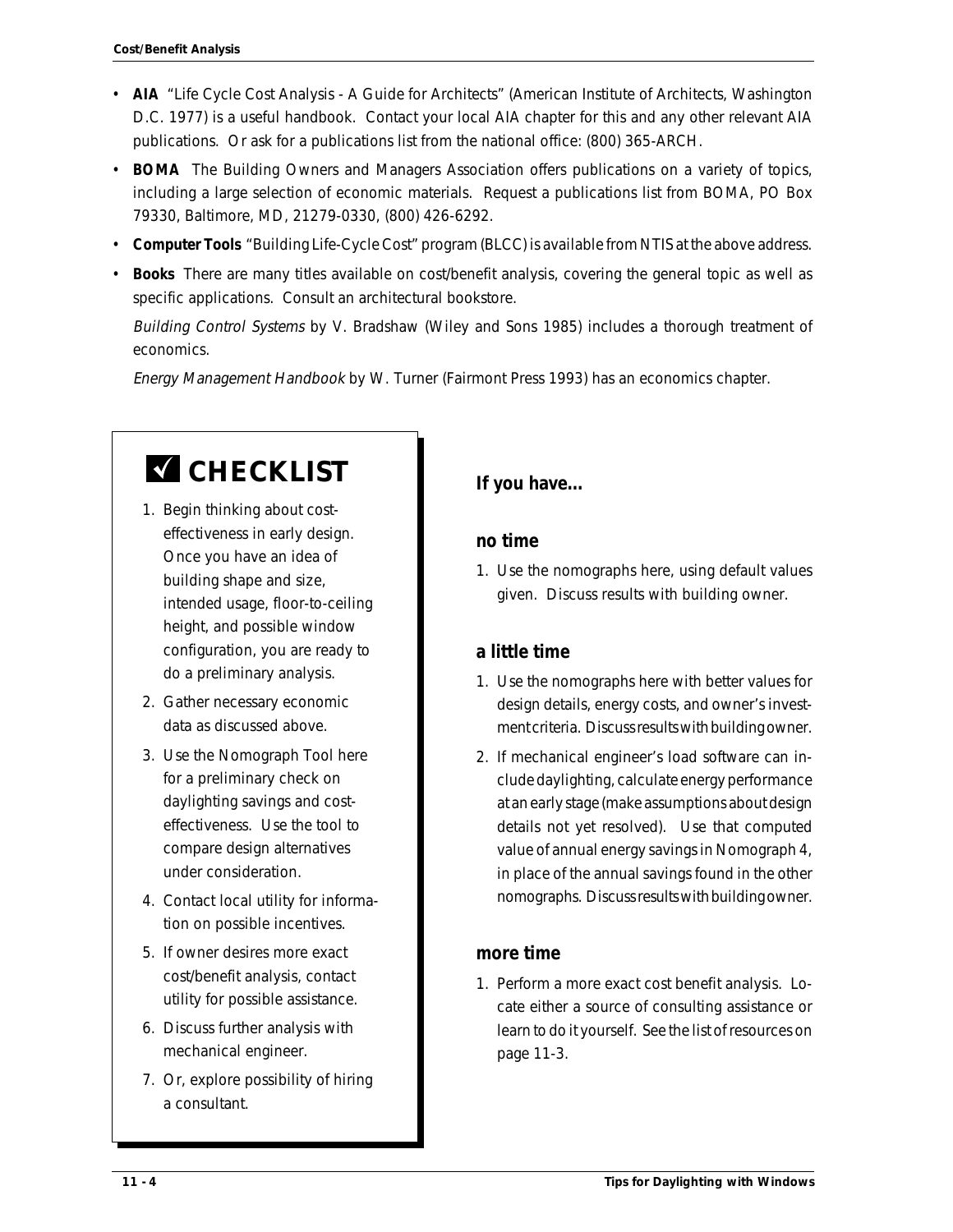- **AIA** "Life Cycle Cost Analysis - A Guide for Architects" (American Institute of Architects, Washington D.C. 1977) is a useful handbook. Contact your local AIA chapter for this and any other relevant AIA publications. Or ask for a publications list from the national office: (800) 365-ARCH.
- **BOMA** The Building Owners and Managers Association offers publications on a variety of topics, including a large selection of economic materials. Request a publications list from BOMA, PO Box 79330, Baltimore, MD, 21279-0330, (800) 426-6292.
- **Computer Tools** "Building Life-Cycle Cost" program (BLCC) is available from NTIS at the above address.
- **Books** There are many titles available on cost/benefit analysis, covering the general topic as well as specific applications. Consult an architectural bookstore.

  *Building Control Systems* by V. Bradshaw (Wiley and Sons 1985) includes a thorough treatment of economics.

  *Energy Management Handbook* by W. Turner (Fairmont Press 1993) has an economics chapter.

## ✓ CHECKLIST

1. Begin thinking about cost-effectiveness in early design. Once you have an idea of building shape and size, intended usage, floor-to-ceiling height, and possible window configuration, you are ready to do a preliminary analysis.
2. Gather necessary economic data as discussed above.
3. Use the Nomograph Tool here for a preliminary check on daylighting savings and cost-effectiveness. Use the tool to compare design alternatives under consideration.
4. Contact local utility for information on possible incentives.
5. If owner desires more exact cost/benefit analysis, contact utility for possible assistance.
6. Discuss further analysis with mechanical engineer.
7. Or, explore possibility of hiring a consultant.

### If you have...

#### no time

1. Use the nomographs here, using default values given. Discuss results with building owner.

#### a little time

1. Use the nomographs here with better values for design details, energy costs, and owner's investment criteria. Discuss results with building owner.
2. If mechanical engineer's load software can include daylighting, calculate energy performance at an early stage (make assumptions about design details not yet resolved). Use that computed value of annual energy savings in Nomograph 4, in place of the annual savings found in the other nomographs. Discuss results with building owner.

#### more time

1. Perform a more exact cost benefit analysis. Locate either a source of consulting assistance or learn to do it yourself. See the list of resources on page 11-3.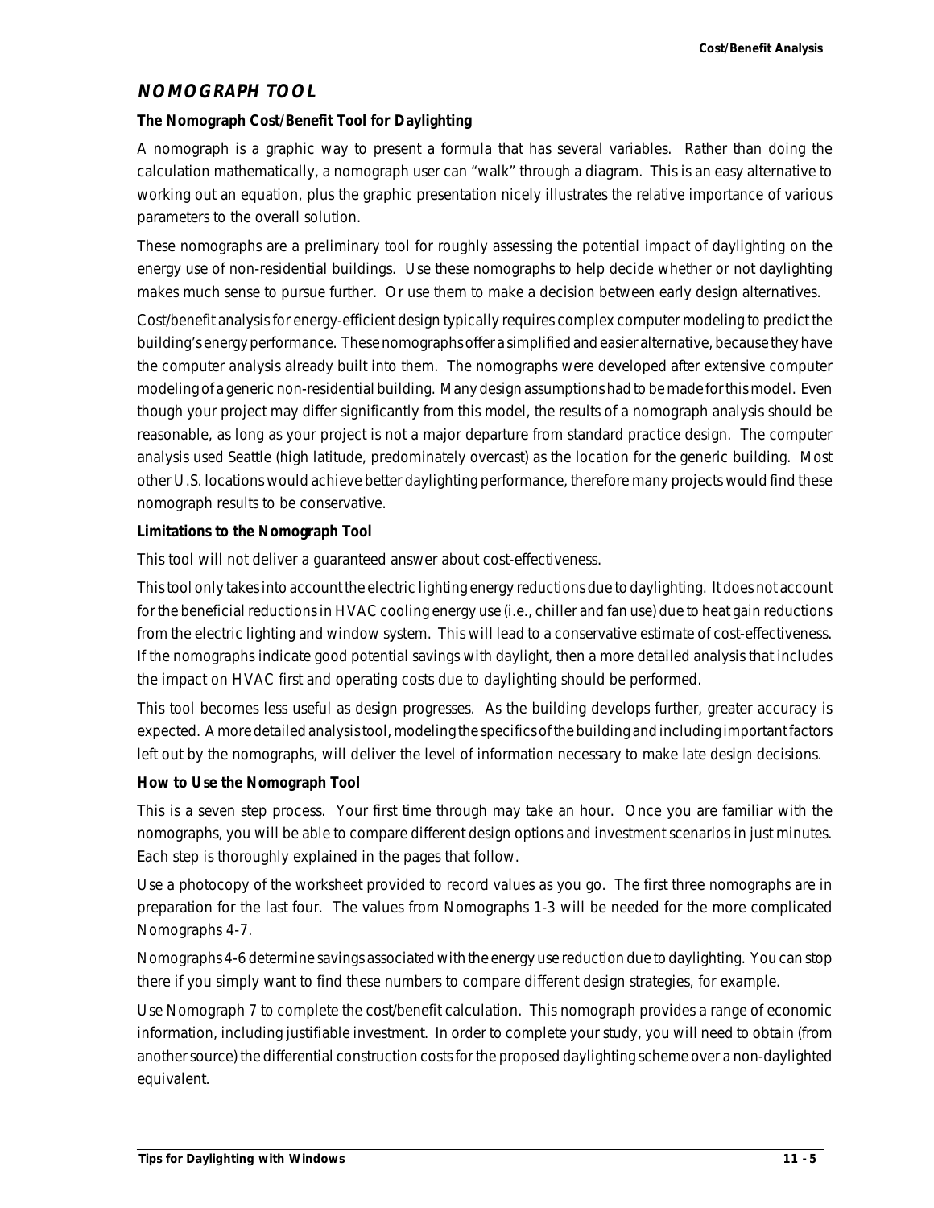## NOMOGRAPH TOOL

**The Nomograph Cost/Benefit Tool for Daylighting**

A nomograph is a graphic way to present a formula that has several variables. Rather than doing the calculation mathematically, a nomograph user can "walk" through a diagram. This is an easy alternative to working out an equation, plus the graphic presentation nicely illustrates the relative importance of various parameters to the overall solution.

These nomographs are a preliminary tool for roughly assessing the potential impact of daylighting on the energy use of non-residential buildings. Use these nomographs to help decide whether or not daylighting makes much sense to pursue further. Or use them to make a decision between early design alternatives.

Cost/benefit analysis for energy-efficient design typically requires complex computer modeling to predict the building's energy performance. These nomographs offer a simplified and easier alternative, because they have the computer analysis already built into them. The nomographs were developed after extensive computer modeling of a generic non-residential building. Many design assumptions had to be made for this model. Even though your project may differ significantly from this model, the results of a nomograph analysis should be reasonable, as long as your project is not a major departure from standard practice design. The computer analysis used Seattle (high latitude, predominately overcast) as the location for the generic building. Most other U.S. locations would achieve better daylighting performance, therefore many projects would find these nomograph results to be conservative.

**Limitations to the Nomograph Tool**

This tool will not deliver a guaranteed answer about cost-effectiveness.

This tool only takes into account the electric lighting energy reductions due to daylighting. It does not account for the beneficial reductions in HVAC cooling energy use (i.e., chiller and fan use) due to heat gain reductions from the electric lighting and window system. This will lead to a conservative estimate of cost-effectiveness. If the nomographs indicate good potential savings with daylight, then a more detailed analysis that includes the impact on HVAC first and operating costs due to daylighting should be performed.

This tool becomes less useful as design progresses. As the building develops further, greater accuracy is expected. A more detailed analysis tool, modeling the specifics of the building and including important factors left out by the nomographs, will deliver the level of information necessary to make late design decisions.

**How to Use the Nomograph Tool**

This is a seven step process. Your first time through may take an hour. Once you are familiar with the nomographs, you will be able to compare different design options and investment scenarios in just minutes. Each step is thoroughly explained in the pages that follow.

Use a photocopy of the worksheet provided to record values as you go. The first three nomographs are in preparation for the last four. The values from Nomographs 1-3 will be needed for the more complicated Nomographs 4-7.

Nomographs 4-6 determine savings associated with the energy use reduction due to daylighting. You can stop there if you simply want to find these numbers to compare different design strategies, for example.

Use Nomograph 7 to complete the cost/benefit calculation. This nomograph provides a range of economic information, including justifiable investment. In order to complete your study, you will need to obtain (from another source) the differential construction costs for the proposed daylighting scheme over a non-daylighted equivalent.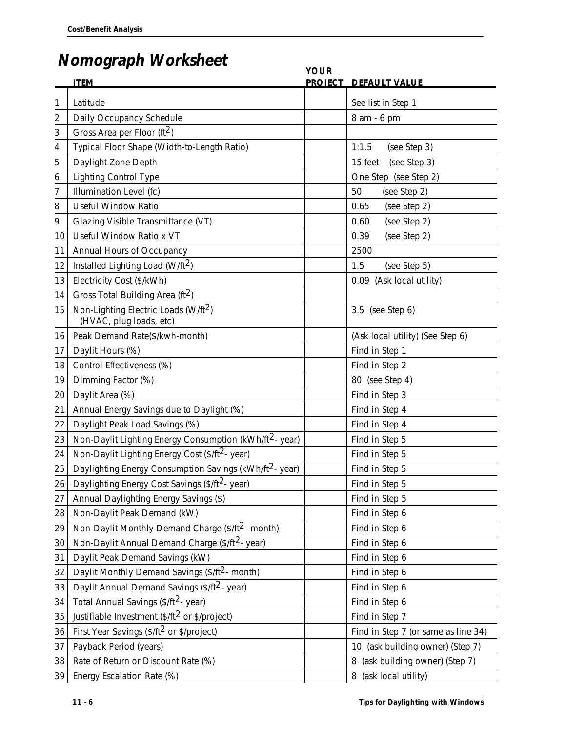# Nomograph Worksheet

| | ITEM | YOUR PROJECT | DEFAULT VALUE |
|---|---|---|---|
| 1 | Latitude | | See list in Step 1 |
| 2 | Daily Occupancy Schedule | | 8 am - 6 pm |
| 3 | Gross Area per Floor (ft$^2$) | | |
| 4 | Typical Floor Shape (Width-to-Length Ratio) | | 1:1.5 (see Step 3) |
| 5 | Daylight Zone Depth | | 15 feet (see Step 3) |
| 6 | Lighting Control Type | | One Step (see Step 2) |
| 7 | Illumination Level (fc) | | 50 (see Step 2) |
| 8 | Useful Window Ratio | | 0.65 (see Step 2) |
| 9 | Glazing Visible Transmittance (VT) | | 0.60 (see Step 2) |
| 10 | Useful Window Ratio x VT | | 0.39 (see Step 2) |
| 11 | Annual Hours of Occupancy | | 2500 |
| 12 | Installed Lighting Load (W/ft$^2$) | | 1.5 (see Step 5) |
| 13 | Electricity Cost ($/kWh) | | 0.09 (Ask local utility) |
| 14 | Gross Total Building Area (ft$^2$) | | |
| 15 | Non-Lighting Electric Loads (W/ft$^2$) (HVAC, plug loads, etc) | | 3.5 (see Step 6) |
| 16 | Peak Demand Rate($/kwh-month) | | (Ask local utility) (See Step 6) |
| 17 | Daylit Hours (%) | | Find in Step 1 |
| 18 | Control Effectiveness (%) | | Find in Step 2 |
| 19 | Dimming Factor (%) | | 80 (see Step 4) |
| 20 | Daylit Area (%) | | Find in Step 3 |
| 21 | Annual Energy Savings due to Daylight (%) | | Find in Step 4 |
| 22 | Daylight Peak Load Savings (%) | | Find in Step 4 |
| 23 | Non-Daylit Lighting Energy Consumption (kWh/ft$^2$- year) | | Find in Step 5 |
| 24 | Non-Daylit Lighting Energy Cost ($/ft$^2$- year) | | Find in Step 5 |
| 25 | Daylighting Energy Consumption Savings (kWh/ft$^2$- year) | | Find in Step 5 |
| 26 | Daylighting Energy Cost Savings ($/ft$^2$- year) | | Find in Step 5 |
| 27 | Annual Daylighting Energy Savings ($) | | Find in Step 5 |
| 28 | Non-Daylit Peak Demand (kW) | | Find in Step 6 |
| 29 | Non-Daylit Monthly Demand Charge ($/ft$^2$- month) | | Find in Step 6 |
| 30 | Non-Daylit Annual Demand Charge ($/ft$^2$- year) | | Find in Step 6 |
| 31 | Daylit Peak Demand Savings (kW) | | Find in Step 6 |
| 32 | Daylit Monthly Demand Savings ($/ft$^2$- month) | | Find in Step 6 |
| 33 | Daylit Annual Demand Savings ($/ft$^2$- year) | | Find in Step 6 |
| 34 | Total Annual Savings ($/ft$^2$- year) | | Find in Step 6 |
| 35 | Justifiable Investment ($/ft$^2$ or $/project) | | Find in Step 7 |
| 36 | First Year Savings ($/ft$^2$ or $/project) | | Find in Step 7 (or same as line 34) |
| 37 | Payback Period (years) | | 10 (ask building owner) (Step 7) |
| 38 | Rate of Return or Discount Rate (%) | | 8 (ask building owner) (Step 7) |
| 39 | Energy Escalation Rate (%) | | 8 (ask local utility) |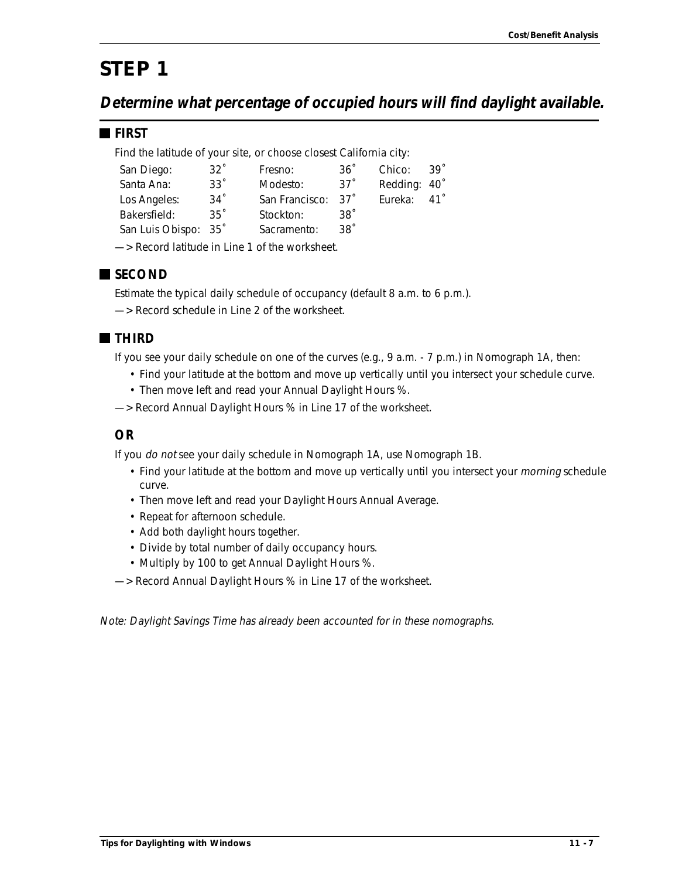# STEP 1

## *Determine what percentage of occupied hours will find daylight available.*

### FIRST

Find the latitude of your site, or choose closest California city:

| | | | | | |
|---|---|---|---|---|---|
| San Diego: | 32˚ | Fresno: | 36˚ | Chico: | 39˚ |
| Santa Ana: | 33˚ | Modesto: | 37˚ | Redding: | 40˚ |
| Los Angeles: | 34˚ | San Francisco: | 37˚ | Eureka: | 41˚ |
| Bakersfield: | 35˚ | Stockton: | 38˚ | | |
| San Luis Obispo: | 35˚ | Sacramento: | 38˚ | | |

—> Record latitude in Line 1 of the worksheet.

### SECOND

Estimate the typical daily schedule of occupancy (default 8 a.m. to 6 p.m.).

—> Record schedule in Line 2 of the worksheet.

### THIRD

If you see your daily schedule on one of the curves (e.g., 9 a.m. - 7 p.m.) in Nomograph 1A, then:

- Find your latitude at the bottom and move up vertically until you intersect your schedule curve.
- Then move left and read your Annual Daylight Hours %.

—> Record Annual Daylight Hours % in Line 17 of the worksheet.

### OR

If you *do not* see your daily schedule in Nomograph 1A, use Nomograph 1B.

- Find your latitude at the bottom and move up vertically until you intersect your *morning* schedule curve.
- Then move left and read your Daylight Hours Annual Average.
- Repeat for afternoon schedule.
- Add both daylight hours together.
- Divide by total number of daily occupancy hours.
- Multiply by 100 to get Annual Daylight Hours %.

—> Record Annual Daylight Hours % in Line 17 of the worksheet.

*Note: Daylight Savings Time has already been accounted for in these nomographs.*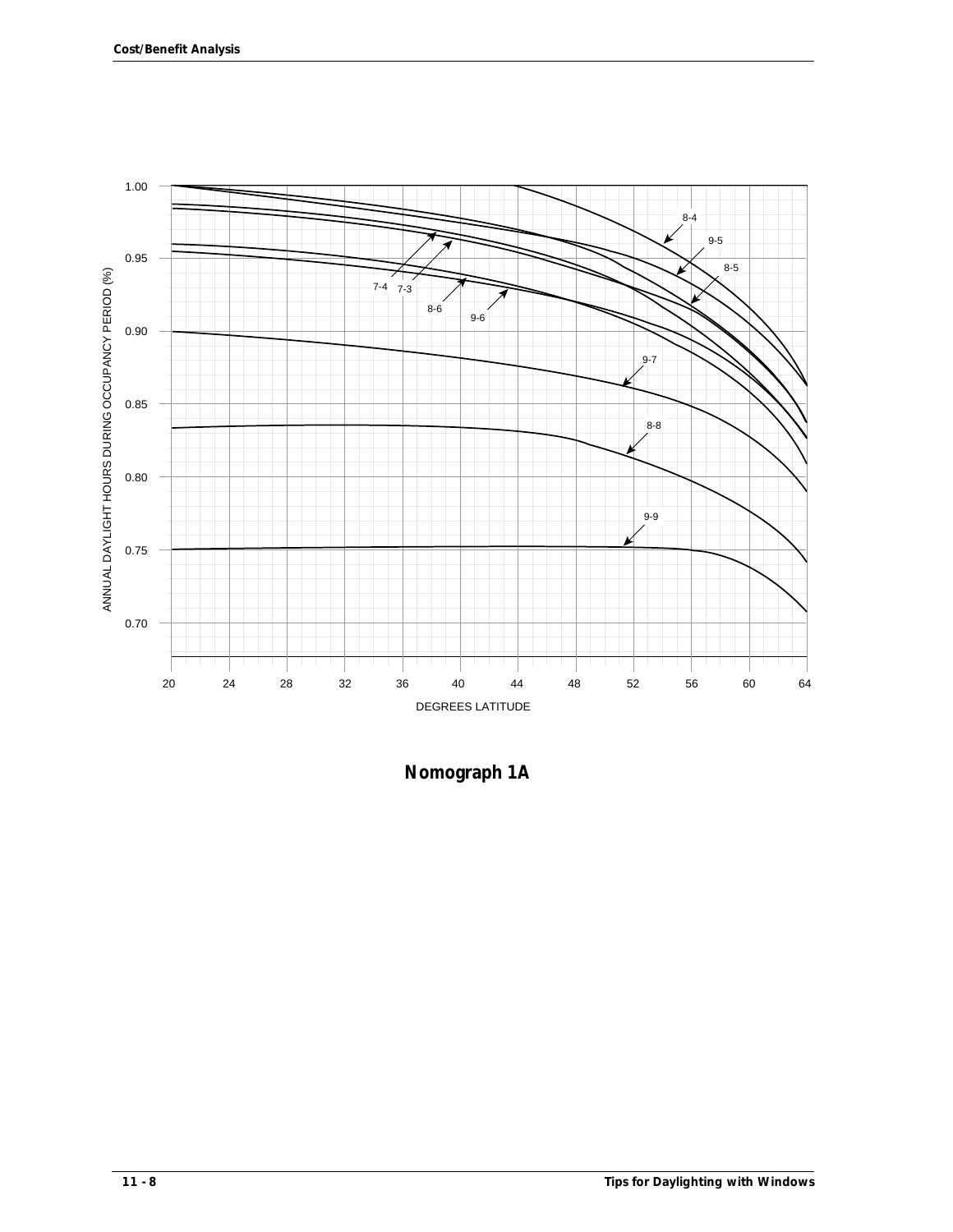ANNUAL DAYLIGHT HOURS DURING OCCUPANCY PERIOD (%)

1.00, 0.95, 0.90, 0.85, 0.80, 0.75, 0.70

8-4, 9-5, 8-5, 7-4, 7-3, 8-6, 9-6, 9-7, 8-8, 9-9

20, 24, 28, 32, 36, 40, 44, 48, 52, 56, 60, 64

DEGREES LATITUDE

**Nomograph 1A**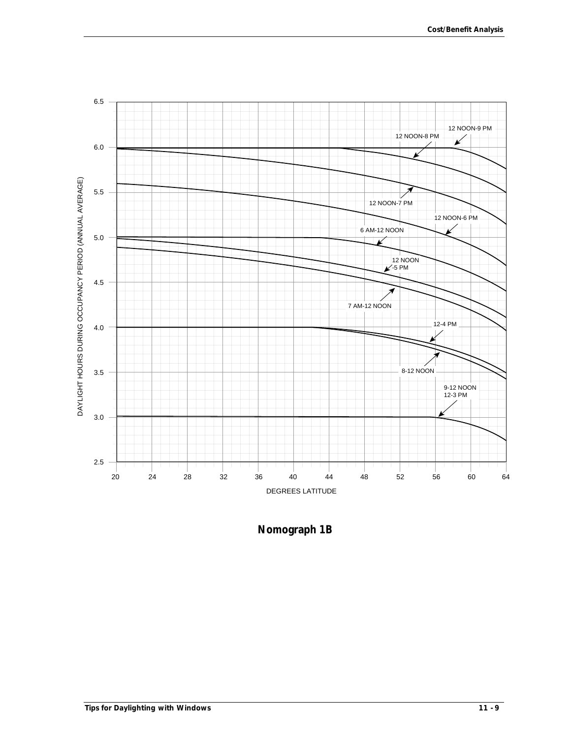DAYLIGHT HOURS DURING OCCUPANCY PERIOD (ANNUAL AVERAGE)

6.5
6.0
5.5
5.0
4.5
4.0
3.5
3.0
2.5

20 24 28 32 36 40 44 48 52 56 60 64

DEGREES LATITUDE

12 NOON-9 PM

12 NOON-8 PM

12 NOON-7 PM

12 NOON-6 PM

6 AM-12 NOON

12 NOON -5 PM

7 AM-12 NOON

12-4 PM

8-12 NOON

9-12 NOON
12-3 PM

**Nomograph 1B**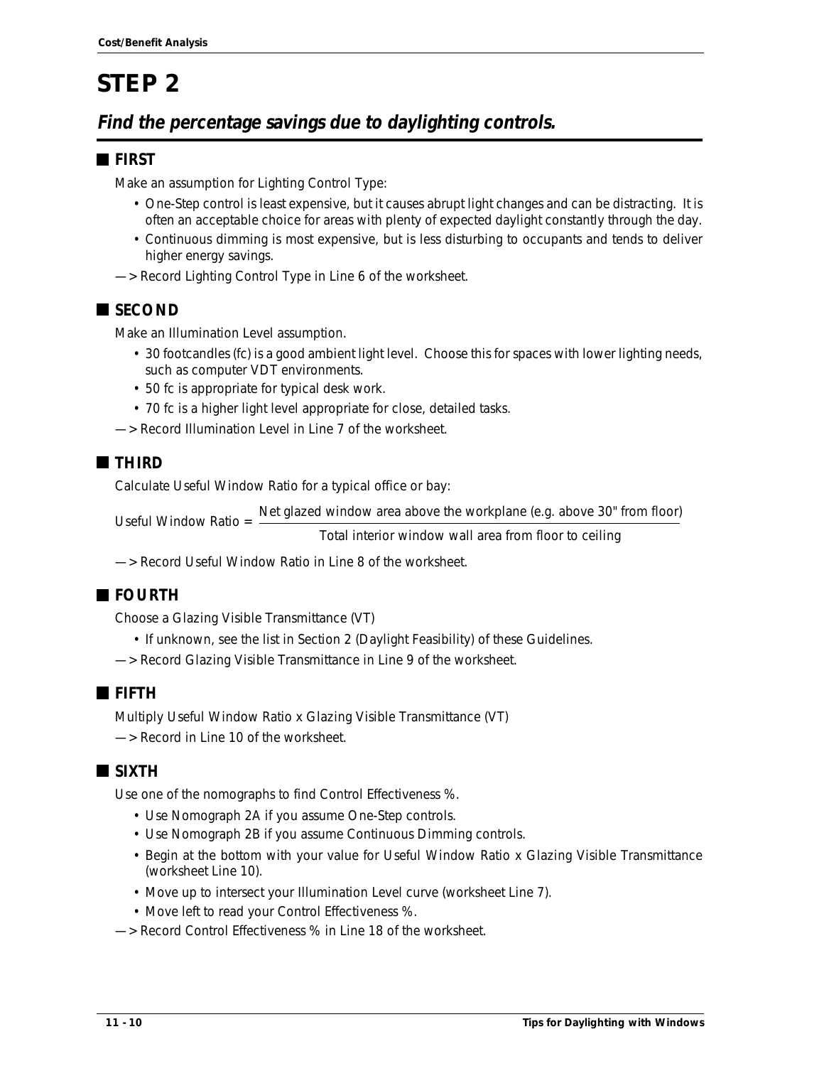# STEP 2

## *Find the percentage savings due to daylighting controls.*

### FIRST

Make an assumption for Lighting Control Type:

- One-Step control is least expensive, but it causes abrupt light changes and can be distracting. It is often an acceptable choice for areas with plenty of expected daylight constantly through the day.
- Continuous dimming is most expensive, but is less disturbing to occupants and tends to deliver higher energy savings.

—> Record Lighting Control Type in Line 6 of the worksheet.

### SECOND

Make an Illumination Level assumption.

- 30 footcandles (fc) is a good ambient light level. Choose this for spaces with lower lighting needs, such as computer VDT environments.
- 50 fc is appropriate for typical desk work.
- 70 fc is a higher light level appropriate for close, detailed tasks.

—> Record Illumination Level in Line 7 of the worksheet.

### THIRD

Calculate Useful Window Ratio for a typical office or bay:

$$\text{Useful Window Ratio} = \frac{\text{Net glazed window area above the workplane (e.g. above 30" from floor)}}{\text{Total interior window wall area from floor to ceiling}}$$

—> Record Useful Window Ratio in Line 8 of the worksheet.

### FOURTH

Choose a Glazing Visible Transmittance (VT)

- If unknown, see the list in Section 2 (Daylight Feasibility) of these Guidelines.

—> Record Glazing Visible Transmittance in Line 9 of the worksheet.

### FIFTH

Multiply Useful Window Ratio x Glazing Visible Transmittance (VT)

—> Record in Line 10 of the worksheet.

### SIXTH

Use one of the nomographs to find Control Effectiveness %.

- Use Nomograph 2A if you assume One-Step controls.
- Use Nomograph 2B if you assume Continuous Dimming controls.
- Begin at the bottom with your value for Useful Window Ratio x Glazing Visible Transmittance (worksheet Line 10).
- Move up to intersect your Illumination Level curve (worksheet Line 7).
- Move left to read your Control Effectiveness %.

—> Record Control Effectiveness % in Line 18 of the worksheet.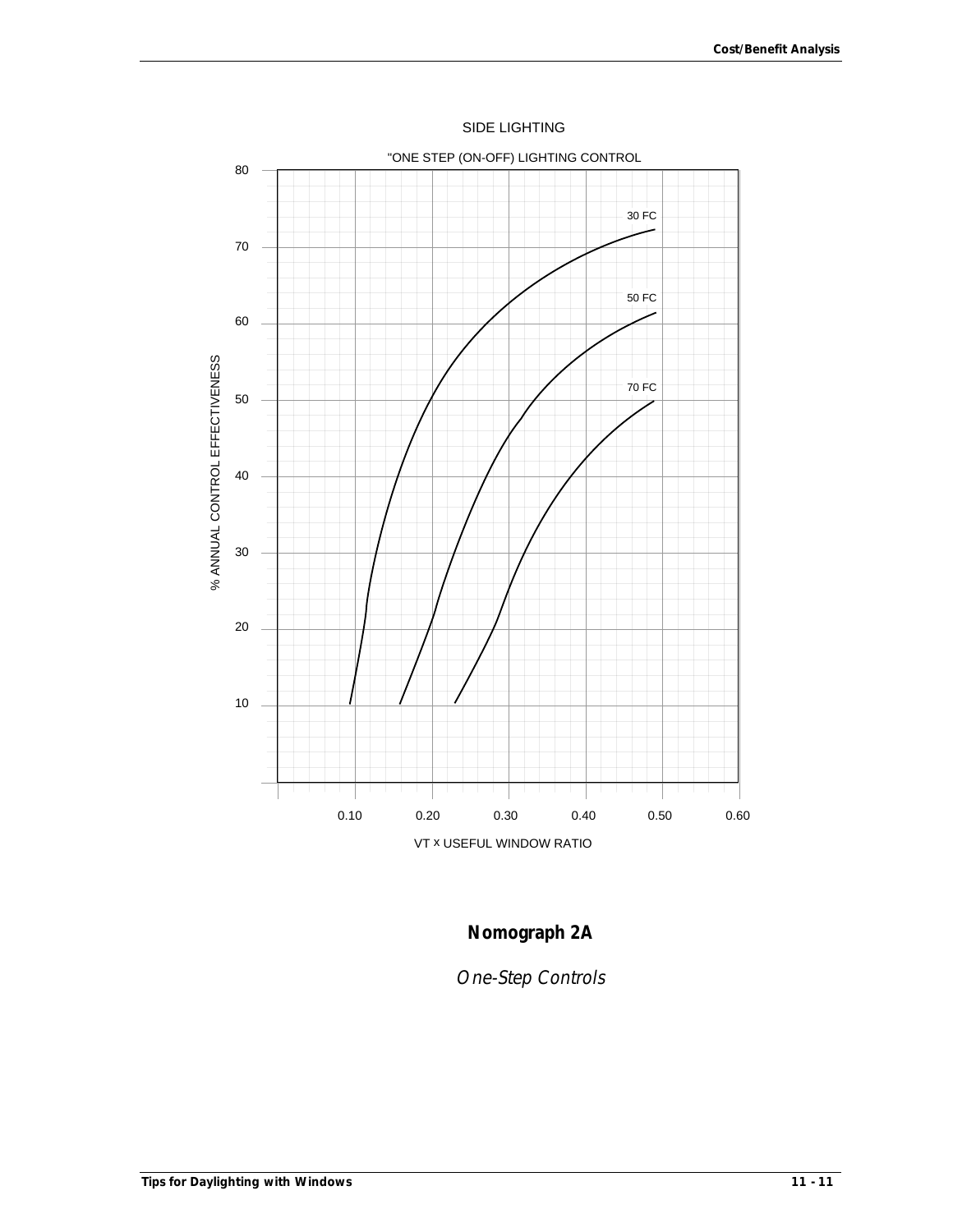SIDE LIGHTING

"ONE STEP (ON-OFF) LIGHTING CONTROL

% ANNUAL CONTROL EFFECTIVENESS

80

70

60

50

40

30

20

10

30 FC

50 FC

70 FC

0.10 0.20 0.30 0.40 0.50 0.60

VT x USEFUL WINDOW RATIO

**Nomograph 2A**

*One-Step Controls*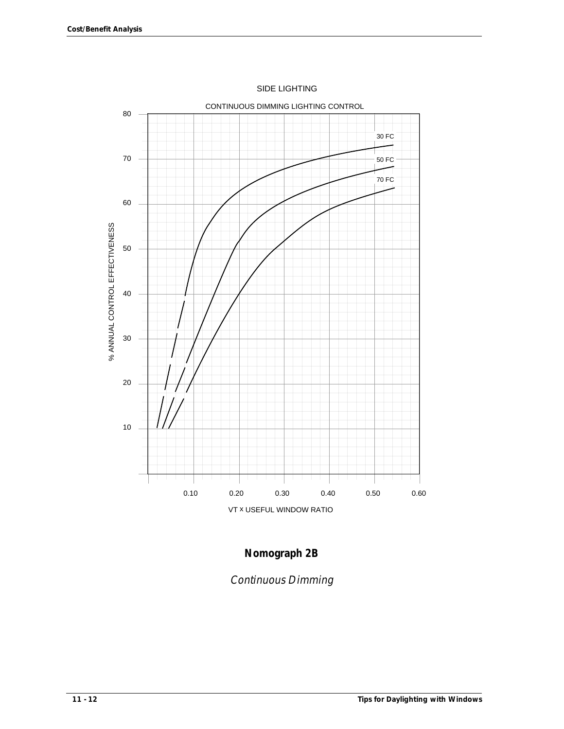SIDE LIGHTING

CONTINUOUS DIMMING LIGHTING CONTROL

% ANNUAL CONTROL EFFECTIVENESS

80

70

60

50

40

30

20

10

30 FC

50 FC

70 FC

0.10 0.20 0.30 0.40 0.50 0.60

VT x USEFUL WINDOW RATIO

**Nomograph 2B**

*Continuous Dimming*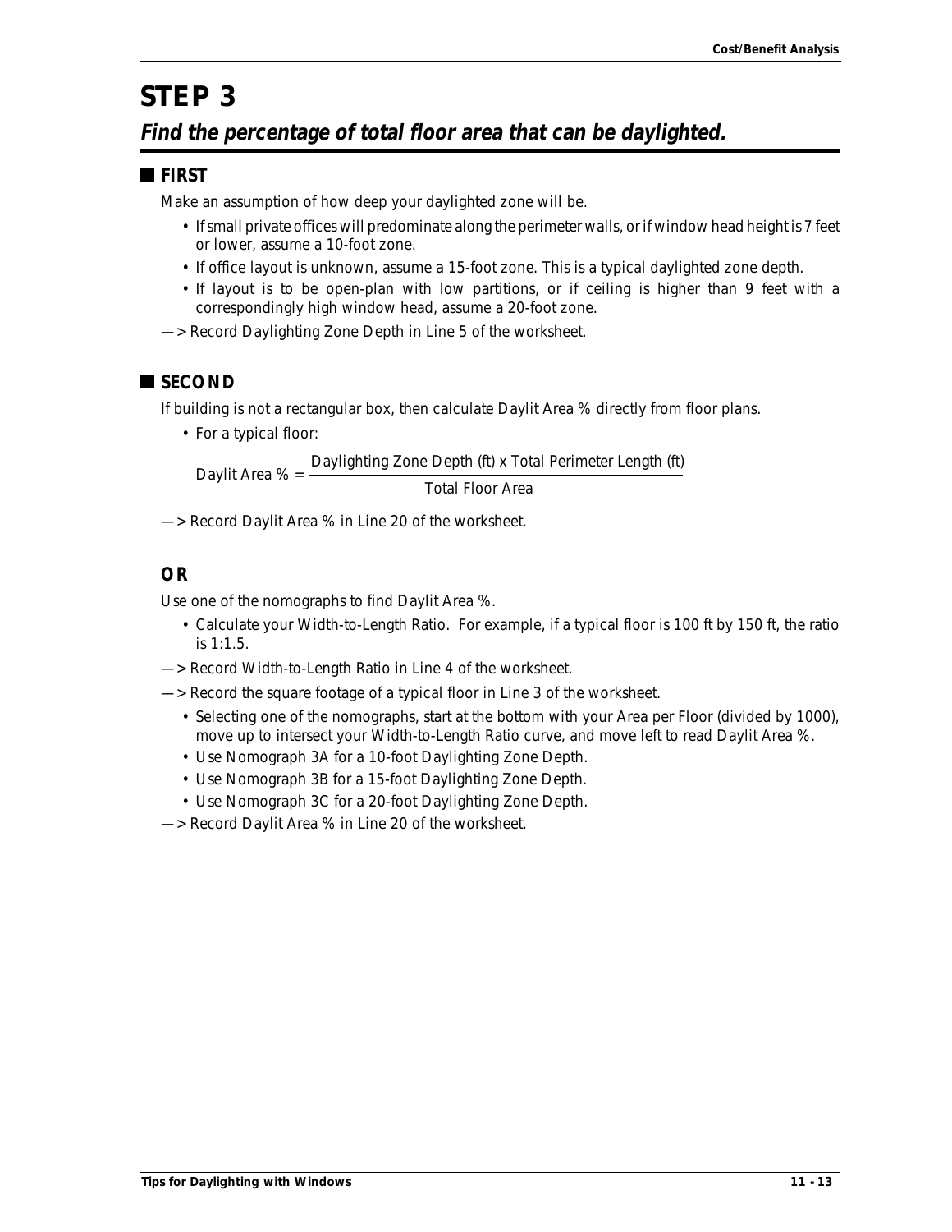# STEP 3

## *Find the percentage of total floor area that can be daylighted.*

### FIRST

Make an assumption of how deep your daylighted zone will be.

- If small private offices will predominate along the perimeter walls, or if window head height is 7 feet or lower, assume a 10-foot zone.
- If office layout is unknown, assume a 15-foot zone. This is a typical daylighted zone depth.
- If layout is to be open-plan with low partitions, or if ceiling is higher than 9 feet with a correspondingly high window head, assume a 20-foot zone.

—> Record Daylighting Zone Depth in Line 5 of the worksheet.

### SECOND

If building is not a rectangular box, then calculate Daylit Area % directly from floor plans.

- For a typical floor:

$$\text{Daylit Area \%} = \frac{\text{Daylighting Zone Depth (ft) x Total Perimeter Length (ft)}}{\text{Total Floor Area}}$$

—> Record Daylit Area % in Line 20 of the worksheet.

### OR

Use one of the nomographs to find Daylit Area %.

- Calculate your Width-to-Length Ratio. For example, if a typical floor is 100 ft by 150 ft, the ratio is 1:1.5.

—> Record Width-to-Length Ratio in Line 4 of the worksheet.

—> Record the square footage of a typical floor in Line 3 of the worksheet.

- Selecting one of the nomographs, start at the bottom with your Area per Floor (divided by 1000), move up to intersect your Width-to-Length Ratio curve, and move left to read Daylit Area %.
- Use Nomograph 3A for a 10-foot Daylighting Zone Depth.
- Use Nomograph 3B for a 15-foot Daylighting Zone Depth.
- Use Nomograph 3C for a 20-foot Daylighting Zone Depth.

—> Record Daylit Area % in Line 20 of the worksheet.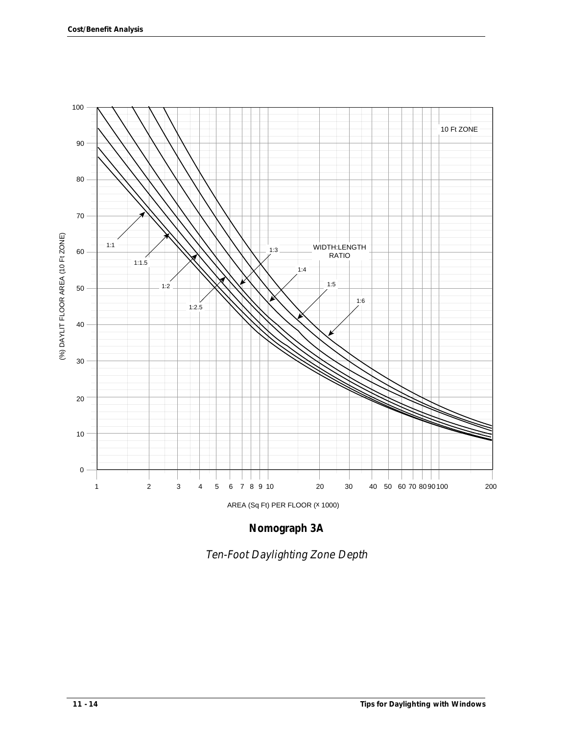**Nomograph 3A**

*Ten-Foot Daylighting Zone Depth*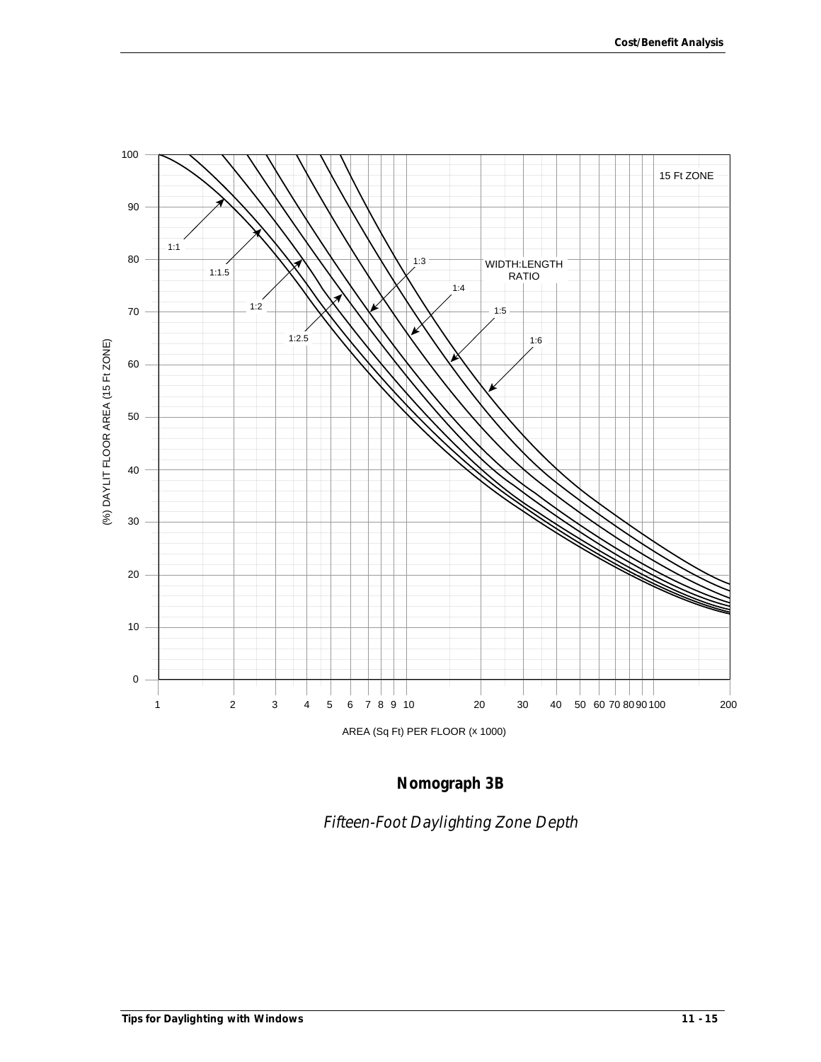15 Ft ZONE

WIDTH:LENGTH RATIO

1:1

1:1.5

1:2

1:2.5

1:3

1:4

1:5

1:6

(%) DAYLIT FLOOR AREA (15 Ft ZONE)

AREA (Sq Ft) PER FLOOR (x 1000)

**Nomograph 3B**

*Fifteen-Foot Daylighting Zone Depth*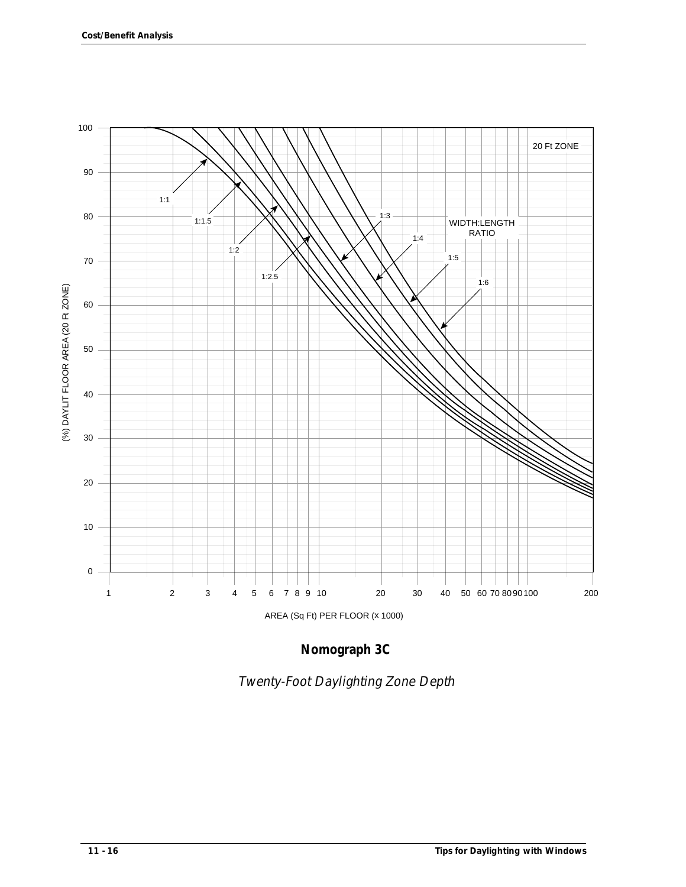Nomograph chart: "20 Ft ZONE". Y-axis: (%) DAYLIT FLOOR AREA (20 Ft ZONE), 0–100. X-axis: AREA (Sq Ft) PER FLOOR (x 1000), 1–200 (log scale). Curves labeled by WIDTH:LENGTH RATIO: 1:1, 1:1.5, 1:2, 1:2.5, 1:3, 1:4, 1:5, 1:6.

**Nomograph 3C**

*Twenty-Foot Daylighting Zone Depth*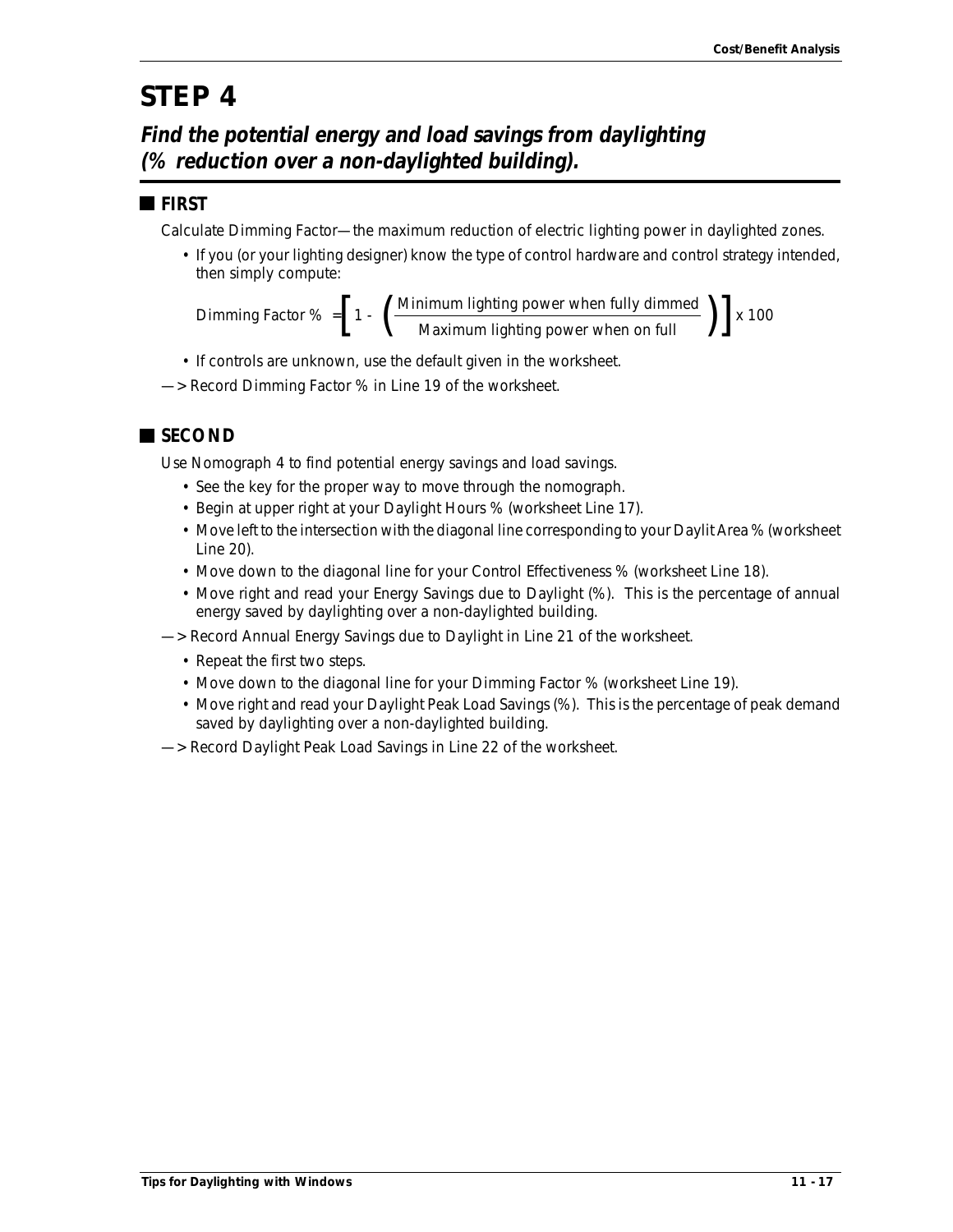# STEP 4

## *Find the potential energy and load savings from daylighting (% reduction over a non-daylighted building).*

### FIRST

Calculate Dimming Factor—the maximum reduction of electric lighting power in daylighted zones.

- If you (or your lighting designer) know the type of control hardware and control strategy intended, then simply compute:

$$\text{Dimming Factor \%} = \left[ 1 - \left( \frac{\text{Minimum lighting power when fully dimmed}}{\text{Maximum lighting power when on full}} \right) \right] \times 100$$

- If controls are unknown, use the default given in the worksheet.

—> Record Dimming Factor % in Line 19 of the worksheet.

### SECOND

Use Nomograph 4 to find potential energy savings and load savings.

- See the key for the proper way to move through the nomograph.
- Begin at upper right at your Daylight Hours % (worksheet Line 17).
- Move left to the intersection with the diagonal line corresponding to your Daylit Area % (worksheet Line 20).
- Move down to the diagonal line for your Control Effectiveness % (worksheet Line 18).
- Move right and read your Energy Savings due to Daylight (%). This is the percentage of annual energy saved by daylighting over a non-daylighted building.

—> Record Annual Energy Savings due to Daylight in Line 21 of the worksheet.

- Repeat the first two steps.
- Move down to the diagonal line for your Dimming Factor % (worksheet Line 19).
- Move right and read your Daylight Peak Load Savings (%). This is the percentage of peak demand saved by daylighting over a non-daylighted building.

—> Record Daylight Peak Load Savings in Line 22 of the worksheet.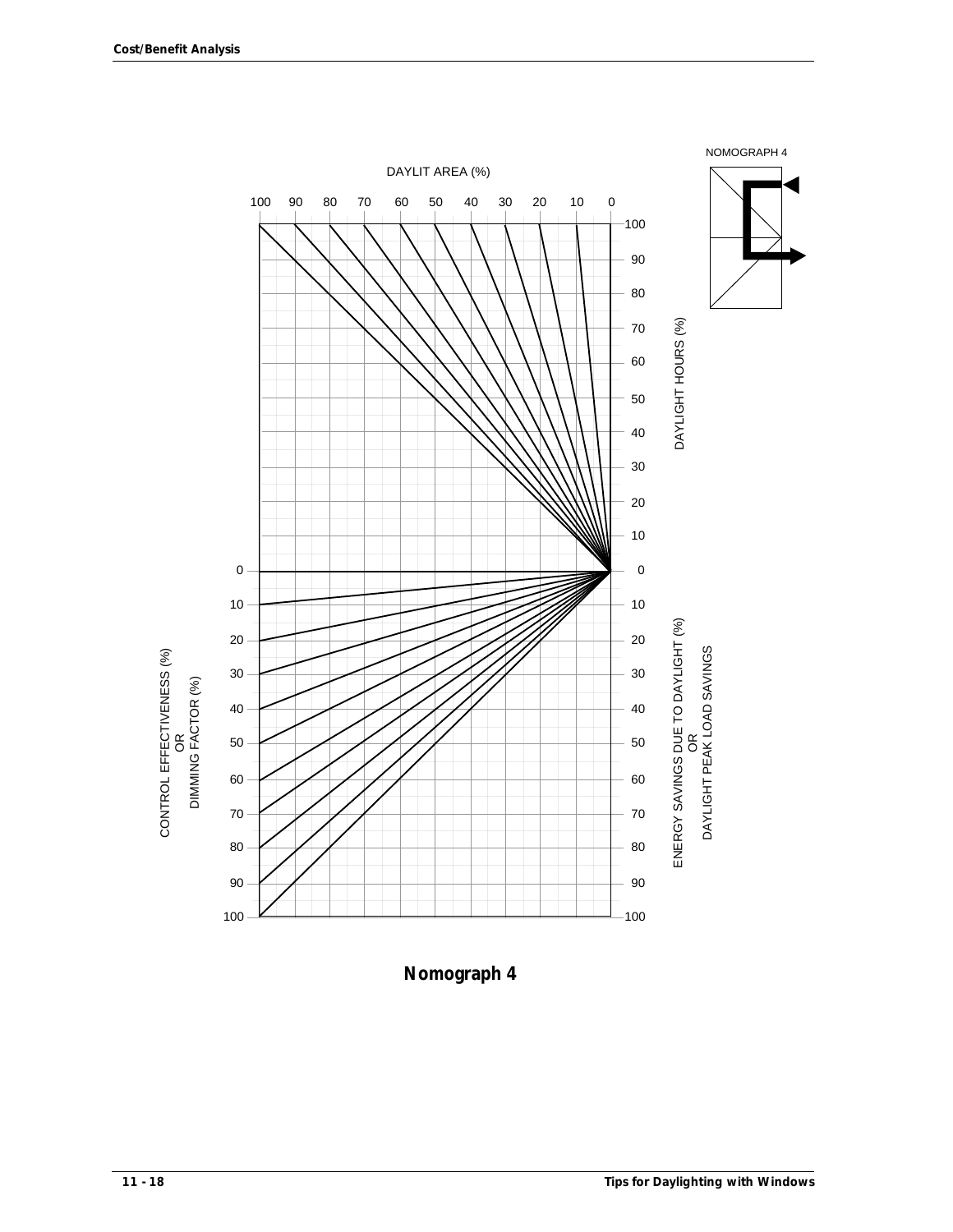NOMOGRAPH 4

DAYLIT AREA (%)

100 90 80 70 60 50 40 30 20 10 0

DAYLIGHT HOURS (%)

100 90 80 70 60 50 40 30 20 10 0

CONTROL EFFECTIVENESS (%)
OR
DIMMING FACTOR (%)

0 10 20 30 40 50 60 70 80 90 100

ENERGY SAVINGS DUE TO DAYLIGHT (%)
OR
DAYLIGHT PEAK LOAD SAVINGS

0 10 20 30 40 50 60 70 80 90 100

**Nomograph 4**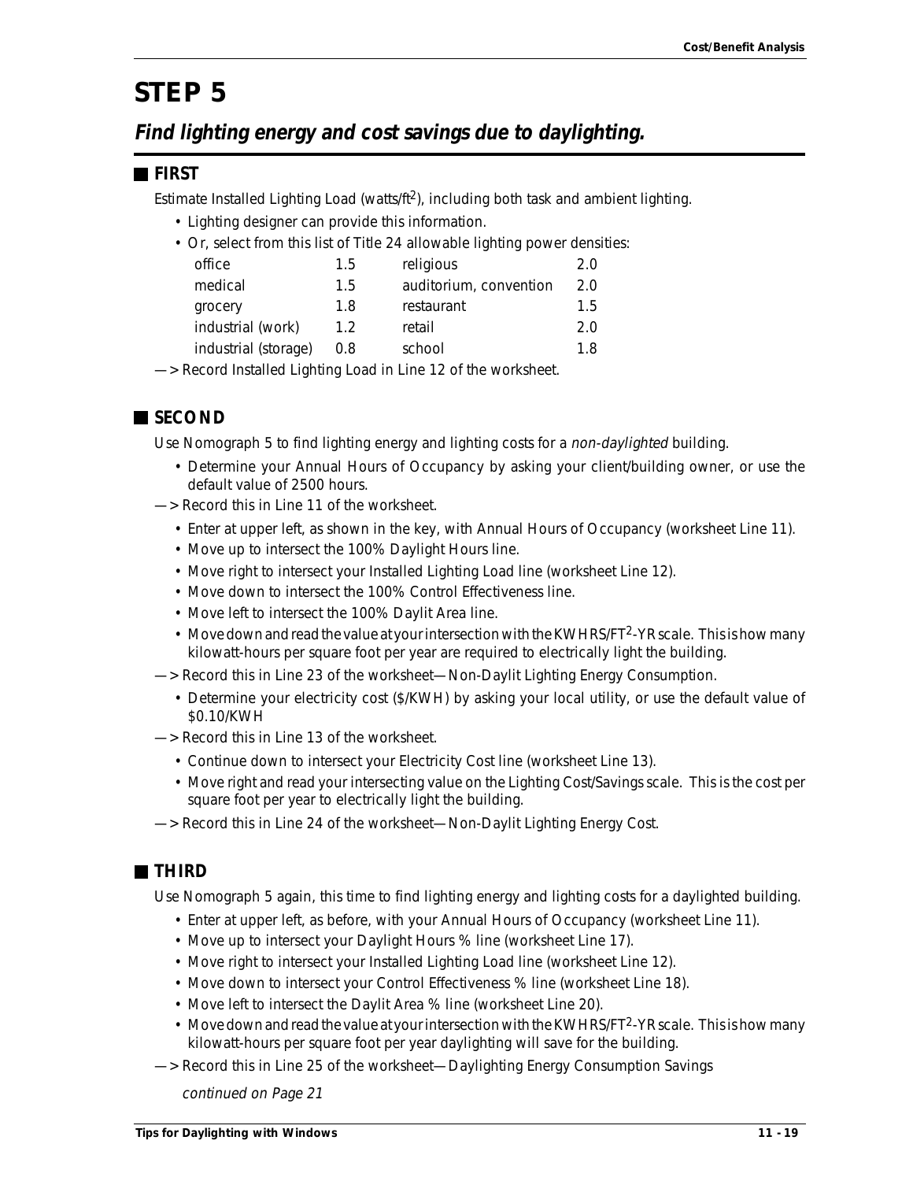# STEP 5

## *Find lighting energy and cost savings due to daylighting.*

### FIRST

Estimate Installed Lighting Load (watts/ft$^2$), including both task and ambient lighting.

- Lighting designer can provide this information.
- Or, select from this list of Title 24 allowable lighting power densities:

| | | | |
|---|---|---|---|
| office | 1.5 | religious | 2.0 |
| medical | 1.5 | auditorium, convention | 2.0 |
| grocery | 1.8 | restaurant | 1.5 |
| industrial (work) | 1.2 | retail | 2.0 |
| industrial (storage) | 0.8 | school | 1.8 |

—> Record Installed Lighting Load in Line 12 of the worksheet.

### SECOND

Use Nomograph 5 to find lighting energy and lighting costs for a *non-daylighted* building.

- Determine your Annual Hours of Occupancy by asking your client/building owner, or use the default value of 2500 hours.

—> Record this in Line 11 of the worksheet.

- Enter at upper left, as shown in the key, with Annual Hours of Occupancy (worksheet Line 11).
- Move up to intersect the 100% Daylight Hours line.
- Move right to intersect your Installed Lighting Load line (worksheet Line 12).
- Move down to intersect the 100% Control Effectiveness line.
- Move left to intersect the 100% Daylit Area line.
- Move down and read the value at your intersection with the KWHRS/FT$^2$-YR scale. This is how many kilowatt-hours per square foot per year are required to electrically light the building.

—> Record this in Line 23 of the worksheet—Non-Daylit Lighting Energy Consumption.

- Determine your electricity cost ($/KWH) by asking your local utility, or use the default value of $0.10/KWH

—> Record this in Line 13 of the worksheet.

- Continue down to intersect your Electricity Cost line (worksheet Line 13).
- Move right and read your intersecting value on the Lighting Cost/Savings scale. This is the cost per square foot per year to electrically light the building.

—> Record this in Line 24 of the worksheet—Non-Daylit Lighting Energy Cost.

### THIRD

Use Nomograph 5 again, this time to find lighting energy and lighting costs for a daylighted building.

- Enter at upper left, as before, with your Annual Hours of Occupancy (worksheet Line 11).
- Move up to intersect your Daylight Hours % line (worksheet Line 17).
- Move right to intersect your Installed Lighting Load line (worksheet Line 12).
- Move down to intersect your Control Effectiveness % line (worksheet Line 18).
- Move left to intersect the Daylit Area % line (worksheet Line 20).
- Move down and read the value at your intersection with the KWHRS/FT$^2$-YR scale. This is how many kilowatt-hours per square foot per year daylighting will save for the building.

—> Record this in Line 25 of the worksheet—Daylighting Energy Consumption Savings

*continued on Page 21*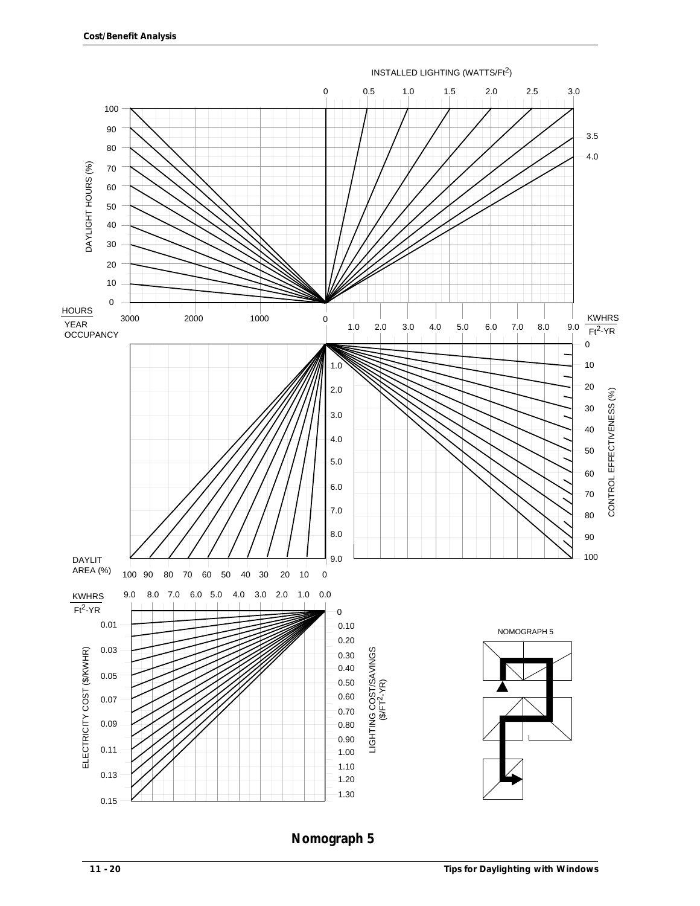INSTALLED LIGHTING (WATTS/Ft$^2$)

0 0.5 1.0 1.5 2.0 2.5 3.0 3.5 4.0

DAYLIGHT HOURS (%)

100 90 80 70 60 50 40 30 20 10 0

HOURS / YEAR OCCUPANCY

3000 2000 1000 0

KWHRS / Ft$^2$-YR

1.0 2.0 3.0 4.0 5.0 6.0 7.0 8.0 9.0

CONTROL EFFECTIVENESS (%)

0 10 20 30 40 50 60 70 80 90 100

DAYLIT AREA (%)

100 90 80 70 60 50 40 30 20 10 0

KWHRS / Ft$^2$-YR

9.0 8.0 7.0 6.0 5.0 4.0 3.0 2.0 1.0 0.0

ELECTRICITY COST ($/KWHR)

0.01 0.03 0.05 0.07 0.09 0.11 0.13 0.15

LIGHTING COST/SAVINGS ($/FT$^2$-YR)

0 0.10 0.20 0.30 0.40 0.50 0.60 0.70 0.80 0.90 1.00 1.10 1.20 1.30

NOMOGRAPH 5

**Nomograph 5**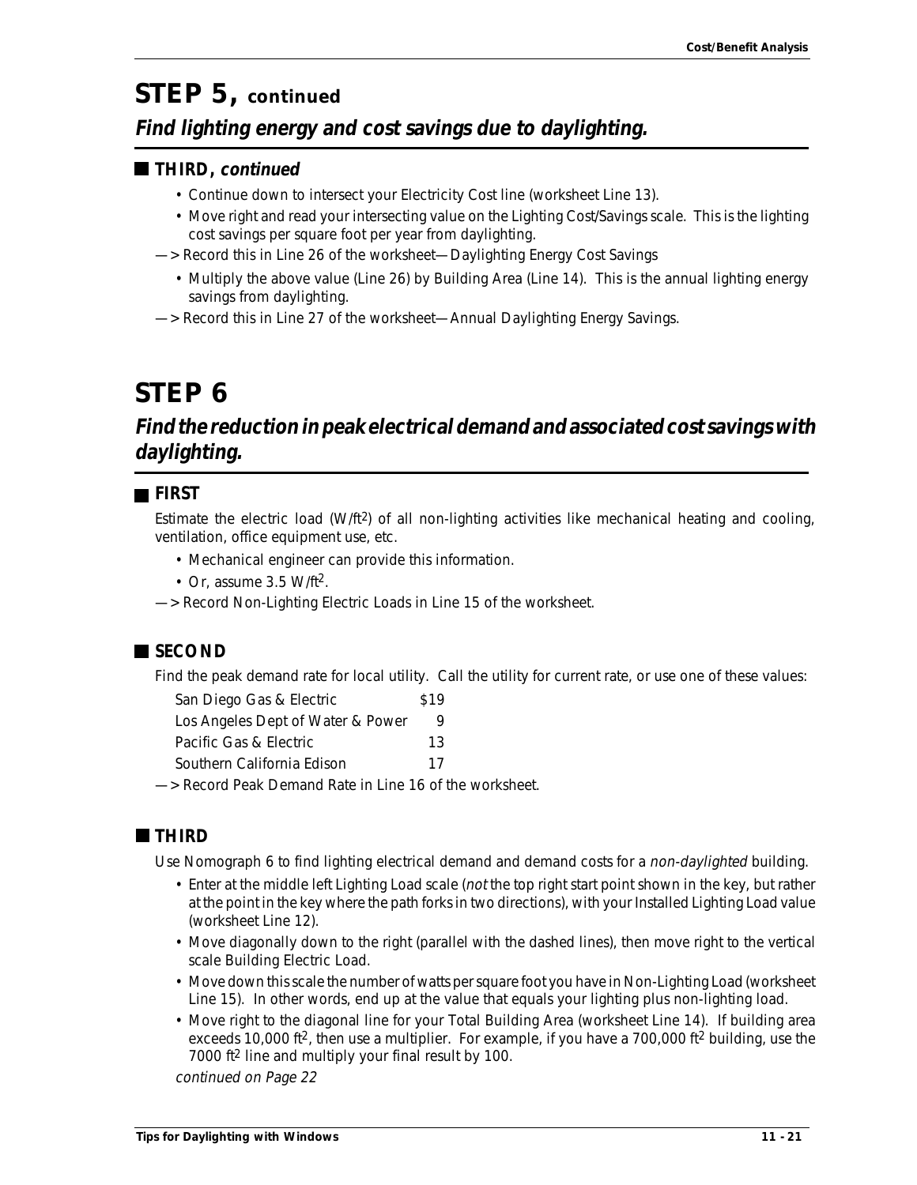# STEP 5, continued

## *Find lighting energy and cost savings due to daylighting.*

### THIRD, *continued*

- Continue down to intersect your Electricity Cost line (worksheet Line 13).
- Move right and read your intersecting value on the Lighting Cost/Savings scale. This is the lighting cost savings per square foot per year from daylighting.

—> Record this in Line 26 of the worksheet—Daylighting Energy Cost Savings

- Multiply the above value (Line 26) by Building Area (Line 14). This is the annual lighting energy savings from daylighting.

—> Record this in Line 27 of the worksheet—Annual Daylighting Energy Savings.

# STEP 6

## *Find the reduction in peak electrical demand and associated cost savings with daylighting.*

### FIRST

Estimate the electric load (W/ft$^2$) of all non-lighting activities like mechanical heating and cooling, ventilation, office equipment use, etc.

- Mechanical engineer can provide this information.
- Or, assume 3.5 W/ft$^2$.

—> Record Non-Lighting Electric Loads in Line 15 of the worksheet.

### SECOND

Find the peak demand rate for local utility. Call the utility for current rate, or use one of these values:

| | |
|---|---|
| San Diego Gas & Electric | $19 |
| Los Angeles Dept of Water & Power | 9 |
| Pacific Gas & Electric | 13 |
| Southern California Edison | 17 |

—> Record Peak Demand Rate in Line 16 of the worksheet.

### THIRD

Use Nomograph 6 to find lighting electrical demand and demand costs for a *non-daylighted* building.

- Enter at the middle left Lighting Load scale (*not* the top right start point shown in the key, but rather at the point in the key where the path forks in two directions), with your Installed Lighting Load value (worksheet Line 12).
- Move diagonally down to the right (parallel with the dashed lines), then move right to the vertical scale Building Electric Load.
- Move down this scale the number of watts per square foot you have in Non-Lighting Load (worksheet Line 15). In other words, end up at the value that equals your lighting plus non-lighting load.
- Move right to the diagonal line for your Total Building Area (worksheet Line 14). If building area exceeds 10,000 ft$^2$, then use a multiplier. For example, if you have a 700,000 ft$^2$ building, use the 7000 ft$^2$ line and multiply your final result by 100.

*continued on Page 22*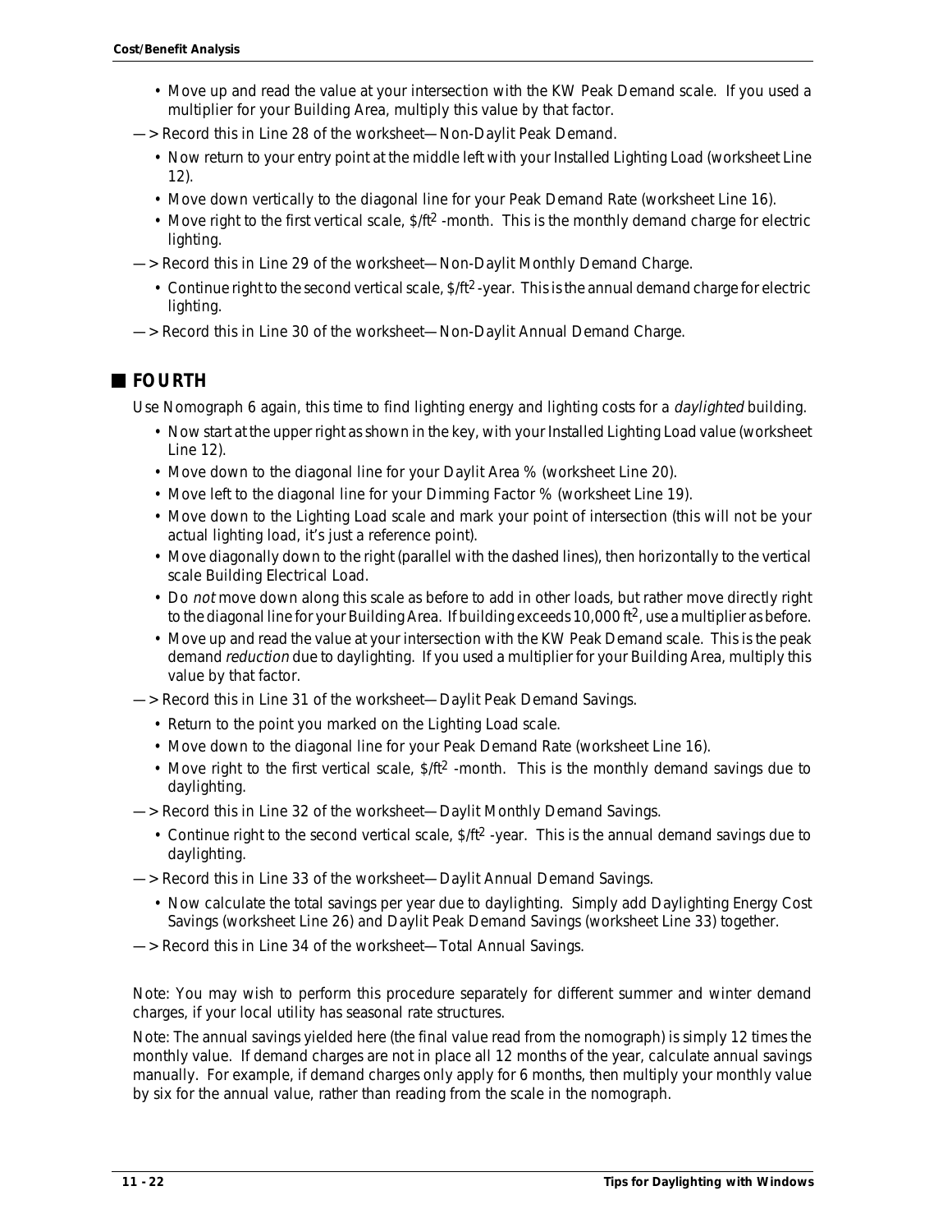- Move up and read the value at your intersection with the KW Peak Demand scale. If you used a multiplier for your Building Area, multiply this value by that factor.

—> Record this in Line 28 of the worksheet—Non-Daylit Peak Demand.

- Now return to your entry point at the middle left with your Installed Lighting Load (worksheet Line 12).
- Move down vertically to the diagonal line for your Peak Demand Rate (worksheet Line 16).
- Move right to the first vertical scale, $/ft$^2$ -month. This is the monthly demand charge for electric lighting.

—> Record this in Line 29 of the worksheet—Non-Daylit Monthly Demand Charge.

- Continue right to the second vertical scale, $/ft$^2$ -year. This is the annual demand charge for electric lighting.

—> Record this in Line 30 of the worksheet—Non-Daylit Annual Demand Charge.

## FOURTH

Use Nomograph 6 again, this time to find lighting energy and lighting costs for a *daylighted* building.

- Now start at the upper right as shown in the key, with your Installed Lighting Load value (worksheet Line 12).
- Move down to the diagonal line for your Daylit Area % (worksheet Line 20).
- Move left to the diagonal line for your Dimming Factor % (worksheet Line 19).
- Move down to the Lighting Load scale and mark your point of intersection (this will not be your actual lighting load, it's just a reference point).
- Move diagonally down to the right (parallel with the dashed lines), then horizontally to the vertical scale Building Electrical Load.
- Do *not* move down along this scale as before to add in other loads, but rather move directly right to the diagonal line for your Building Area. If building exceeds 10,000 ft$^2$, use a multiplier as before.
- Move up and read the value at your intersection with the KW Peak Demand scale. This is the peak demand *reduction* due to daylighting. If you used a multiplier for your Building Area, multiply this value by that factor.

—> Record this in Line 31 of the worksheet—Daylit Peak Demand Savings.

- Return to the point you marked on the Lighting Load scale.
- Move down to the diagonal line for your Peak Demand Rate (worksheet Line 16).
- Move right to the first vertical scale, $/ft$^2$ -month. This is the monthly demand savings due to daylighting.

—> Record this in Line 32 of the worksheet—Daylit Monthly Demand Savings.

- Continue right to the second vertical scale, $/ft$^2$ -year. This is the annual demand savings due to daylighting.

—> Record this in Line 33 of the worksheet—Daylit Annual Demand Savings.

- Now calculate the total savings per year due to daylighting. Simply add Daylighting Energy Cost Savings (worksheet Line 26) and Daylit Peak Demand Savings (worksheet Line 33) together.

—> Record this in Line 34 of the worksheet—Total Annual Savings.

Note: You may wish to perform this procedure separately for different summer and winter demand charges, if your local utility has seasonal rate structures.

Note: The annual savings yielded here (the final value read from the nomograph) is simply 12 times the monthly value. If demand charges are not in place all 12 months of the year, calculate annual savings manually. For example, if demand charges only apply for 6 months, then multiply your monthly value by six for the annual value, rather than reading from the scale in the nomograph.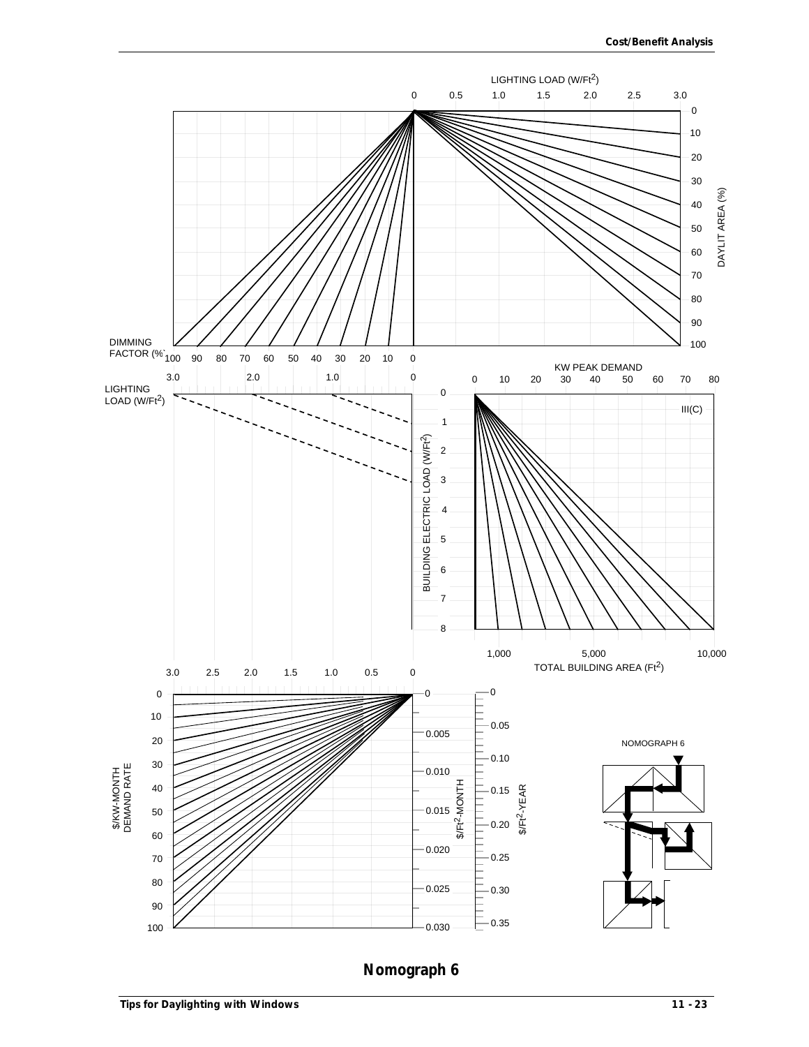LIGHTING LOAD (W/Ft$^2$)

0 0.5 1.0 1.5 2.0 2.5 3.0

DAYLIT AREA (%)

0 10 20 30 40 50 60 70 80 90 100

DIMMING FACTOR (%)

100 90 80 70 60 50 40 30 20 10 0

LIGHTING LOAD (W/Ft$^2$)

3.0 2.0 1.0 0

BUILDING ELECTRIC LOAD (W/Ft$^2$)

0 1 2 3 4 5 6 7 8

KW PEAK DEMAND

0 10 20 30 40 50 60 70 80

III(C)

TOTAL BUILDING AREA (Ft$^2$)

1,000 5,000 10,000

3.0 2.5 2.0 1.5 1.0 0.5 0

$/KW-MONTH DEMAND RATE

0 10 20 30 40 50 60 70 80 90 100

$/Ft$^2$-MONTH

0 0.005 0.010 0.015 0.020 0.025 0.030

$/Ft$^2$-YEAR

0 0.05 0.10 0.15 0.20 0.25 0.30 0.35

NOMOGRAPH 6

**Nomograph 6**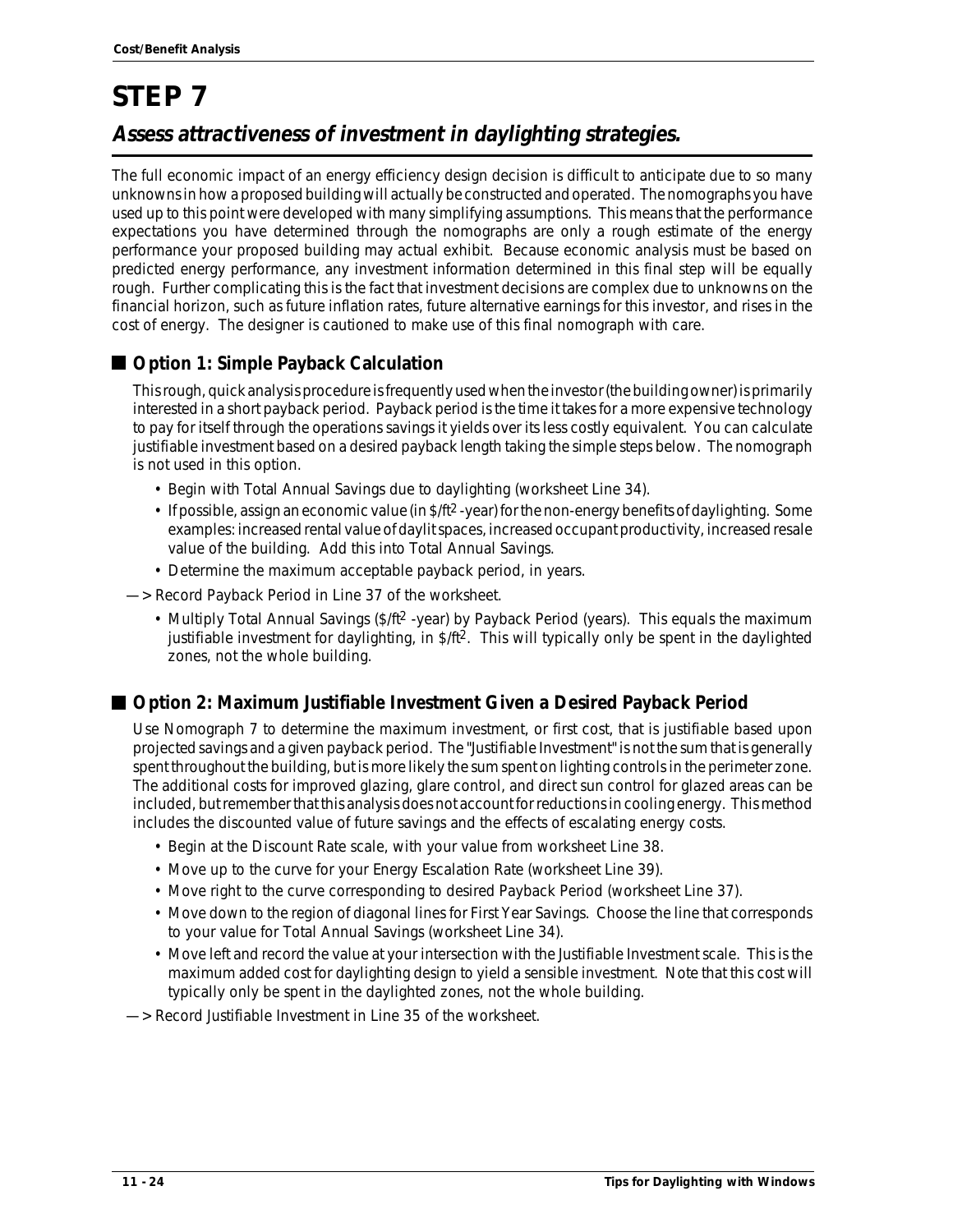# STEP 7

## Assess attractiveness of investment in daylighting strategies.

The full economic impact of an energy efficiency design decision is difficult to anticipate due to so many unknowns in how a proposed building will actually be constructed and operated. The nomographs you have used up to this point were developed with many simplifying assumptions. This means that the performance expectations you have determined through the nomographs are only a rough estimate of the energy performance your proposed building may actual exhibit. Because economic analysis must be based on predicted energy performance, any investment information determined in this final step will be equally rough. Further complicating this is the fact that investment decisions are complex due to unknowns on the financial horizon, such as future inflation rates, future alternative earnings for this investor, and rises in the cost of energy. The designer is cautioned to make use of this final nomograph with care.

### Option 1: Simple Payback Calculation

This rough, quick analysis procedure is frequently used when the investor (the building owner) is primarily interested in a short payback period. Payback period is the time it takes for a more expensive technology to pay for itself through the operations savings it yields over its less costly equivalent. You can calculate justifiable investment based on a desired payback length taking the simple steps below. The nomograph is not used in this option.

- Begin with Total Annual Savings due to daylighting (worksheet Line 34).
- If possible, assign an economic value (in $/ft$^2$-year) for the non-energy benefits of daylighting. Some examples: increased rental value of daylit spaces, increased occupant productivity, increased resale value of the building. Add this into Total Annual Savings.
- Determine the maximum acceptable payback period, in years.

—> Record Payback Period in Line 37 of the worksheet.

- Multiply Total Annual Savings ($/ft$^2$-year) by Payback Period (years). This equals the maximum justifiable investment for daylighting, in $/ft$^2$. This will typically only be spent in the daylighted zones, not the whole building.

### Option 2: Maximum Justifiable Investment Given a Desired Payback Period

Use Nomograph 7 to determine the maximum investment, or first cost, that is justifiable based upon projected savings and a given payback period. The "Justifiable Investment" is not the sum that is generally spent throughout the building, but is more likely the sum spent on lighting controls in the perimeter zone. The additional costs for improved glazing, glare control, and direct sun control for glazed areas can be included, but remember that this analysis does not account for reductions in cooling energy. This method includes the discounted value of future savings and the effects of escalating energy costs.

- Begin at the Discount Rate scale, with your value from worksheet Line 38.
- Move up to the curve for your Energy Escalation Rate (worksheet Line 39).
- Move right to the curve corresponding to desired Payback Period (worksheet Line 37).
- Move down to the region of diagonal lines for First Year Savings. Choose the line that corresponds to your value for Total Annual Savings (worksheet Line 34).
- Move left and record the value at your intersection with the Justifiable Investment scale. This is the maximum added cost for daylighting design to yield a sensible investment. Note that this cost will typically only be spent in the daylighted zones, not the whole building.

—> Record Justifiable Investment in Line 35 of the worksheet.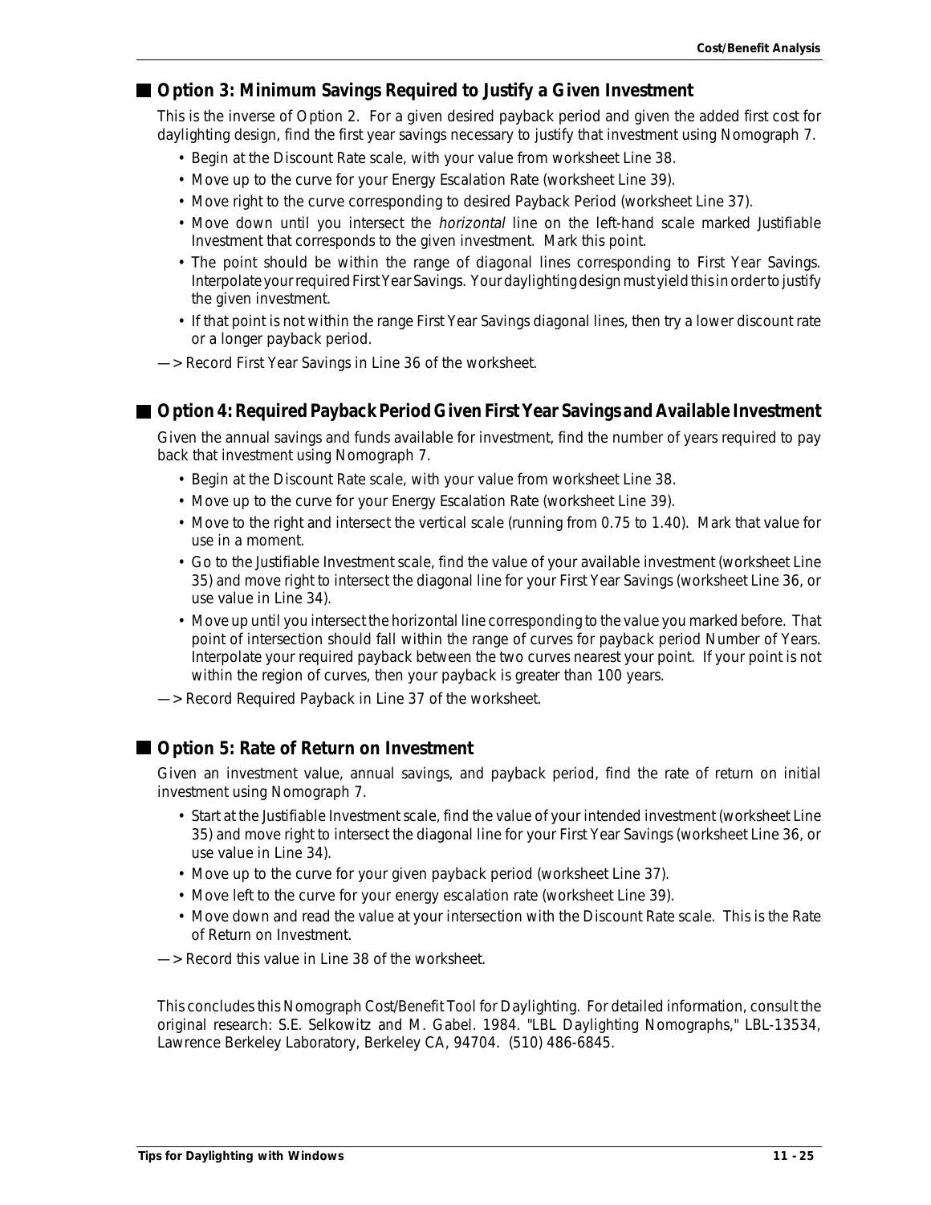## Option 3: Minimum Savings Required to Justify a Given Investment

This is the inverse of Option 2. For a given desired payback period and given the added first cost for daylighting design, find the first year savings necessary to justify that investment using Nomograph 7.

- Begin at the Discount Rate scale, with your value from worksheet Line 38.
- Move up to the curve for your Energy Escalation Rate (worksheet Line 39).
- Move right to the curve corresponding to desired Payback Period (worksheet Line 37).
- Move down until you intersect the *horizontal* line on the left-hand scale marked Justifiable Investment that corresponds to the given investment. Mark this point.
- The point should be within the range of diagonal lines corresponding to First Year Savings. Interpolate your required First Year Savings. Your daylighting design must yield this in order to justify the given investment.
- If that point is not within the range First Year Savings diagonal lines, then try a lower discount rate or a longer payback period.

—> Record First Year Savings in Line 36 of the worksheet.

## Option 4: Required Payback Period Given First Year Savings and Available Investment

Given the annual savings and funds available for investment, find the number of years required to pay back that investment using Nomograph 7.

- Begin at the Discount Rate scale, with your value from worksheet Line 38.
- Move up to the curve for your Energy Escalation Rate (worksheet Line 39).
- Move to the right and intersect the vertical scale (running from 0.75 to 1.40). Mark that value for use in a moment.
- Go to the Justifiable Investment scale, find the value of your available investment (worksheet Line 35) and move right to intersect the diagonal line for your First Year Savings (worksheet Line 36, or use value in Line 34).
- Move up until you intersect the horizontal line corresponding to the value you marked before. That point of intersection should fall within the range of curves for payback period Number of Years. Interpolate your required payback between the two curves nearest your point. If your point is not within the region of curves, then your payback is greater than 100 years.

—> Record Required Payback in Line 37 of the worksheet.

## Option 5: Rate of Return on Investment

Given an investment value, annual savings, and payback period, find the rate of return on initial investment using Nomograph 7.

- Start at the Justifiable Investment scale, find the value of your intended investment (worksheet Line 35) and move right to intersect the diagonal line for your First Year Savings (worksheet Line 36, or use value in Line 34).
- Move up to the curve for your given payback period (worksheet Line 37).
- Move left to the curve for your energy escalation rate (worksheet Line 39).
- Move down and read the value at your intersection with the Discount Rate scale. This is the Rate of Return on Investment.

—> Record this value in Line 38 of the worksheet.

This concludes this Nomograph Cost/Benefit Tool for Daylighting. For detailed information, consult the original research: S.E. Selkowitz and M. Gabel. 1984. "LBL Daylighting Nomographs," LBL-13534, Lawrence Berkeley Laboratory, Berkeley CA, 94704. (510) 486-6845.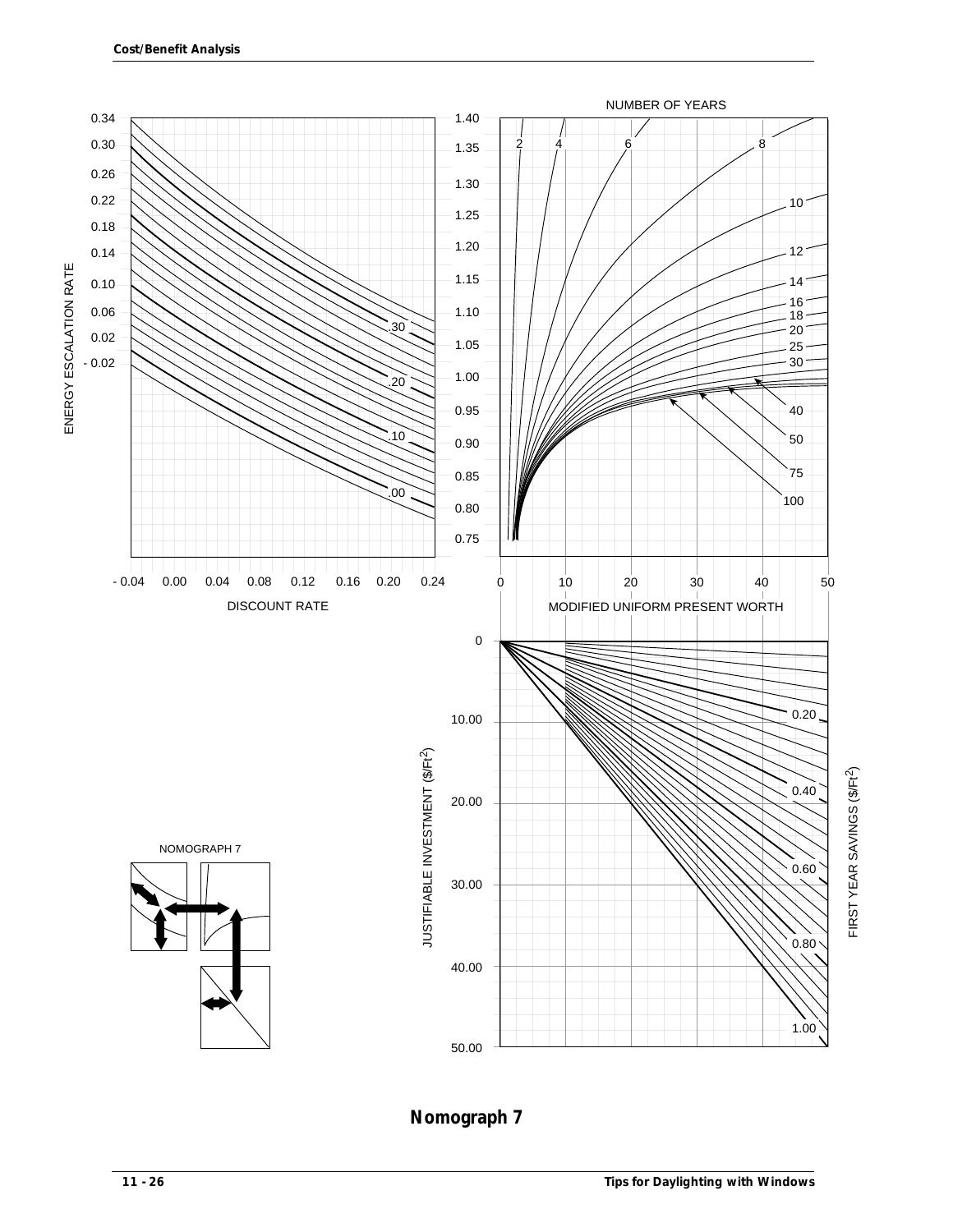**Nomograph 7**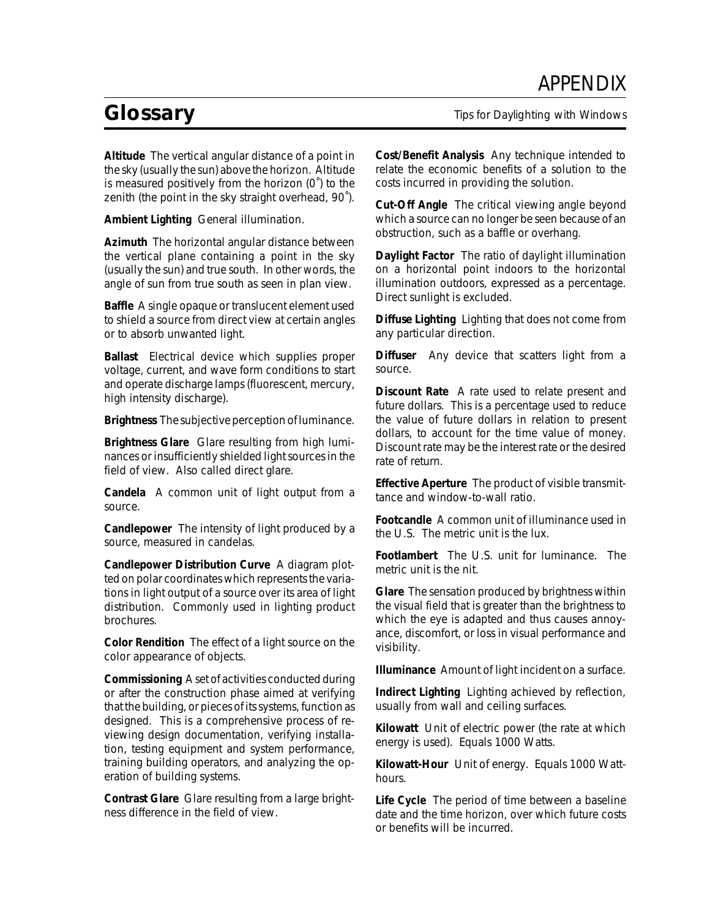# APPENDIX

## Glossary

**Altitude** The vertical angular distance of a point in the sky (usually the sun) above the horizon. Altitude is measured positively from the horizon (0˚) to the zenith (the point in the sky straight overhead, 90˚).

**Ambient Lighting** General illumination.

**Azimuth** The horizontal angular distance between the vertical plane containing a point in the sky (usually the sun) and true south. In other words, the angle of sun from true south as seen in plan view.

**Baffle** A single opaque or translucent element used to shield a source from direct view at certain angles or to absorb unwanted light.

**Ballast** Electrical device which supplies proper voltage, current, and wave form conditions to start and operate discharge lamps (fluorescent, mercury, high intensity discharge).

**Brightness** The subjective perception of luminance.

**Brightness Glare** Glare resulting from high luminances or insufficiently shielded light sources in the field of view. Also called direct glare.

**Candela** A common unit of light output from a source.

**Candlepower** The intensity of light produced by a source, measured in candelas.

**Candlepower Distribution Curve** A diagram plotted on polar coordinates which represents the variations in light output of a source over its area of light distribution. Commonly used in lighting product brochures.

**Color Rendition** The effect of a light source on the color appearance of objects.

**Commissioning** A set of activities conducted during or after the construction phase aimed at verifying that the building, or pieces of its systems, function as designed. This is a comprehensive process of reviewing design documentation, verifying installation, testing equipment and system performance, training building operators, and analyzing the operation of building systems.

**Contrast Glare** Glare resulting from a large brightness difference in the field of view.

**Cost/Benefit Analysis** Any technique intended to relate the economic benefits of a solution to the costs incurred in providing the solution.

**Cut-Off Angle** The critical viewing angle beyond which a source can no longer be seen because of an obstruction, such as a baffle or overhang.

**Daylight Factor** The ratio of daylight illumination on a horizontal point indoors to the horizontal illumination outdoors, expressed as a percentage. Direct sunlight is excluded.

**Diffuse Lighting** Lighting that does not come from any particular direction.

**Diffuser** Any device that scatters light from a source.

**Discount Rate** A rate used to relate present and future dollars. This is a percentage used to reduce the value of future dollars in relation to present dollars, to account for the time value of money. Discount rate may be the interest rate or the desired rate of return.

**Effective Aperture** The product of visible transmittance and window-to-wall ratio.

**Footcandle** A common unit of illuminance used in the U.S. The metric unit is the lux.

**Footlambert** The U.S. unit for luminance. The metric unit is the nit.

**Glare** The sensation produced by brightness within the visual field that is greater than the brightness to which the eye is adapted and thus causes annoyance, discomfort, or loss in visual performance and visibility.

**Illuminance** Amount of light incident on a surface.

**Indirect Lighting** Lighting achieved by reflection, usually from wall and ceiling surfaces.

**Kilowatt** Unit of electric power (the rate at which energy is used). Equals 1000 Watts.

**Kilowatt-Hour** Unit of energy. Equals 1000 Watt-hours.

**Life Cycle** The period of time between a baseline date and the time horizon, over which future costs or benefits will be incurred.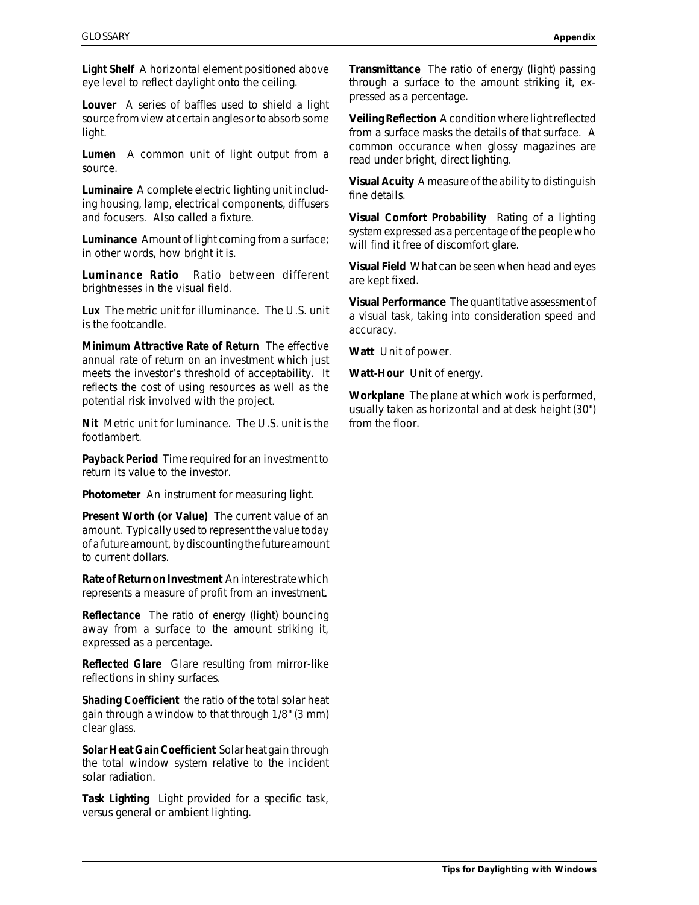**Light Shelf** A horizontal element positioned above eye level to reflect daylight onto the ceiling.

**Louver** A series of baffles used to shield a light source from view at certain angles or to absorb some light.

**Lumen** A common unit of light output from a source.

**Luminaire** A complete electric lighting unit including housing, lamp, electrical components, diffusers and focusers. Also called a fixture.

**Luminance** Amount of light coming from a surface; in other words, how bright it is.

**Luminance Ratio** Ratio between different brightnesses in the visual field.

**Lux** The metric unit for illuminance. The U.S. unit is the footcandle.

**Minimum Attractive Rate of Return** The effective annual rate of return on an investment which just meets the investor's threshold of acceptability. It reflects the cost of using resources as well as the potential risk involved with the project.

**Nit** Metric unit for luminance. The U.S. unit is the footlambert.

**Payback Period** Time required for an investment to return its value to the investor.

**Photometer** An instrument for measuring light.

**Present Worth (or Value)** The current value of an amount. Typically used to represent the value today of a future amount, by discounting the future amount to current dollars.

**Rate of Return on Investment** An interest rate which represents a measure of profit from an investment.

**Reflectance** The ratio of energy (light) bouncing away from a surface to the amount striking it, expressed as a percentage.

**Reflected Glare** Glare resulting from mirror-like reflections in shiny surfaces.

**Shading Coefficient** the ratio of the total solar heat gain through a window to that through 1/8" (3 mm) clear glass.

**Solar Heat Gain Coefficient** Solar heat gain through the total window system relative to the incident solar radiation.

**Task Lighting** Light provided for a specific task, versus general or ambient lighting.

**Transmittance** The ratio of energy (light) passing through a surface to the amount striking it, expressed as a percentage.

**Veiling Reflection** A condition where light reflected from a surface masks the details of that surface. A common occurance when glossy magazines are read under bright, direct lighting.

**Visual Acuity** A measure of the ability to distinguish fine details.

**Visual Comfort Probability** Rating of a lighting system expressed as a percentage of the people who will find it free of discomfort glare.

**Visual Field** What can be seen when head and eyes are kept fixed.

**Visual Performance** The quantitative assessment of a visual task, taking into consideration speed and accuracy.

**Watt** Unit of power.

**Watt-Hour** Unit of energy.

**Workplane** The plane at which work is performed, usually taken as horizontal and at desk height (30") from the floor.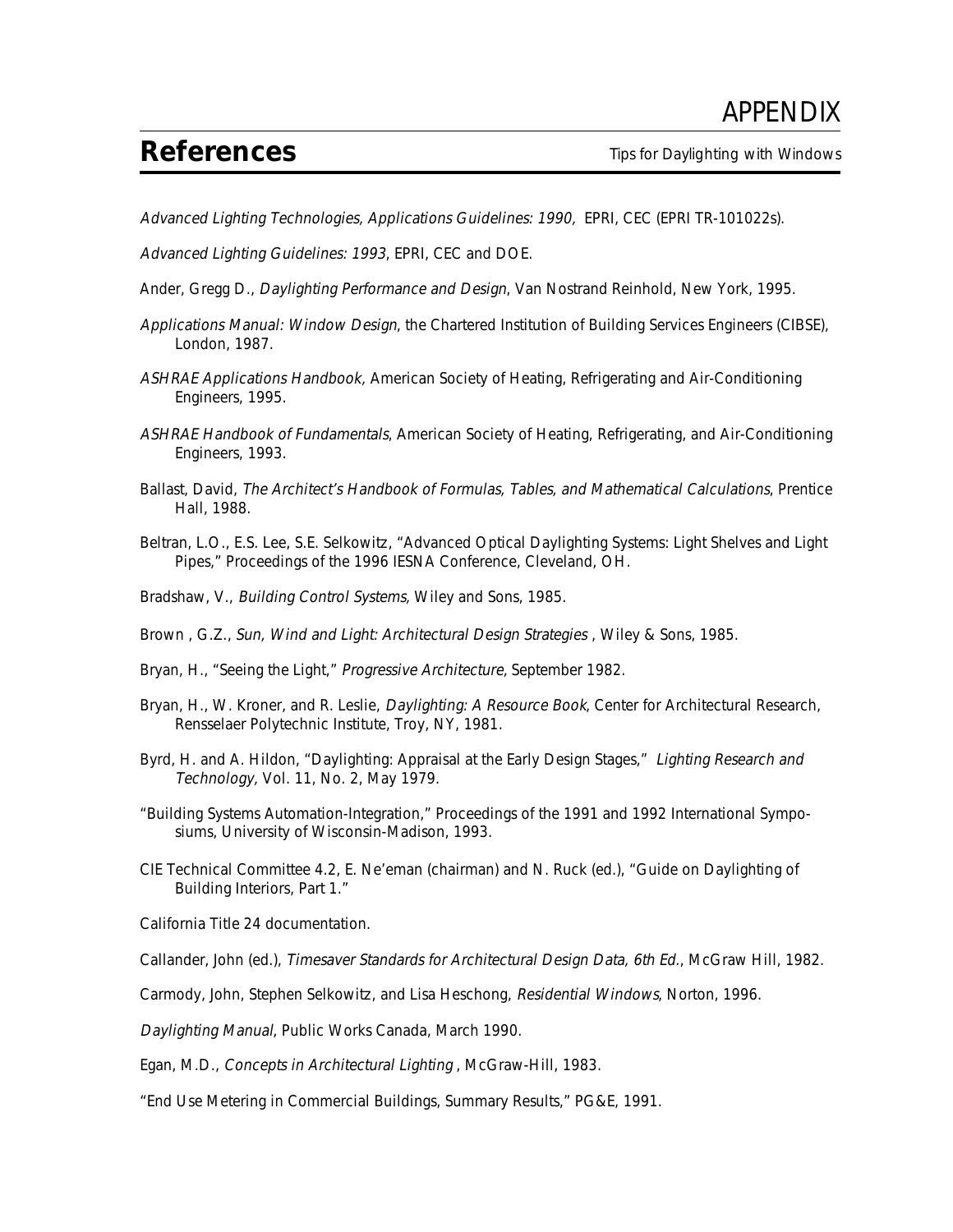# APPENDIX

## References

*Advanced Lighting Technologies, Applications Guidelines: 1990*, EPRI, CEC (EPRI TR-101022s).

*Advanced Lighting Guidelines: 1993*, EPRI, CEC and DOE.

Ander, Gregg D., *Daylighting Performance and Design*, Van Nostrand Reinhold, New York, 1995.

*Applications Manual: Window Design*, the Chartered Institution of Building Services Engineers (CIBSE), London, 1987.

*ASHRAE Applications Handbook,* American Society of Heating, Refrigerating and Air-Conditioning Engineers, 1995.

*ASHRAE Handbook of Fundamentals*, American Society of Heating, Refrigerating, and Air-Conditioning Engineers, 1993.

Ballast, David, *The Architect's Handbook of Formulas, Tables, and Mathematical Calculations*, Prentice Hall, 1988.

Beltran, L.O., E.S. Lee, S.E. Selkowitz, "Advanced Optical Daylighting Systems: Light Shelves and Light Pipes," Proceedings of the 1996 IESNA Conference, Cleveland, OH.

Bradshaw, V., *Building Control Systems,* Wiley and Sons, 1985.

Brown , G.Z., *Sun, Wind and Light: Architectural Design Strategies* , Wiley & Sons, 1985.

Bryan, H., "Seeing the Light," *Progressive Architecture,* September 1982.

Bryan, H., W. Kroner, and R. Leslie, *Daylighting: A Resource Book*, Center for Architectural Research, Rensselaer Polytechnic Institute, Troy, NY, 1981.

Byrd, H. and A. Hildon, "Daylighting: Appraisal at the Early Design Stages," *Lighting Research and Technology,* Vol. 11, No. 2, May 1979.

"Building Systems Automation-Integration," Proceedings of the 1991 and 1992 International Symposiums, University of Wisconsin-Madison, 1993.

CIE Technical Committee 4.2, E. Ne'eman (chairman) and N. Ruck (ed.), "Guide on Daylighting of Building Interiors, Part 1."

California Title 24 documentation.

Callander, John (ed.), *Timesaver Standards for Architectural Design Data, 6th Ed.*, McGraw Hill, 1982.

Carmody, John, Stephen Selkowitz, and Lisa Heschong, *Residential Windows*, Norton, 1996.

*Daylighting Manual*, Public Works Canada, March 1990.

Egan, M.D., *Concepts in Architectural Lighting* , McGraw-Hill, 1983.

"End Use Metering in Commercial Buildings, Summary Results," PG&E, 1991.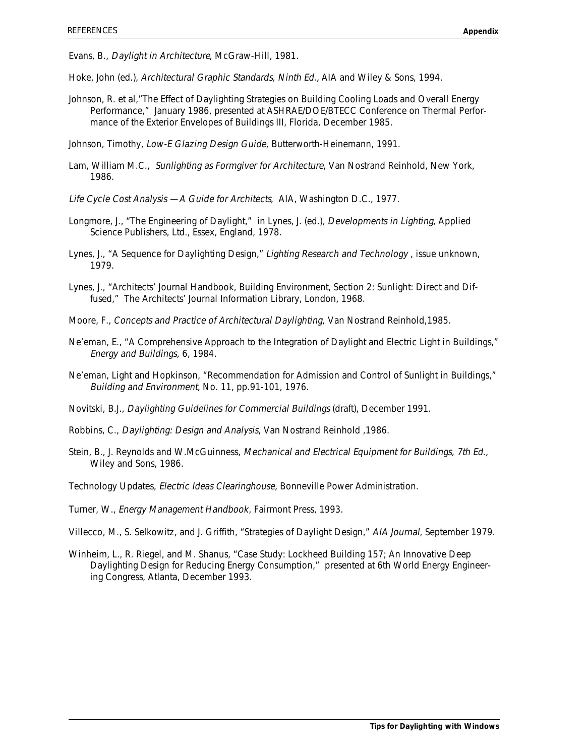Evans, B., *Daylight in Architecture*, McGraw-Hill, 1981.

Hoke, John (ed.), *Architectural Graphic Standards, Ninth Ed.,* AIA and Wiley & Sons, 1994.

Johnson, R. et al,"The Effect of Daylighting Strategies on Building Cooling Loads and Overall Energy Performance," January 1986, presented at ASHRAE/DOE/BTECC Conference on Thermal Performance of the Exterior Envelopes of Buildings III, Florida, December 1985.

Johnson, Timothy, *Low-E Glazing Design Guide,* Butterworth-Heinemann, 1991.

Lam, William M.C., *Sunlighting as Formgiver for Architecture*, Van Nostrand Reinhold, New York, 1986.

*Life Cycle Cost Analysis —A Guide for Architects*, AIA, Washington D.C., 1977.

Longmore, J., "The Engineering of Daylight," in Lynes, J. (ed.), *Developments in Lighting*, Applied Science Publishers, Ltd., Essex, England, 1978.

Lynes, J., "A Sequence for Daylighting Design," *Lighting Research and Technology* , issue unknown, 1979.

Lynes, J., "Architects' Journal Handbook, Building Environment, Section 2: Sunlight: Direct and Diffused," The Architects' Journal Information Library, London, 1968.

Moore, F., *Concepts and Practice of Architectural Daylighting,* Van Nostrand Reinhold,1985.

Ne'eman, E., "A Comprehensive Approach to the Integration of Daylight and Electric Light in Buildings," *Energy and Buildings,* 6, 1984.

Ne'eman, Light and Hopkinson, "Recommendation for Admission and Control of Sunlight in Buildings," *Building and Environment,* No. 11, pp.91-101, 1976.

Novitski, B.J., *Daylighting Guidelines for Commercial Buildings* (draft), December 1991.

Robbins, C., *Daylighting: Design and Analysis*, Van Nostrand Reinhold ,1986.

Stein, B., J. Reynolds and W.McGuinness, *Mechanical and Electrical Equipment for Buildings, 7th Ed.,* Wiley and Sons, 1986.

Technology Updates, *Electric Ideas Clearinghouse,* Bonneville Power Administration.

Turner, W., *Energy Management Handbook*, Fairmont Press, 1993.

Villecco, M., S. Selkowitz, and J. Griffith, "Strategies of Daylight Design," *AIA Journal*, September 1979.

Winheim, L., R. Riegel, and M. Shanus, "Case Study: Lockheed Building 157; An Innovative Deep Daylighting Design for Reducing Energy Consumption," presented at 6th World Energy Engineering Congress, Atlanta, December 1993.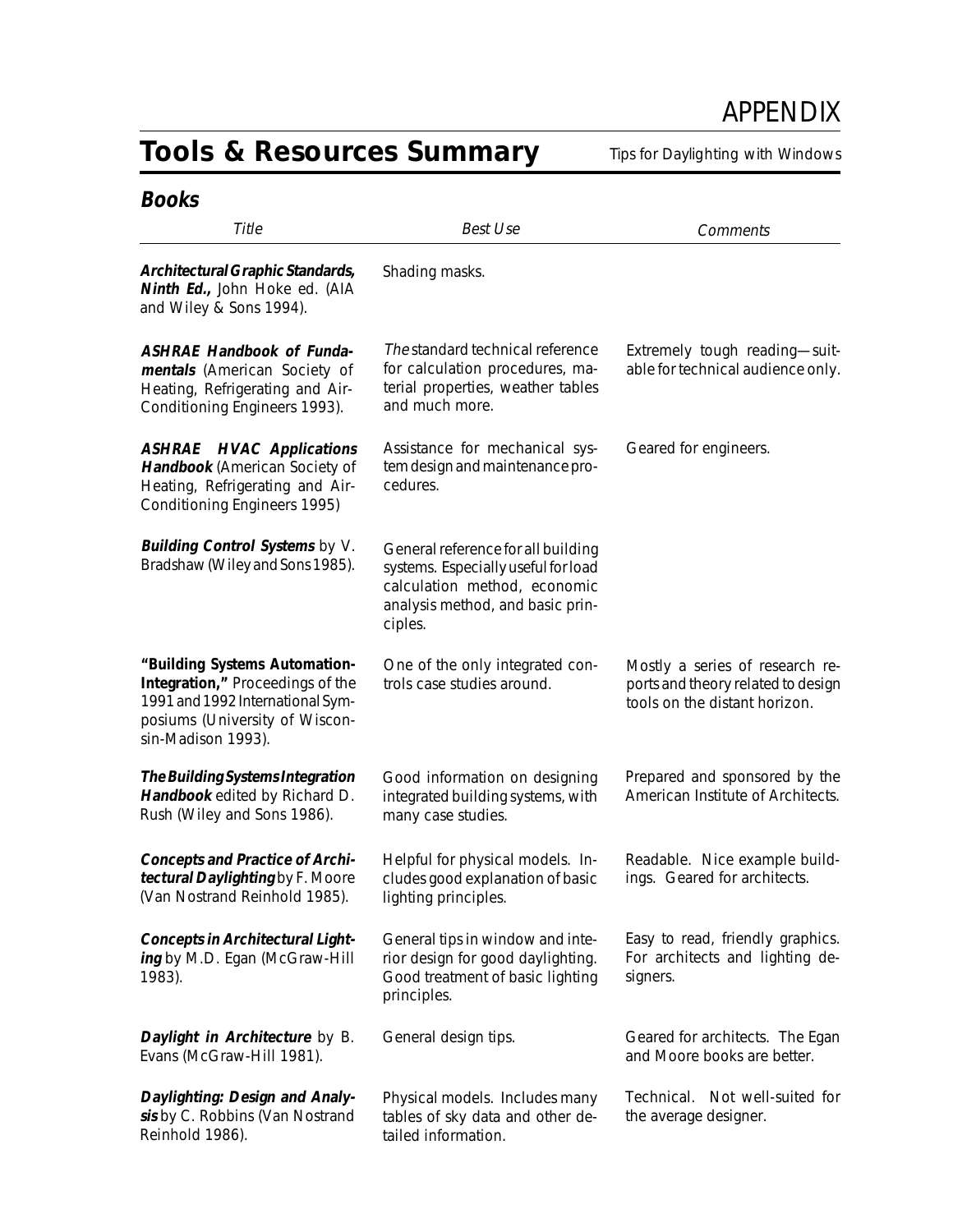# APPENDIX

## Tools & Resources Summary

*Tips for Daylighting with Windows*

### Books

| *Title* | *Best Use* | *Comments* |
|---|---|---|
| **Architectural Graphic Standards, Ninth Ed.,** John Hoke ed. (AIA and Wiley & Sons 1994). | Shading masks. | |
| **ASHRAE Handbook of Fundamentals** (American Society of Heating, Refrigerating and Air-Conditioning Engineers 1993). | *The* standard technical reference for calculation procedures, material properties, weather tables and much more. | Extremely tough reading—suitable for technical audience only. |
| **ASHRAE HVAC Applications Handbook** (American Society of Heating, Refrigerating and Air-Conditioning Engineers 1995) | Assistance for mechanical system design and maintenance procedures. | Geared for engineers. |
| **Building Control Systems** by V. Bradshaw (Wiley and Sons 1985). | General reference for all building systems. Especially useful for load calculation method, economic analysis method, and basic principles. | |
| **"Building Systems Automation-Integration,"** Proceedings of the 1991 and 1992 International Symposiums (University of Wisconsin-Madison 1993). | One of the only integrated controls case studies around. | Mostly a series of research reports and theory related to design tools on the distant horizon. |
| **The Building Systems Integration Handbook** edited by Richard D. Rush (Wiley and Sons 1986). | Good information on designing integrated building systems, with many case studies. | Prepared and sponsored by the American Institute of Architects. |
| **Concepts and Practice of Architectural Daylighting** by F. Moore (Van Nostrand Reinhold 1985). | Helpful for physical models. Includes good explanation of basic lighting principles. | Readable. Nice example buildings. Geared for architects. |
| **Concepts in Architectural Lighting** by M.D. Egan (McGraw-Hill 1983). | General tips in window and interior design for good daylighting. Good treatment of basic lighting principles. | Easy to read, friendly graphics. For architects and lighting designers. |
| **Daylight in Architecture** by B. Evans (McGraw-Hill 1981). | General design tips. | Geared for architects. The Egan and Moore books are better. |
| **Daylighting: Design and Analysis** by C. Robbins (Van Nostrand Reinhold 1986). | Physical models. Includes many tables of sky data and other detailed information. | Technical. Not well-suited for the average designer. |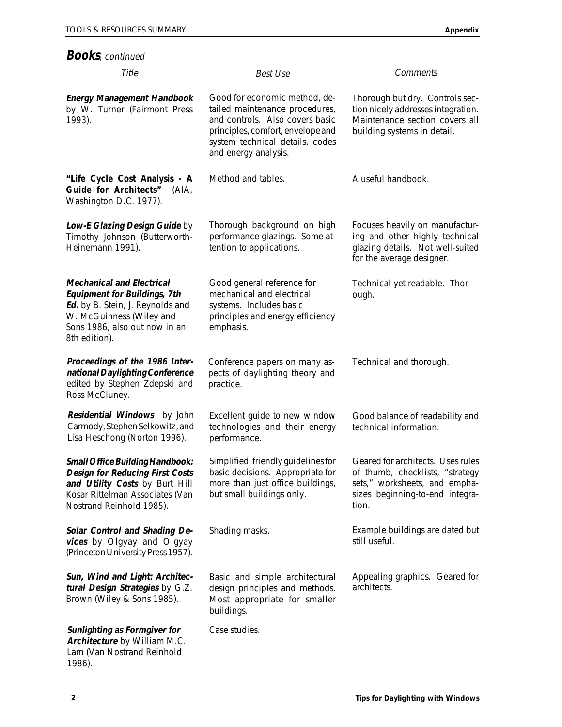## **Books**, *continued*

| *Title* | *Best Use* | *Comments* |
|---|---|---|
| ***Energy Management Handbook*** by W. Turner (Fairmont Press 1993). | Good for economic method, detailed maintenance procedures, and controls. Also covers basic principles, comfort, envelope and system technical details, codes and energy analysis. | Thorough but dry. Controls section nicely addresses integration. Maintenance section covers all building systems in detail. |
| **"Life Cycle Cost Analysis - A Guide for Architects"** (AIA, Washington D.C. 1977). | Method and tables. | A useful handbook. |
| ***Low-E Glazing Design Guide*** by Timothy Johnson (Butterworth-Heinemann 1991). | Thorough background on high performance glazings. Some attention to applications. | Focuses heavily on manufacturing and other highly technical glazing details. Not well-suited for the average designer. |
| ***Mechanical and Electrical Equipment for Buildings, 7th Ed.*** by B. Stein, J. Reynolds and W. McGuinness (Wiley and Sons 1986, also out now in an 8th edition). | Good general reference for mechanical and electrical systems. Includes basic principles and energy efficiency emphasis. | Technical yet readable. Thorough. |
| ***Proceedings of the 1986 International Daylighting Conference*** edited by Stephen Zdepski and Ross McCluney. | Conference papers on many aspects of daylighting theory and practice. | Technical and thorough. |
| ***Residential Windows*** by John Carmody, Stephen Selkowitz, and Lisa Heschong (Norton 1996). | Excellent guide to new window technologies and their energy performance. | Good balance of readability and technical information. |
| ***Small Office Building Handbook: Design for Reducing First Costs and Utility Costs*** by Burt Hill Kosar Rittelman Associates (Van Nostrand Reinhold 1985). | Simplified, friendly guidelines for basic decisions. Appropriate for more than just office buildings, but small buildings only. | Geared for architects. Uses rules of thumb, checklists, "strategy sets," worksheets, and emphasizes beginning-to-end integration. |
| ***Solar Control and Shading Devices*** by Olgyay and Olgyay (Princeton University Press 1957). | Shading masks. | Example buildings are dated but still useful. |
| ***Sun, Wind and Light: Architectural Design Strategies*** by G.Z. Brown (Wiley & Sons 1985). | Basic and simple architectural design principles and methods. Most appropriate for smaller buildings. | Appealing graphics. Geared for architects. |
| ***Sunlighting as Formgiver for Architecture*** by William M.C. Lam (Van Nostrand Reinhold 1986). | Case studies. | |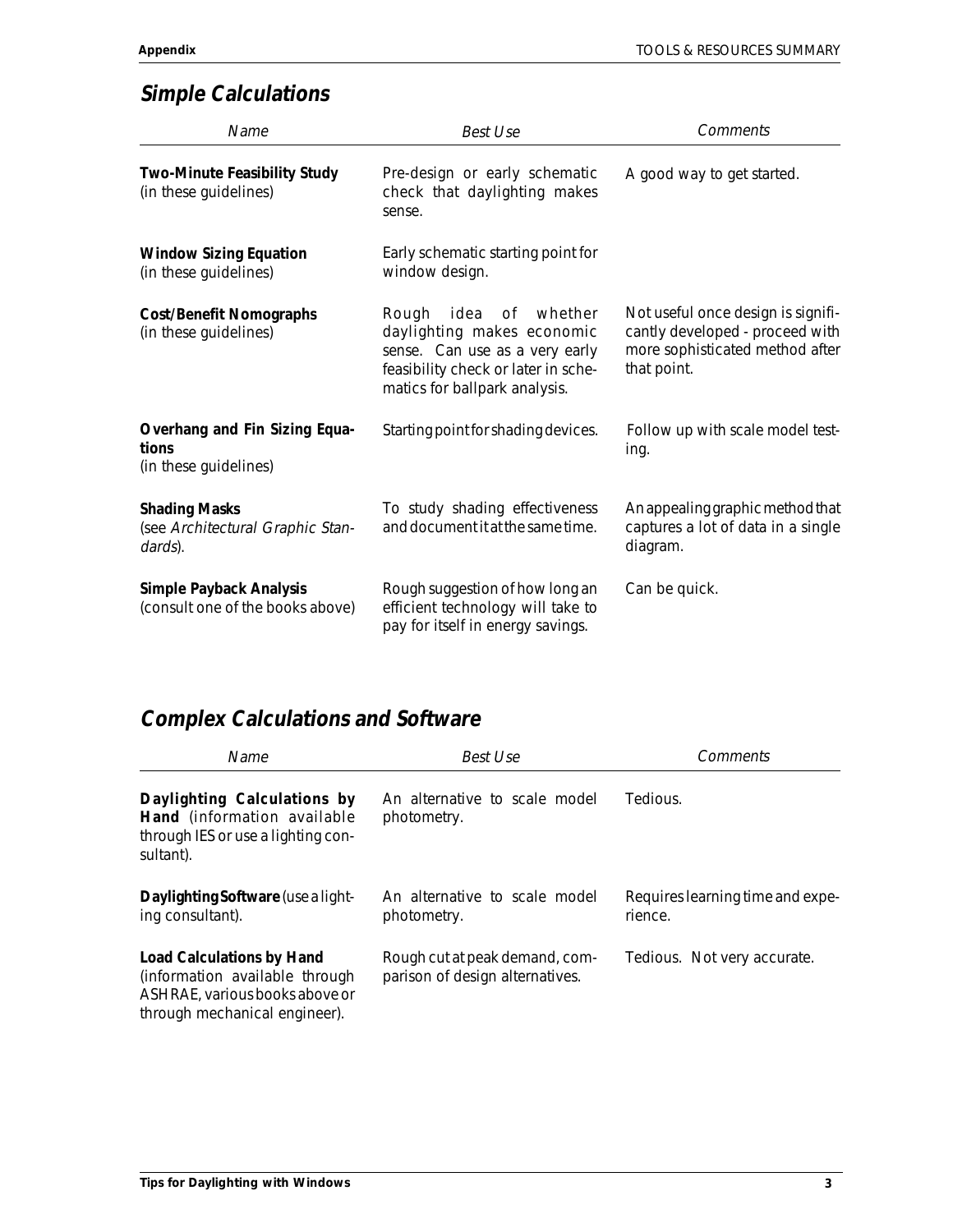## *Simple Calculations*

| *Name* | *Best Use* | *Comments* |
|---|---|---|
| **Two-Minute Feasibility Study** (in these guidelines) | Pre-design or early schematic check that daylighting makes sense. | A good way to get started. |
| **Window Sizing Equation** (in these guidelines) | Early schematic starting point for window design. | |
| **Cost/Benefit Nomographs** (in these guidelines) | Rough idea of whether daylighting makes economic sense. Can use as a very early feasibility check or later in schematics for ballpark analysis. | Not useful once design is significantly developed - proceed with more sophisticated method after that point. |
| **Overhang and Fin Sizing Equations** (in these guidelines) | Starting point for shading devices. | Follow up with scale model testing. |
| **Shading Masks** (see *Architectural Graphic Standards*). | To study shading effectiveness and document it at the same time. | An appealing graphic method that captures a lot of data in a single diagram. |
| **Simple Payback Analysis** (consult one of the books above) | Rough suggestion of how long an efficient technology will take to pay for itself in energy savings. | Can be quick. |

## *Complex Calculations and Software*

| *Name* | *Best Use* | *Comments* |
|---|---|---|
| **Daylighting Calculations by Hand** (information available through IES or use a lighting consultant). | An alternative to scale model photometry. | Tedious. |
| **Daylighting Software** (use a lighting consultant). | An alternative to scale model photometry. | Requires learning time and experience. |
| **Load Calculations by Hand** (information available through ASHRAE, various books above or through mechanical engineer). | Rough cut at peak demand, comparison of design alternatives. | Tedious. Not very accurate. |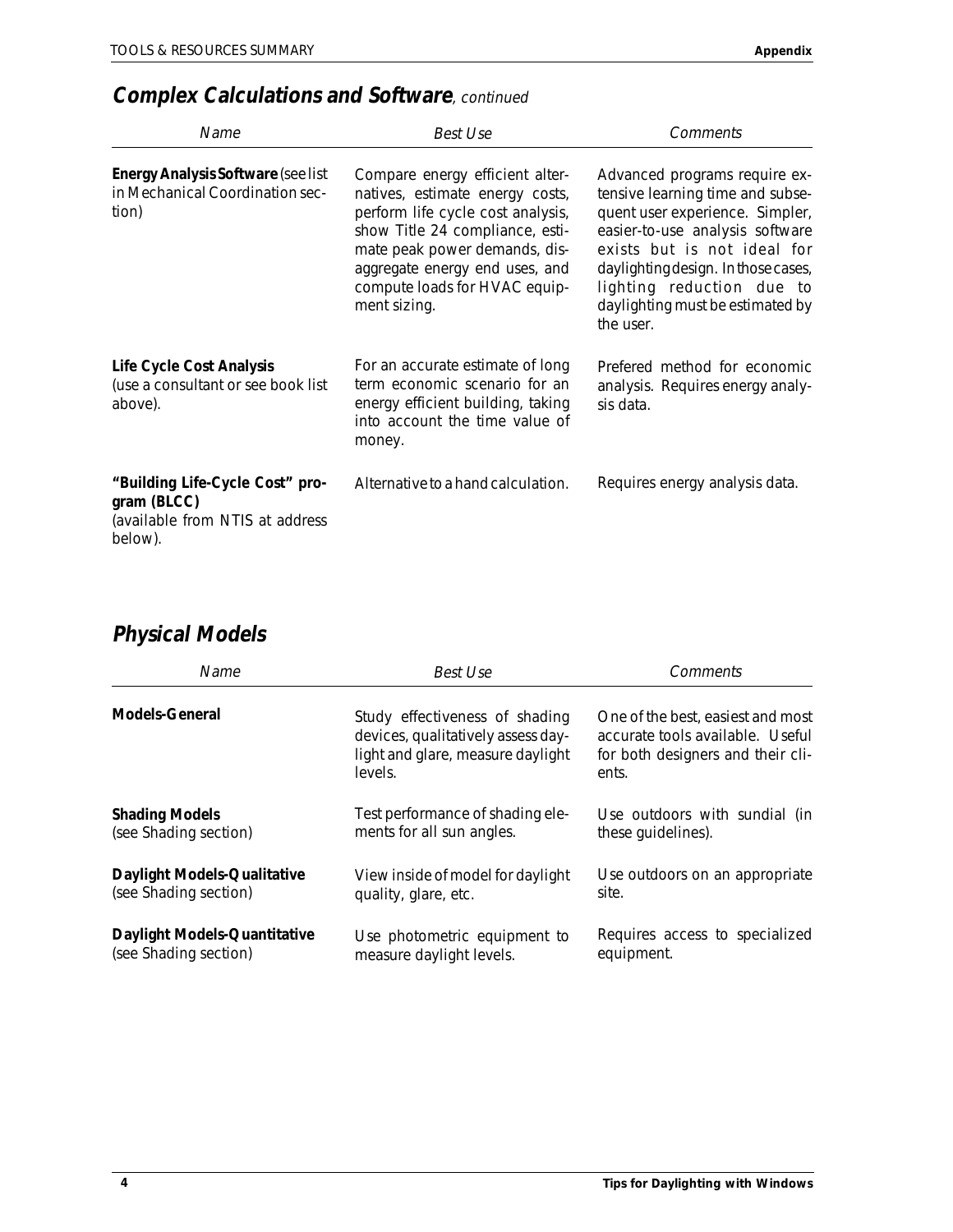## ***Complex Calculations and Software**, continued*

| *Name* | *Best Use* | *Comments* |
|---|---|---|
| **Energy Analysis Software** (see list in Mechanical Coordination section) | Compare energy efficient alternatives, estimate energy costs, perform life cycle cost analysis, show Title 24 compliance, estimate peak power demands, disaggregate energy end uses, and compute loads for HVAC equipment sizing. | Advanced programs require extensive learning time and subsequent user experience. Simpler, easier-to-use analysis software exists but is not ideal for daylighting design. In those cases, lighting reduction due to daylighting must be estimated by the user. |
| **Life Cycle Cost Analysis** (use a consultant or see book list above). | For an accurate estimate of long term economic scenario for an energy efficient building, taking into account the time value of money. | Prefered method for economic analysis. Requires energy analysis data. |
| **"Building Life-Cycle Cost" program (BLCC)** (available from NTIS at address below). | Alternative to a hand calculation. | Requires energy analysis data. |

## ***Physical Models***

| *Name* | *Best Use* | *Comments* |
|---|---|---|
| **Models-General** | Study effectiveness of shading devices, qualitatively assess daylight and glare, measure daylight levels. | One of the best, easiest and most accurate tools available. Useful for both designers and their clients. |
| **Shading Models** (see Shading section) | Test performance of shading elements for all sun angles. | Use outdoors with sundial (in these guidelines). |
| **Daylight Models-Qualitative** (see Shading section) | View inside of model for daylight quality, glare, etc. | Use outdoors on an appropriate site. |
| **Daylight Models-Quantitative** (see Shading section) | Use photometric equipment to measure daylight levels. | Requires access to specialized equipment. |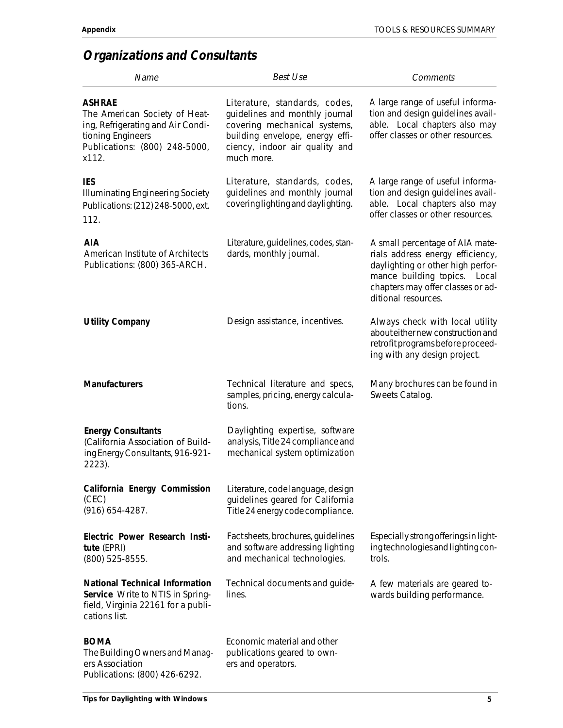## *Organizations and Consultants*

| *Name* | *Best Use* | *Comments* |
|---|---|---|
| **ASHRAE** The American Society of Heating, Refrigerating and Air Conditioning Engineers Publications: (800) 248-5000, x112. | Literature, standards, codes, guidelines and monthly journal covering mechanical systems, building envelope, energy efficiency, indoor air quality and much more. | A large range of useful information and design guidelines available. Local chapters also may offer classes or other resources. |
| **IES** Illuminating Engineering Society Publications: (212) 248-5000, ext. 112. | Literature, standards, codes, guidelines and monthly journal covering lighting and daylighting. | A large range of useful information and design guidelines available. Local chapters also may offer classes or other resources. |
| **AIA** American Institute of Architects Publications: (800) 365-ARCH. | Literature, guidelines, codes, standards, monthly journal. | A small percentage of AIA materials address energy efficiency, daylighting or other high performance building topics. Local chapters may offer classes or additional resources. |
| **Utility Company** | Design assistance, incentives. | Always check with local utility about either new construction and retrofit programs before proceeding with any design project. |
| **Manufacturers** | Technical literature and specs, samples, pricing, energy calculations. | Many brochures can be found in Sweets Catalog. |
| **Energy Consultants** (California Association of Building Energy Consultants, 916-921-2223). | Daylighting expertise, software analysis, Title 24 compliance and mechanical system optimization | |
| **California Energy Commission** (CEC) (916) 654-4287. | Literature, code language, design guidelines geared for California Title 24 energy code compliance. | |
| **Electric Power Research Institute** (EPRI) (800) 525-8555. | Fact sheets, brochures, guidelines and software addressing lighting and mechanical technologies. | Especially strong offerings in lighting technologies and lighting controls. |
| **National Technical Information Service** Write to NTIS in Springfield, Virginia 22161 for a publications list. | Technical documents and guidelines. | A few materials are geared towards building performance. |
| **BOMA** The Building Owners and Managers Association Publications: (800) 426-6292. | Economic material and other publications geared to owners and operators. | |